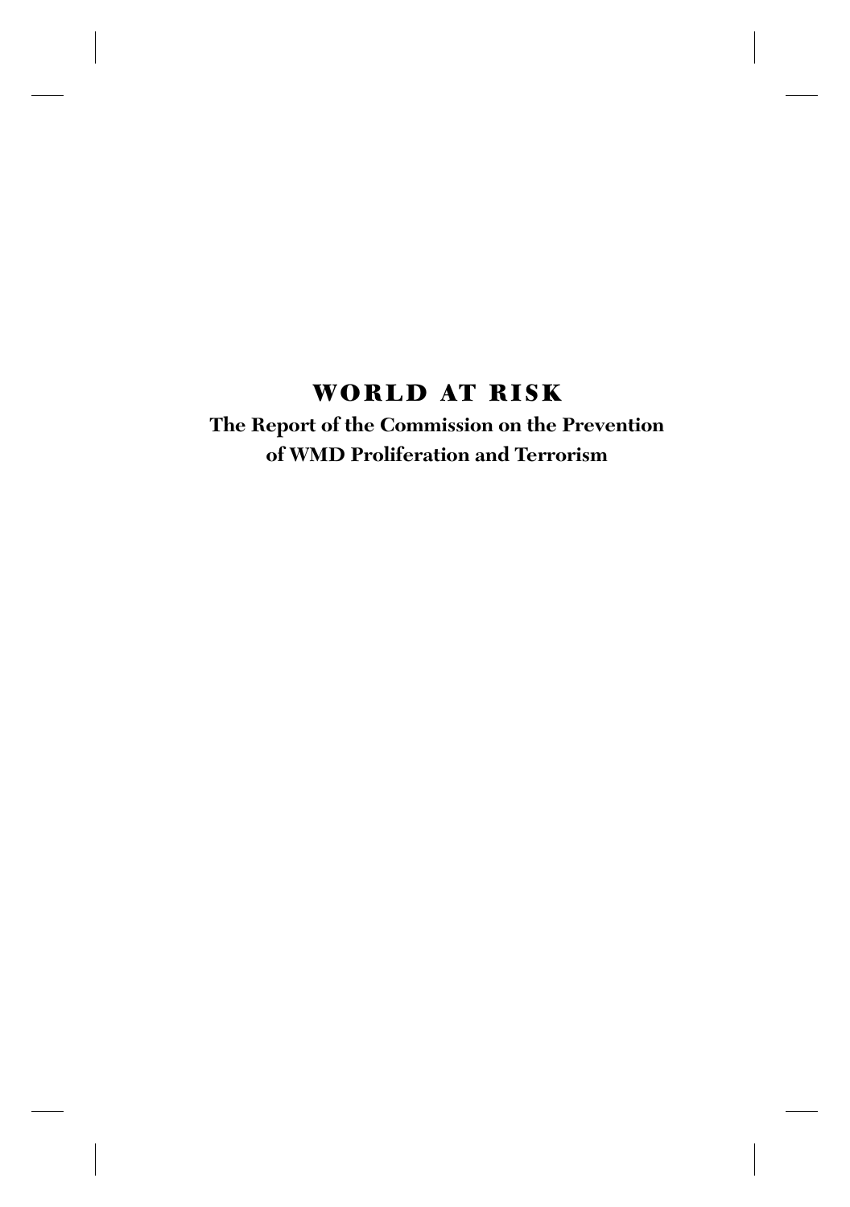# WORLD AT RISK

**The Report of the Commission on the Prevention of WMD Proliferation and Terrorism**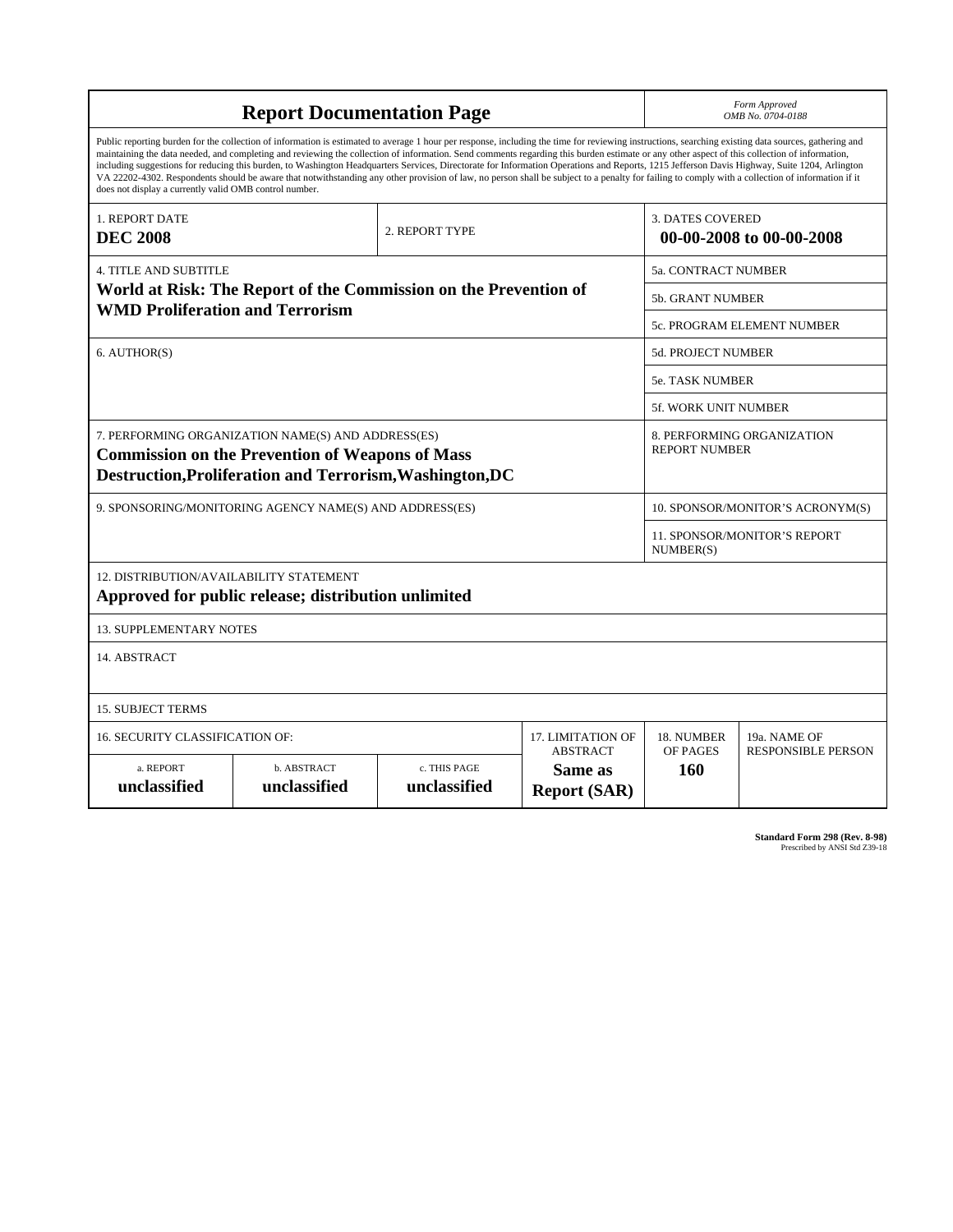# Report Documentation Page

*Form Approved*
*OMB No. 0704-0188*

Public reporting burden for the collection of information is estimated to average 1 hour per response, including the time for reviewing instructions, searching existing data sources, gathering and maintaining the data needed, and completing and reviewing the collection of information. Send comments regarding this burden estimate or any other aspect of this collection of information, including suggestions for reducing this burden, to Washington Headquarters Services, Directorate for Information Operations and Reports, 1215 Jefferson Davis Highway, Suite 1204, Arlington VA 22202-4302. Respondents should be aware that notwithstanding any other provision of law, no person shall be subject to a penalty for failing to comply with a collection of information if it does not display a currently valid OMB control number.

| 1. REPORT DATE | 2. REPORT TYPE | 3. DATES COVERED |
|---|---|---|
| **DEC 2008** | | **00-00-2008 to 00-00-2008** |

| 4. TITLE AND SUBTITLE | |
|---|---|
| **World at Risk: The Report of the Commission on the Prevention of WMD Proliferation and Terrorism** | 5a. CONTRACT NUMBER |
| | 5b. GRANT NUMBER |
| | 5c. PROGRAM ELEMENT NUMBER |
| 6. AUTHOR(S) | 5d. PROJECT NUMBER |
| | 5e. TASK NUMBER |
| | 5f. WORK UNIT NUMBER |
| 7. PERFORMING ORGANIZATION NAME(S) AND ADDRESS(ES) **Commission on the Prevention of Weapons of Mass Destruction,Proliferation and Terrorism,Washington,DC** | 8. PERFORMING ORGANIZATION REPORT NUMBER |
| 9. SPONSORING/MONITORING AGENCY NAME(S) AND ADDRESS(ES) | 10. SPONSOR/MONITOR'S ACRONYM(S) |
| | 11. SPONSOR/MONITOR'S REPORT NUMBER(S) |

12. DISTRIBUTION/AVAILABILITY STATEMENT
**Approved for public release; distribution unlimited**

13. SUPPLEMENTARY NOTES

14. ABSTRACT

15. SUBJECT TERMS

| 16. SECURITY CLASSIFICATION OF: | | | 17. LIMITATION OF ABSTRACT | 18. NUMBER OF PAGES | 19a. NAME OF RESPONSIBLE PERSON |
|---|---|---|---|---|---|
| a. REPORT **unclassified** | b. ABSTRACT **unclassified** | c. THIS PAGE **unclassified** | **Same as Report (SAR)** | **160** | |

**Standard Form 298 (Rev. 8-98)**
Prescribed by ANSI Std Z39-18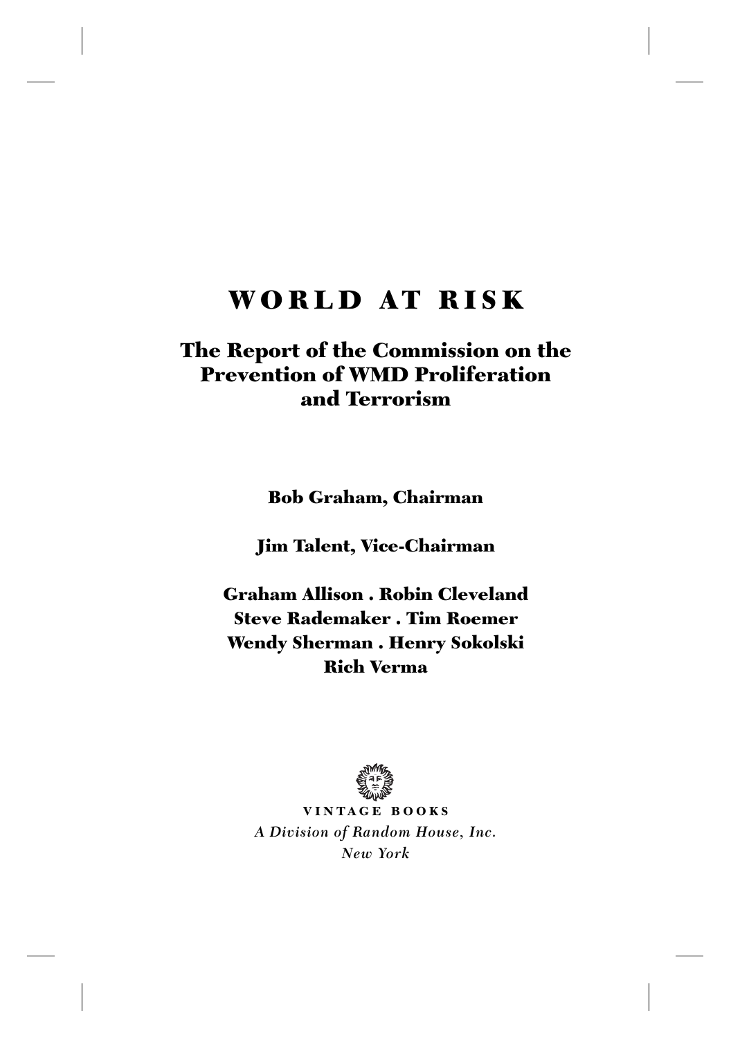# WORLD AT RISK

## The Report of the Commission on the Prevention of WMD Proliferation and Terrorism

**Bob Graham, Chairman**

**Jim Talent, Vice-Chairman**

**Graham Allison . Robin Cleveland**
**Steve Rademaker . Tim Roemer**
**Wendy Sherman . Henry Sokolski**
**Rich Verma**

**VINTAGE BOOKS**
*A Division of Random House, Inc.*
*New York*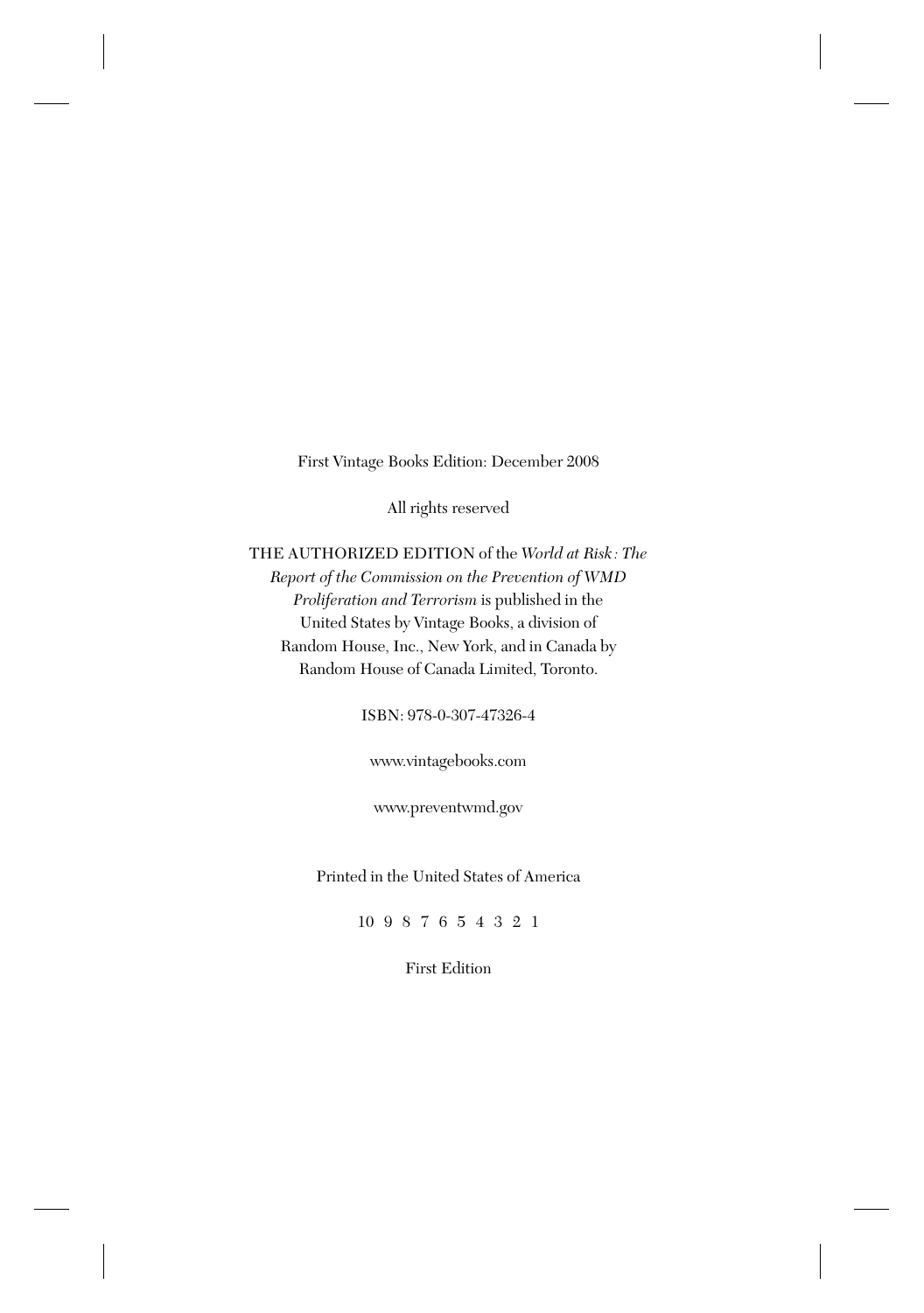First Vintage Books Edition: December 2008

All rights reserved

THE AUTHORIZED EDITION of the *World at Risk: The Report of the Commission on the Prevention of WMD Proliferation and Terrorism* is published in the United States by Vintage Books, a division of Random House, Inc., New York, and in Canada by Random House of Canada Limited, Toronto.

ISBN: 978-0-307-47326-4

www.vintagebooks.com

www.preventwmd.gov

Printed in the United States of America

10 9 8 7 6 5 4 3 2 1

First Edition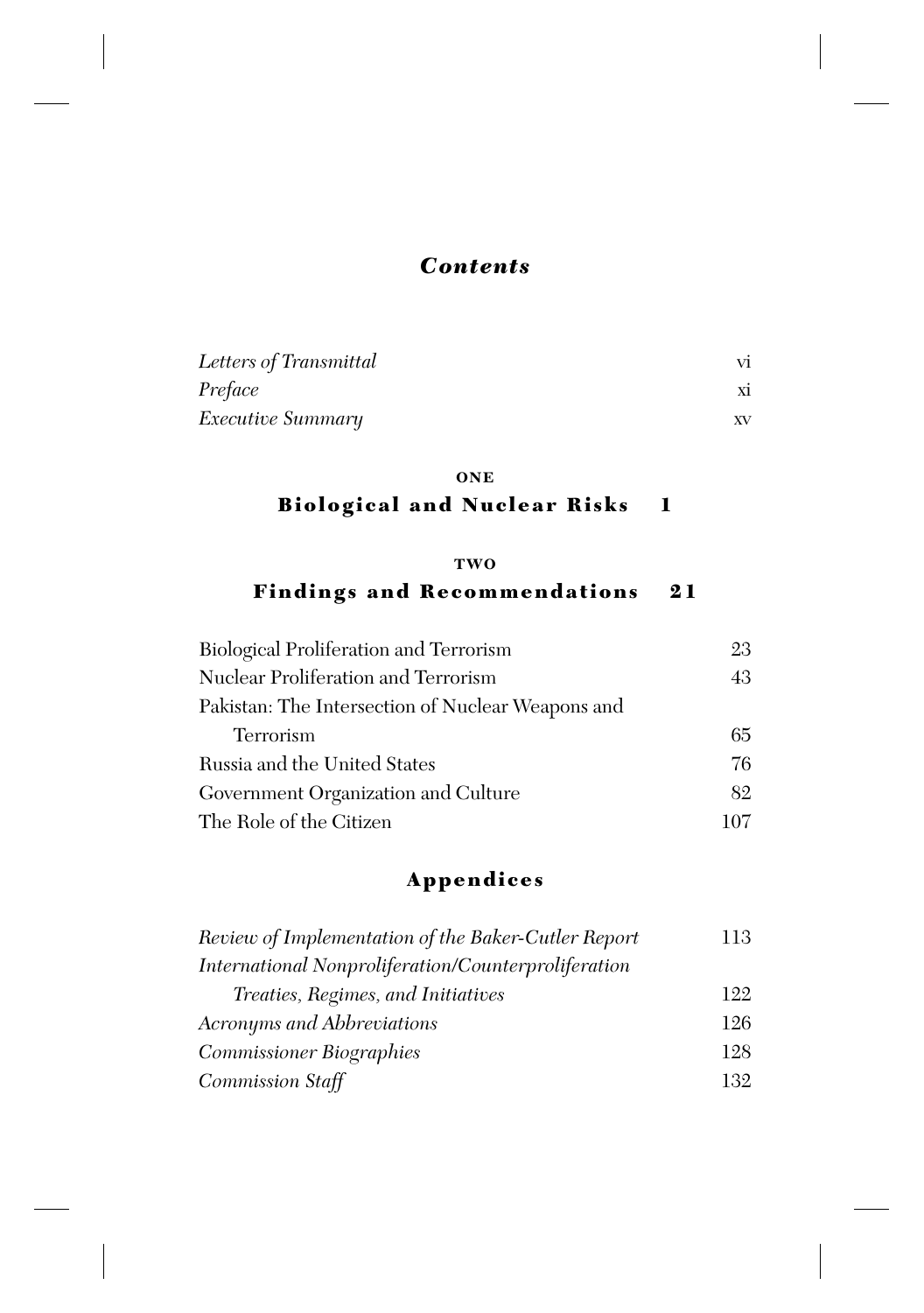# *Contents*

*Letters of Transmittal* vi
*Preface* xi
*Executive Summary* xv

**ONE**

## Biological and Nuclear Risks 1

**TWO**

## Findings and Recommendations 21

Biological Proliferation and Terrorism 23
Nuclear Proliferation and Terrorism 43
Pakistan: The Intersection of Nuclear Weapons and Terrorism 65
Russia and the United States 76
Government Organization and Culture 82
The Role of the Citizen 107

## Appendices

*Review of Implementation of the Baker-Cutler Report* 113
*International Nonproliferation/Counterproliferation Treaties, Regimes, and Initiatives* 122
*Acronyms and Abbreviations* 126
*Commissioner Biographies* 128
*Commission Staff* 132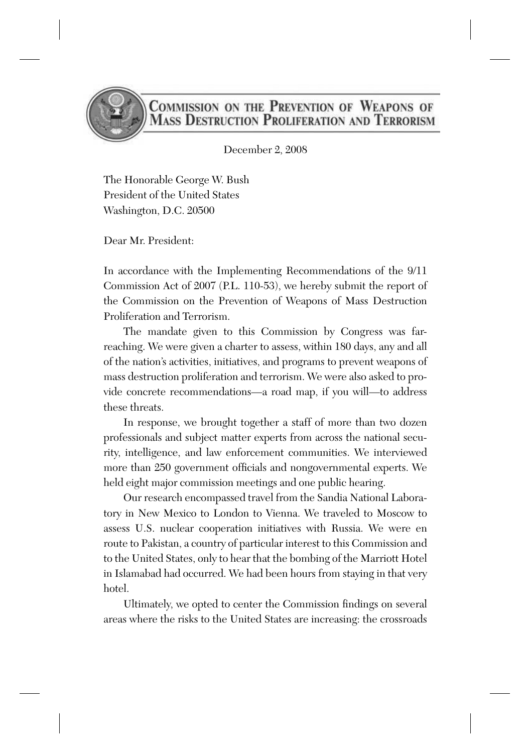# Commission on the Prevention of Weapons of Mass Destruction Proliferation and Terrorism

December 2, 2008

The Honorable George W. Bush
President of the United States
Washington, D.C. 20500

Dear Mr. President:

In accordance with the Implementing Recommendations of the 9/11 Commission Act of 2007 (P.L. 110-53), we hereby submit the report of the Commission on the Prevention of Weapons of Mass Destruction Proliferation and Terrorism.

The mandate given to this Commission by Congress was far-reaching. We were given a charter to assess, within 180 days, any and all of the nation's activities, initiatives, and programs to prevent weapons of mass destruction proliferation and terrorism. We were also asked to provide concrete recommendations—a road map, if you will—to address these threats.

In response, we brought together a staff of more than two dozen professionals and subject matter experts from across the national security, intelligence, and law enforcement communities. We interviewed more than 250 government officials and nongovernmental experts. We held eight major commission meetings and one public hearing.

Our research encompassed travel from the Sandia National Laboratory in New Mexico to London to Vienna. We traveled to Moscow to assess U.S. nuclear cooperation initiatives with Russia. We were en route to Pakistan, a country of particular interest to this Commission and to the United States, only to hear that the bombing of the Marriott Hotel in Islamabad had occurred. We had been hours from staying in that very hotel.

Ultimately, we opted to center the Commission findings on several areas where the risks to the United States are increasing: the crossroads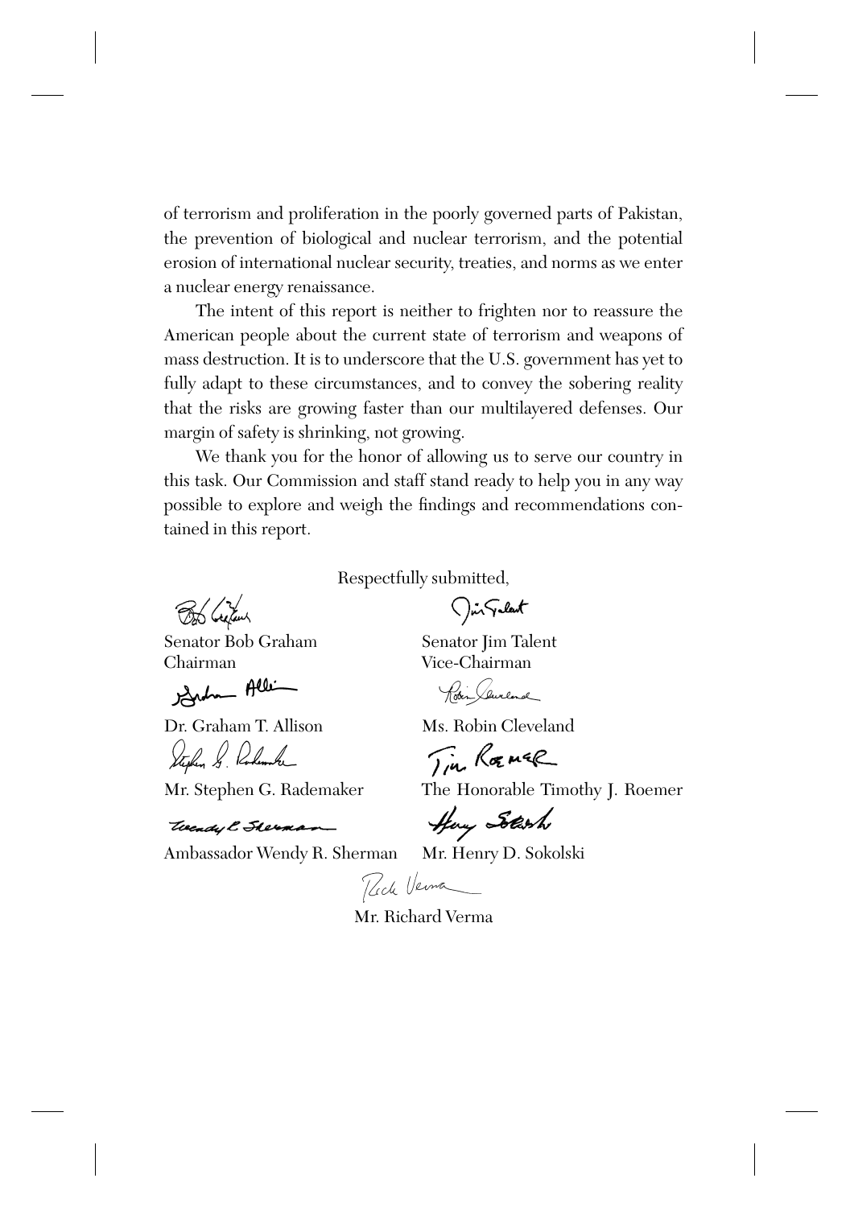of terrorism and proliferation in the poorly governed parts of Pakistan, the prevention of biological and nuclear terrorism, and the potential erosion of international nuclear security, treaties, and norms as we enter a nuclear energy renaissance.

The intent of this report is neither to frighten nor to reassure the American people about the current state of terrorism and weapons of mass destruction. It is to underscore that the U.S. government has yet to fully adapt to these circumstances, and to convey the sobering reality that the risks are growing faster than our multilayered defenses. Our margin of safety is shrinking, not growing.

We thank you for the honor of allowing us to serve our country in this task. Our Commission and staff stand ready to help you in any way possible to explore and weigh the findings and recommendations contained in this report.

Respectfully submitted,

| | |
|---|---|
| Senator Bob Graham<br>Chairman | Senator Jim Talent<br>Vice-Chairman |
| Dr. Graham T. Allison | Ms. Robin Cleveland |
| Mr. Stephen G. Rademaker | The Honorable Timothy J. Roemer |
| Ambassador Wendy R. Sherman | Mr. Henry D. Sokolski |

Mr. Richard Verma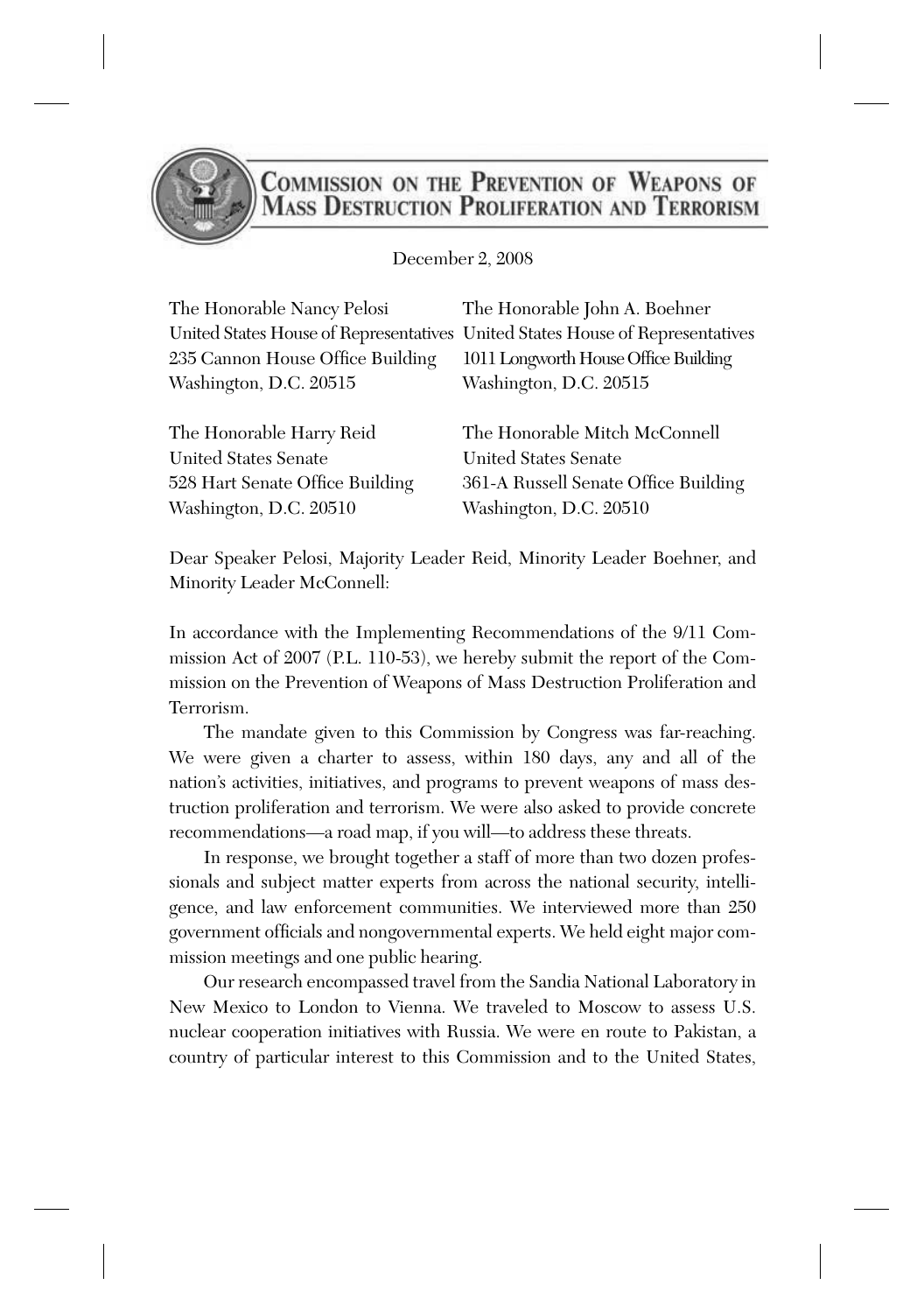**Commission on the Prevention of Weapons of Mass Destruction Proliferation and Terrorism**

December 2, 2008

| | |
|---|---|
| The Honorable Nancy Pelosi | The Honorable John A. Boehner |
| United States House of Representatives | United States House of Representatives |
| 235 Cannon House Office Building | 1011 Longworth House Office Building |
| Washington, D.C. 20515 | Washington, D.C. 20515 |
| | |
| The Honorable Harry Reid | The Honorable Mitch McConnell |
| United States Senate | United States Senate |
| 528 Hart Senate Office Building | 361-A Russell Senate Office Building |
| Washington, D.C. 20510 | Washington, D.C. 20510 |

Dear Speaker Pelosi, Majority Leader Reid, Minority Leader Boehner, and Minority Leader McConnell:

In accordance with the Implementing Recommendations of the 9/11 Commission Act of 2007 (P.L. 110-53), we hereby submit the report of the Commission on the Prevention of Weapons of Mass Destruction Proliferation and Terrorism.

The mandate given to this Commission by Congress was far-reaching. We were given a charter to assess, within 180 days, any and all of the nation's activities, initiatives, and programs to prevent weapons of mass destruction proliferation and terrorism. We were also asked to provide concrete recommendations—a road map, if you will—to address these threats.

In response, we brought together a staff of more than two dozen professionals and subject matter experts from across the national security, intelligence, and law enforcement communities. We interviewed more than 250 government officials and nongovernmental experts. We held eight major commission meetings and one public hearing.

Our research encompassed travel from the Sandia National Laboratory in New Mexico to London to Vienna. We traveled to Moscow to assess U.S. nuclear cooperation initiatives with Russia. We were en route to Pakistan, a country of particular interest to this Commission and to the United States,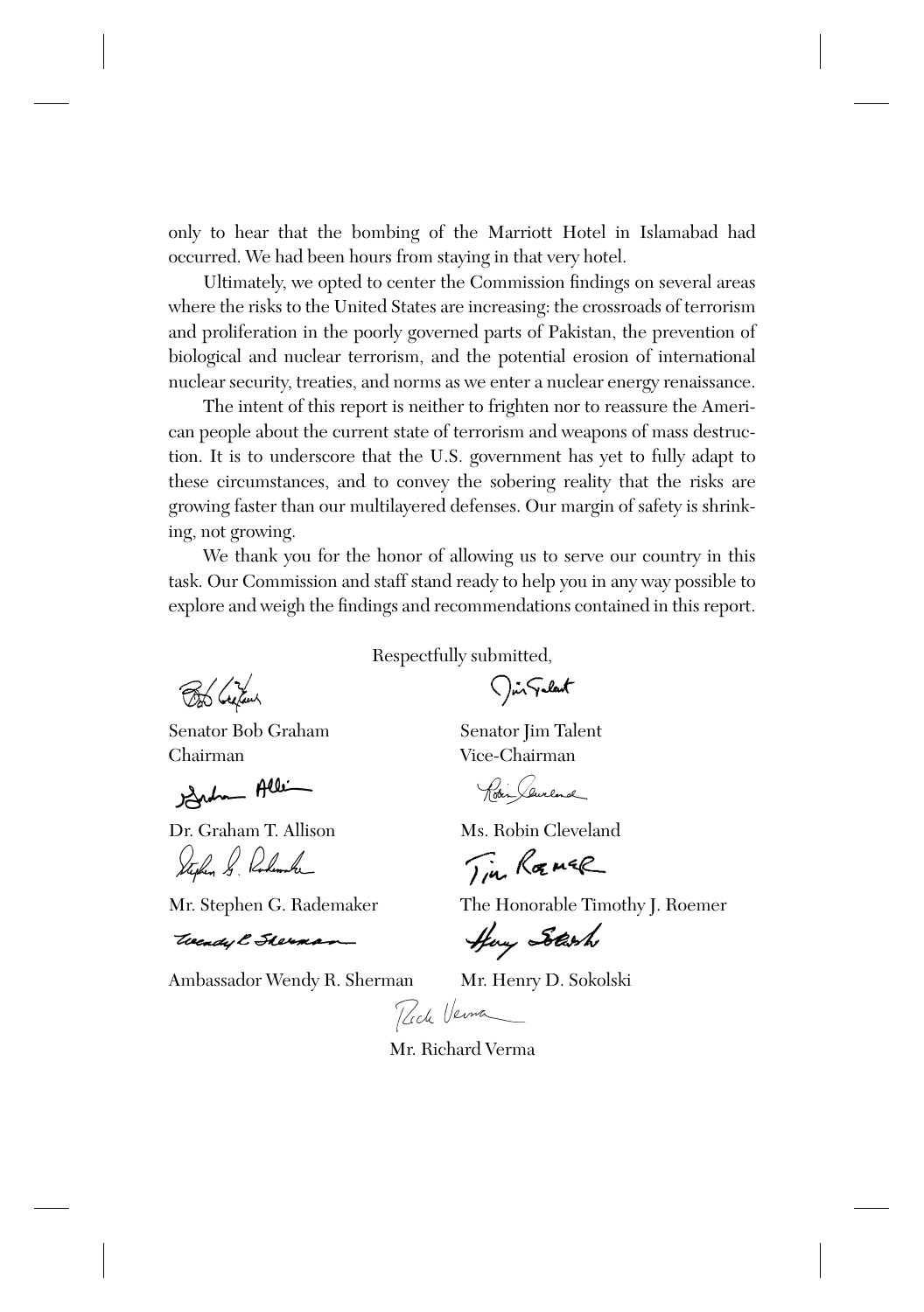only to hear that the bombing of the Marriott Hotel in Islamabad had occurred. We had been hours from staying in that very hotel.

Ultimately, we opted to center the Commission findings on several areas where the risks to the United States are increasing: the crossroads of terrorism and proliferation in the poorly governed parts of Pakistan, the prevention of biological and nuclear terrorism, and the potential erosion of international nuclear security, treaties, and norms as we enter a nuclear energy renaissance.

The intent of this report is neither to frighten nor to reassure the American people about the current state of terrorism and weapons of mass destruction. It is to underscore that the U.S. government has yet to fully adapt to these circumstances, and to convey the sobering reality that the risks are growing faster than our multilayered defenses. Our margin of safety is shrinking, not growing.

We thank you for the honor of allowing us to serve our country in this task. Our Commission and staff stand ready to help you in any way possible to explore and weigh the findings and recommendations contained in this report.

Respectfully submitted,

Senator Bob Graham
Chairman

Senator Jim Talent
Vice-Chairman

Dr. Graham T. Allison

Ms. Robin Cleveland

Mr. Stephen G. Rademaker

The Honorable Timothy J. Roemer

Ambassador Wendy R. Sherman

Mr. Henry D. Sokolski

Mr. Richard Verma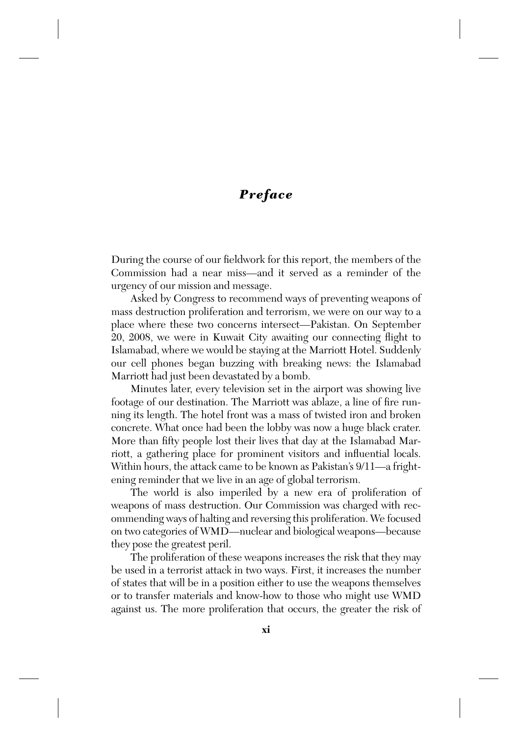# *Preface*

During the course of our fieldwork for this report, the members of the Commission had a near miss—and it served as a reminder of the urgency of our mission and message.

Asked by Congress to recommend ways of preventing weapons of mass destruction proliferation and terrorism, we were on our way to a place where these two concerns intersect—Pakistan. On September 20, 2008, we were in Kuwait City awaiting our connecting flight to Islamabad, where we would be staying at the Marriott Hotel. Suddenly our cell phones began buzzing with breaking news: the Islamabad Marriott had just been devastated by a bomb.

Minutes later, every television set in the airport was showing live footage of our destination. The Marriott was ablaze, a line of fire running its length. The hotel front was a mass of twisted iron and broken concrete. What once had been the lobby was now a huge black crater. More than fifty people lost their lives that day at the Islamabad Marriott, a gathering place for prominent visitors and influential locals. Within hours, the attack came to be known as Pakistan's 9/11—a frightening reminder that we live in an age of global terrorism.

The world is also imperiled by a new era of proliferation of weapons of mass destruction. Our Commission was charged with recommending ways of halting and reversing this proliferation. We focused on two categories of WMD—nuclear and biological weapons—because they pose the greatest peril.

The proliferation of these weapons increases the risk that they may be used in a terrorist attack in two ways. First, it increases the number of states that will be in a position either to use the weapons themselves or to transfer materials and know-how to those who might use WMD against us. The more proliferation that occurs, the greater the risk of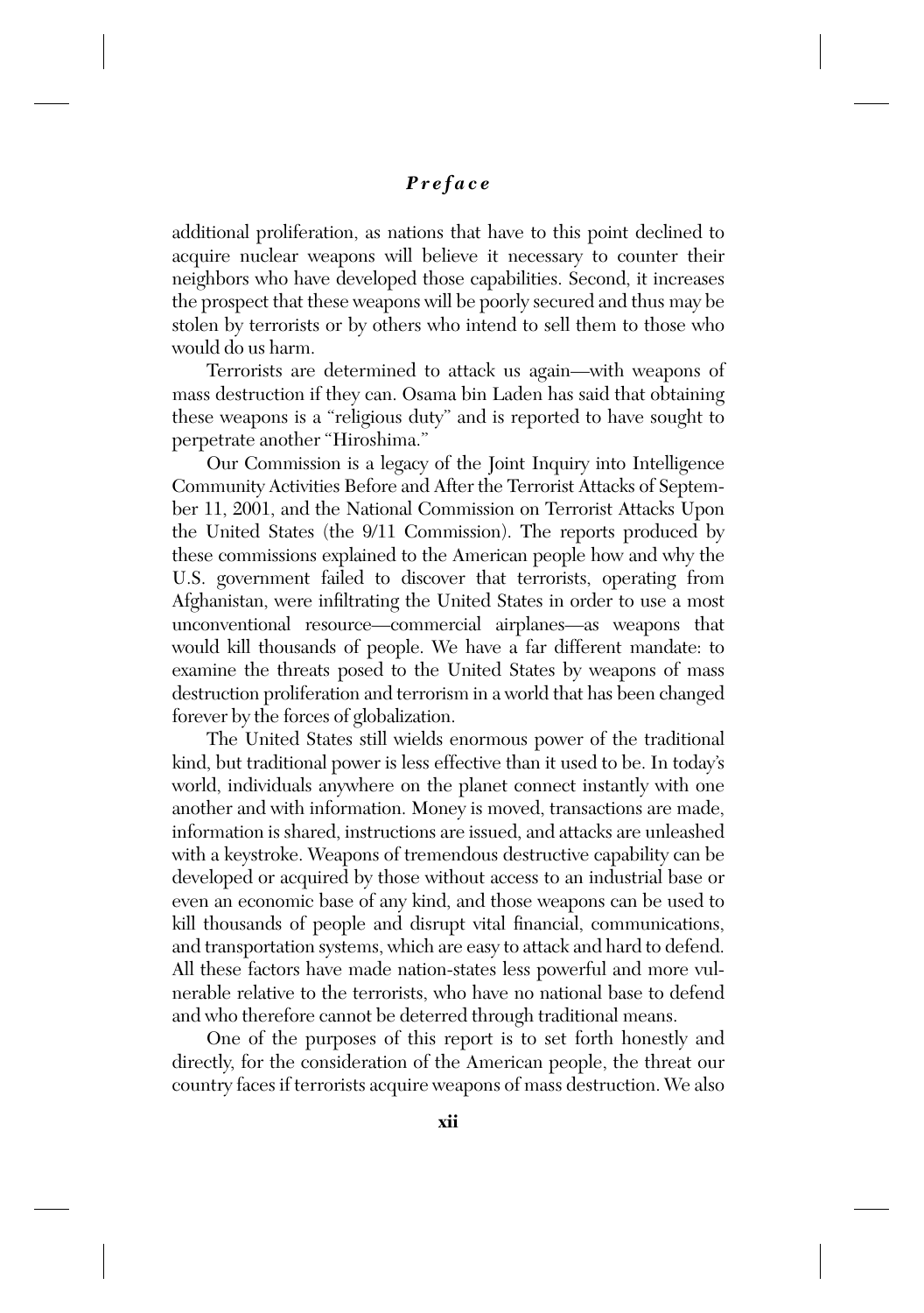additional proliferation, as nations that have to this point declined to acquire nuclear weapons will believe it necessary to counter their neighbors who have developed those capabilities. Second, it increases the prospect that these weapons will be poorly secured and thus may be stolen by terrorists or by others who intend to sell them to those who would do us harm.

Terrorists are determined to attack us again—with weapons of mass destruction if they can. Osama bin Laden has said that obtaining these weapons is a "religious duty" and is reported to have sought to perpetrate another "Hiroshima."

Our Commission is a legacy of the Joint Inquiry into Intelligence Community Activities Before and After the Terrorist Attacks of September 11, 2001, and the National Commission on Terrorist Attacks Upon the United States (the 9/11 Commission). The reports produced by these commissions explained to the American people how and why the U.S. government failed to discover that terrorists, operating from Afghanistan, were infiltrating the United States in order to use a most unconventional resource—commercial airplanes—as weapons that would kill thousands of people. We have a far different mandate: to examine the threats posed to the United States by weapons of mass destruction proliferation and terrorism in a world that has been changed forever by the forces of globalization.

The United States still wields enormous power of the traditional kind, but traditional power is less effective than it used to be. In today's world, individuals anywhere on the planet connect instantly with one another and with information. Money is moved, transactions are made, information is shared, instructions are issued, and attacks are unleashed with a keystroke. Weapons of tremendous destructive capability can be developed or acquired by those without access to an industrial base or even an economic base of any kind, and those weapons can be used to kill thousands of people and disrupt vital financial, communications, and transportation systems, which are easy to attack and hard to defend. All these factors have made nation-states less powerful and more vulnerable relative to the terrorists, who have no national base to defend and who therefore cannot be deterred through traditional means.

One of the purposes of this report is to set forth honestly and directly, for the consideration of the American people, the threat our country faces if terrorists acquire weapons of mass destruction. We also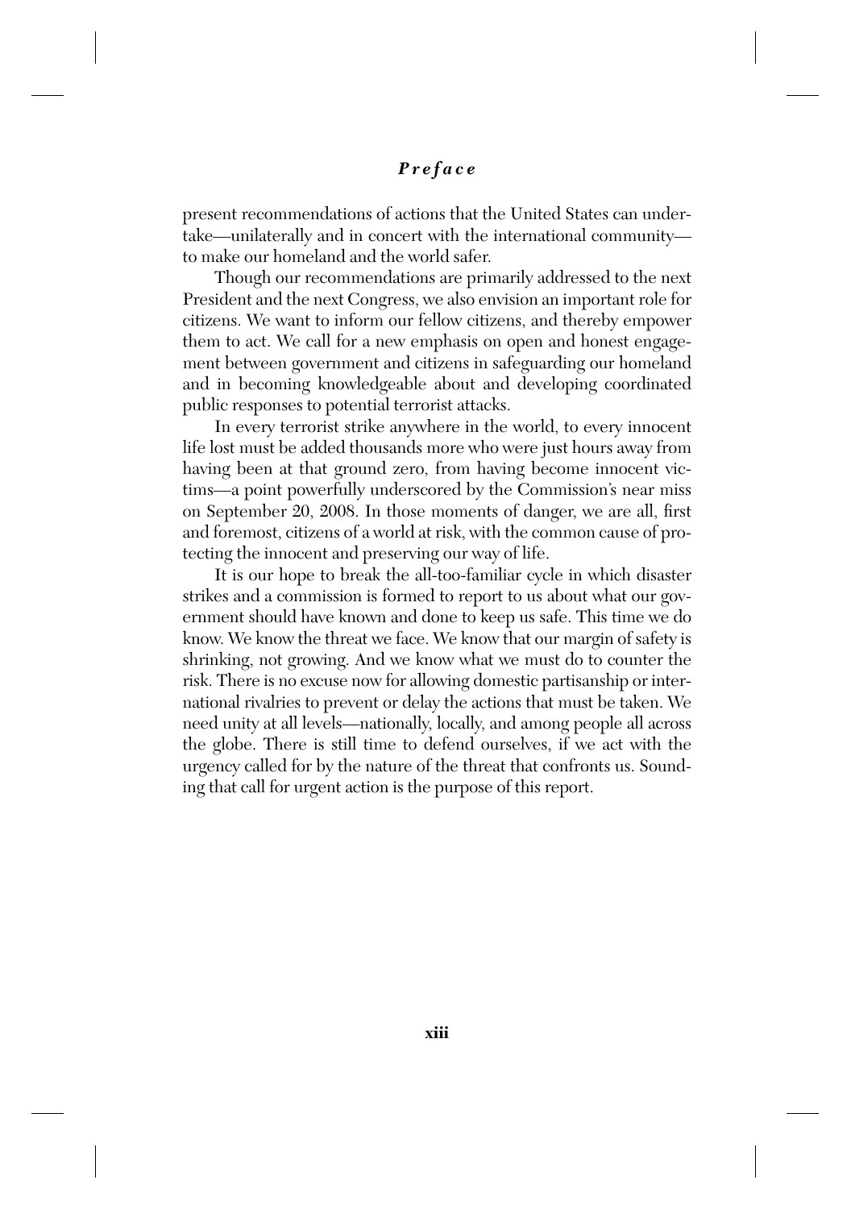present recommendations of actions that the United States can undertake—unilaterally and in concert with the international community—to make our homeland and the world safer.

Though our recommendations are primarily addressed to the next President and the next Congress, we also envision an important role for citizens. We want to inform our fellow citizens, and thereby empower them to act. We call for a new emphasis on open and honest engagement between government and citizens in safeguarding our homeland and in becoming knowledgeable about and developing coordinated public responses to potential terrorist attacks.

In every terrorist strike anywhere in the world, to every innocent life lost must be added thousands more who were just hours away from having been at that ground zero, from having become innocent victims—a point powerfully underscored by the Commission's near miss on September 20, 2008. In those moments of danger, we are all, first and foremost, citizens of a world at risk, with the common cause of protecting the innocent and preserving our way of life.

It is our hope to break the all-too-familiar cycle in which disaster strikes and a commission is formed to report to us about what our government should have known and done to keep us safe. This time we do know. We know the threat we face. We know that our margin of safety is shrinking, not growing. And we know what we must do to counter the risk. There is no excuse now for allowing domestic partisanship or international rivalries to prevent or delay the actions that must be taken. We need unity at all levels—nationally, locally, and among people all across the globe. There is still time to defend ourselves, if we act with the urgency called for by the nature of the threat that confronts us. Sounding that call for urgent action is the purpose of this report.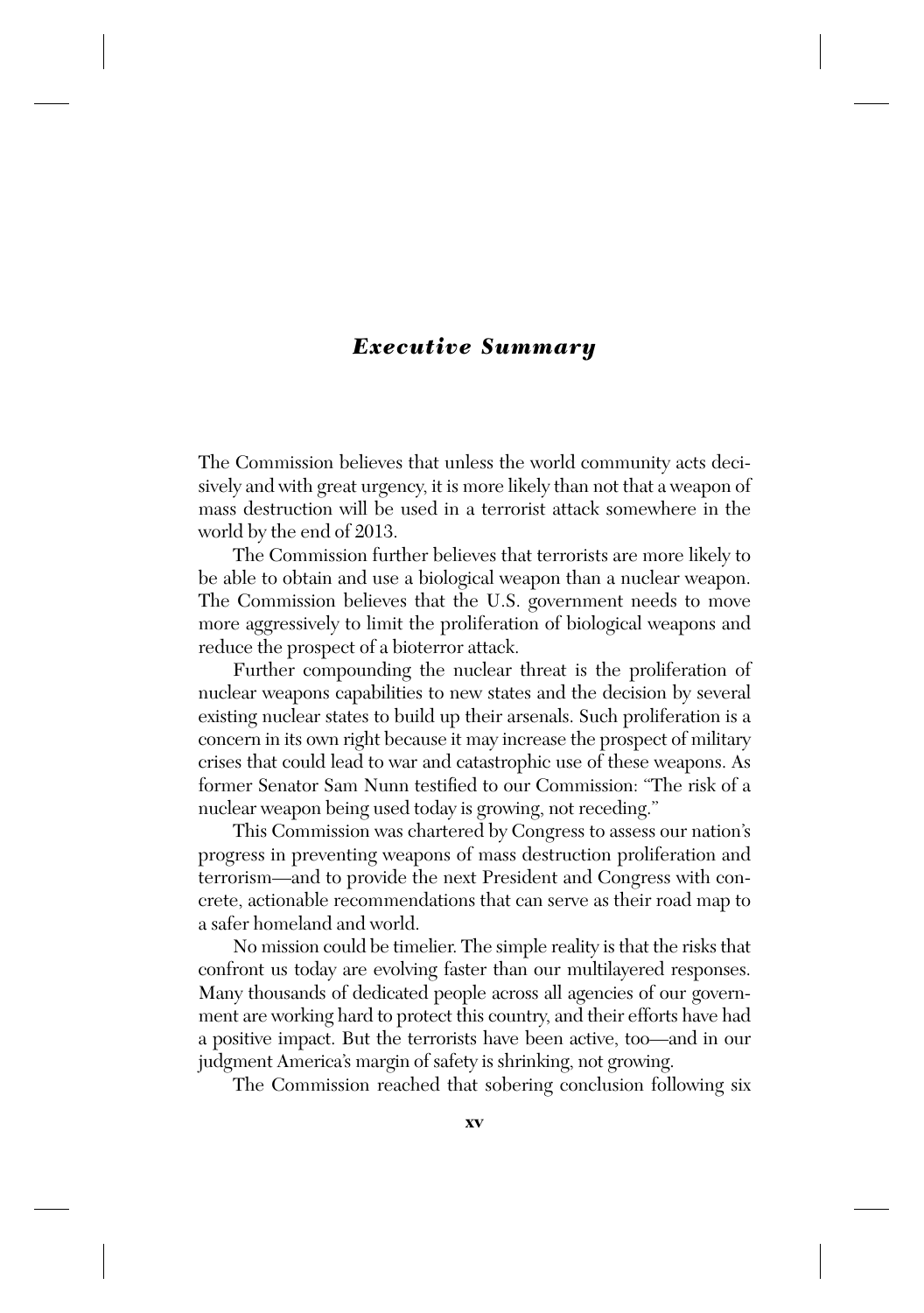# *Executive Summary*

The Commission believes that unless the world community acts decisively and with great urgency, it is more likely than not that a weapon of mass destruction will be used in a terrorist attack somewhere in the world by the end of 2013.

The Commission further believes that terrorists are more likely to be able to obtain and use a biological weapon than a nuclear weapon. The Commission believes that the U.S. government needs to move more aggressively to limit the proliferation of biological weapons and reduce the prospect of a bioterror attack.

Further compounding the nuclear threat is the proliferation of nuclear weapons capabilities to new states and the decision by several existing nuclear states to build up their arsenals. Such proliferation is a concern in its own right because it may increase the prospect of military crises that could lead to war and catastrophic use of these weapons. As former Senator Sam Nunn testified to our Commission: "The risk of a nuclear weapon being used today is growing, not receding."

This Commission was chartered by Congress to assess our nation's progress in preventing weapons of mass destruction proliferation and terrorism—and to provide the next President and Congress with concrete, actionable recommendations that can serve as their road map to a safer homeland and world.

No mission could be timelier. The simple reality is that the risks that confront us today are evolving faster than our multilayered responses. Many thousands of dedicated people across all agencies of our government are working hard to protect this country, and their efforts have had a positive impact. But the terrorists have been active, too—and in our judgment America's margin of safety is shrinking, not growing.

The Commission reached that sobering conclusion following six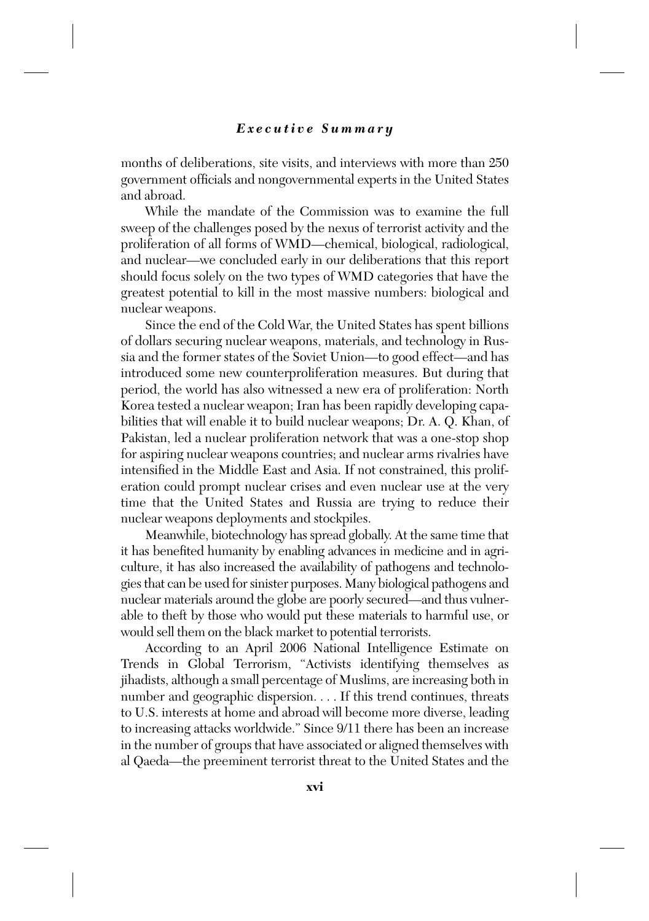months of deliberations, site visits, and interviews with more than 250 government officials and nongovernmental experts in the United States and abroad.

While the mandate of the Commission was to examine the full sweep of the challenges posed by the nexus of terrorist activity and the proliferation of all forms of WMD—chemical, biological, radiological, and nuclear—we concluded early in our deliberations that this report should focus solely on the two types of WMD categories that have the greatest potential to kill in the most massive numbers: biological and nuclear weapons.

Since the end of the Cold War, the United States has spent billions of dollars securing nuclear weapons, materials, and technology in Russia and the former states of the Soviet Union—to good effect—and has introduced some new counterproliferation measures. But during that period, the world has also witnessed a new era of proliferation: North Korea tested a nuclear weapon; Iran has been rapidly developing capabilities that will enable it to build nuclear weapons; Dr. A. Q. Khan, of Pakistan, led a nuclear proliferation network that was a one-stop shop for aspiring nuclear weapons countries; and nuclear arms rivalries have intensified in the Middle East and Asia. If not constrained, this proliferation could prompt nuclear crises and even nuclear use at the very time that the United States and Russia are trying to reduce their nuclear weapons deployments and stockpiles.

Meanwhile, biotechnology has spread globally. At the same time that it has benefited humanity by enabling advances in medicine and in agriculture, it has also increased the availability of pathogens and technologies that can be used for sinister purposes. Many biological pathogens and nuclear materials around the globe are poorly secured—and thus vulnerable to theft by those who would put these materials to harmful use, or would sell them on the black market to potential terrorists.

According to an April 2006 National Intelligence Estimate on Trends in Global Terrorism, "Activists identifying themselves as jihadists, although a small percentage of Muslims, are increasing both in number and geographic dispersion. . . . If this trend continues, threats to U.S. interests at home and abroad will become more diverse, leading to increasing attacks worldwide." Since 9/11 there has been an increase in the number of groups that have associated or aligned themselves with al Qaeda—the preeminent terrorist threat to the United States and the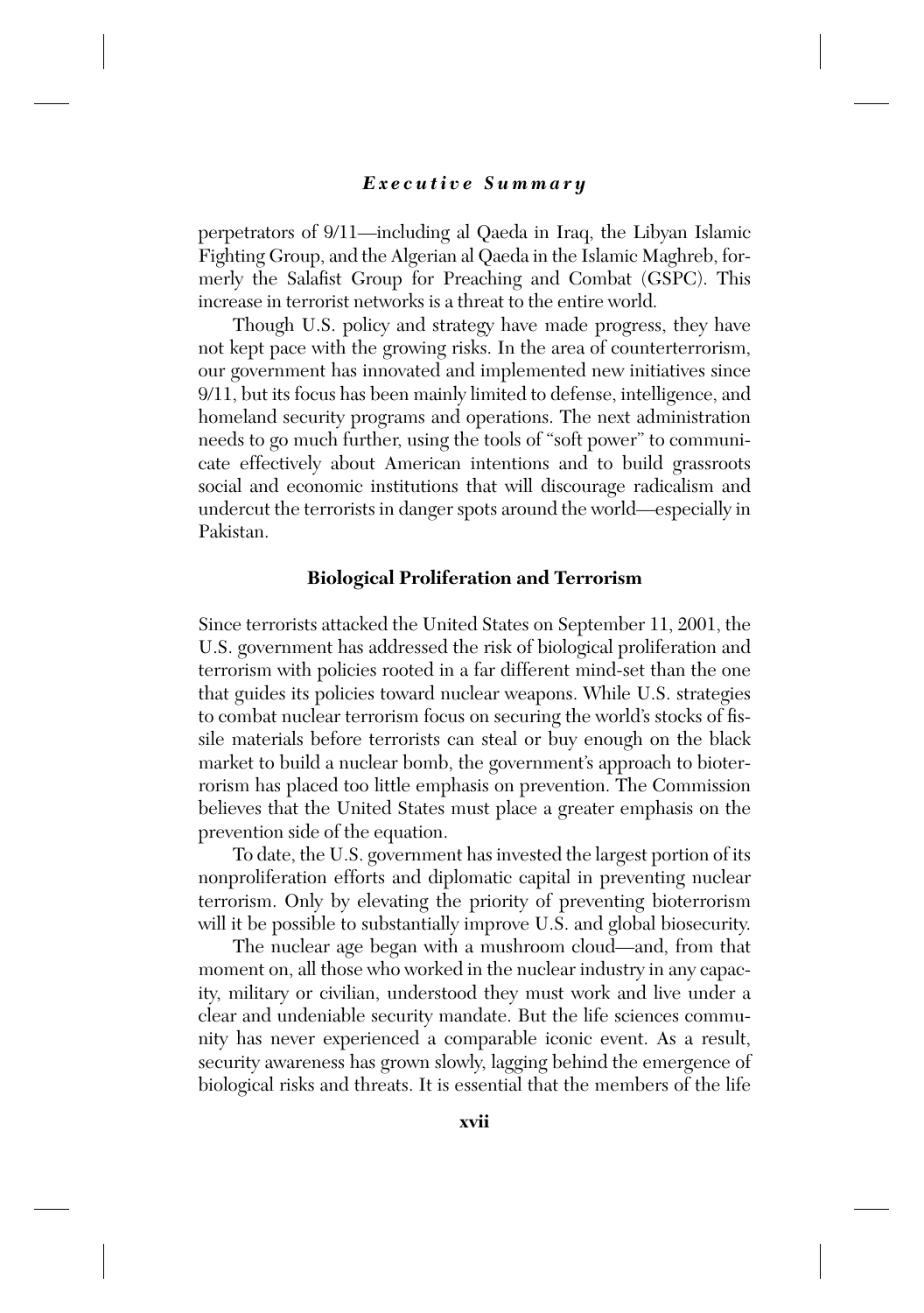perpetrators of 9/11—including al Qaeda in Iraq, the Libyan Islamic Fighting Group, and the Algerian al Qaeda in the Islamic Maghreb, formerly the Salafist Group for Preaching and Combat (GSPC). This increase in terrorist networks is a threat to the entire world.

Though U.S. policy and strategy have made progress, they have not kept pace with the growing risks. In the area of counterterrorism, our government has innovated and implemented new initiatives since 9/11, but its focus has been mainly limited to defense, intelligence, and homeland security programs and operations. The next administration needs to go much further, using the tools of "soft power" to communicate effectively about American intentions and to build grassroots social and economic institutions that will discourage radicalism and undercut the terrorists in danger spots around the world—especially in Pakistan.

### Biological Proliferation and Terrorism

Since terrorists attacked the United States on September 11, 2001, the U.S. government has addressed the risk of biological proliferation and terrorism with policies rooted in a far different mind-set than the one that guides its policies toward nuclear weapons. While U.S. strategies to combat nuclear terrorism focus on securing the world's stocks of fissile materials before terrorists can steal or buy enough on the black market to build a nuclear bomb, the government's approach to bioterrorism has placed too little emphasis on prevention. The Commission believes that the United States must place a greater emphasis on the prevention side of the equation.

To date, the U.S. government has invested the largest portion of its nonproliferation efforts and diplomatic capital in preventing nuclear terrorism. Only by elevating the priority of preventing bioterrorism will it be possible to substantially improve U.S. and global biosecurity.

The nuclear age began with a mushroom cloud—and, from that moment on, all those who worked in the nuclear industry in any capacity, military or civilian, understood they must work and live under a clear and undeniable security mandate. But the life sciences community has never experienced a comparable iconic event. As a result, security awareness has grown slowly, lagging behind the emergence of biological risks and threats. It is essential that the members of the life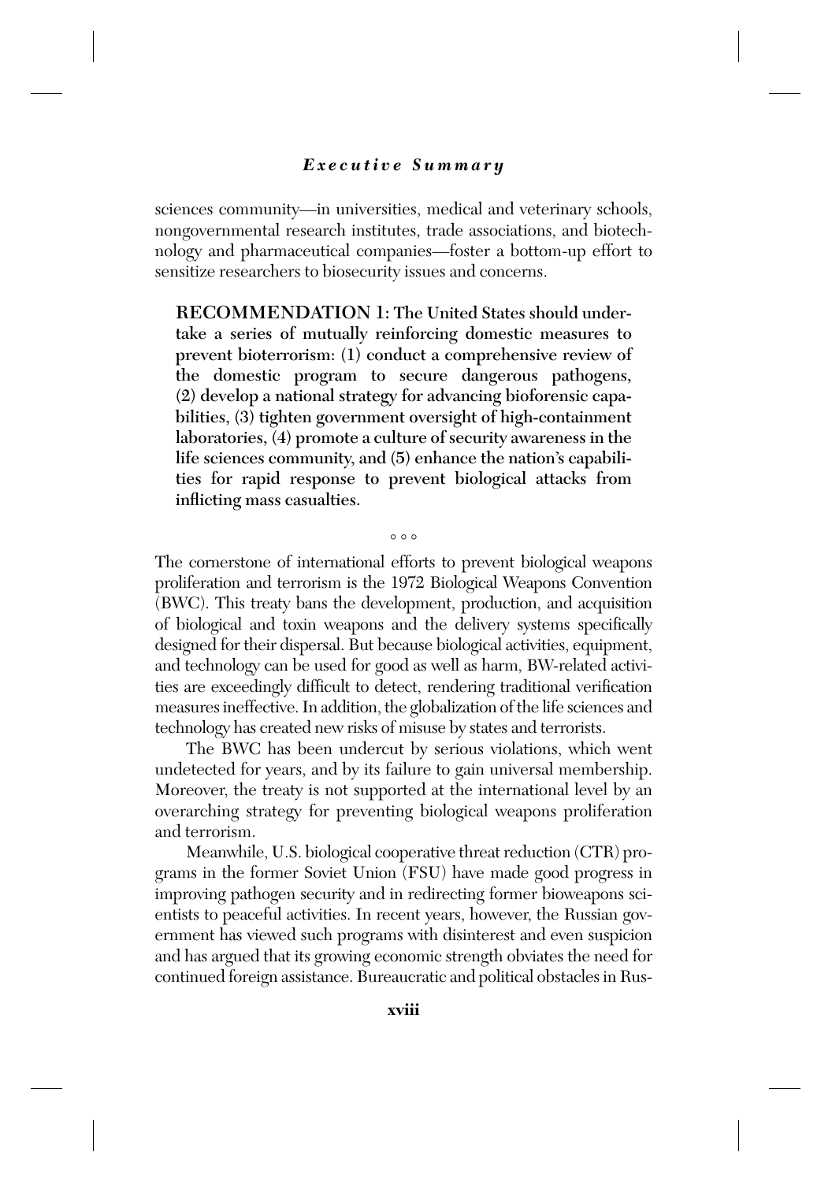sciences community—in universities, medical and veterinary schools, nongovernmental research institutes, trade associations, and biotechnology and pharmaceutical companies—foster a bottom-up effort to sensitize researchers to biosecurity issues and concerns.

> **RECOMMENDATION 1: The United States should undertake a series of mutually reinforcing domestic measures to prevent bioterrorism: (1) conduct a comprehensive review of the domestic program to secure dangerous pathogens, (2) develop a national strategy for advancing bioforensic capabilities, (3) tighten government oversight of high-containment laboratories, (4) promote a culture of security awareness in the life sciences community, and (5) enhance the nation's capabilities for rapid response to prevent biological attacks from inflicting mass casualties.**

◦ ◦ ◦

The cornerstone of international efforts to prevent biological weapons proliferation and terrorism is the 1972 Biological Weapons Convention (BWC). This treaty bans the development, production, and acquisition of biological and toxin weapons and the delivery systems specifically designed for their dispersal. But because biological activities, equipment, and technology can be used for good as well as harm, BW-related activities are exceedingly difficult to detect, rendering traditional verification measures ineffective. In addition, the globalization of the life sciences and technology has created new risks of misuse by states and terrorists.

The BWC has been undercut by serious violations, which went undetected for years, and by its failure to gain universal membership. Moreover, the treaty is not supported at the international level by an overarching strategy for preventing biological weapons proliferation and terrorism.

Meanwhile, U.S. biological cooperative threat reduction (CTR) programs in the former Soviet Union (FSU) have made good progress in improving pathogen security and in redirecting former bioweapons scientists to peaceful activities. In recent years, however, the Russian government has viewed such programs with disinterest and even suspicion and has argued that its growing economic strength obviates the need for continued foreign assistance. Bureaucratic and political obstacles in Rus-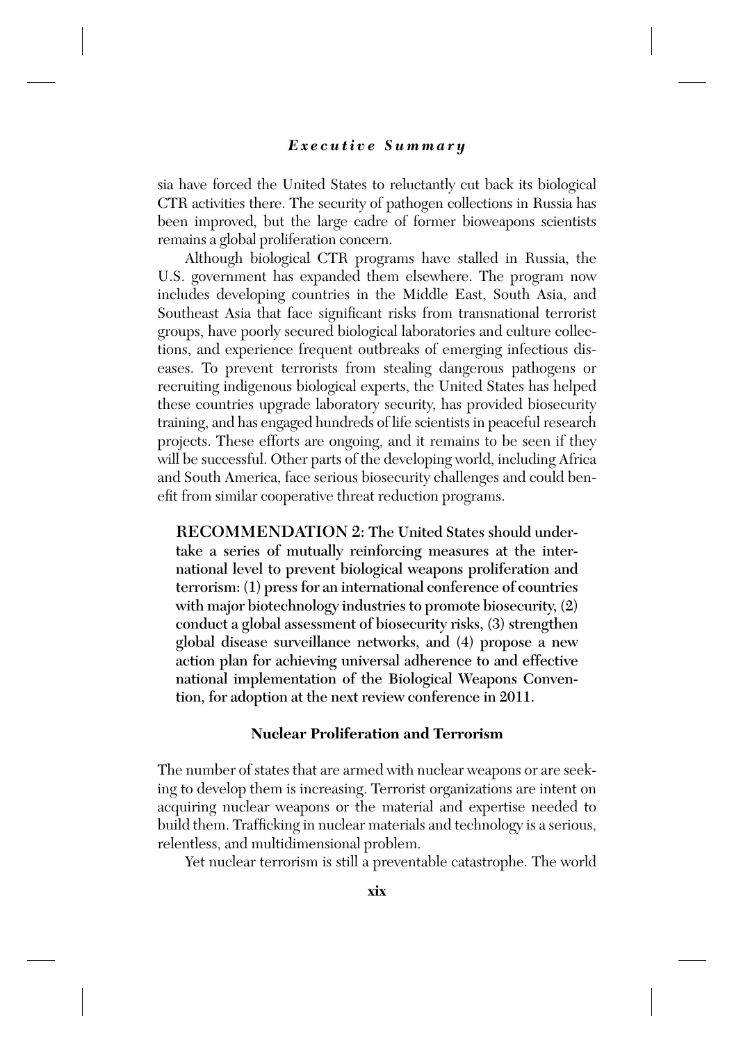sia have forced the United States to reluctantly cut back its biological CTR activities there. The security of pathogen collections in Russia has been improved, but the large cadre of former bioweapons scientists remains a global proliferation concern.

Although biological CTR programs have stalled in Russia, the U.S. government has expanded them elsewhere. The program now includes developing countries in the Middle East, South Asia, and Southeast Asia that face significant risks from transnational terrorist groups, have poorly secured biological laboratories and culture collections, and experience frequent outbreaks of emerging infectious diseases. To prevent terrorists from stealing dangerous pathogens or recruiting indigenous biological experts, the United States has helped these countries upgrade laboratory security, has provided biosecurity training, and has engaged hundreds of life scientists in peaceful research projects. These efforts are ongoing, and it remains to be seen if they will be successful. Other parts of the developing world, including Africa and South America, face serious biosecurity challenges and could benefit from similar cooperative threat reduction programs.

> **RECOMMENDATION 2: The United States should undertake a series of mutually reinforcing measures at the international level to prevent biological weapons proliferation and terrorism: (1) press for an international conference of countries with major biotechnology industries to promote biosecurity, (2) conduct a global assessment of biosecurity risks, (3) strengthen global disease surveillance networks, and (4) propose a new action plan for achieving universal adherence to and effective national implementation of the Biological Weapons Convention, for adoption at the next review conference in 2011.**

### Nuclear Proliferation and Terrorism

The number of states that are armed with nuclear weapons or are seeking to develop them is increasing. Terrorist organizations are intent on acquiring nuclear weapons or the material and expertise needed to build them. Trafficking in nuclear materials and technology is a serious, relentless, and multidimensional problem.

Yet nuclear terrorism is still a preventable catastrophe. The world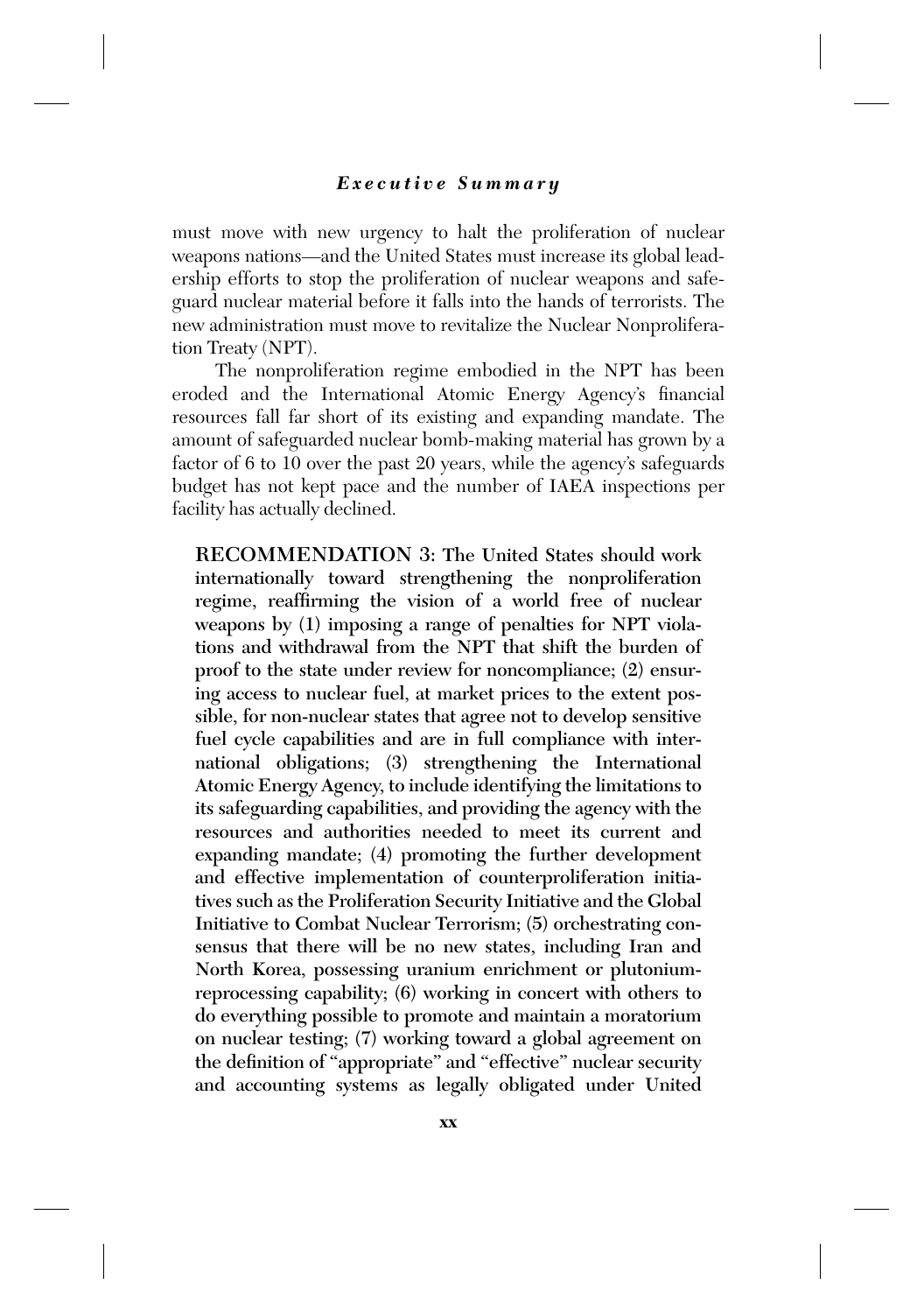must move with new urgency to halt the proliferation of nuclear weapons nations—and the United States must increase its global leadership efforts to stop the proliferation of nuclear weapons and safeguard nuclear material before it falls into the hands of terrorists. The new administration must move to revitalize the Nuclear Nonproliferation Treaty (NPT).

The nonproliferation regime embodied in the NPT has been eroded and the International Atomic Energy Agency's financial resources fall far short of its existing and expanding mandate. The amount of safeguarded nuclear bomb-making material has grown by a factor of 6 to 10 over the past 20 years, while the agency's safeguards budget has not kept pace and the number of IAEA inspections per facility has actually declined.

> **RECOMMENDATION 3: The United States should work internationally toward strengthening the nonproliferation regime, reaffirming the vision of a world free of nuclear weapons by (1) imposing a range of penalties for NPT violations and withdrawal from the NPT that shift the burden of proof to the state under review for noncompliance; (2) ensuring access to nuclear fuel, at market prices to the extent possible, for non-nuclear states that agree not to develop sensitive fuel cycle capabilities and are in full compliance with international obligations; (3) strengthening the International Atomic Energy Agency, to include identifying the limitations to its safeguarding capabilities, and providing the agency with the resources and authorities needed to meet its current and expanding mandate; (4) promoting the further development and effective implementation of counterproliferation initiatives such as the Proliferation Security Initiative and the Global Initiative to Combat Nuclear Terrorism; (5) orchestrating consensus that there will be no new states, including Iran and North Korea, possessing uranium enrichment or plutonium-reprocessing capability; (6) working in concert with others to do everything possible to promote and maintain a moratorium on nuclear testing; (7) working toward a global agreement on the definition of "appropriate" and "effective" nuclear security and accounting systems as legally obligated under United**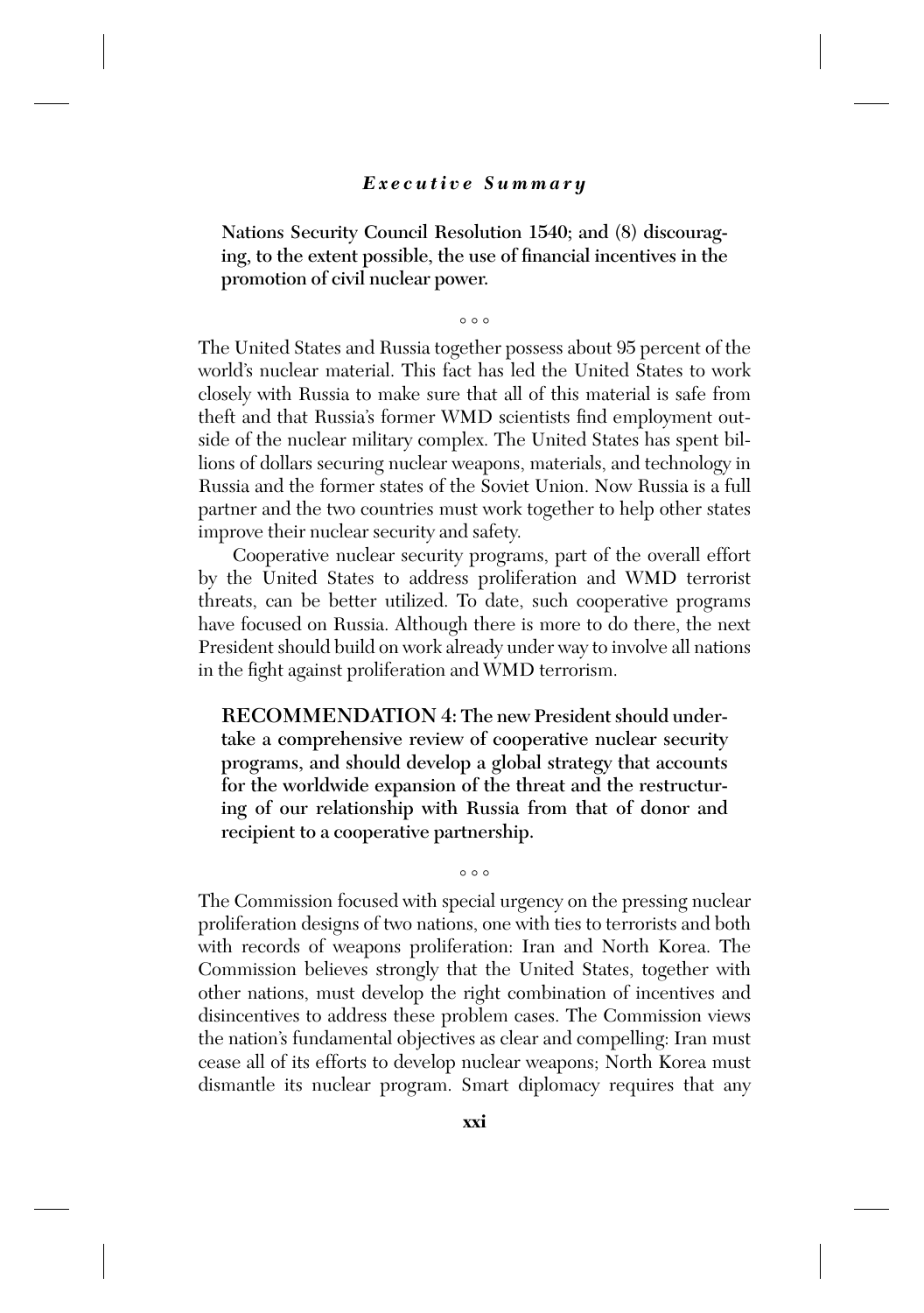**Nations Security Council Resolution 1540; and (8) discouraging, to the extent possible, the use of financial incentives in the promotion of civil nuclear power.**

◦ ◦ ◦

The United States and Russia together possess about 95 percent of the world's nuclear material. This fact has led the United States to work closely with Russia to make sure that all of this material is safe from theft and that Russia's former WMD scientists find employment outside of the nuclear military complex. The United States has spent billions of dollars securing nuclear weapons, materials, and technology in Russia and the former states of the Soviet Union. Now Russia is a full partner and the two countries must work together to help other states improve their nuclear security and safety.

Cooperative nuclear security programs, part of the overall effort by the United States to address proliferation and WMD terrorist threats, can be better utilized. To date, such cooperative programs have focused on Russia. Although there is more to do there, the next President should build on work already under way to involve all nations in the fight against proliferation and WMD terrorism.

**RECOMMENDATION 4: The new President should undertake a comprehensive review of cooperative nuclear security programs, and should develop a global strategy that accounts for the worldwide expansion of the threat and the restructuring of our relationship with Russia from that of donor and recipient to a cooperative partnership.**

◦ ◦ ◦

The Commission focused with special urgency on the pressing nuclear proliferation designs of two nations, one with ties to terrorists and both with records of weapons proliferation: Iran and North Korea. The Commission believes strongly that the United States, together with other nations, must develop the right combination of incentives and disincentives to address these problem cases. The Commission views the nation's fundamental objectives as clear and compelling: Iran must cease all of its efforts to develop nuclear weapons; North Korea must dismantle its nuclear program. Smart diplomacy requires that any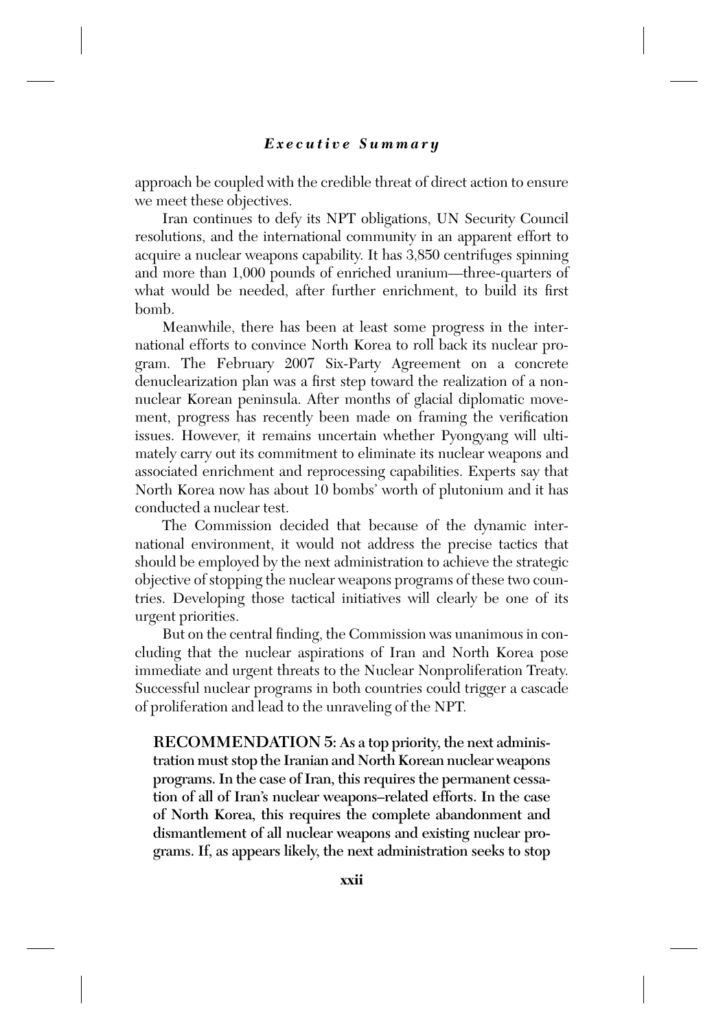approach be coupled with the credible threat of direct action to ensure we meet these objectives.

Iran continues to defy its NPT obligations, UN Security Council resolutions, and the international community in an apparent effort to acquire a nuclear weapons capability. It has 3,850 centrifuges spinning and more than 1,000 pounds of enriched uranium—three-quarters of what would be needed, after further enrichment, to build its first bomb.

Meanwhile, there has been at least some progress in the international efforts to convince North Korea to roll back its nuclear program. The February 2007 Six-Party Agreement on a concrete denuclearization plan was a first step toward the realization of a nonnuclear Korean peninsula. After months of glacial diplomatic movement, progress has recently been made on framing the verification issues. However, it remains uncertain whether Pyongyang will ultimately carry out its commitment to eliminate its nuclear weapons and associated enrichment and reprocessing capabilities. Experts say that North Korea now has about 10 bombs' worth of plutonium and it has conducted a nuclear test.

The Commission decided that because of the dynamic international environment, it would not address the precise tactics that should be employed by the next administration to achieve the strategic objective of stopping the nuclear weapons programs of these two countries. Developing those tactical initiatives will clearly be one of its urgent priorities.

But on the central finding, the Commission was unanimous in concluding that the nuclear aspirations of Iran and North Korea pose immediate and urgent threats to the Nuclear Nonproliferation Treaty. Successful nuclear programs in both countries could trigger a cascade of proliferation and lead to the unraveling of the NPT.

**RECOMMENDATION 5: As a top priority, the next administration must stop the Iranian and North Korean nuclear weapons programs. In the case of Iran, this requires the permanent cessation of all of Iran's nuclear weapons–related efforts. In the case of North Korea, this requires the complete abandonment and dismantlement of all nuclear weapons and existing nuclear programs. If, as appears likely, the next administration seeks to stop**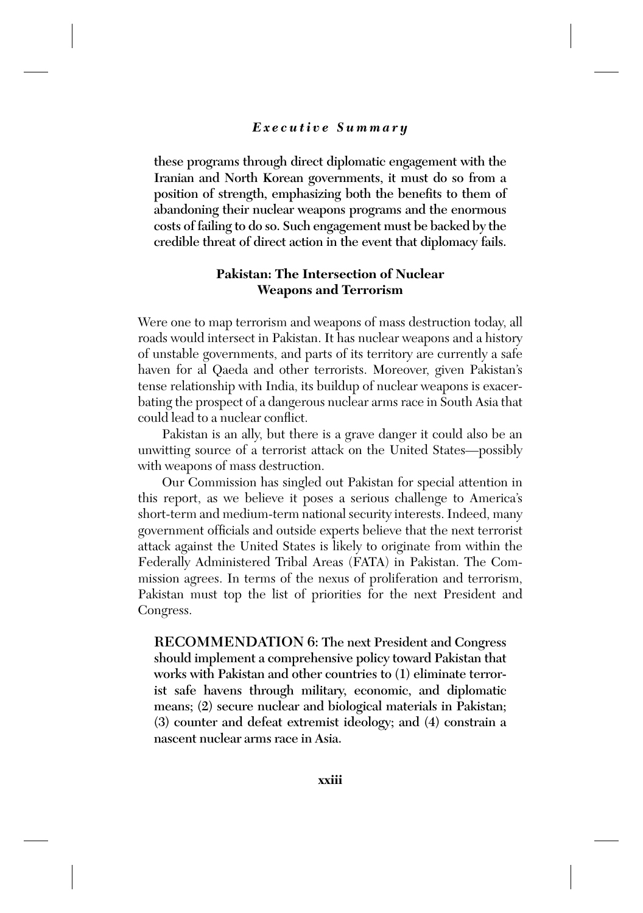**these programs through direct diplomatic engagement with the Iranian and North Korean governments, it must do so from a position of strength, emphasizing both the benefits to them of abandoning their nuclear weapons programs and the enormous costs of failing to do so. Such engagement must be backed by the credible threat of direct action in the event that diplomacy fails.**

### Pakistan: The Intersection of Nuclear Weapons and Terrorism

Were one to map terrorism and weapons of mass destruction today, all roads would intersect in Pakistan. It has nuclear weapons and a history of unstable governments, and parts of its territory are currently a safe haven for al Qaeda and other terrorists. Moreover, given Pakistan's tense relationship with India, its buildup of nuclear weapons is exacerbating the prospect of a dangerous nuclear arms race in South Asia that could lead to a nuclear conflict.

Pakistan is an ally, but there is a grave danger it could also be an unwitting source of a terrorist attack on the United States—possibly with weapons of mass destruction.

Our Commission has singled out Pakistan for special attention in this report, as we believe it poses a serious challenge to America's short-term and medium-term national security interests. Indeed, many government officials and outside experts believe that the next terrorist attack against the United States is likely to originate from within the Federally Administered Tribal Areas (FATA) in Pakistan. The Commission agrees. In terms of the nexus of proliferation and terrorism, Pakistan must top the list of priorities for the next President and Congress.

**RECOMMENDATION 6: The next President and Congress should implement a comprehensive policy toward Pakistan that works with Pakistan and other countries to (1) eliminate terrorist safe havens through military, economic, and diplomatic means; (2) secure nuclear and biological materials in Pakistan; (3) counter and defeat extremist ideology; and (4) constrain a nascent nuclear arms race in Asia.**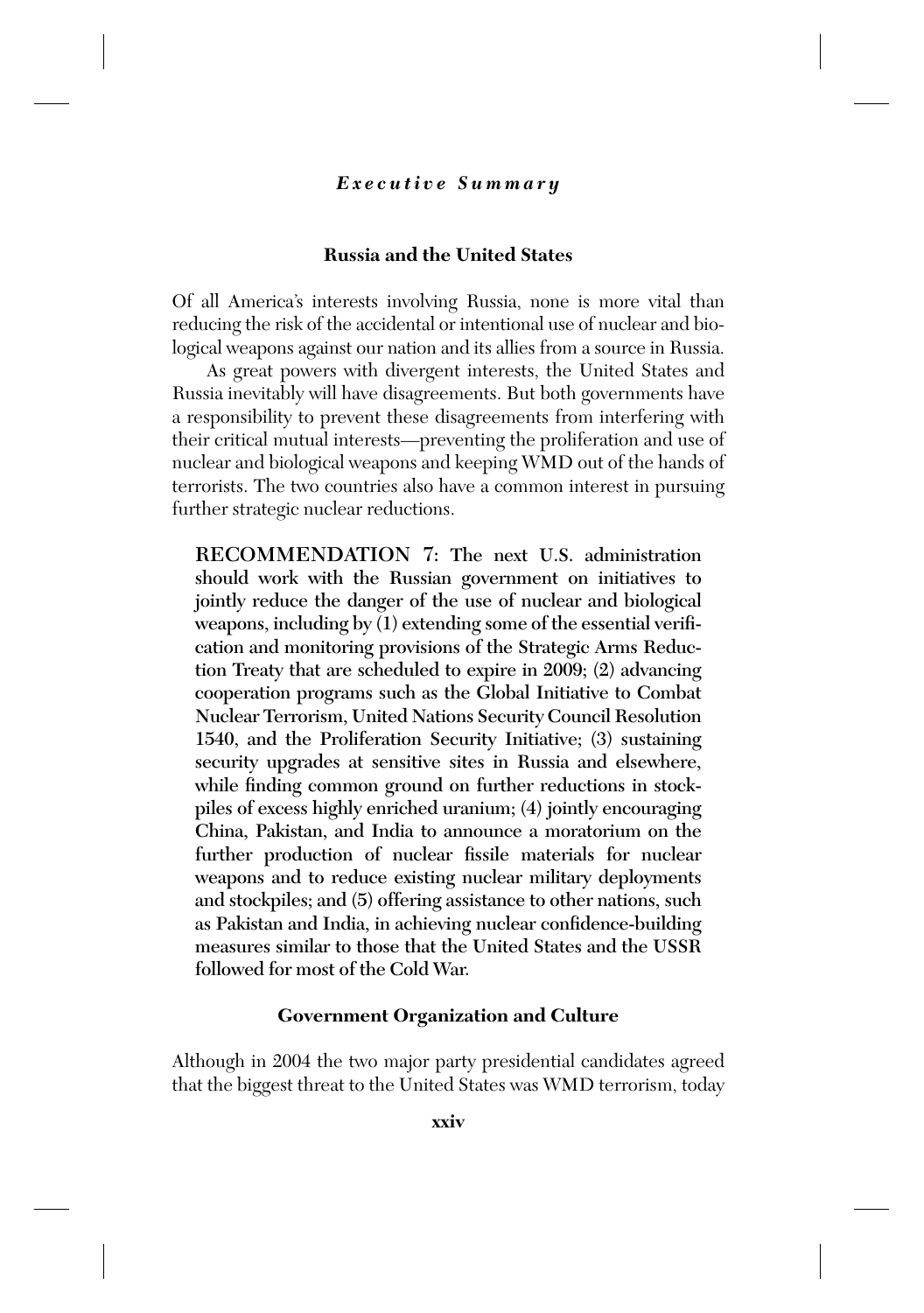### Russia and the United States

Of all America's interests involving Russia, none is more vital than reducing the risk of the accidental or intentional use of nuclear and biological weapons against our nation and its allies from a source in Russia.

As great powers with divergent interests, the United States and Russia inevitably will have disagreements. But both governments have a responsibility to prevent these disagreements from interfering with their critical mutual interests—preventing the proliferation and use of nuclear and biological weapons and keeping WMD out of the hands of terrorists. The two countries also have a common interest in pursuing further strategic nuclear reductions.

> **RECOMMENDATION 7: The next U.S. administration should work with the Russian government on initiatives to jointly reduce the danger of the use of nuclear and biological weapons, including by (1) extending some of the essential verification and monitoring provisions of the Strategic Arms Reduction Treaty that are scheduled to expire in 2009; (2) advancing cooperation programs such as the Global Initiative to Combat Nuclear Terrorism, United Nations Security Council Resolution 1540, and the Proliferation Security Initiative; (3) sustaining security upgrades at sensitive sites in Russia and elsewhere, while finding common ground on further reductions in stockpiles of excess highly enriched uranium; (4) jointly encouraging China, Pakistan, and India to announce a moratorium on the further production of nuclear fissile materials for nuclear weapons and to reduce existing nuclear military deployments and stockpiles; and (5) offering assistance to other nations, such as Pakistan and India, in achieving nuclear confidence-building measures similar to those that the United States and the USSR followed for most of the Cold War.**

### Government Organization and Culture

Although in 2004 the two major party presidential candidates agreed that the biggest threat to the United States was WMD terrorism, today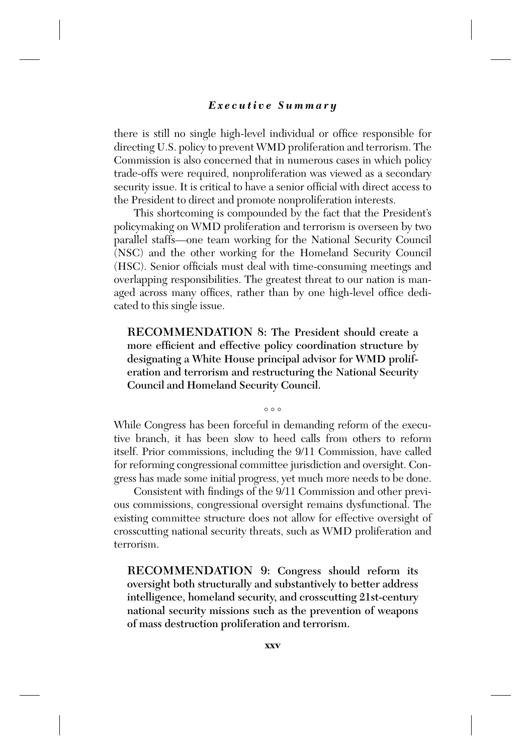there is still no single high-level individual or office responsible for directing U.S. policy to prevent WMD proliferation and terrorism. The Commission is also concerned that in numerous cases in which policy trade-offs were required, nonproliferation was viewed as a secondary security issue. It is critical to have a senior official with direct access to the President to direct and promote nonproliferation interests.

This shortcoming is compounded by the fact that the President's policymaking on WMD proliferation and terrorism is overseen by two parallel staffs—one team working for the National Security Council (NSC) and the other working for the Homeland Security Council (HSC). Senior officials must deal with time-consuming meetings and overlapping responsibilities. The greatest threat to our nation is managed across many offices, rather than by one high-level office dedicated to this single issue.

**RECOMMENDATION 8: The President should create a more efficient and effective policy coordination structure by designating a White House principal advisor for WMD proliferation and terrorism and restructuring the National Security Council and Homeland Security Council.**

° ° °

While Congress has been forceful in demanding reform of the executive branch, it has been slow to heed calls from others to reform itself. Prior commissions, including the 9/11 Commission, have called for reforming congressional committee jurisdiction and oversight. Congress has made some initial progress, yet much more needs to be done.

Consistent with findings of the 9/11 Commission and other previous commissions, congressional oversight remains dysfunctional. The existing committee structure does not allow for effective oversight of crosscutting national security threats, such as WMD proliferation and terrorism.

**RECOMMENDATION 9: Congress should reform its oversight both structurally and substantively to better address intelligence, homeland security, and crosscutting 21st-century national security missions such as the prevention of weapons of mass destruction proliferation and terrorism.**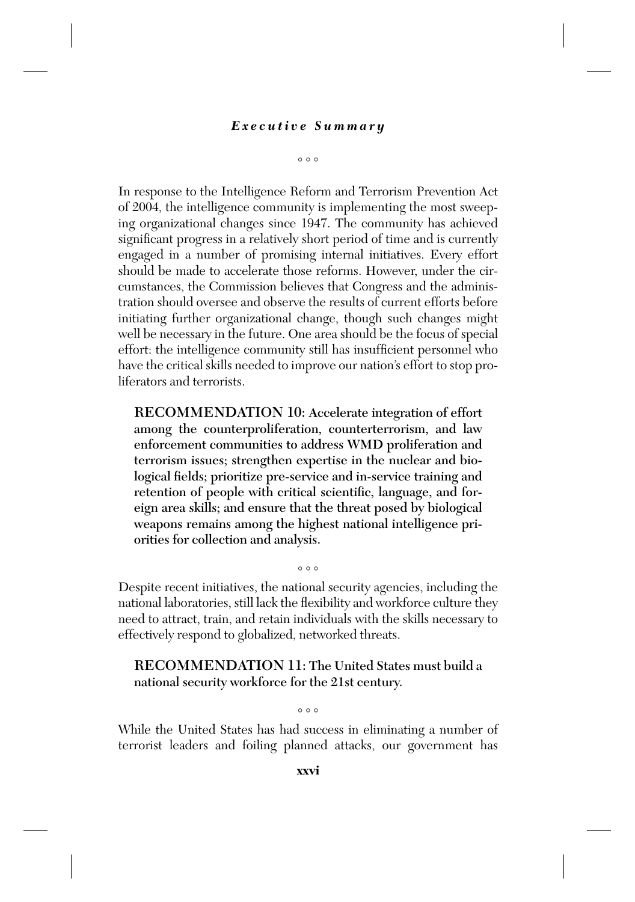◦ ◦ ◦

In response to the Intelligence Reform and Terrorism Prevention Act of 2004, the intelligence community is implementing the most sweeping organizational changes since 1947. The community has achieved significant progress in a relatively short period of time and is currently engaged in a number of promising internal initiatives. Every effort should be made to accelerate those reforms. However, under the circumstances, the Commission believes that Congress and the administration should oversee and observe the results of current efforts before initiating further organizational change, though such changes might well be necessary in the future. One area should be the focus of special effort: the intelligence community still has insufficient personnel who have the critical skills needed to improve our nation's effort to stop proliferators and terrorists.

> **RECOMMENDATION 10: Accelerate integration of effort among the counterproliferation, counterterrorism, and law enforcement communities to address WMD proliferation and terrorism issues; strengthen expertise in the nuclear and biological fields; prioritize pre-service and in-service training and retention of people with critical scientific, language, and foreign area skills; and ensure that the threat posed by biological weapons remains among the highest national intelligence priorities for collection and analysis.**

◦ ◦ ◦

Despite recent initiatives, the national security agencies, including the national laboratories, still lack the flexibility and workforce culture they need to attract, train, and retain individuals with the skills necessary to effectively respond to globalized, networked threats.

> **RECOMMENDATION 11: The United States must build a national security workforce for the 21st century.**

◦ ◦ ◦

While the United States has had success in eliminating a number of terrorist leaders and foiling planned attacks, our government has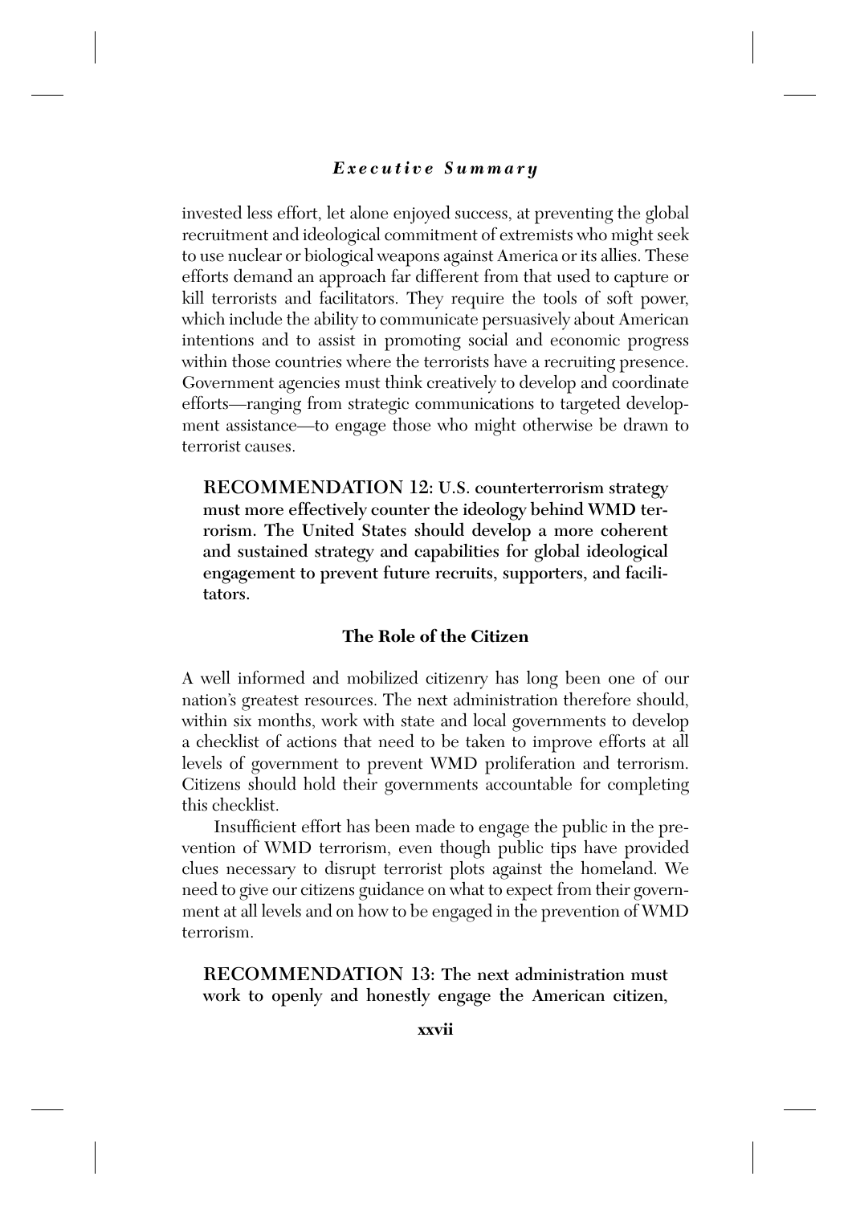invested less effort, let alone enjoyed success, at preventing the global recruitment and ideological commitment of extremists who might seek to use nuclear or biological weapons against America or its allies. These efforts demand an approach far different from that used to capture or kill terrorists and facilitators. They require the tools of soft power, which include the ability to communicate persuasively about American intentions and to assist in promoting social and economic progress within those countries where the terrorists have a recruiting presence. Government agencies must think creatively to develop and coordinate efforts—ranging from strategic communications to targeted development assistance—to engage those who might otherwise be drawn to terrorist causes.

> **RECOMMENDATION 12: U.S. counterterrorism strategy must more effectively counter the ideology behind WMD terrorism. The United States should develop a more coherent and sustained strategy and capabilities for global ideological engagement to prevent future recruits, supporters, and facilitators.**

### The Role of the Citizen

A well informed and mobilized citizenry has long been one of our nation's greatest resources. The next administration therefore should, within six months, work with state and local governments to develop a checklist of actions that need to be taken to improve efforts at all levels of government to prevent WMD proliferation and terrorism. Citizens should hold their governments accountable for completing this checklist.

Insufficient effort has been made to engage the public in the prevention of WMD terrorism, even though public tips have provided clues necessary to disrupt terrorist plots against the homeland. We need to give our citizens guidance on what to expect from their government at all levels and on how to be engaged in the prevention of WMD terrorism.

> **RECOMMENDATION 13: The next administration must work to openly and honestly engage the American citizen,**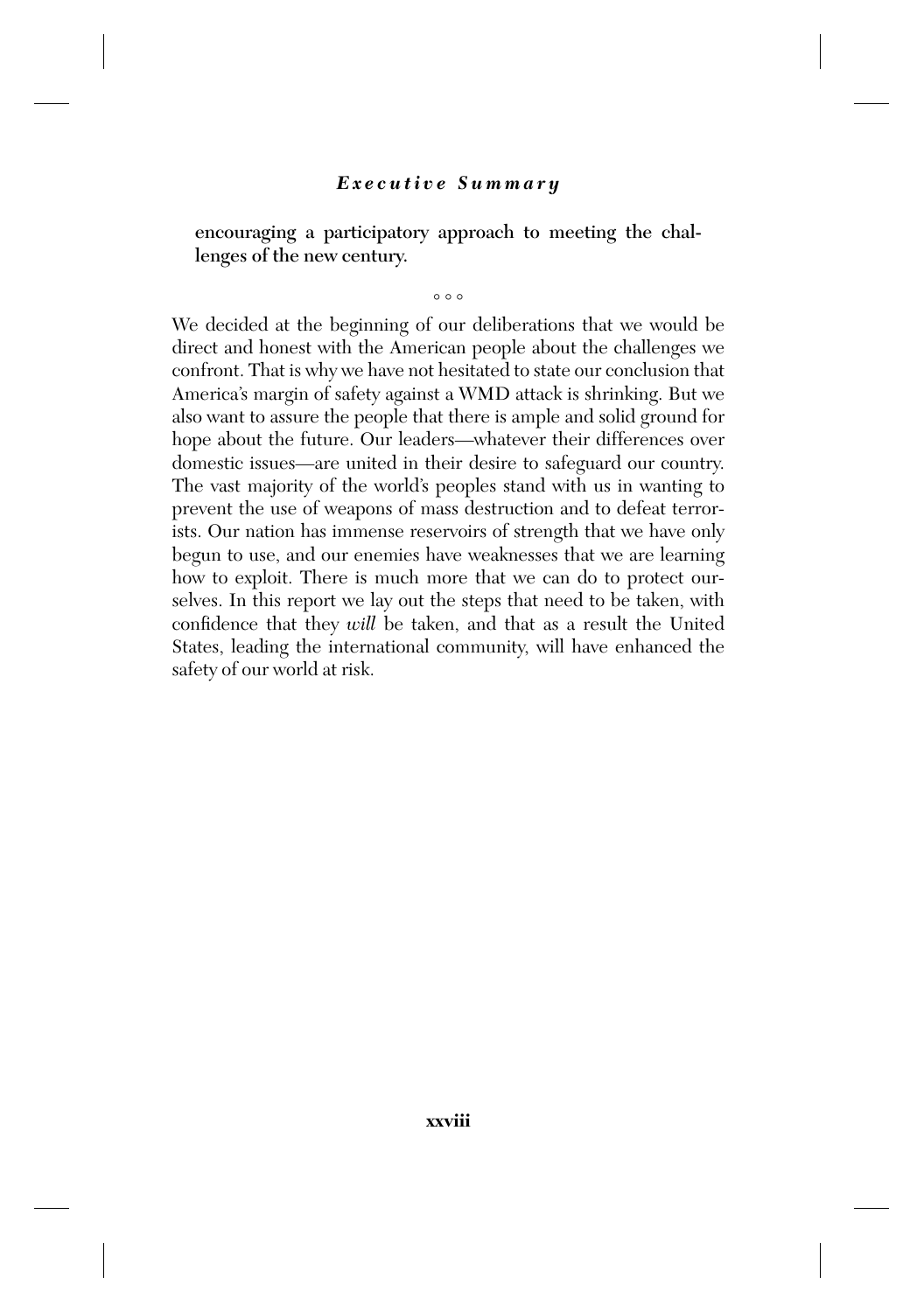**encouraging a participatory approach to meeting the challenges of the new century.**

◦ ◦ ◦

We decided at the beginning of our deliberations that we would be direct and honest with the American people about the challenges we confront. That is why we have not hesitated to state our conclusion that America's margin of safety against a WMD attack is shrinking. But we also want to assure the people that there is ample and solid ground for hope about the future. Our leaders—whatever their differences over domestic issues—are united in their desire to safeguard our country. The vast majority of the world's peoples stand with us in wanting to prevent the use of weapons of mass destruction and to defeat terrorists. Our nation has immense reservoirs of strength that we have only begun to use, and our enemies have weaknesses that we are learning how to exploit. There is much more that we can do to protect ourselves. In this report we lay out the steps that need to be taken, with confidence that they *will* be taken, and that as a result the United States, leading the international community, will have enhanced the safety of our world at risk.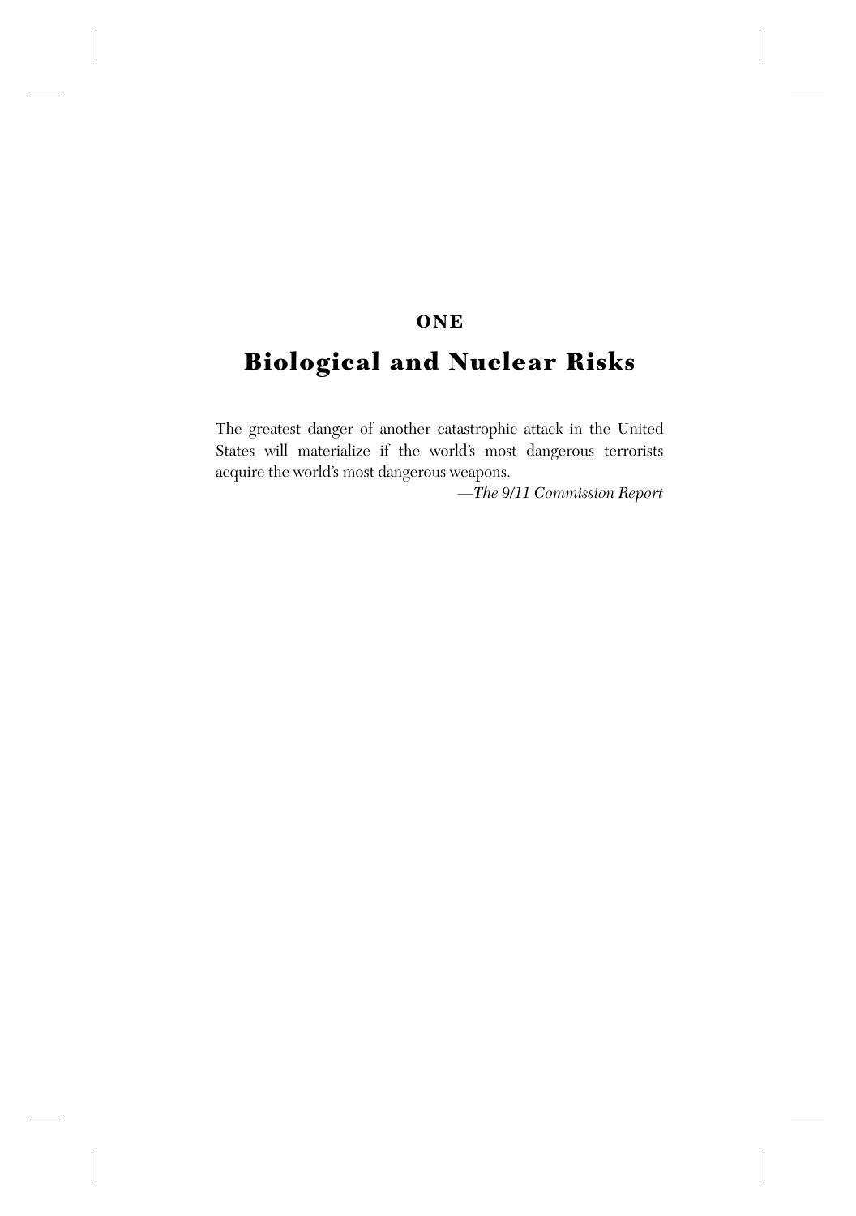**ONE**

# Biological and Nuclear Risks

The greatest danger of another catastrophic attack in the United States will materialize if the world's most dangerous terrorists acquire the world's most dangerous weapons.

—*The 9/11 Commission Report*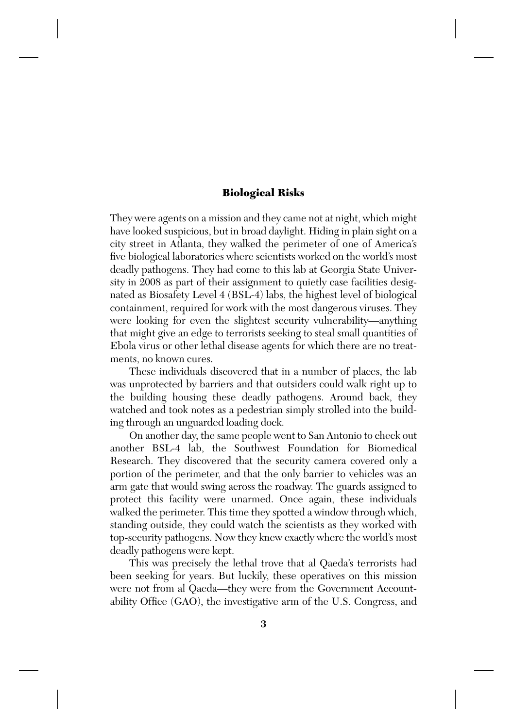## Biological Risks

They were agents on a mission and they came not at night, which might have looked suspicious, but in broad daylight. Hiding in plain sight on a city street in Atlanta, they walked the perimeter of one of America's five biological laboratories where scientists worked on the world's most deadly pathogens. They had come to this lab at Georgia State University in 2008 as part of their assignment to quietly case facilities designated as Biosafety Level 4 (BSL-4) labs, the highest level of biological containment, required for work with the most dangerous viruses. They were looking for even the slightest security vulnerability—anything that might give an edge to terrorists seeking to steal small quantities of Ebola virus or other lethal disease agents for which there are no treatments, no known cures.

These individuals discovered that in a number of places, the lab was unprotected by barriers and that outsiders could walk right up to the building housing these deadly pathogens. Around back, they watched and took notes as a pedestrian simply strolled into the building through an unguarded loading dock.

On another day, the same people went to San Antonio to check out another BSL-4 lab, the Southwest Foundation for Biomedical Research. They discovered that the security camera covered only a portion of the perimeter, and that the only barrier to vehicles was an arm gate that would swing across the roadway. The guards assigned to protect this facility were unarmed. Once again, these individuals walked the perimeter. This time they spotted a window through which, standing outside, they could watch the scientists as they worked with top-security pathogens. Now they knew exactly where the world's most deadly pathogens were kept.

This was precisely the lethal trove that al Qaeda's terrorists had been seeking for years. But luckily, these operatives on this mission were not from al Qaeda—they were from the Government Accountability Office (GAO), the investigative arm of the U.S. Congress, and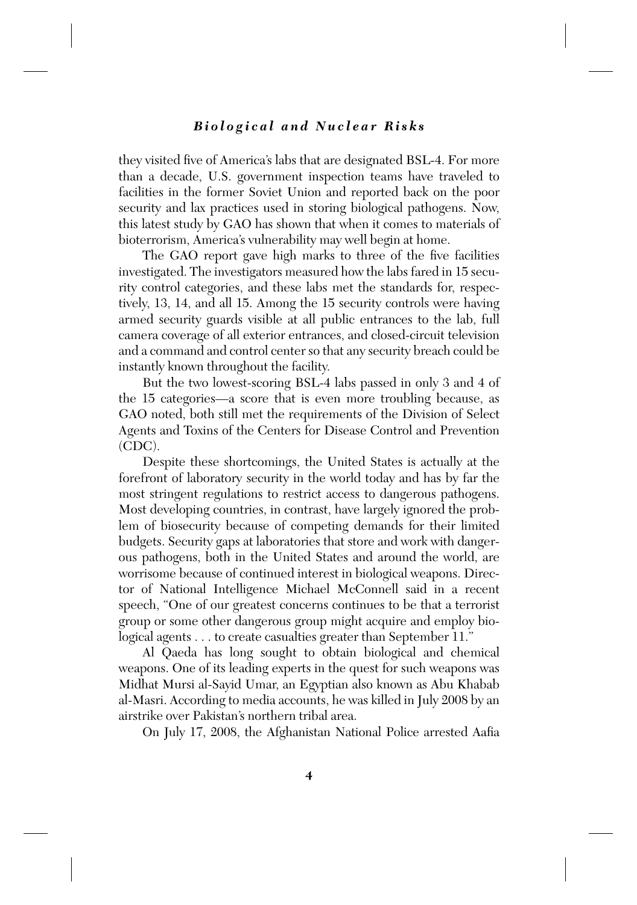they visited five of America's labs that are designated BSL-4. For more than a decade, U.S. government inspection teams have traveled to facilities in the former Soviet Union and reported back on the poor security and lax practices used in storing biological pathogens. Now, this latest study by GAO has shown that when it comes to materials of bioterrorism, America's vulnerability may well begin at home.

The GAO report gave high marks to three of the five facilities investigated. The investigators measured how the labs fared in 15 security control categories, and these labs met the standards for, respectively, 13, 14, and all 15. Among the 15 security controls were having armed security guards visible at all public entrances to the lab, full camera coverage of all exterior entrances, and closed-circuit television and a command and control center so that any security breach could be instantly known throughout the facility.

But the two lowest-scoring BSL-4 labs passed in only 3 and 4 of the 15 categories—a score that is even more troubling because, as GAO noted, both still met the requirements of the Division of Select Agents and Toxins of the Centers for Disease Control and Prevention (CDC).

Despite these shortcomings, the United States is actually at the forefront of laboratory security in the world today and has by far the most stringent regulations to restrict access to dangerous pathogens. Most developing countries, in contrast, have largely ignored the problem of biosecurity because of competing demands for their limited budgets. Security gaps at laboratories that store and work with dangerous pathogens, both in the United States and around the world, are worrisome because of continued interest in biological weapons. Director of National Intelligence Michael McConnell said in a recent speech, "One of our greatest concerns continues to be that a terrorist group or some other dangerous group might acquire and employ biological agents . . . to create casualties greater than September 11."

Al Qaeda has long sought to obtain biological and chemical weapons. One of its leading experts in the quest for such weapons was Midhat Mursi al-Sayid Umar, an Egyptian also known as Abu Khabab al-Masri. According to media accounts, he was killed in July 2008 by an airstrike over Pakistan's northern tribal area.

On July 17, 2008, the Afghanistan National Police arrested Aafia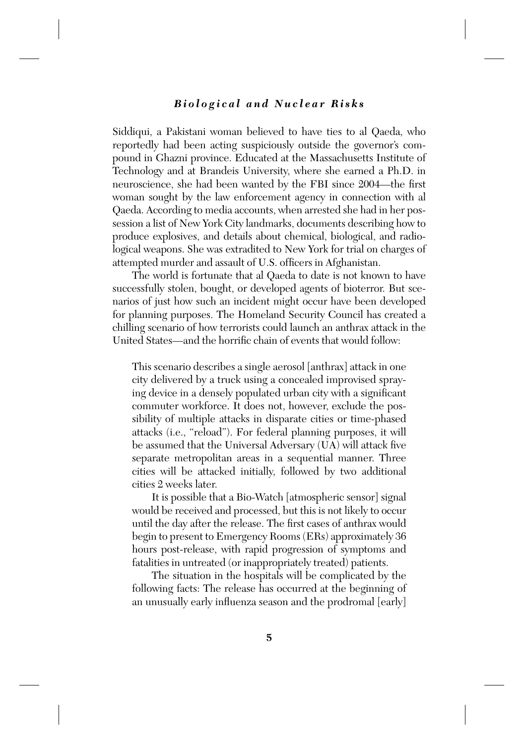Siddiqui, a Pakistani woman believed to have ties to al Qaeda, who reportedly had been acting suspiciously outside the governor's compound in Ghazni province. Educated at the Massachusetts Institute of Technology and at Brandeis University, where she earned a Ph.D. in neuroscience, she had been wanted by the FBI since 2004—the first woman sought by the law enforcement agency in connection with al Qaeda. According to media accounts, when arrested she had in her possession a list of New York City landmarks, documents describing how to produce explosives, and details about chemical, biological, and radiological weapons. She was extradited to New York for trial on charges of attempted murder and assault of U.S. officers in Afghanistan.

The world is fortunate that al Qaeda to date is not known to have successfully stolen, bought, or developed agents of bioterror. But scenarios of just how such an incident might occur have been developed for planning purposes. The Homeland Security Council has created a chilling scenario of how terrorists could launch an anthrax attack in the United States—and the horrific chain of events that would follow:

> This scenario describes a single aerosol [anthrax] attack in one city delivered by a truck using a concealed improvised spraying device in a densely populated urban city with a significant commuter workforce. It does not, however, exclude the possibility of multiple attacks in disparate cities or time-phased attacks (i.e., "reload"). For federal planning purposes, it will be assumed that the Universal Adversary (UA) will attack five separate metropolitan areas in a sequential manner. Three cities will be attacked initially, followed by two additional cities 2 weeks later.
>
> It is possible that a Bio-Watch [atmospheric sensor] signal would be received and processed, but this is not likely to occur until the day after the release. The first cases of anthrax would begin to present to Emergency Rooms (ERs) approximately 36 hours post-release, with rapid progression of symptoms and fatalities in untreated (or inappropriately treated) patients.
>
> The situation in the hospitals will be complicated by the following facts: The release has occurred at the beginning of an unusually early influenza season and the prodromal [early]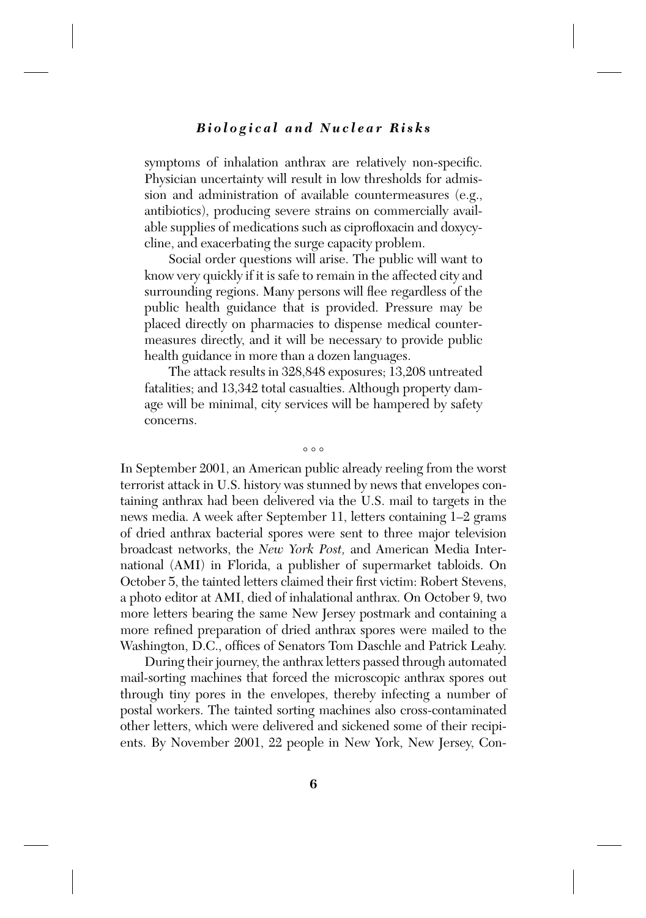symptoms of inhalation anthrax are relatively non-specific. Physician uncertainty will result in low thresholds for admission and administration of available countermeasures (e.g., antibiotics), producing severe strains on commercially available supplies of medications such as ciprofloxacin and doxycycline, and exacerbating the surge capacity problem.

Social order questions will arise. The public will want to know very quickly if it is safe to remain in the affected city and surrounding regions. Many persons will flee regardless of the public health guidance that is provided. Pressure may be placed directly on pharmacies to dispense medical countermeasures directly, and it will be necessary to provide public health guidance in more than a dozen languages.

The attack results in 328,848 exposures; 13,208 untreated fatalities; and 13,342 total casualties. Although property damage will be minimal, city services will be hampered by safety concerns.

◦ ◦ ◦

In September 2001, an American public already reeling from the worst terrorist attack in U.S. history was stunned by news that envelopes containing anthrax had been delivered via the U.S. mail to targets in the news media. A week after September 11, letters containing 1–2 grams of dried anthrax bacterial spores were sent to three major television broadcast networks, the *New York Post,* and American Media International (AMI) in Florida, a publisher of supermarket tabloids. On October 5, the tainted letters claimed their first victim: Robert Stevens, a photo editor at AMI, died of inhalational anthrax. On October 9, two more letters bearing the same New Jersey postmark and containing a more refined preparation of dried anthrax spores were mailed to the Washington, D.C., offices of Senators Tom Daschle and Patrick Leahy.

During their journey, the anthrax letters passed through automated mail-sorting machines that forced the microscopic anthrax spores out through tiny pores in the envelopes, thereby infecting a number of postal workers. The tainted sorting machines also cross-contaminated other letters, which were delivered and sickened some of their recipients. By November 2001, 22 people in New York, New Jersey, Con-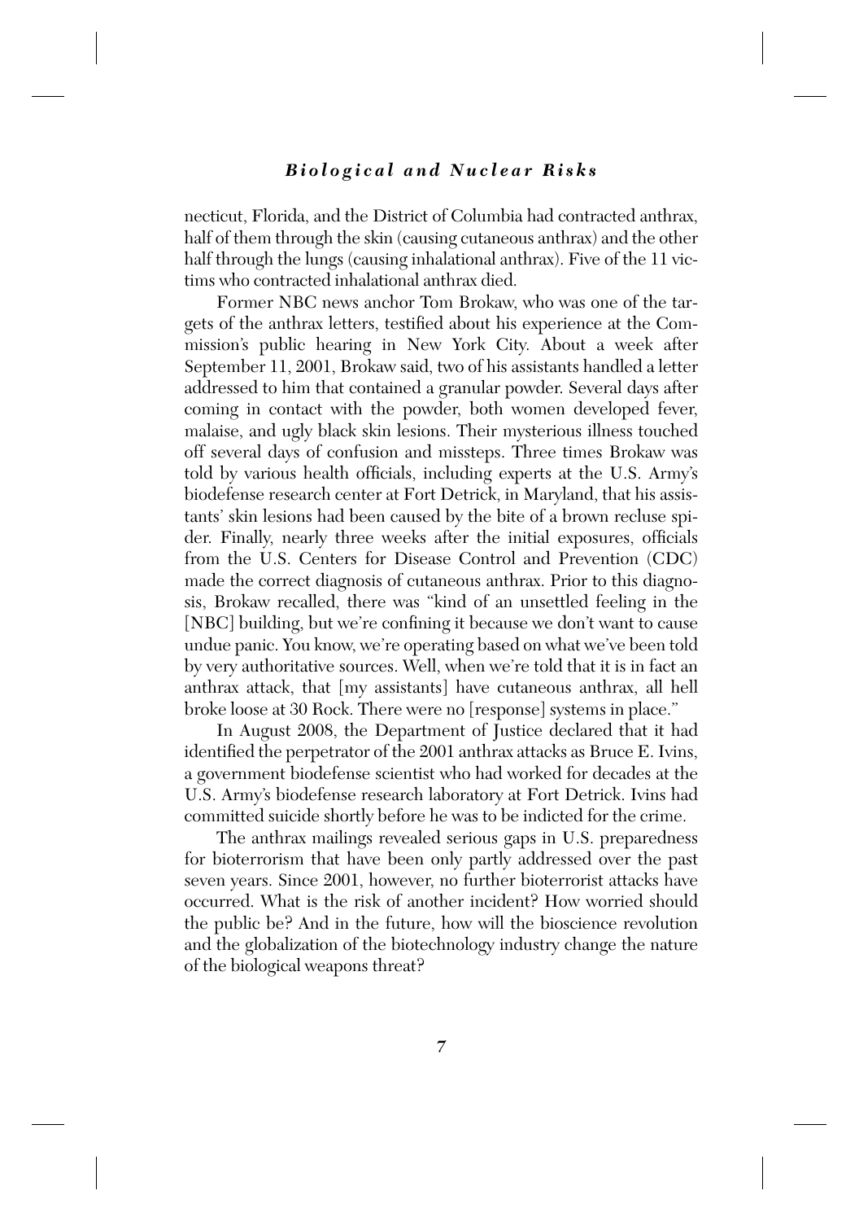necticut, Florida, and the District of Columbia had contracted anthrax, half of them through the skin (causing cutaneous anthrax) and the other half through the lungs (causing inhalational anthrax). Five of the 11 victims who contracted inhalational anthrax died.

Former NBC news anchor Tom Brokaw, who was one of the targets of the anthrax letters, testified about his experience at the Commission's public hearing in New York City. About a week after September 11, 2001, Brokaw said, two of his assistants handled a letter addressed to him that contained a granular powder. Several days after coming in contact with the powder, both women developed fever, malaise, and ugly black skin lesions. Their mysterious illness touched off several days of confusion and missteps. Three times Brokaw was told by various health officials, including experts at the U.S. Army's biodefense research center at Fort Detrick, in Maryland, that his assistants' skin lesions had been caused by the bite of a brown recluse spider. Finally, nearly three weeks after the initial exposures, officials from the U.S. Centers for Disease Control and Prevention (CDC) made the correct diagnosis of cutaneous anthrax. Prior to this diagnosis, Brokaw recalled, there was "kind of an unsettled feeling in the [NBC] building, but we're confining it because we don't want to cause undue panic. You know, we're operating based on what we've been told by very authoritative sources. Well, when we're told that it is in fact an anthrax attack, that [my assistants] have cutaneous anthrax, all hell broke loose at 30 Rock. There were no [response] systems in place."

In August 2008, the Department of Justice declared that it had identified the perpetrator of the 2001 anthrax attacks as Bruce E. Ivins, a government biodefense scientist who had worked for decades at the U.S. Army's biodefense research laboratory at Fort Detrick. Ivins had committed suicide shortly before he was to be indicted for the crime.

The anthrax mailings revealed serious gaps in U.S. preparedness for bioterrorism that have been only partly addressed over the past seven years. Since 2001, however, no further bioterrorist attacks have occurred. What is the risk of another incident? How worried should the public be? And in the future, how will the bioscience revolution and the globalization of the biotechnology industry change the nature of the biological weapons threat?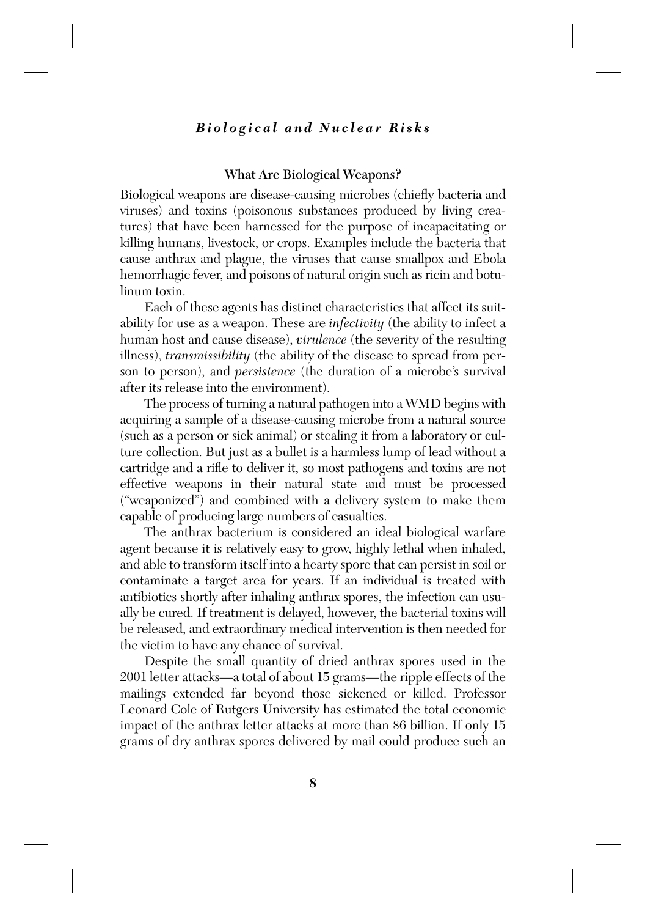## What Are Biological Weapons?

Biological weapons are disease-causing microbes (chiefly bacteria and viruses) and toxins (poisonous substances produced by living creatures) that have been harnessed for the purpose of incapacitating or killing humans, livestock, or crops. Examples include the bacteria that cause anthrax and plague, the viruses that cause smallpox and Ebola hemorrhagic fever, and poisons of natural origin such as ricin and botulinum toxin.

Each of these agents has distinct characteristics that affect its suitability for use as a weapon. These are *infectivity* (the ability to infect a human host and cause disease), *virulence* (the severity of the resulting illness), *transmissibility* (the ability of the disease to spread from person to person), and *persistence* (the duration of a microbe's survival after its release into the environment).

The process of turning a natural pathogen into a WMD begins with acquiring a sample of a disease-causing microbe from a natural source (such as a person or sick animal) or stealing it from a laboratory or culture collection. But just as a bullet is a harmless lump of lead without a cartridge and a rifle to deliver it, so most pathogens and toxins are not effective weapons in their natural state and must be processed ("weaponized") and combined with a delivery system to make them capable of producing large numbers of casualties.

The anthrax bacterium is considered an ideal biological warfare agent because it is relatively easy to grow, highly lethal when inhaled, and able to transform itself into a hearty spore that can persist in soil or contaminate a target area for years. If an individual is treated with antibiotics shortly after inhaling anthrax spores, the infection can usually be cured. If treatment is delayed, however, the bacterial toxins will be released, and extraordinary medical intervention is then needed for the victim to have any chance of survival.

Despite the small quantity of dried anthrax spores used in the 2001 letter attacks—a total of about 15 grams—the ripple effects of the mailings extended far beyond those sickened or killed. Professor Leonard Cole of Rutgers University has estimated the total economic impact of the anthrax letter attacks at more than $6 billion. If only 15 grams of dry anthrax spores delivered by mail could produce such an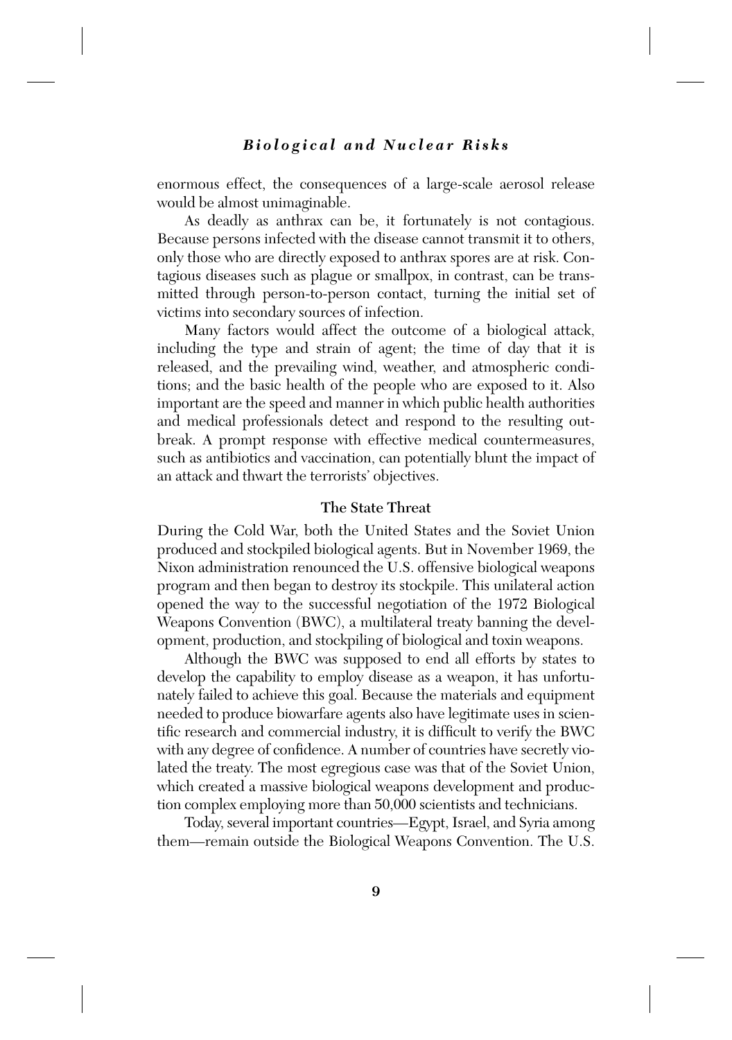enormous effect, the consequences of a large-scale aerosol release would be almost unimaginable.

As deadly as anthrax can be, it fortunately is not contagious. Because persons infected with the disease cannot transmit it to others, only those who are directly exposed to anthrax spores are at risk. Contagious diseases such as plague or smallpox, in contrast, can be transmitted through person-to-person contact, turning the initial set of victims into secondary sources of infection.

Many factors would affect the outcome of a biological attack, including the type and strain of agent; the time of day that it is released, and the prevailing wind, weather, and atmospheric conditions; and the basic health of the people who are exposed to it. Also important are the speed and manner in which public health authorities and medical professionals detect and respond to the resulting outbreak. A prompt response with effective medical countermeasures, such as antibiotics and vaccination, can potentially blunt the impact of an attack and thwart the terrorists' objectives.

### The State Threat

During the Cold War, both the United States and the Soviet Union produced and stockpiled biological agents. But in November 1969, the Nixon administration renounced the U.S. offensive biological weapons program and then began to destroy its stockpile. This unilateral action opened the way to the successful negotiation of the 1972 Biological Weapons Convention (BWC), a multilateral treaty banning the development, production, and stockpiling of biological and toxin weapons.

Although the BWC was supposed to end all efforts by states to develop the capability to employ disease as a weapon, it has unfortunately failed to achieve this goal. Because the materials and equipment needed to produce biowarfare agents also have legitimate uses in scientific research and commercial industry, it is difficult to verify the BWC with any degree of confidence. A number of countries have secretly violated the treaty. The most egregious case was that of the Soviet Union, which created a massive biological weapons development and production complex employing more than 50,000 scientists and technicians.

Today, several important countries—Egypt, Israel, and Syria among them—remain outside the Biological Weapons Convention. The U.S.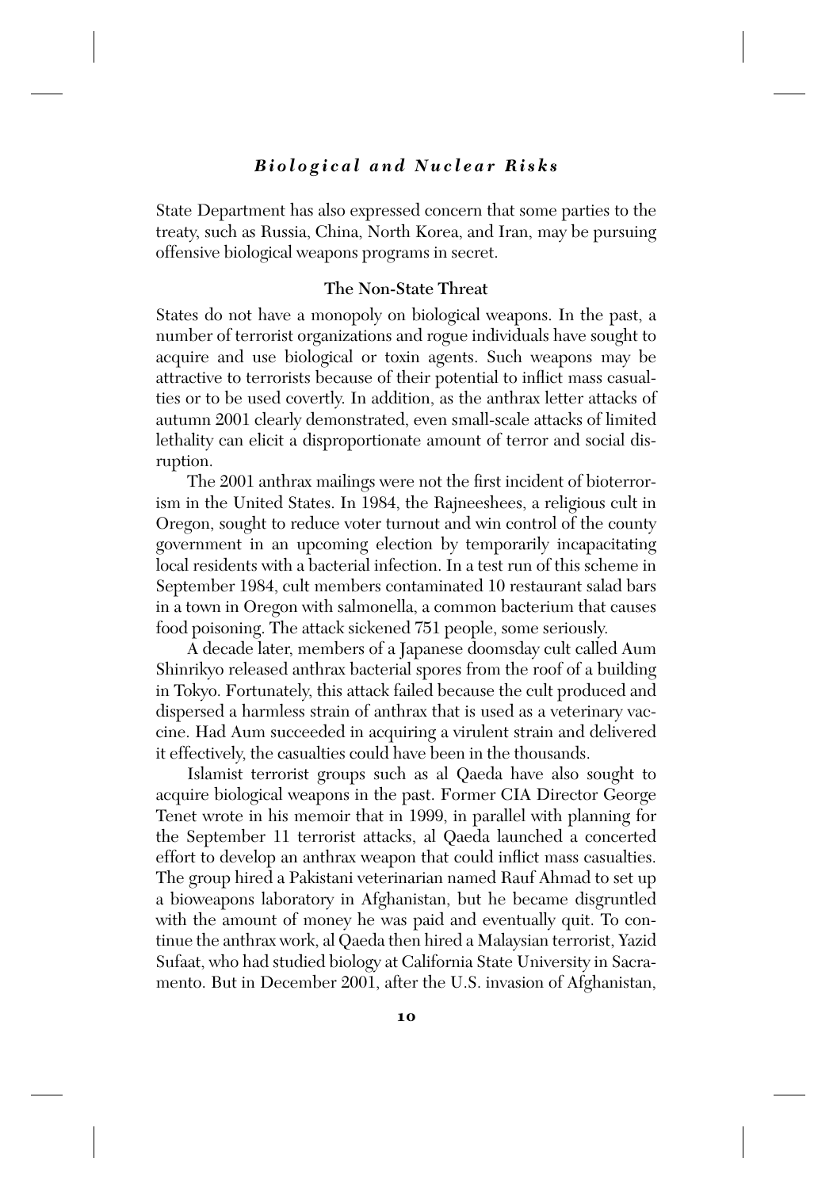State Department has also expressed concern that some parties to the treaty, such as Russia, China, North Korea, and Iran, may be pursuing offensive biological weapons programs in secret.

### The Non-State Threat

States do not have a monopoly on biological weapons. In the past, a number of terrorist organizations and rogue individuals have sought to acquire and use biological or toxin agents. Such weapons may be attractive to terrorists because of their potential to inflict mass casualties or to be used covertly. In addition, as the anthrax letter attacks of autumn 2001 clearly demonstrated, even small-scale attacks of limited lethality can elicit a disproportionate amount of terror and social disruption.

The 2001 anthrax mailings were not the first incident of bioterrorism in the United States. In 1984, the Rajneeshees, a religious cult in Oregon, sought to reduce voter turnout and win control of the county government in an upcoming election by temporarily incapacitating local residents with a bacterial infection. In a test run of this scheme in September 1984, cult members contaminated 10 restaurant salad bars in a town in Oregon with salmonella, a common bacterium that causes food poisoning. The attack sickened 751 people, some seriously.

A decade later, members of a Japanese doomsday cult called Aum Shinrikyo released anthrax bacterial spores from the roof of a building in Tokyo. Fortunately, this attack failed because the cult produced and dispersed a harmless strain of anthrax that is used as a veterinary vaccine. Had Aum succeeded in acquiring a virulent strain and delivered it effectively, the casualties could have been in the thousands.

Islamist terrorist groups such as al Qaeda have also sought to acquire biological weapons in the past. Former CIA Director George Tenet wrote in his memoir that in 1999, in parallel with planning for the September 11 terrorist attacks, al Qaeda launched a concerted effort to develop an anthrax weapon that could inflict mass casualties. The group hired a Pakistani veterinarian named Rauf Ahmad to set up a bioweapons laboratory in Afghanistan, but he became disgruntled with the amount of money he was paid and eventually quit. To continue the anthrax work, al Qaeda then hired a Malaysian terrorist, Yazid Sufaat, who had studied biology at California State University in Sacramento. But in December 2001, after the U.S. invasion of Afghanistan,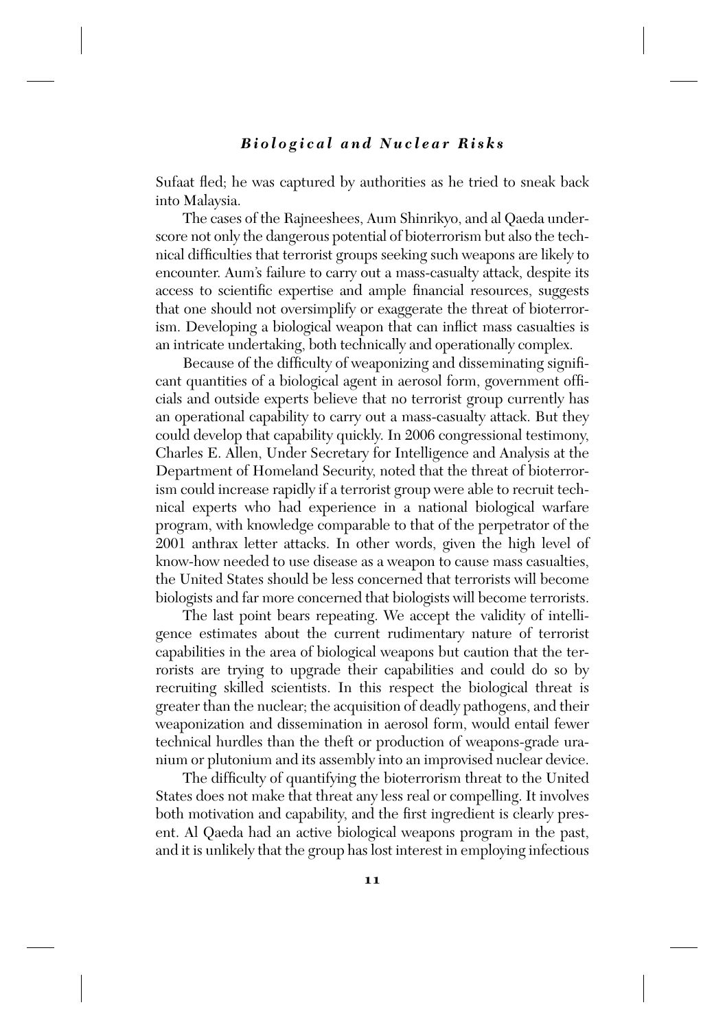Sufaat fled; he was captured by authorities as he tried to sneak back into Malaysia.

The cases of the Rajneeshees, Aum Shinrikyo, and al Qaeda underscore not only the dangerous potential of bioterrorism but also the technical difficulties that terrorist groups seeking such weapons are likely to encounter. Aum's failure to carry out a mass-casualty attack, despite its access to scientific expertise and ample financial resources, suggests that one should not oversimplify or exaggerate the threat of bioterrorism. Developing a biological weapon that can inflict mass casualties is an intricate undertaking, both technically and operationally complex.

Because of the difficulty of weaponizing and disseminating significant quantities of a biological agent in aerosol form, government officials and outside experts believe that no terrorist group currently has an operational capability to carry out a mass-casualty attack. But they could develop that capability quickly. In 2006 congressional testimony, Charles E. Allen, Under Secretary for Intelligence and Analysis at the Department of Homeland Security, noted that the threat of bioterrorism could increase rapidly if a terrorist group were able to recruit technical experts who had experience in a national biological warfare program, with knowledge comparable to that of the perpetrator of the 2001 anthrax letter attacks. In other words, given the high level of know-how needed to use disease as a weapon to cause mass casualties, the United States should be less concerned that terrorists will become biologists and far more concerned that biologists will become terrorists.

The last point bears repeating. We accept the validity of intelligence estimates about the current rudimentary nature of terrorist capabilities in the area of biological weapons but caution that the terrorists are trying to upgrade their capabilities and could do so by recruiting skilled scientists. In this respect the biological threat is greater than the nuclear; the acquisition of deadly pathogens, and their weaponization and dissemination in aerosol form, would entail fewer technical hurdles than the theft or production of weapons-grade uranium or plutonium and its assembly into an improvised nuclear device.

The difficulty of quantifying the bioterrorism threat to the United States does not make that threat any less real or compelling. It involves both motivation and capability, and the first ingredient is clearly present. Al Qaeda had an active biological weapons program in the past, and it is unlikely that the group has lost interest in employing infectious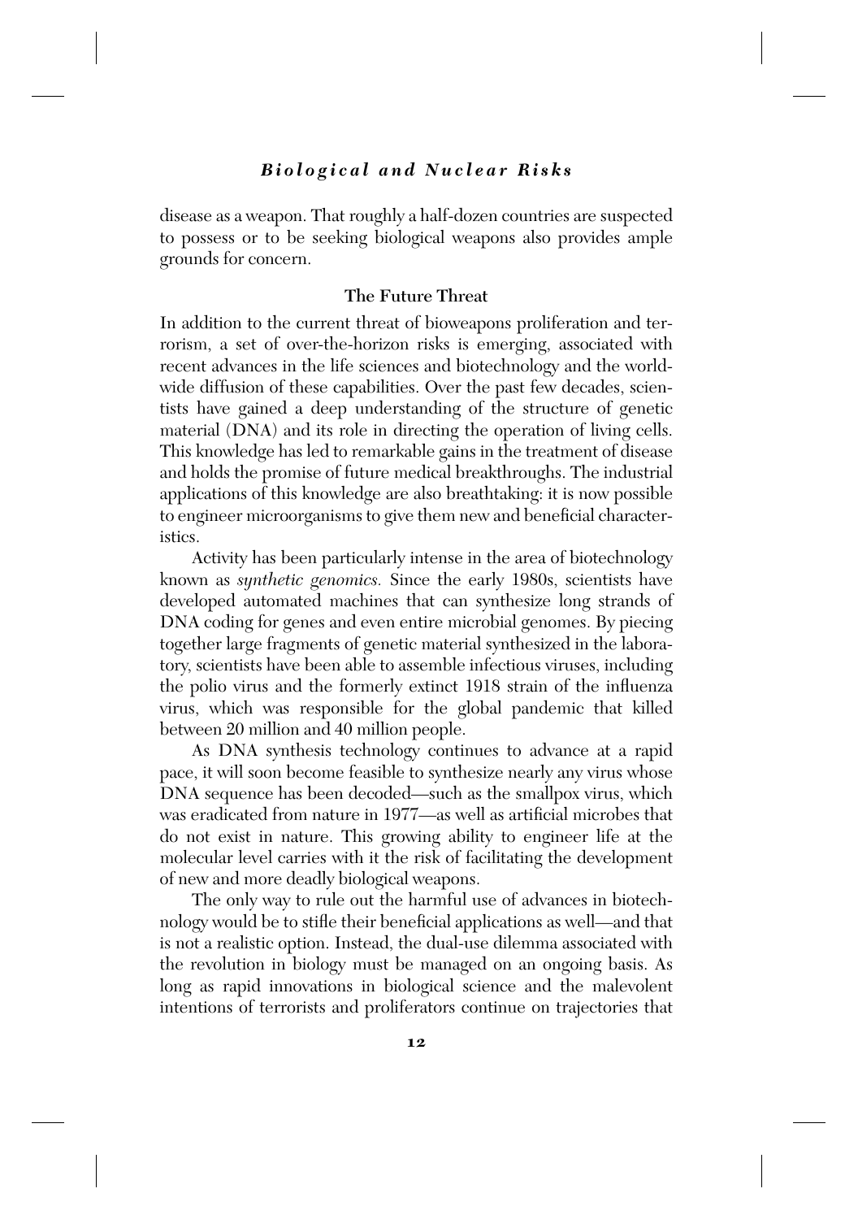disease as a weapon. That roughly a half-dozen countries are suspected to possess or to be seeking biological weapons also provides ample grounds for concern.

### The Future Threat

In addition to the current threat of bioweapons proliferation and terrorism, a set of over-the-horizon risks is emerging, associated with recent advances in the life sciences and biotechnology and the worldwide diffusion of these capabilities. Over the past few decades, scientists have gained a deep understanding of the structure of genetic material (DNA) and its role in directing the operation of living cells. This knowledge has led to remarkable gains in the treatment of disease and holds the promise of future medical breakthroughs. The industrial applications of this knowledge are also breathtaking: it is now possible to engineer microorganisms to give them new and beneficial characteristics.

Activity has been particularly intense in the area of biotechnology known as *synthetic genomics.* Since the early 1980s, scientists have developed automated machines that can synthesize long strands of DNA coding for genes and even entire microbial genomes. By piecing together large fragments of genetic material synthesized in the laboratory, scientists have been able to assemble infectious viruses, including the polio virus and the formerly extinct 1918 strain of the influenza virus, which was responsible for the global pandemic that killed between 20 million and 40 million people.

As DNA synthesis technology continues to advance at a rapid pace, it will soon become feasible to synthesize nearly any virus whose DNA sequence has been decoded—such as the smallpox virus, which was eradicated from nature in 1977—as well as artificial microbes that do not exist in nature. This growing ability to engineer life at the molecular level carries with it the risk of facilitating the development of new and more deadly biological weapons.

The only way to rule out the harmful use of advances in biotechnology would be to stifle their beneficial applications as well—and that is not a realistic option. Instead, the dual-use dilemma associated with the revolution in biology must be managed on an ongoing basis. As long as rapid innovations in biological science and the malevolent intentions of terrorists and proliferators continue on trajectories that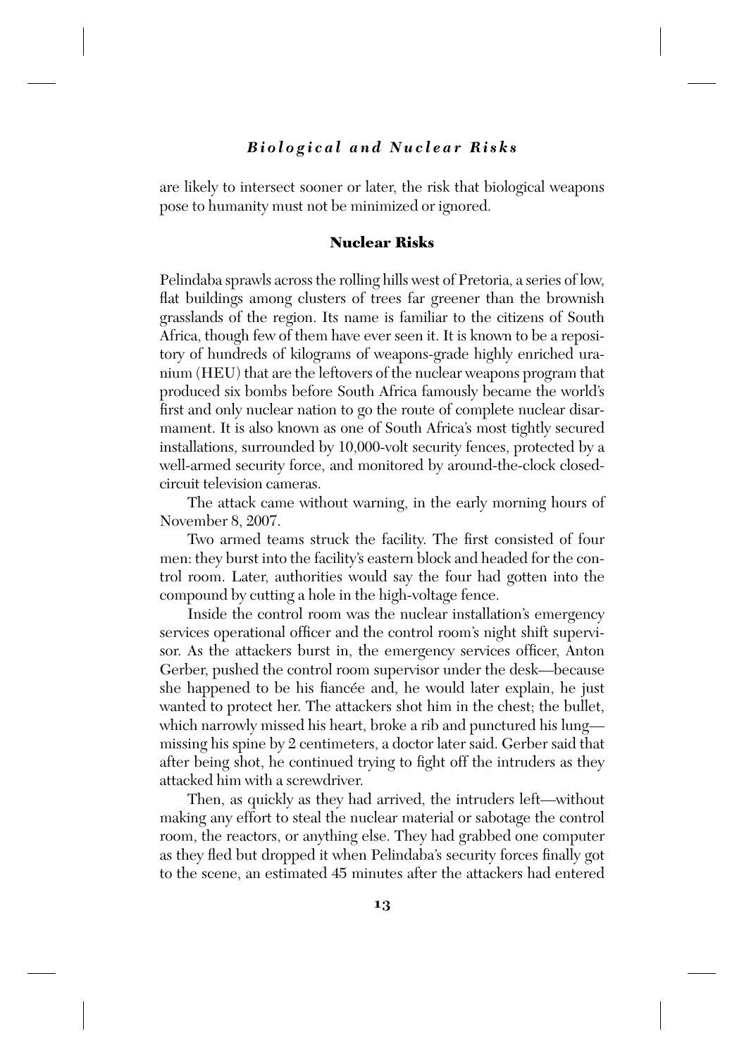are likely to intersect sooner or later, the risk that biological weapons pose to humanity must not be minimized or ignored.

## Nuclear Risks

Pelindaba sprawls across the rolling hills west of Pretoria, a series of low, flat buildings among clusters of trees far greener than the brownish grasslands of the region. Its name is familiar to the citizens of South Africa, though few of them have ever seen it. It is known to be a repository of hundreds of kilograms of weapons-grade highly enriched uranium (HEU) that are the leftovers of the nuclear weapons program that produced six bombs before South Africa famously became the world's first and only nuclear nation to go the route of complete nuclear disarmament. It is also known as one of South Africa's most tightly secured installations, surrounded by 10,000-volt security fences, protected by a well-armed security force, and monitored by around-the-clock closed-circuit television cameras.

The attack came without warning, in the early morning hours of November 8, 2007.

Two armed teams struck the facility. The first consisted of four men: they burst into the facility's eastern block and headed for the control room. Later, authorities would say the four had gotten into the compound by cutting a hole in the high-voltage fence.

Inside the control room was the nuclear installation's emergency services operational officer and the control room's night shift supervisor. As the attackers burst in, the emergency services officer, Anton Gerber, pushed the control room supervisor under the desk—because she happened to be his fiancée and, he would later explain, he just wanted to protect her. The attackers shot him in the chest; the bullet, which narrowly missed his heart, broke a rib and punctured his lung—missing his spine by 2 centimeters, a doctor later said. Gerber said that after being shot, he continued trying to fight off the intruders as they attacked him with a screwdriver.

Then, as quickly as they had arrived, the intruders left—without making any effort to steal the nuclear material or sabotage the control room, the reactors, or anything else. They had grabbed one computer as they fled but dropped it when Pelindaba's security forces finally got to the scene, an estimated 45 minutes after the attackers had entered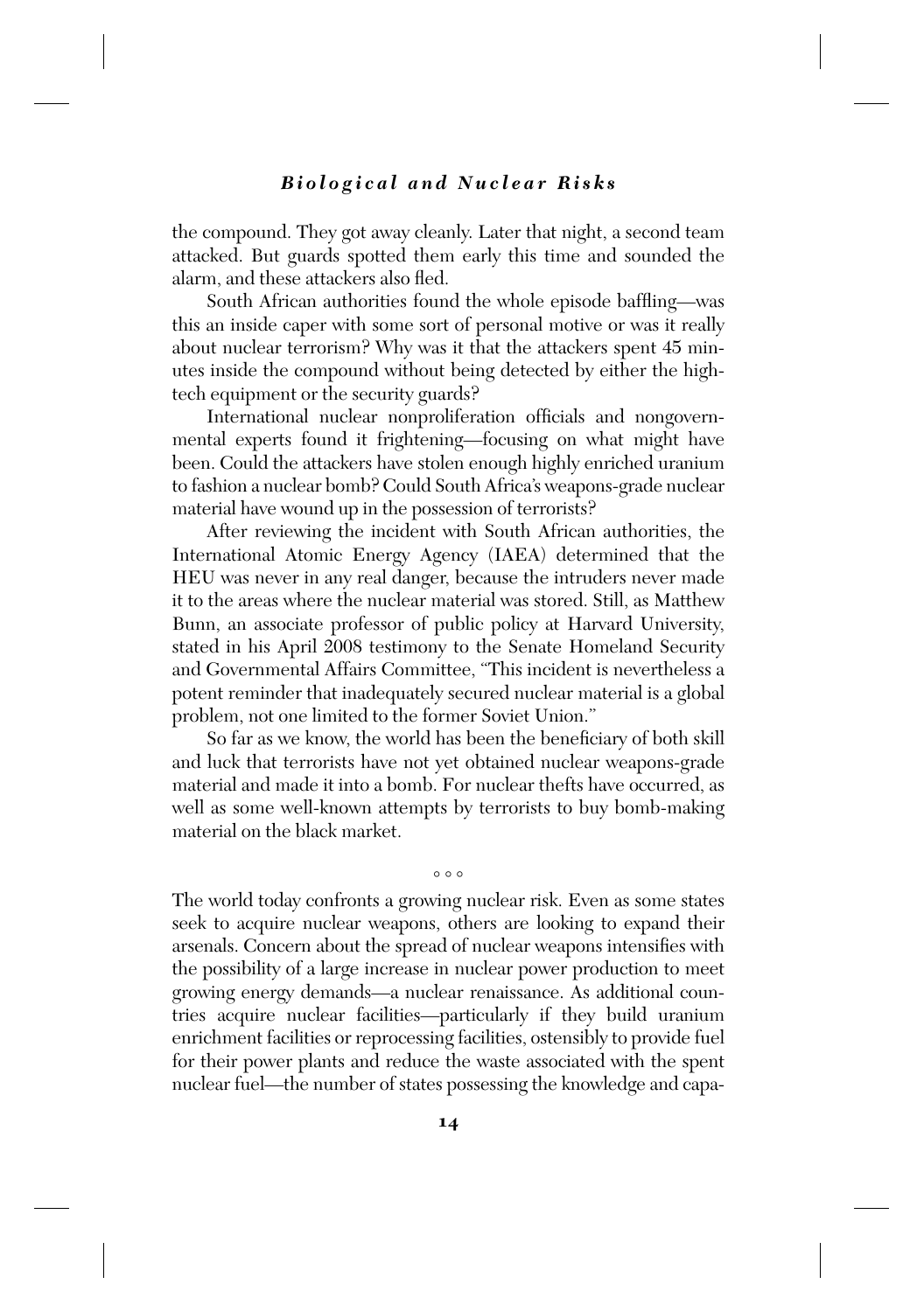the compound. They got away cleanly. Later that night, a second team attacked. But guards spotted them early this time and sounded the alarm, and these attackers also fled.

South African authorities found the whole episode baffling—was this an inside caper with some sort of personal motive or was it really about nuclear terrorism? Why was it that the attackers spent 45 minutes inside the compound without being detected by either the high-tech equipment or the security guards?

International nuclear nonproliferation officials and nongovernmental experts found it frightening—focusing on what might have been. Could the attackers have stolen enough highly enriched uranium to fashion a nuclear bomb? Could South Africa's weapons-grade nuclear material have wound up in the possession of terrorists?

After reviewing the incident with South African authorities, the International Atomic Energy Agency (IAEA) determined that the HEU was never in any real danger, because the intruders never made it to the areas where the nuclear material was stored. Still, as Matthew Bunn, an associate professor of public policy at Harvard University, stated in his April 2008 testimony to the Senate Homeland Security and Governmental Affairs Committee, "This incident is nevertheless a potent reminder that inadequately secured nuclear material is a global problem, not one limited to the former Soviet Union."

So far as we know, the world has been the beneficiary of both skill and luck that terrorists have not yet obtained nuclear weapons-grade material and made it into a bomb. For nuclear thefts have occurred, as well as some well-known attempts by terrorists to buy bomb-making material on the black market.

◦ ◦ ◦

The world today confronts a growing nuclear risk. Even as some states seek to acquire nuclear weapons, others are looking to expand their arsenals. Concern about the spread of nuclear weapons intensifies with the possibility of a large increase in nuclear power production to meet growing energy demands—a nuclear renaissance. As additional countries acquire nuclear facilities—particularly if they build uranium enrichment facilities or reprocessing facilities, ostensibly to provide fuel for their power plants and reduce the waste associated with the spent nuclear fuel—the number of states possessing the knowledge and capa-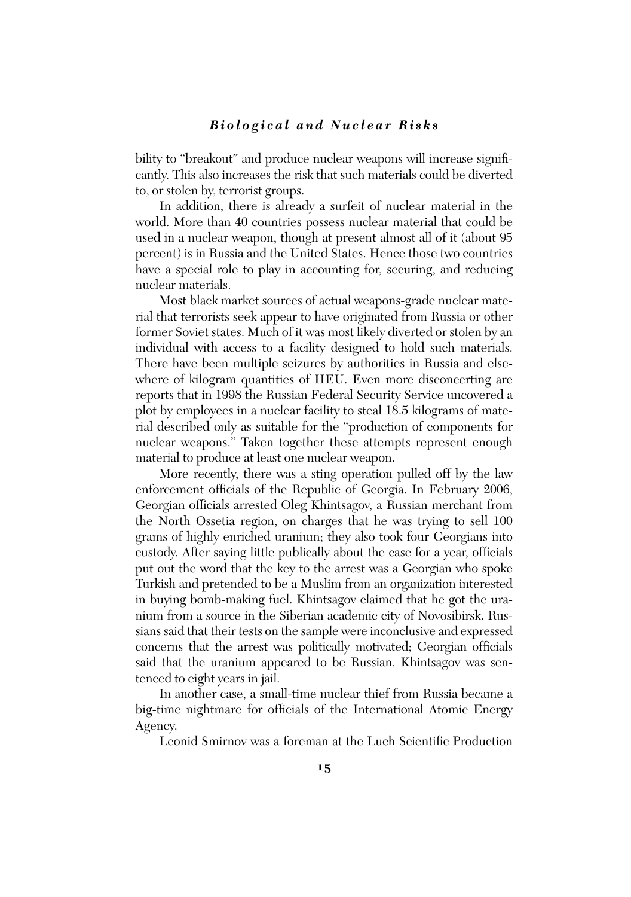bility to "breakout" and produce nuclear weapons will increase significantly. This also increases the risk that such materials could be diverted to, or stolen by, terrorist groups.

In addition, there is already a surfeit of nuclear material in the world. More than 40 countries possess nuclear material that could be used in a nuclear weapon, though at present almost all of it (about 95 percent) is in Russia and the United States. Hence those two countries have a special role to play in accounting for, securing, and reducing nuclear materials.

Most black market sources of actual weapons-grade nuclear material that terrorists seek appear to have originated from Russia or other former Soviet states. Much of it was most likely diverted or stolen by an individual with access to a facility designed to hold such materials. There have been multiple seizures by authorities in Russia and elsewhere of kilogram quantities of HEU. Even more disconcerting are reports that in 1998 the Russian Federal Security Service uncovered a plot by employees in a nuclear facility to steal 18.5 kilograms of material described only as suitable for the "production of components for nuclear weapons." Taken together these attempts represent enough material to produce at least one nuclear weapon.

More recently, there was a sting operation pulled off by the law enforcement officials of the Republic of Georgia. In February 2006, Georgian officials arrested Oleg Khintsagov, a Russian merchant from the North Ossetia region, on charges that he was trying to sell 100 grams of highly enriched uranium; they also took four Georgians into custody. After saying little publically about the case for a year, officials put out the word that the key to the arrest was a Georgian who spoke Turkish and pretended to be a Muslim from an organization interested in buying bomb-making fuel. Khintsagov claimed that he got the uranium from a source in the Siberian academic city of Novosibirsk. Russians said that their tests on the sample were inconclusive and expressed concerns that the arrest was politically motivated; Georgian officials said that the uranium appeared to be Russian. Khintsagov was sentenced to eight years in jail.

In another case, a small-time nuclear thief from Russia became a big-time nightmare for officials of the International Atomic Energy Agency.

Leonid Smirnov was a foreman at the Luch Scientific Production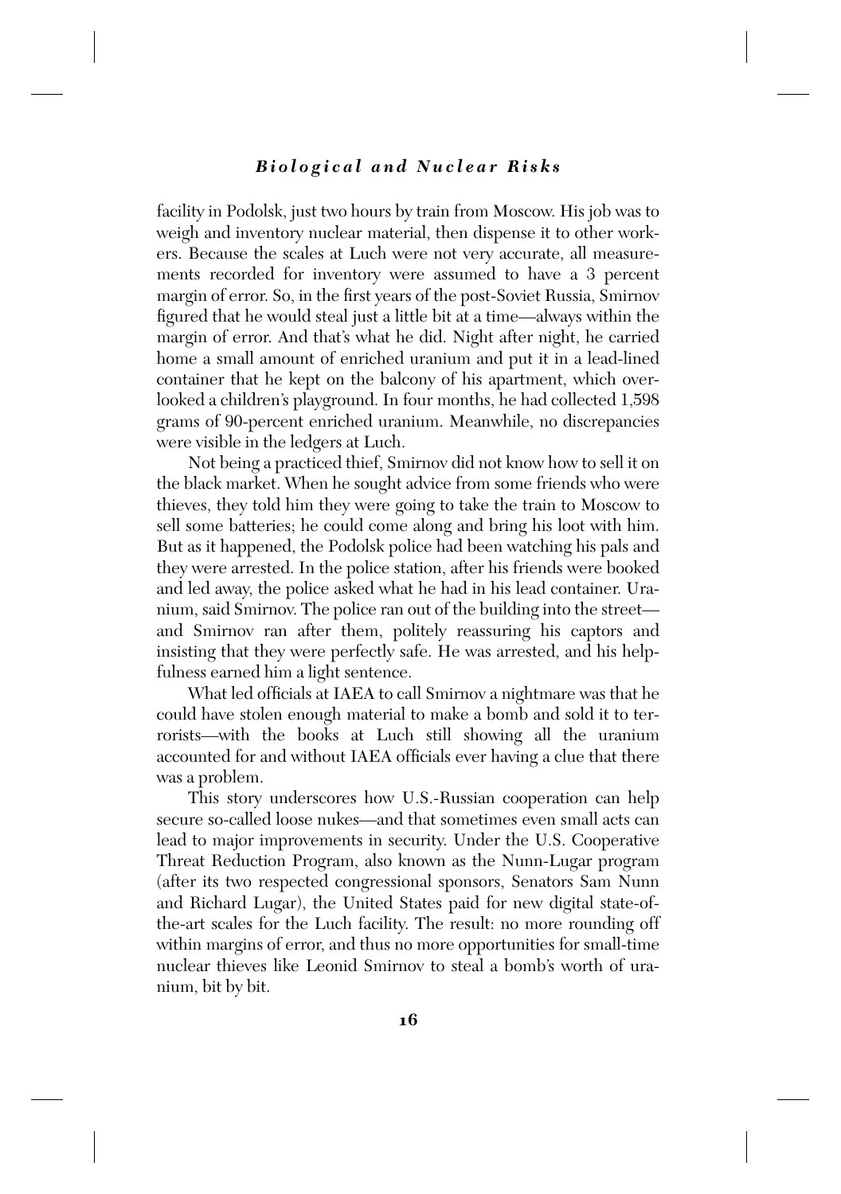facility in Podolsk, just two hours by train from Moscow. His job was to weigh and inventory nuclear material, then dispense it to other workers. Because the scales at Luch were not very accurate, all measurements recorded for inventory were assumed to have a 3 percent margin of error. So, in the first years of the post-Soviet Russia, Smirnov figured that he would steal just a little bit at a time—always within the margin of error. And that's what he did. Night after night, he carried home a small amount of enriched uranium and put it in a lead-lined container that he kept on the balcony of his apartment, which overlooked a children's playground. In four months, he had collected 1,598 grams of 90-percent enriched uranium. Meanwhile, no discrepancies were visible in the ledgers at Luch.

Not being a practiced thief, Smirnov did not know how to sell it on the black market. When he sought advice from some friends who were thieves, they told him they were going to take the train to Moscow to sell some batteries; he could come along and bring his loot with him. But as it happened, the Podolsk police had been watching his pals and they were arrested. In the police station, after his friends were booked and led away, the police asked what he had in his lead container. Uranium, said Smirnov. The police ran out of the building into the street—and Smirnov ran after them, politely reassuring his captors and insisting that they were perfectly safe. He was arrested, and his helpfulness earned him a light sentence.

What led officials at IAEA to call Smirnov a nightmare was that he could have stolen enough material to make a bomb and sold it to terrorists—with the books at Luch still showing all the uranium accounted for and without IAEA officials ever having a clue that there was a problem.

This story underscores how U.S.-Russian cooperation can help secure so-called loose nukes—and that sometimes even small acts can lead to major improvements in security. Under the U.S. Cooperative Threat Reduction Program, also known as the Nunn-Lugar program (after its two respected congressional sponsors, Senators Sam Nunn and Richard Lugar), the United States paid for new digital state-of-the-art scales for the Luch facility. The result: no more rounding off within margins of error, and thus no more opportunities for small-time nuclear thieves like Leonid Smirnov to steal a bomb's worth of uranium, bit by bit.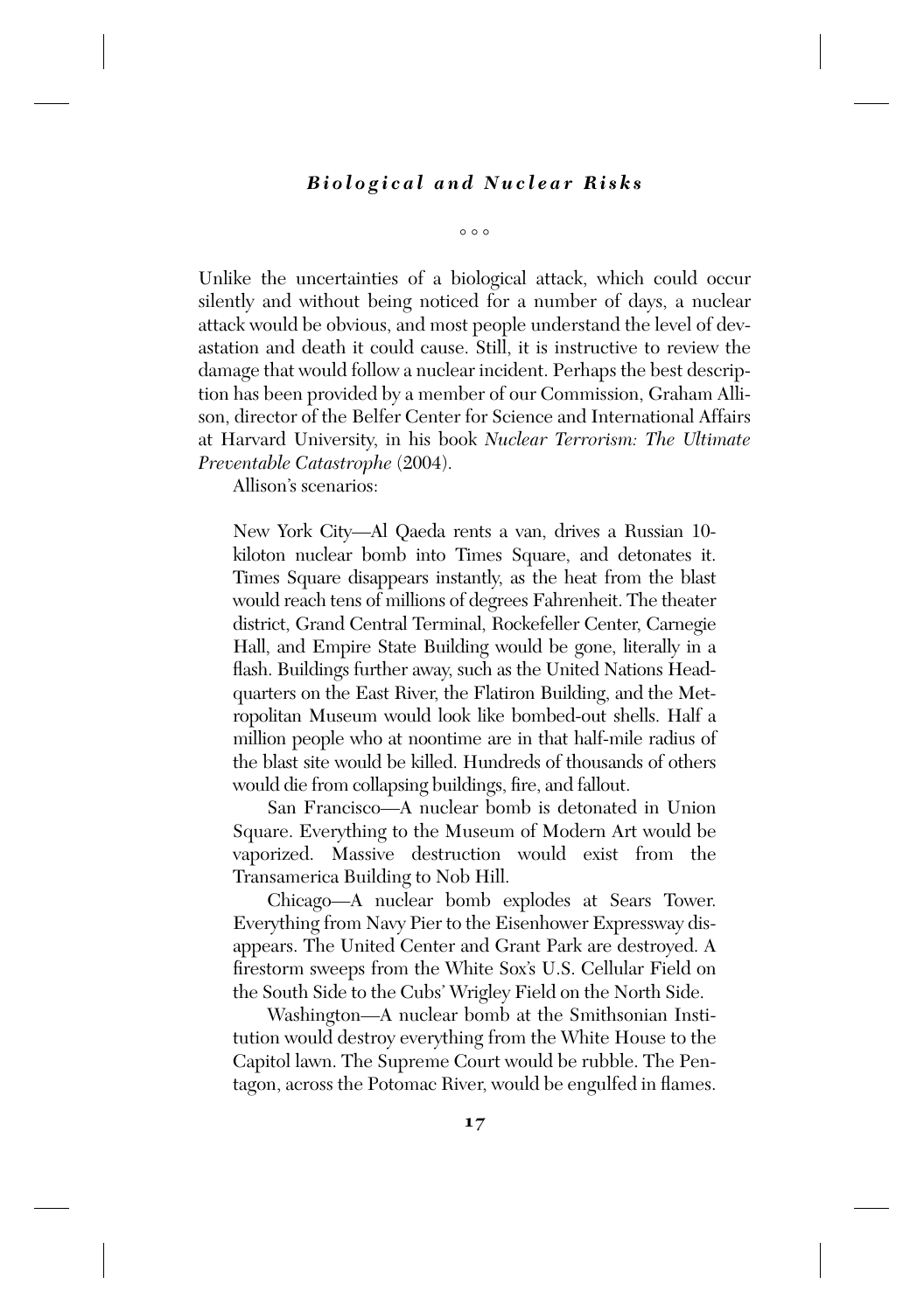° ° °

Unlike the uncertainties of a biological attack, which could occur silently and without being noticed for a number of days, a nuclear attack would be obvious, and most people understand the level of devastation and death it could cause. Still, it is instructive to review the damage that would follow a nuclear incident. Perhaps the best description has been provided by a member of our Commission, Graham Allison, director of the Belfer Center for Science and International Affairs at Harvard University, in his book *Nuclear Terrorism: The Ultimate Preventable Catastrophe* (2004).

Allison's scenarios:

> New York City—Al Qaeda rents a van, drives a Russian 10-kiloton nuclear bomb into Times Square, and detonates it. Times Square disappears instantly, as the heat from the blast would reach tens of millions of degrees Fahrenheit. The theater district, Grand Central Terminal, Rockefeller Center, Carnegie Hall, and Empire State Building would be gone, literally in a flash. Buildings further away, such as the United Nations Headquarters on the East River, the Flatiron Building, and the Metropolitan Museum would look like bombed-out shells. Half a million people who at noontime are in that half-mile radius of the blast site would be killed. Hundreds of thousands of others would die from collapsing buildings, fire, and fallout.
>
> San Francisco—A nuclear bomb is detonated in Union Square. Everything to the Museum of Modern Art would be vaporized. Massive destruction would exist from the Transamerica Building to Nob Hill.
>
> Chicago—A nuclear bomb explodes at Sears Tower. Everything from Navy Pier to the Eisenhower Expressway disappears. The United Center and Grant Park are destroyed. A firestorm sweeps from the White Sox's U.S. Cellular Field on the South Side to the Cubs' Wrigley Field on the North Side.
>
> Washington—A nuclear bomb at the Smithsonian Institution would destroy everything from the White House to the Capitol lawn. The Supreme Court would be rubble. The Pentagon, across the Potomac River, would be engulfed in flames.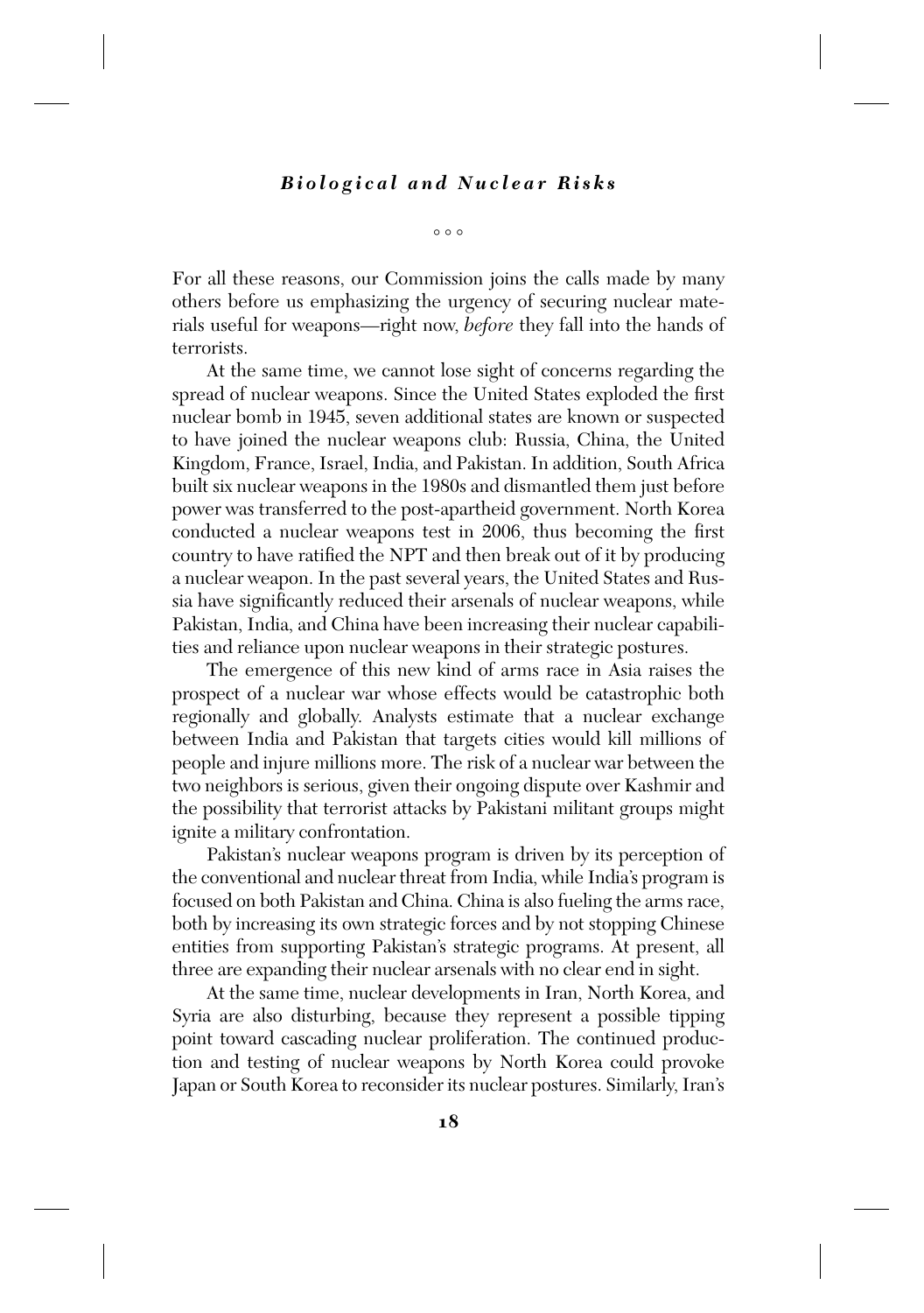° ° °

For all these reasons, our Commission joins the calls made by many others before us emphasizing the urgency of securing nuclear materials useful for weapons—right now, *before* they fall into the hands of terrorists.

At the same time, we cannot lose sight of concerns regarding the spread of nuclear weapons. Since the United States exploded the first nuclear bomb in 1945, seven additional states are known or suspected to have joined the nuclear weapons club: Russia, China, the United Kingdom, France, Israel, India, and Pakistan. In addition, South Africa built six nuclear weapons in the 1980s and dismantled them just before power was transferred to the post-apartheid government. North Korea conducted a nuclear weapons test in 2006, thus becoming the first country to have ratified the NPT and then break out of it by producing a nuclear weapon. In the past several years, the United States and Russia have significantly reduced their arsenals of nuclear weapons, while Pakistan, India, and China have been increasing their nuclear capabilities and reliance upon nuclear weapons in their strategic postures.

The emergence of this new kind of arms race in Asia raises the prospect of a nuclear war whose effects would be catastrophic both regionally and globally. Analysts estimate that a nuclear exchange between India and Pakistan that targets cities would kill millions of people and injure millions more. The risk of a nuclear war between the two neighbors is serious, given their ongoing dispute over Kashmir and the possibility that terrorist attacks by Pakistani militant groups might ignite a military confrontation.

Pakistan's nuclear weapons program is driven by its perception of the conventional and nuclear threat from India, while India's program is focused on both Pakistan and China. China is also fueling the arms race, both by increasing its own strategic forces and by not stopping Chinese entities from supporting Pakistan's strategic programs. At present, all three are expanding their nuclear arsenals with no clear end in sight.

At the same time, nuclear developments in Iran, North Korea, and Syria are also disturbing, because they represent a possible tipping point toward cascading nuclear proliferation. The continued production and testing of nuclear weapons by North Korea could provoke Japan or South Korea to reconsider its nuclear postures. Similarly, Iran's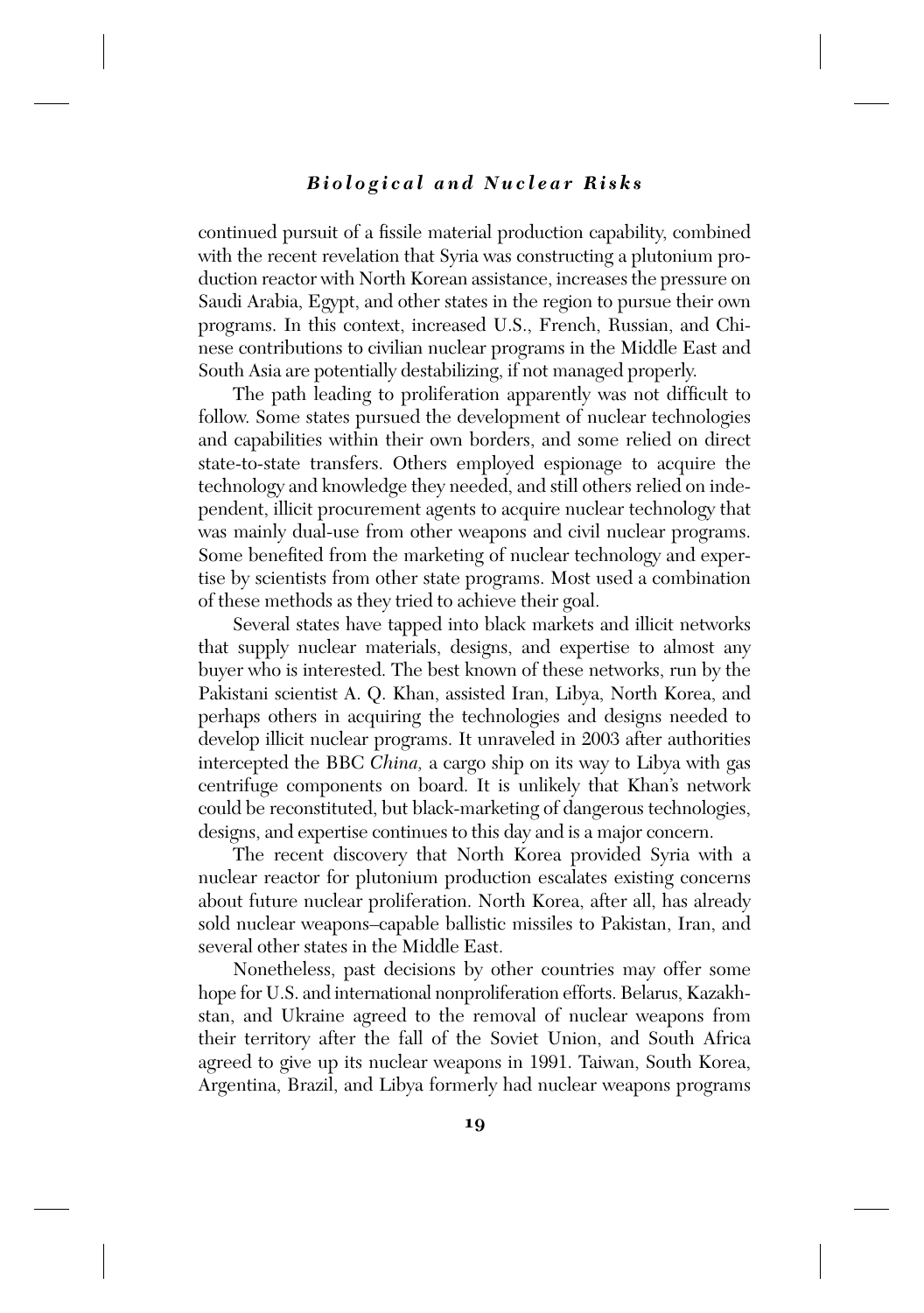continued pursuit of a fissile material production capability, combined with the recent revelation that Syria was constructing a plutonium production reactor with North Korean assistance, increases the pressure on Saudi Arabia, Egypt, and other states in the region to pursue their own programs. In this context, increased U.S., French, Russian, and Chinese contributions to civilian nuclear programs in the Middle East and South Asia are potentially destabilizing, if not managed properly.

The path leading to proliferation apparently was not difficult to follow. Some states pursued the development of nuclear technologies and capabilities within their own borders, and some relied on direct state-to-state transfers. Others employed espionage to acquire the technology and knowledge they needed, and still others relied on independent, illicit procurement agents to acquire nuclear technology that was mainly dual-use from other weapons and civil nuclear programs. Some benefited from the marketing of nuclear technology and expertise by scientists from other state programs. Most used a combination of these methods as they tried to achieve their goal.

Several states have tapped into black markets and illicit networks that supply nuclear materials, designs, and expertise to almost any buyer who is interested. The best known of these networks, run by the Pakistani scientist A. Q. Khan, assisted Iran, Libya, North Korea, and perhaps others in acquiring the technologies and designs needed to develop illicit nuclear programs. It unraveled in 2003 after authorities intercepted the BBC *China,* a cargo ship on its way to Libya with gas centrifuge components on board. It is unlikely that Khan's network could be reconstituted, but black-marketing of dangerous technologies, designs, and expertise continues to this day and is a major concern.

The recent discovery that North Korea provided Syria with a nuclear reactor for plutonium production escalates existing concerns about future nuclear proliferation. North Korea, after all, has already sold nuclear weapons–capable ballistic missiles to Pakistan, Iran, and several other states in the Middle East.

Nonetheless, past decisions by other countries may offer some hope for U.S. and international nonproliferation efforts. Belarus, Kazakhstan, and Ukraine agreed to the removal of nuclear weapons from their territory after the fall of the Soviet Union, and South Africa agreed to give up its nuclear weapons in 1991. Taiwan, South Korea, Argentina, Brazil, and Libya formerly had nuclear weapons programs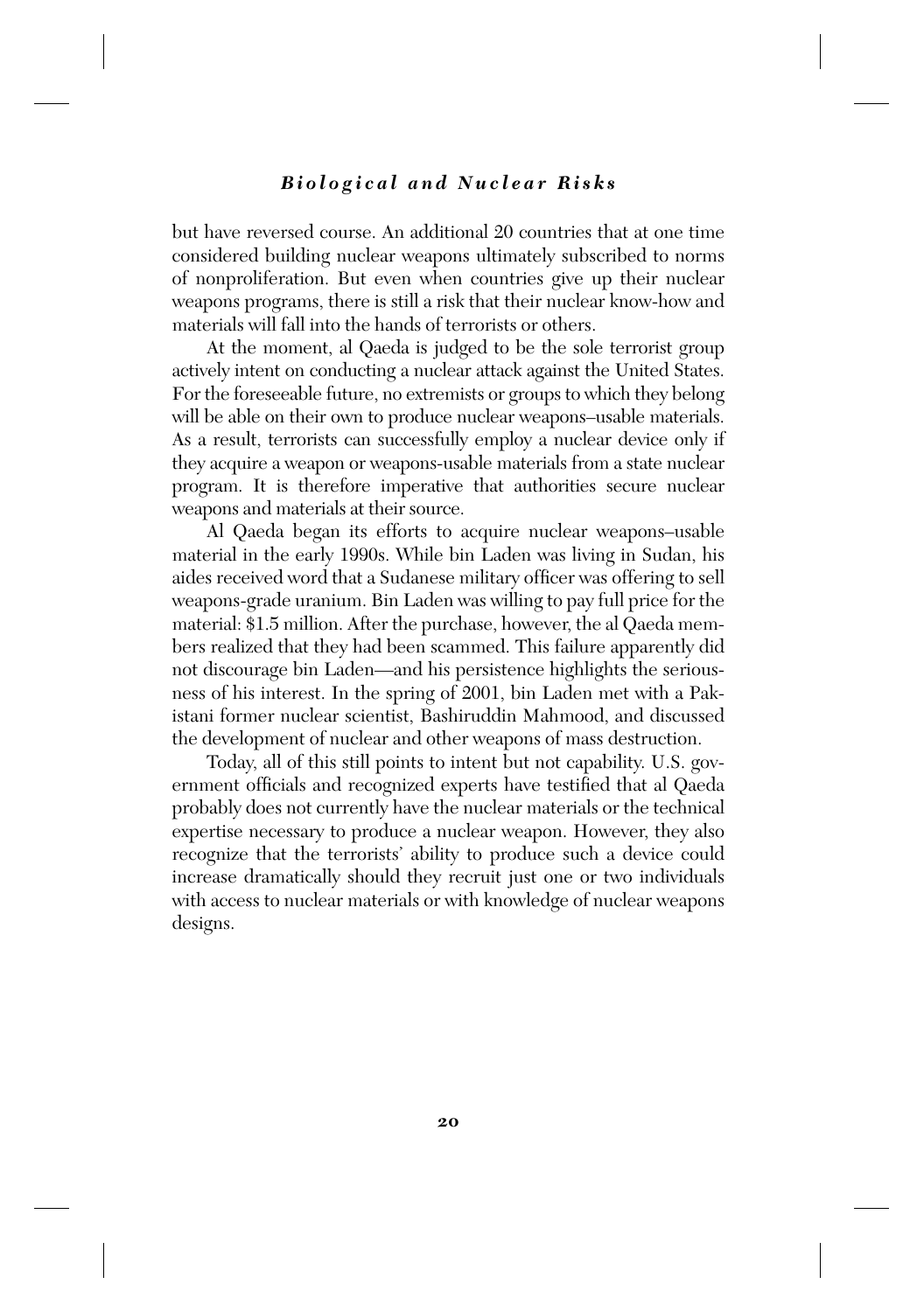but have reversed course. An additional 20 countries that at one time considered building nuclear weapons ultimately subscribed to norms of nonproliferation. But even when countries give up their nuclear weapons programs, there is still a risk that their nuclear know-how and materials will fall into the hands of terrorists or others.

At the moment, al Qaeda is judged to be the sole terrorist group actively intent on conducting a nuclear attack against the United States. For the foreseeable future, no extremists or groups to which they belong will be able on their own to produce nuclear weapons–usable materials. As a result, terrorists can successfully employ a nuclear device only if they acquire a weapon or weapons-usable materials from a state nuclear program. It is therefore imperative that authorities secure nuclear weapons and materials at their source.

Al Qaeda began its efforts to acquire nuclear weapons–usable material in the early 1990s. While bin Laden was living in Sudan, his aides received word that a Sudanese military officer was offering to sell weapons-grade uranium. Bin Laden was willing to pay full price for the material: $1.5 million. After the purchase, however, the al Qaeda members realized that they had been scammed. This failure apparently did not discourage bin Laden—and his persistence highlights the seriousness of his interest. In the spring of 2001, bin Laden met with a Pakistani former nuclear scientist, Bashiruddin Mahmood, and discussed the development of nuclear and other weapons of mass destruction.

Today, all of this still points to intent but not capability. U.S. government officials and recognized experts have testified that al Qaeda probably does not currently have the nuclear materials or the technical expertise necessary to produce a nuclear weapon. However, they also recognize that the terrorists' ability to produce such a device could increase dramatically should they recruit just one or two individuals with access to nuclear materials or with knowledge of nuclear weapons designs.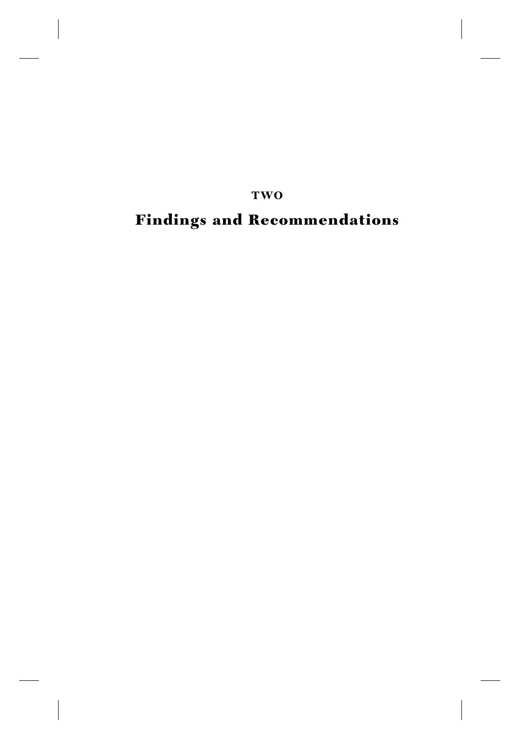# TWO

# Findings and Recommendations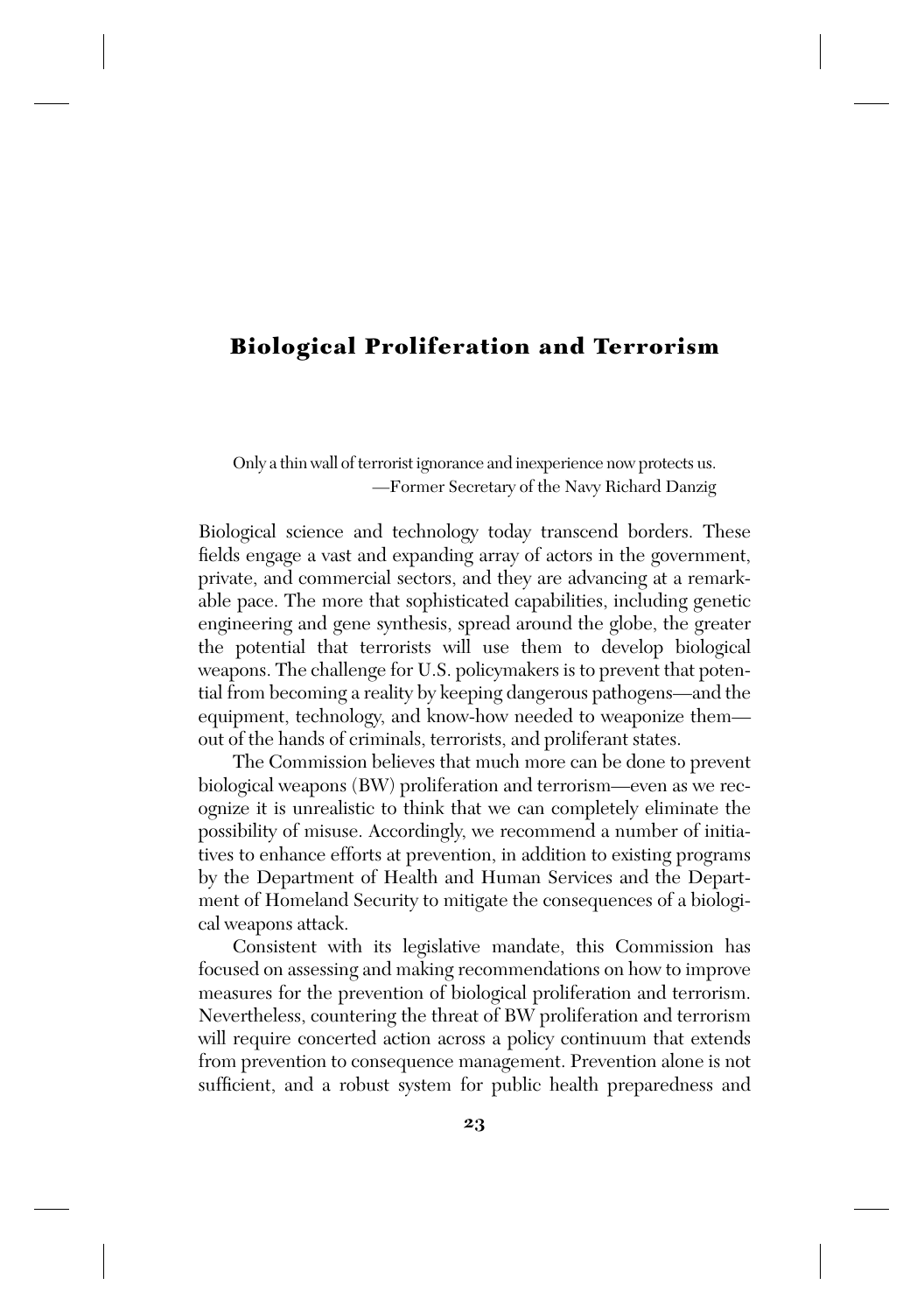# Biological Proliferation and Terrorism

> Only a thin wall of terrorist ignorance and inexperience now protects us.
> —Former Secretary of the Navy Richard Danzig

Biological science and technology today transcend borders. These fields engage a vast and expanding array of actors in the government, private, and commercial sectors, and they are advancing at a remarkable pace. The more that sophisticated capabilities, including genetic engineering and gene synthesis, spread around the globe, the greater the potential that terrorists will use them to develop biological weapons. The challenge for U.S. policymakers is to prevent that potential from becoming a reality by keeping dangerous pathogens—and the equipment, technology, and know-how needed to weaponize them—out of the hands of criminals, terrorists, and proliferant states.

The Commission believes that much more can be done to prevent biological weapons (BW) proliferation and terrorism—even as we recognize it is unrealistic to think that we can completely eliminate the possibility of misuse. Accordingly, we recommend a number of initiatives to enhance efforts at prevention, in addition to existing programs by the Department of Health and Human Services and the Department of Homeland Security to mitigate the consequences of a biological weapons attack.

Consistent with its legislative mandate, this Commission has focused on assessing and making recommendations on how to improve measures for the prevention of biological proliferation and terrorism. Nevertheless, countering the threat of BW proliferation and terrorism will require concerted action across a policy continuum that extends from prevention to consequence management. Prevention alone is not sufficient, and a robust system for public health preparedness and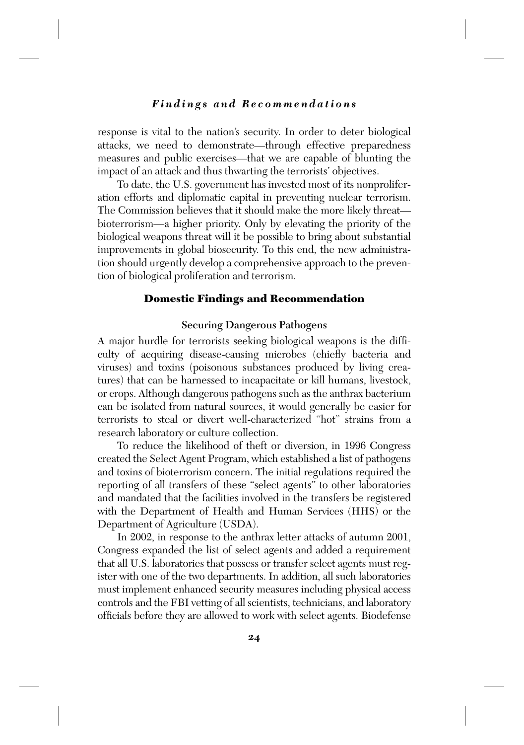response is vital to the nation's security. In order to deter biological attacks, we need to demonstrate—through effective preparedness measures and public exercises—that we are capable of blunting the impact of an attack and thus thwarting the terrorists' objectives.

To date, the U.S. government has invested most of its nonproliferation efforts and diplomatic capital in preventing nuclear terrorism. The Commission believes that it should make the more likely threat—bioterrorism—a higher priority. Only by elevating the priority of the biological weapons threat will it be possible to bring about substantial improvements in global biosecurity. To this end, the new administration should urgently develop a comprehensive approach to the prevention of biological proliferation and terrorism.

## Domestic Findings and Recommendation

### Securing Dangerous Pathogens

A major hurdle for terrorists seeking biological weapons is the difficulty of acquiring disease-causing microbes (chiefly bacteria and viruses) and toxins (poisonous substances produced by living creatures) that can be harnessed to incapacitate or kill humans, livestock, or crops. Although dangerous pathogens such as the anthrax bacterium can be isolated from natural sources, it would generally be easier for terrorists to steal or divert well-characterized "hot" strains from a research laboratory or culture collection.

To reduce the likelihood of theft or diversion, in 1996 Congress created the Select Agent Program, which established a list of pathogens and toxins of bioterrorism concern. The initial regulations required the reporting of all transfers of these "select agents" to other laboratories and mandated that the facilities involved in the transfers be registered with the Department of Health and Human Services (HHS) or the Department of Agriculture (USDA).

In 2002, in response to the anthrax letter attacks of autumn 2001, Congress expanded the list of select agents and added a requirement that all U.S. laboratories that possess or transfer select agents must register with one of the two departments. In addition, all such laboratories must implement enhanced security measures including physical access controls and the FBI vetting of all scientists, technicians, and laboratory officials before they are allowed to work with select agents. Biodefense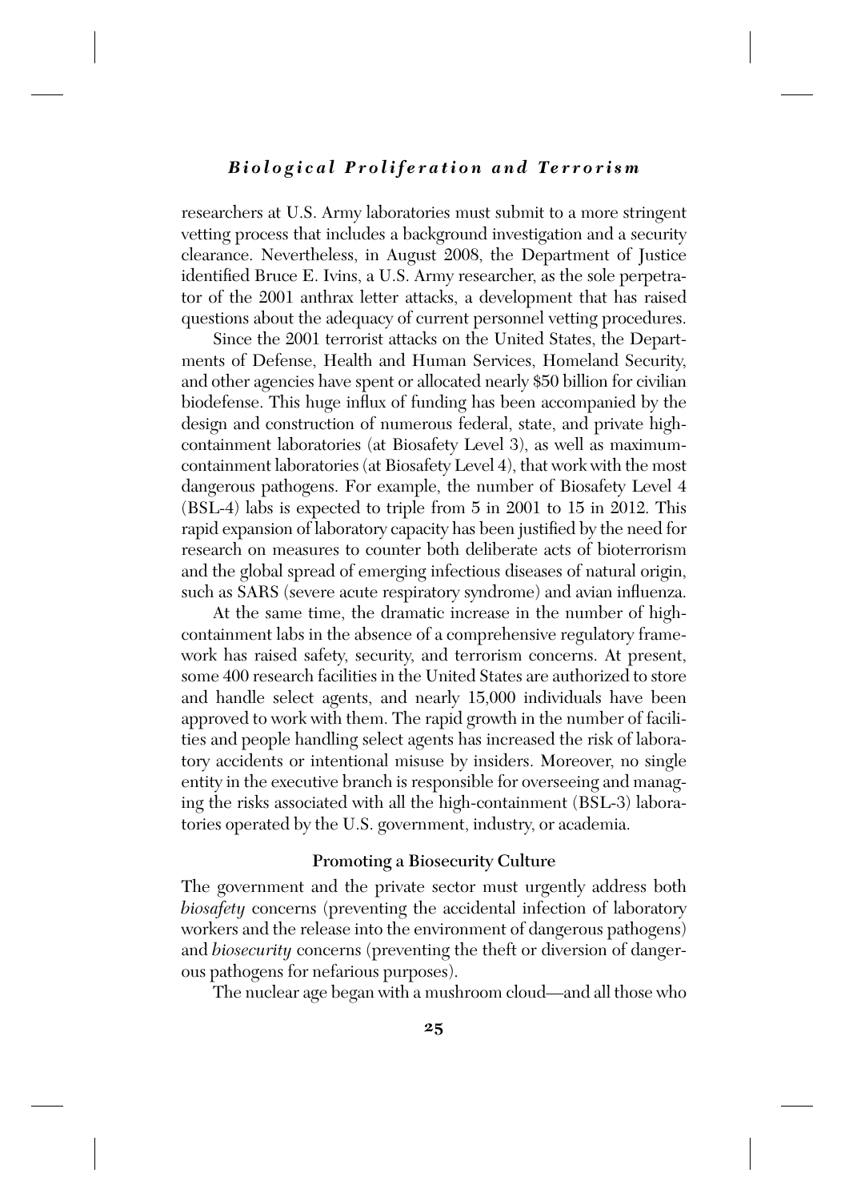researchers at U.S. Army laboratories must submit to a more stringent vetting process that includes a background investigation and a security clearance. Nevertheless, in August 2008, the Department of Justice identified Bruce E. Ivins, a U.S. Army researcher, as the sole perpetrator of the 2001 anthrax letter attacks, a development that has raised questions about the adequacy of current personnel vetting procedures.

Since the 2001 terrorist attacks on the United States, the Departments of Defense, Health and Human Services, Homeland Security, and other agencies have spent or allocated nearly $50 billion for civilian biodefense. This huge influx of funding has been accompanied by the design and construction of numerous federal, state, and private high-containment laboratories (at Biosafety Level 3), as well as maximum-containment laboratories (at Biosafety Level 4), that work with the most dangerous pathogens. For example, the number of Biosafety Level 4 (BSL-4) labs is expected to triple from 5 in 2001 to 15 in 2012. This rapid expansion of laboratory capacity has been justified by the need for research on measures to counter both deliberate acts of bioterrorism and the global spread of emerging infectious diseases of natural origin, such as SARS (severe acute respiratory syndrome) and avian influenza.

At the same time, the dramatic increase in the number of high-containment labs in the absence of a comprehensive regulatory framework has raised safety, security, and terrorism concerns. At present, some 400 research facilities in the United States are authorized to store and handle select agents, and nearly 15,000 individuals have been approved to work with them. The rapid growth in the number of facilities and people handling select agents has increased the risk of laboratory accidents or intentional misuse by insiders. Moreover, no single entity in the executive branch is responsible for overseeing and managing the risks associated with all the high-containment (BSL-3) laboratories operated by the U.S. government, industry, or academia.

### Promoting a Biosecurity Culture

The government and the private sector must urgently address both *biosafety* concerns (preventing the accidental infection of laboratory workers and the release into the environment of dangerous pathogens) and *biosecurity* concerns (preventing the theft or diversion of dangerous pathogens for nefarious purposes).

The nuclear age began with a mushroom cloud—and all those who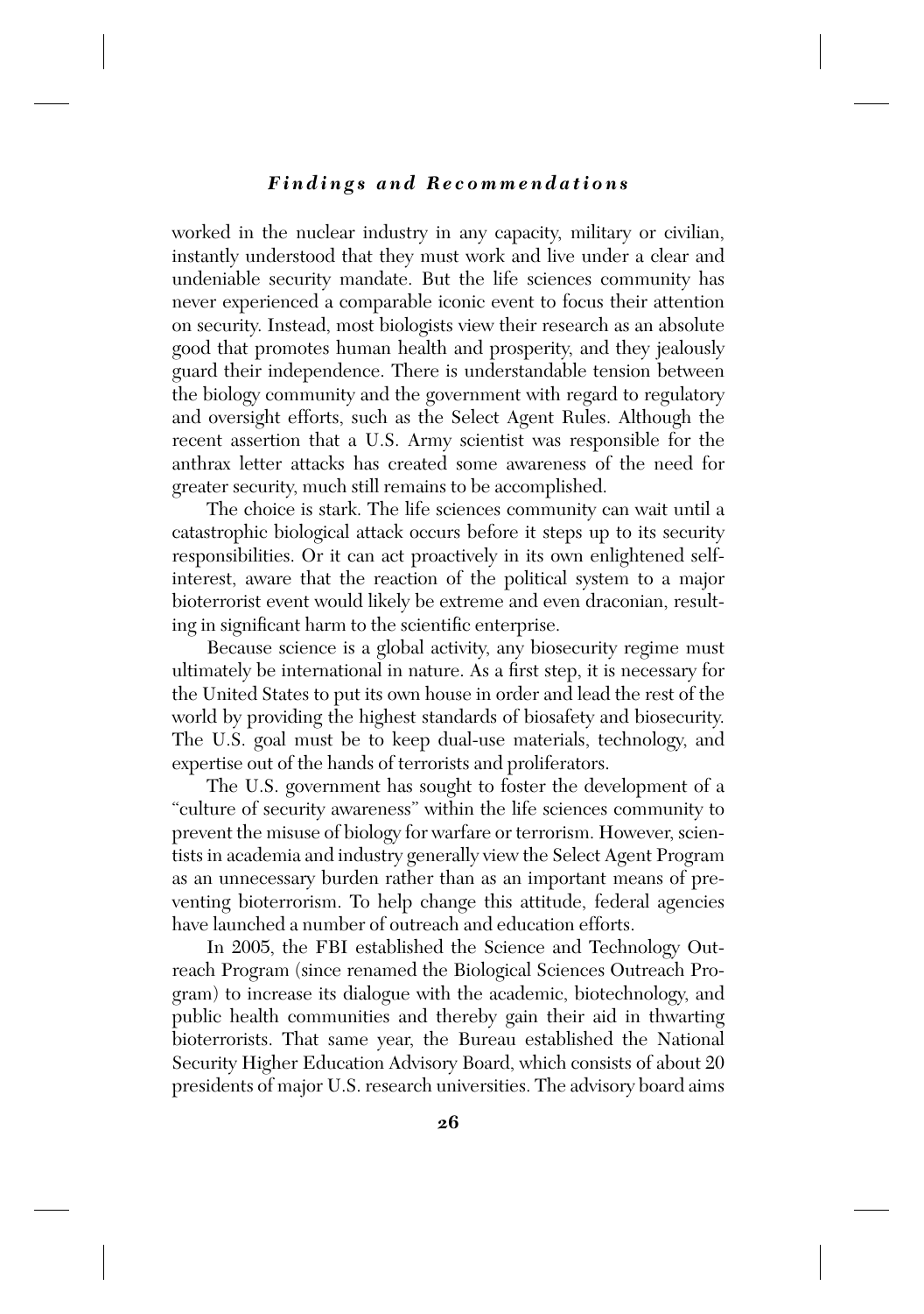worked in the nuclear industry in any capacity, military or civilian, instantly understood that they must work and live under a clear and undeniable security mandate. But the life sciences community has never experienced a comparable iconic event to focus their attention on security. Instead, most biologists view their research as an absolute good that promotes human health and prosperity, and they jealously guard their independence. There is understandable tension between the biology community and the government with regard to regulatory and oversight efforts, such as the Select Agent Rules. Although the recent assertion that a U.S. Army scientist was responsible for the anthrax letter attacks has created some awareness of the need for greater security, much still remains to be accomplished.

The choice is stark. The life sciences community can wait until a catastrophic biological attack occurs before it steps up to its security responsibilities. Or it can act proactively in its own enlightened self-interest, aware that the reaction of the political system to a major bioterrorist event would likely be extreme and even draconian, resulting in significant harm to the scientific enterprise.

Because science is a global activity, any biosecurity regime must ultimately be international in nature. As a first step, it is necessary for the United States to put its own house in order and lead the rest of the world by providing the highest standards of biosafety and biosecurity. The U.S. goal must be to keep dual-use materials, technology, and expertise out of the hands of terrorists and proliferators.

The U.S. government has sought to foster the development of a "culture of security awareness" within the life sciences community to prevent the misuse of biology for warfare or terrorism. However, scientists in academia and industry generally view the Select Agent Program as an unnecessary burden rather than as an important means of preventing bioterrorism. To help change this attitude, federal agencies have launched a number of outreach and education efforts.

In 2005, the FBI established the Science and Technology Outreach Program (since renamed the Biological Sciences Outreach Program) to increase its dialogue with the academic, biotechnology, and public health communities and thereby gain their aid in thwarting bioterrorists. That same year, the Bureau established the National Security Higher Education Advisory Board, which consists of about 20 presidents of major U.S. research universities. The advisory board aims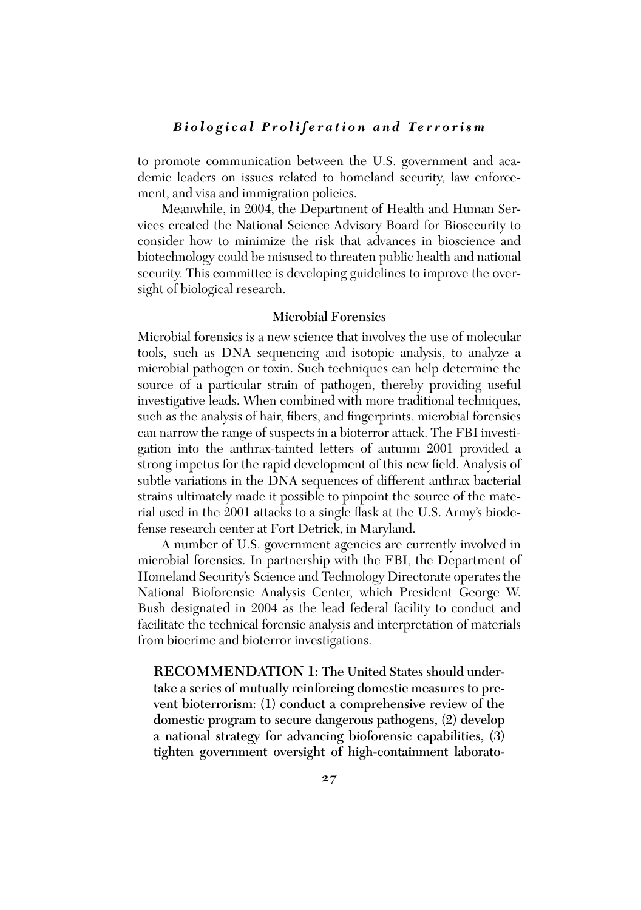to promote communication between the U.S. government and academic leaders on issues related to homeland security, law enforcement, and visa and immigration policies.

Meanwhile, in 2004, the Department of Health and Human Services created the National Science Advisory Board for Biosecurity to consider how to minimize the risk that advances in bioscience and biotechnology could be misused to threaten public health and national security. This committee is developing guidelines to improve the oversight of biological research.

### Microbial Forensics

Microbial forensics is a new science that involves the use of molecular tools, such as DNA sequencing and isotopic analysis, to analyze a microbial pathogen or toxin. Such techniques can help determine the source of a particular strain of pathogen, thereby providing useful investigative leads. When combined with more traditional techniques, such as the analysis of hair, fibers, and fingerprints, microbial forensics can narrow the range of suspects in a bioterror attack. The FBI investigation into the anthrax-tainted letters of autumn 2001 provided a strong impetus for the rapid development of this new field. Analysis of subtle variations in the DNA sequences of different anthrax bacterial strains ultimately made it possible to pinpoint the source of the material used in the 2001 attacks to a single flask at the U.S. Army's biodefense research center at Fort Detrick, in Maryland.

A number of U.S. government agencies are currently involved in microbial forensics. In partnership with the FBI, the Department of Homeland Security's Science and Technology Directorate operates the National Bioforensic Analysis Center, which President George W. Bush designated in 2004 as the lead federal facility to conduct and facilitate the technical forensic analysis and interpretation of materials from biocrime and bioterror investigations.

**RECOMMENDATION 1: The United States should undertake a series of mutually reinforcing domestic measures to prevent bioterrorism: (1) conduct a comprehensive review of the domestic program to secure dangerous pathogens, (2) develop a national strategy for advancing bioforensic capabilities, (3) tighten government oversight of high-containment laborato-**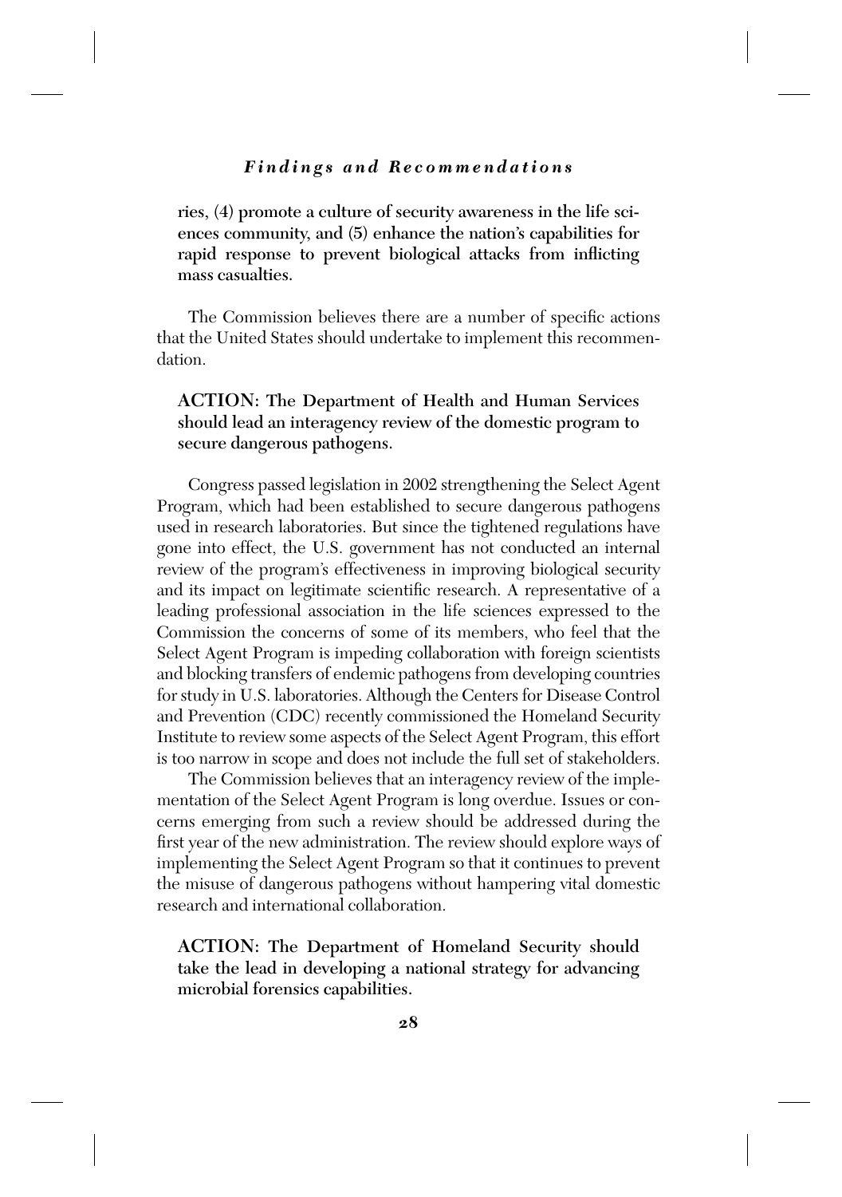**ries, (4) promote a culture of security awareness in the life sciences community, and (5) enhance the nation's capabilities for rapid response to prevent biological attacks from inflicting mass casualties.**

The Commission believes there are a number of specific actions that the United States should undertake to implement this recommendation.

**ACTION: The Department of Health and Human Services should lead an interagency review of the domestic program to secure dangerous pathogens.**

Congress passed legislation in 2002 strengthening the Select Agent Program, which had been established to secure dangerous pathogens used in research laboratories. But since the tightened regulations have gone into effect, the U.S. government has not conducted an internal review of the program's effectiveness in improving biological security and its impact on legitimate scientific research. A representative of a leading professional association in the life sciences expressed to the Commission the concerns of some of its members, who feel that the Select Agent Program is impeding collaboration with foreign scientists and blocking transfers of endemic pathogens from developing countries for study in U.S. laboratories. Although the Centers for Disease Control and Prevention (CDC) recently commissioned the Homeland Security Institute to review some aspects of the Select Agent Program, this effort is too narrow in scope and does not include the full set of stakeholders.

The Commission believes that an interagency review of the implementation of the Select Agent Program is long overdue. Issues or concerns emerging from such a review should be addressed during the first year of the new administration. The review should explore ways of implementing the Select Agent Program so that it continues to prevent the misuse of dangerous pathogens without hampering vital domestic research and international collaboration.

**ACTION: The Department of Homeland Security should take the lead in developing a national strategy for advancing microbial forensics capabilities.**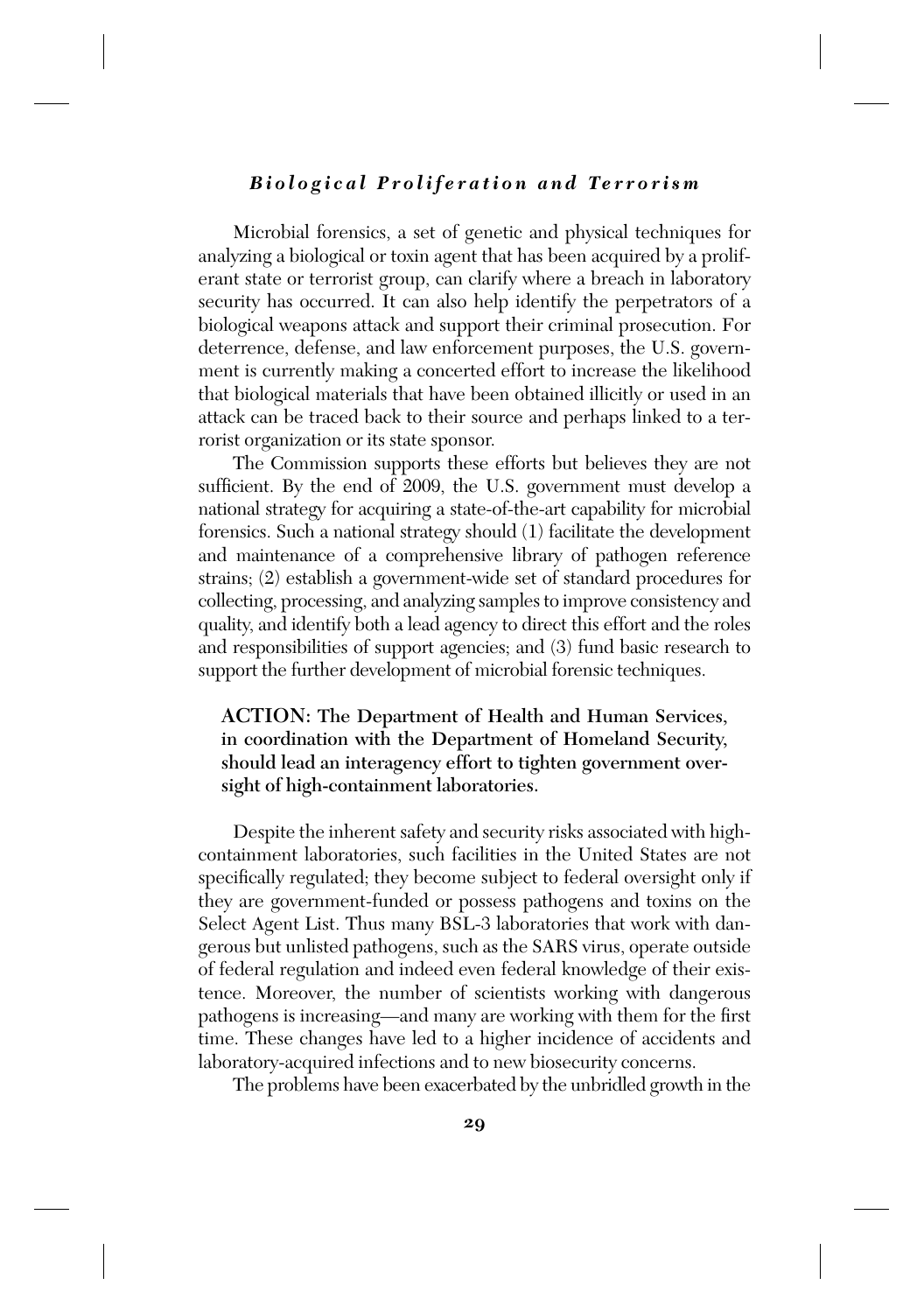Microbial forensics, a set of genetic and physical techniques for analyzing a biological or toxin agent that has been acquired by a proliferant state or terrorist group, can clarify where a breach in laboratory security has occurred. It can also help identify the perpetrators of a biological weapons attack and support their criminal prosecution. For deterrence, defense, and law enforcement purposes, the U.S. government is currently making a concerted effort to increase the likelihood that biological materials that have been obtained illicitly or used in an attack can be traced back to their source and perhaps linked to a terrorist organization or its state sponsor.

The Commission supports these efforts but believes they are not sufficient. By the end of 2009, the U.S. government must develop a national strategy for acquiring a state-of-the-art capability for microbial forensics. Such a national strategy should (1) facilitate the development and maintenance of a comprehensive library of pathogen reference strains; (2) establish a government-wide set of standard procedures for collecting, processing, and analyzing samples to improve consistency and quality, and identify both a lead agency to direct this effort and the roles and responsibilities of support agencies; and (3) fund basic research to support the further development of microbial forensic techniques.

**ACTION: The Department of Health and Human Services, in coordination with the Department of Homeland Security, should lead an interagency effort to tighten government oversight of high-containment laboratories.**

Despite the inherent safety and security risks associated with high-containment laboratories, such facilities in the United States are not specifically regulated; they become subject to federal oversight only if they are government-funded or possess pathogens and toxins on the Select Agent List. Thus many BSL-3 laboratories that work with dangerous but unlisted pathogens, such as the SARS virus, operate outside of federal regulation and indeed even federal knowledge of their existence. Moreover, the number of scientists working with dangerous pathogens is increasing—and many are working with them for the first time. These changes have led to a higher incidence of accidents and laboratory-acquired infections and to new biosecurity concerns.

The problems have been exacerbated by the unbridled growth in the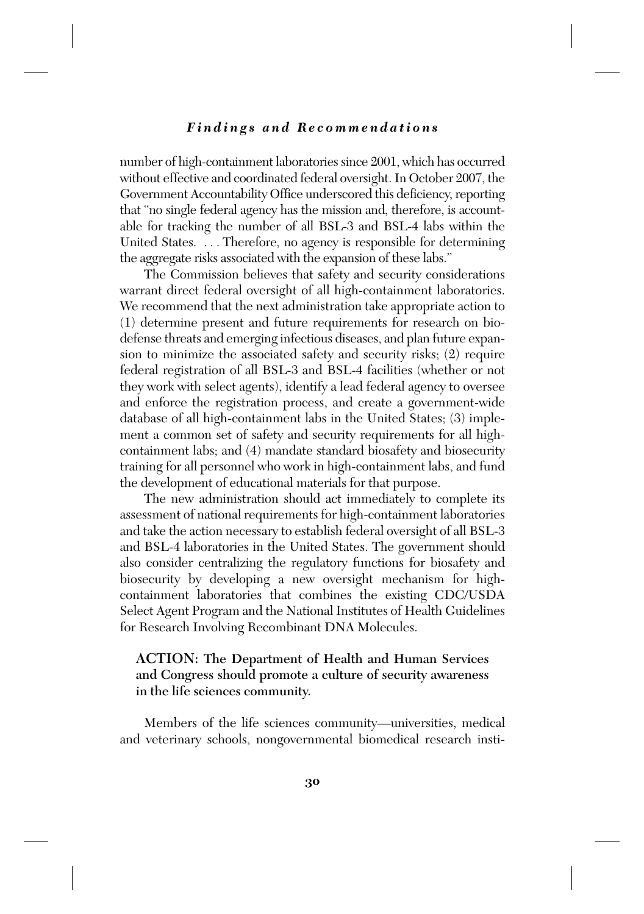number of high-containment laboratories since 2001, which has occurred without effective and coordinated federal oversight. In October 2007, the Government Accountability Office underscored this deficiency, reporting that "no single federal agency has the mission and, therefore, is accountable for tracking the number of all BSL-3 and BSL-4 labs within the United States. . . . Therefore, no agency is responsible for determining the aggregate risks associated with the expansion of these labs."

The Commission believes that safety and security considerations warrant direct federal oversight of all high-containment laboratories. We recommend that the next administration take appropriate action to (1) determine present and future requirements for research on biodefense threats and emerging infectious diseases, and plan future expansion to minimize the associated safety and security risks; (2) require federal registration of all BSL-3 and BSL-4 facilities (whether or not they work with select agents), identify a lead federal agency to oversee and enforce the registration process, and create a government-wide database of all high-containment labs in the United States; (3) implement a common set of safety and security requirements for all high-containment labs; and (4) mandate standard biosafety and biosecurity training for all personnel who work in high-containment labs, and fund the development of educational materials for that purpose.

The new administration should act immediately to complete its assessment of national requirements for high-containment laboratories and take the action necessary to establish federal oversight of all BSL-3 and BSL-4 laboratories in the United States. The government should also consider centralizing the regulatory functions for biosafety and biosecurity by developing a new oversight mechanism for high-containment laboratories that combines the existing CDC/USDA Select Agent Program and the National Institutes of Health Guidelines for Research Involving Recombinant DNA Molecules.

**ACTION: The Department of Health and Human Services and Congress should promote a culture of security awareness in the life sciences community.**

Members of the life sciences community—universities, medical and veterinary schools, nongovernmental biomedical research insti-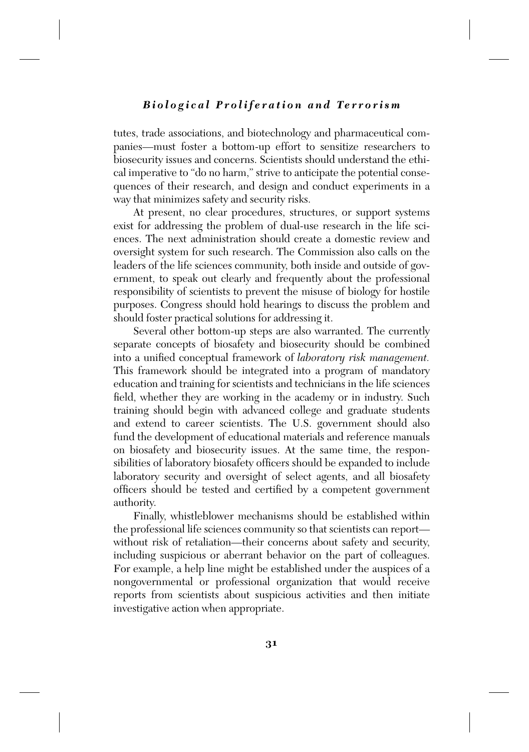tutes, trade associations, and biotechnology and pharmaceutical companies—must foster a bottom-up effort to sensitize researchers to biosecurity issues and concerns. Scientists should understand the ethical imperative to "do no harm," strive to anticipate the potential consequences of their research, and design and conduct experiments in a way that minimizes safety and security risks.

At present, no clear procedures, structures, or support systems exist for addressing the problem of dual-use research in the life sciences. The next administration should create a domestic review and oversight system for such research. The Commission also calls on the leaders of the life sciences community, both inside and outside of government, to speak out clearly and frequently about the professional responsibility of scientists to prevent the misuse of biology for hostile purposes. Congress should hold hearings to discuss the problem and should foster practical solutions for addressing it.

Several other bottom-up steps are also warranted. The currently separate concepts of biosafety and biosecurity should be combined into a unified conceptual framework of *laboratory risk management.* This framework should be integrated into a program of mandatory education and training for scientists and technicians in the life sciences field, whether they are working in the academy or in industry. Such training should begin with advanced college and graduate students and extend to career scientists. The U.S. government should also fund the development of educational materials and reference manuals on biosafety and biosecurity issues. At the same time, the responsibilities of laboratory biosafety officers should be expanded to include laboratory security and oversight of select agents, and all biosafety officers should be tested and certified by a competent government authority.

Finally, whistleblower mechanisms should be established within the professional life sciences community so that scientists can report—without risk of retaliation—their concerns about safety and security, including suspicious or aberrant behavior on the part of colleagues. For example, a help line might be established under the auspices of a nongovernmental or professional organization that would receive reports from scientists about suspicious activities and then initiate investigative action when appropriate.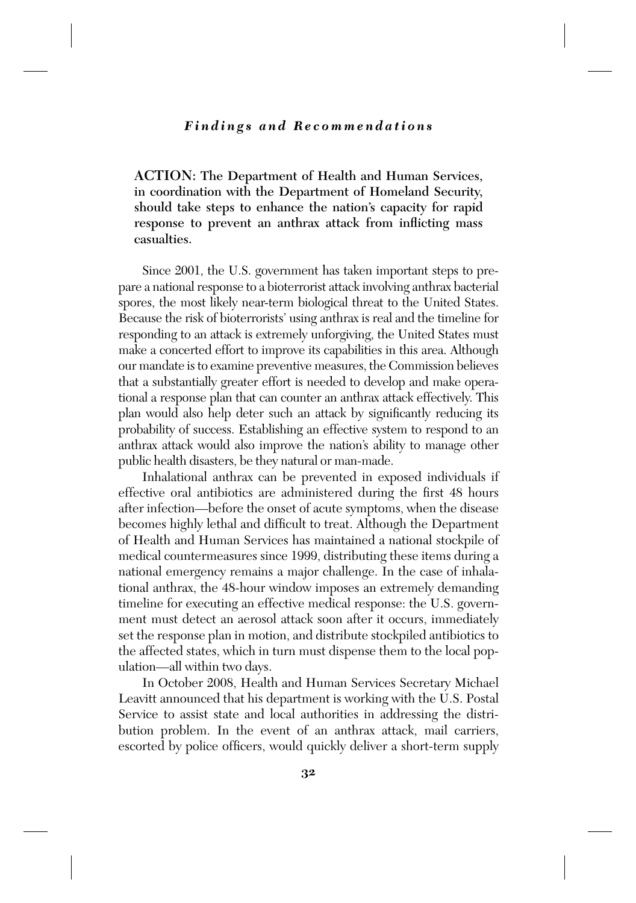**ACTION: The Department of Health and Human Services, in coordination with the Department of Homeland Security, should take steps to enhance the nation's capacity for rapid response to prevent an anthrax attack from inflicting mass casualties.**

Since 2001, the U.S. government has taken important steps to prepare a national response to a bioterrorist attack involving anthrax bacterial spores, the most likely near-term biological threat to the United States. Because the risk of bioterrorists' using anthrax is real and the timeline for responding to an attack is extremely unforgiving, the United States must make a concerted effort to improve its capabilities in this area. Although our mandate is to examine preventive measures, the Commission believes that a substantially greater effort is needed to develop and make operational a response plan that can counter an anthrax attack effectively. This plan would also help deter such an attack by significantly reducing its probability of success. Establishing an effective system to respond to an anthrax attack would also improve the nation's ability to manage other public health disasters, be they natural or man-made.

Inhalational anthrax can be prevented in exposed individuals if effective oral antibiotics are administered during the first 48 hours after infection—before the onset of acute symptoms, when the disease becomes highly lethal and difficult to treat. Although the Department of Health and Human Services has maintained a national stockpile of medical countermeasures since 1999, distributing these items during a national emergency remains a major challenge. In the case of inhalational anthrax, the 48-hour window imposes an extremely demanding timeline for executing an effective medical response: the U.S. government must detect an aerosol attack soon after it occurs, immediately set the response plan in motion, and distribute stockpiled antibiotics to the affected states, which in turn must dispense them to the local population—all within two days.

In October 2008, Health and Human Services Secretary Michael Leavitt announced that his department is working with the U.S. Postal Service to assist state and local authorities in addressing the distribution problem. In the event of an anthrax attack, mail carriers, escorted by police officers, would quickly deliver a short-term supply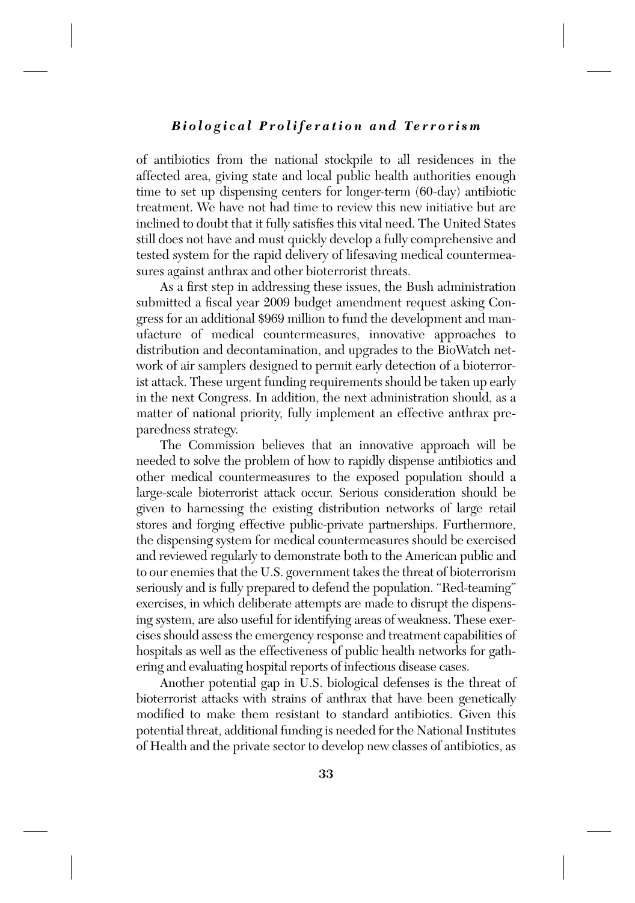of antibiotics from the national stockpile to all residences in the affected area, giving state and local public health authorities enough time to set up dispensing centers for longer-term (60-day) antibiotic treatment. We have not had time to review this new initiative but are inclined to doubt that it fully satisfies this vital need. The United States still does not have and must quickly develop a fully comprehensive and tested system for the rapid delivery of lifesaving medical countermeasures against anthrax and other bioterrorist threats.

As a first step in addressing these issues, the Bush administration submitted a fiscal year 2009 budget amendment request asking Congress for an additional $969 million to fund the development and manufacture of medical countermeasures, innovative approaches to distribution and decontamination, and upgrades to the BioWatch network of air samplers designed to permit early detection of a bioterrorist attack. These urgent funding requirements should be taken up early in the next Congress. In addition, the next administration should, as a matter of national priority, fully implement an effective anthrax preparedness strategy.

The Commission believes that an innovative approach will be needed to solve the problem of how to rapidly dispense antibiotics and other medical countermeasures to the exposed population should a large-scale bioterrorist attack occur. Serious consideration should be given to harnessing the existing distribution networks of large retail stores and forging effective public-private partnerships. Furthermore, the dispensing system for medical countermeasures should be exercised and reviewed regularly to demonstrate both to the American public and to our enemies that the U.S. government takes the threat of bioterrorism seriously and is fully prepared to defend the population. "Red-teaming" exercises, in which deliberate attempts are made to disrupt the dispensing system, are also useful for identifying areas of weakness. These exercises should assess the emergency response and treatment capabilities of hospitals as well as the effectiveness of public health networks for gathering and evaluating hospital reports of infectious disease cases.

Another potential gap in U.S. biological defenses is the threat of bioterrorist attacks with strains of anthrax that have been genetically modified to make them resistant to standard antibiotics. Given this potential threat, additional funding is needed for the National Institutes of Health and the private sector to develop new classes of antibiotics, as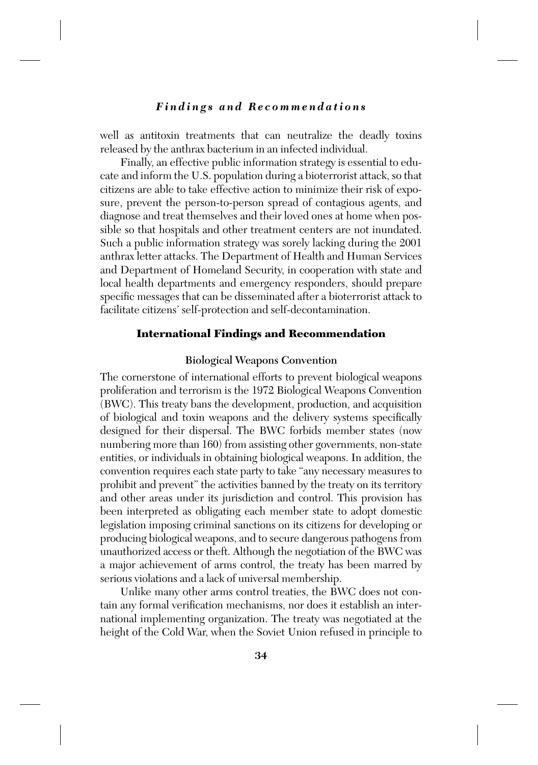well as antitoxin treatments that can neutralize the deadly toxins released by the anthrax bacterium in an infected individual.

Finally, an effective public information strategy is essential to educate and inform the U.S. population during a bioterrorist attack, so that citizens are able to take effective action to minimize their risk of exposure, prevent the person-to-person spread of contagious agents, and diagnose and treat themselves and their loved ones at home when possible so that hospitals and other treatment centers are not inundated. Such a public information strategy was sorely lacking during the 2001 anthrax letter attacks. The Department of Health and Human Services and Department of Homeland Security, in cooperation with state and local health departments and emergency responders, should prepare specific messages that can be disseminated after a bioterrorist attack to facilitate citizens' self-protection and self-decontamination.

## International Findings and Recommendation

### Biological Weapons Convention

The cornerstone of international efforts to prevent biological weapons proliferation and terrorism is the 1972 Biological Weapons Convention (BWC). This treaty bans the development, production, and acquisition of biological and toxin weapons and the delivery systems specifically designed for their dispersal. The BWC forbids member states (now numbering more than 160) from assisting other governments, non-state entities, or individuals in obtaining biological weapons. In addition, the convention requires each state party to take "any necessary measures to prohibit and prevent" the activities banned by the treaty on its territory and other areas under its jurisdiction and control. This provision has been interpreted as obligating each member state to adopt domestic legislation imposing criminal sanctions on its citizens for developing or producing biological weapons, and to secure dangerous pathogens from unauthorized access or theft. Although the negotiation of the BWC was a major achievement of arms control, the treaty has been marred by serious violations and a lack of universal membership.

Unlike many other arms control treaties, the BWC does not contain any formal verification mechanisms, nor does it establish an international implementing organization. The treaty was negotiated at the height of the Cold War, when the Soviet Union refused in principle to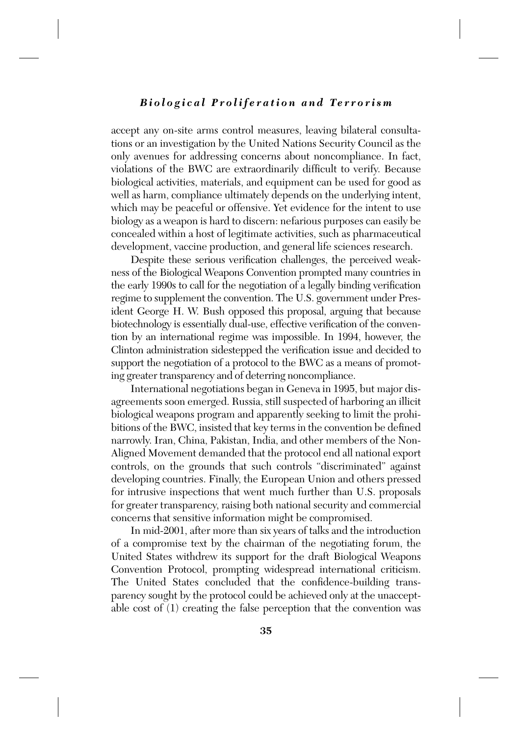accept any on-site arms control measures, leaving bilateral consultations or an investigation by the United Nations Security Council as the only avenues for addressing concerns about noncompliance. In fact, violations of the BWC are extraordinarily difficult to verify. Because biological activities, materials, and equipment can be used for good as well as harm, compliance ultimately depends on the underlying intent, which may be peaceful or offensive. Yet evidence for the intent to use biology as a weapon is hard to discern: nefarious purposes can easily be concealed within a host of legitimate activities, such as pharmaceutical development, vaccine production, and general life sciences research.

Despite these serious verification challenges, the perceived weakness of the Biological Weapons Convention prompted many countries in the early 1990s to call for the negotiation of a legally binding verification regime to supplement the convention. The U.S. government under President George H. W. Bush opposed this proposal, arguing that because biotechnology is essentially dual-use, effective verification of the convention by an international regime was impossible. In 1994, however, the Clinton administration sidestepped the verification issue and decided to support the negotiation of a protocol to the BWC as a means of promoting greater transparency and of deterring noncompliance.

International negotiations began in Geneva in 1995, but major disagreements soon emerged. Russia, still suspected of harboring an illicit biological weapons program and apparently seeking to limit the prohibitions of the BWC, insisted that key terms in the convention be defined narrowly. Iran, China, Pakistan, India, and other members of the Non-Aligned Movement demanded that the protocol end all national export controls, on the grounds that such controls "discriminated" against developing countries. Finally, the European Union and others pressed for intrusive inspections that went much further than U.S. proposals for greater transparency, raising both national security and commercial concerns that sensitive information might be compromised.

In mid-2001, after more than six years of talks and the introduction of a compromise text by the chairman of the negotiating forum, the United States withdrew its support for the draft Biological Weapons Convention Protocol, prompting widespread international criticism. The United States concluded that the confidence-building transparency sought by the protocol could be achieved only at the unacceptable cost of (1) creating the false perception that the convention was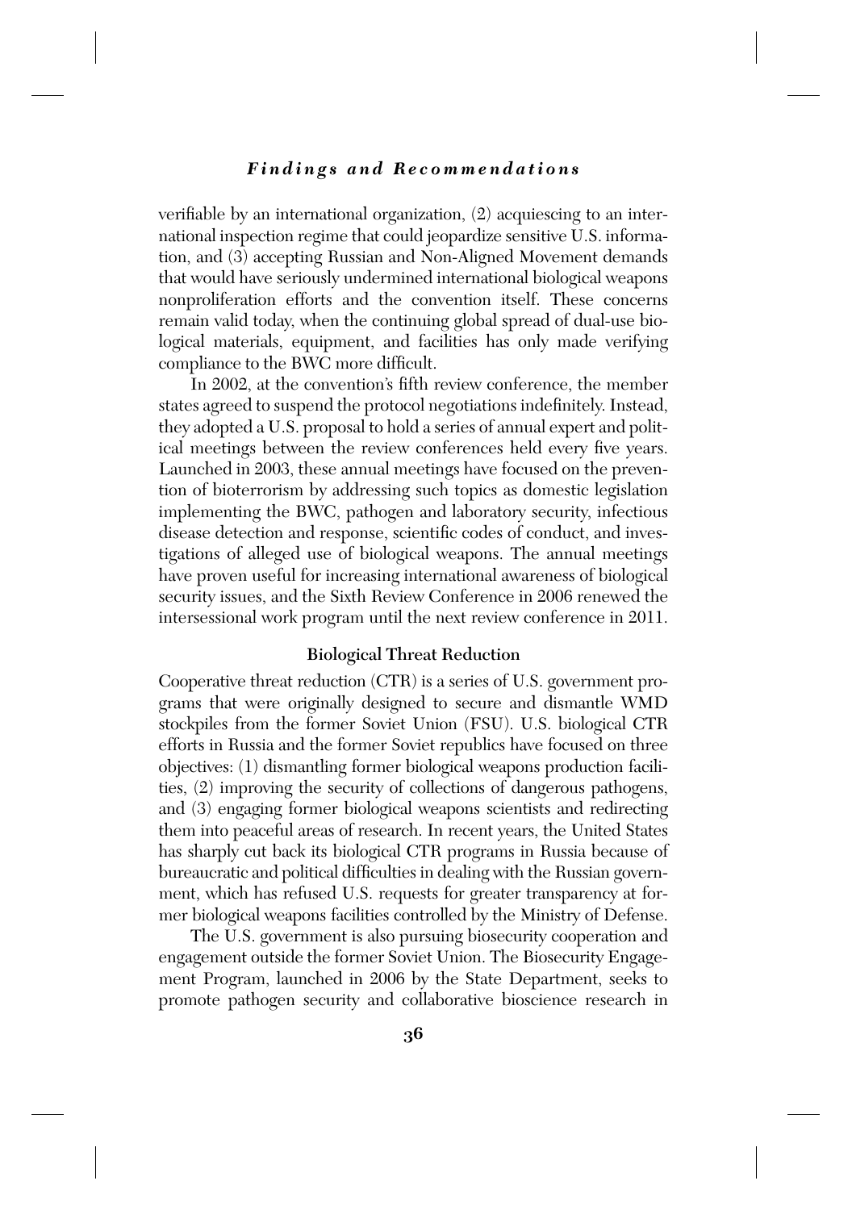verifiable by an international organization, (2) acquiescing to an international inspection regime that could jeopardize sensitive U.S. information, and (3) accepting Russian and Non-Aligned Movement demands that would have seriously undermined international biological weapons nonproliferation efforts and the convention itself. These concerns remain valid today, when the continuing global spread of dual-use biological materials, equipment, and facilities has only made verifying compliance to the BWC more difficult.

In 2002, at the convention's fifth review conference, the member states agreed to suspend the protocol negotiations indefinitely. Instead, they adopted a U.S. proposal to hold a series of annual expert and political meetings between the review conferences held every five years. Launched in 2003, these annual meetings have focused on the prevention of bioterrorism by addressing such topics as domestic legislation implementing the BWC, pathogen and laboratory security, infectious disease detection and response, scientific codes of conduct, and investigations of alleged use of biological weapons. The annual meetings have proven useful for increasing international awareness of biological security issues, and the Sixth Review Conference in 2006 renewed the intersessional work program until the next review conference in 2011.

### Biological Threat Reduction

Cooperative threat reduction (CTR) is a series of U.S. government programs that were originally designed to secure and dismantle WMD stockpiles from the former Soviet Union (FSU). U.S. biological CTR efforts in Russia and the former Soviet republics have focused on three objectives: (1) dismantling former biological weapons production facilities, (2) improving the security of collections of dangerous pathogens, and (3) engaging former biological weapons scientists and redirecting them into peaceful areas of research. In recent years, the United States has sharply cut back its biological CTR programs in Russia because of bureaucratic and political difficulties in dealing with the Russian government, which has refused U.S. requests for greater transparency at former biological weapons facilities controlled by the Ministry of Defense.

The U.S. government is also pursuing biosecurity cooperation and engagement outside the former Soviet Union. The Biosecurity Engagement Program, launched in 2006 by the State Department, seeks to promote pathogen security and collaborative bioscience research in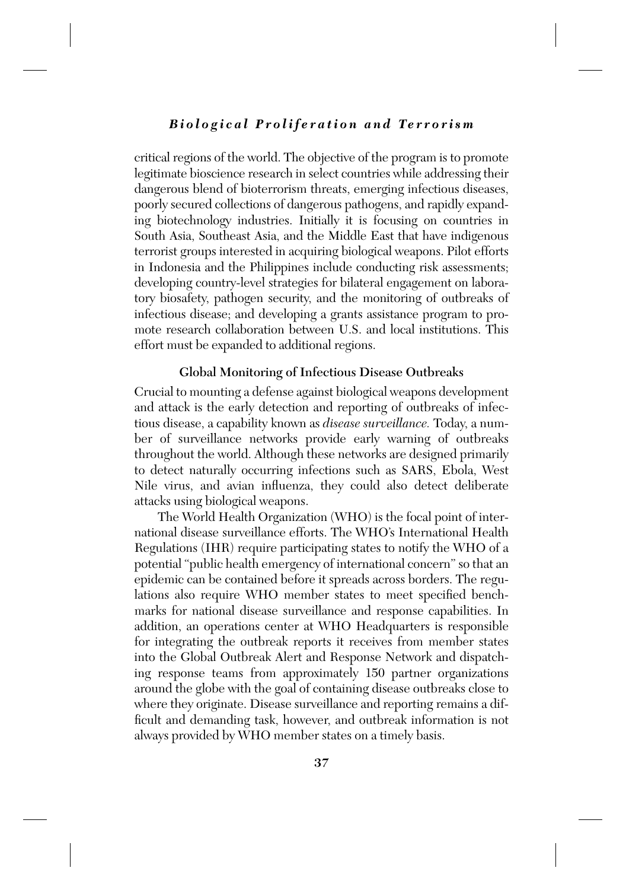critical regions of the world. The objective of the program is to promote legitimate bioscience research in select countries while addressing their dangerous blend of bioterrorism threats, emerging infectious diseases, poorly secured collections of dangerous pathogens, and rapidly expanding biotechnology industries. Initially it is focusing on countries in South Asia, Southeast Asia, and the Middle East that have indigenous terrorist groups interested in acquiring biological weapons. Pilot efforts in Indonesia and the Philippines include conducting risk assessments; developing country-level strategies for bilateral engagement on laboratory biosafety, pathogen security, and the monitoring of outbreaks of infectious disease; and developing a grants assistance program to promote research collaboration between U.S. and local institutions. This effort must be expanded to additional regions.

### Global Monitoring of Infectious Disease Outbreaks

Crucial to mounting a defense against biological weapons development and attack is the early detection and reporting of outbreaks of infectious disease, a capability known as *disease surveillance.* Today, a number of surveillance networks provide early warning of outbreaks throughout the world. Although these networks are designed primarily to detect naturally occurring infections such as SARS, Ebola, West Nile virus, and avian influenza, they could also detect deliberate attacks using biological weapons.

The World Health Organization (WHO) is the focal point of international disease surveillance efforts. The WHO's International Health Regulations (IHR) require participating states to notify the WHO of a potential "public health emergency of international concern" so that an epidemic can be contained before it spreads across borders. The regulations also require WHO member states to meet specified benchmarks for national disease surveillance and response capabilities. In addition, an operations center at WHO Headquarters is responsible for integrating the outbreak reports it receives from member states into the Global Outbreak Alert and Response Network and dispatching response teams from approximately 150 partner organizations around the globe with the goal of containing disease outbreaks close to where they originate. Disease surveillance and reporting remains a difficult and demanding task, however, and outbreak information is not always provided by WHO member states on a timely basis.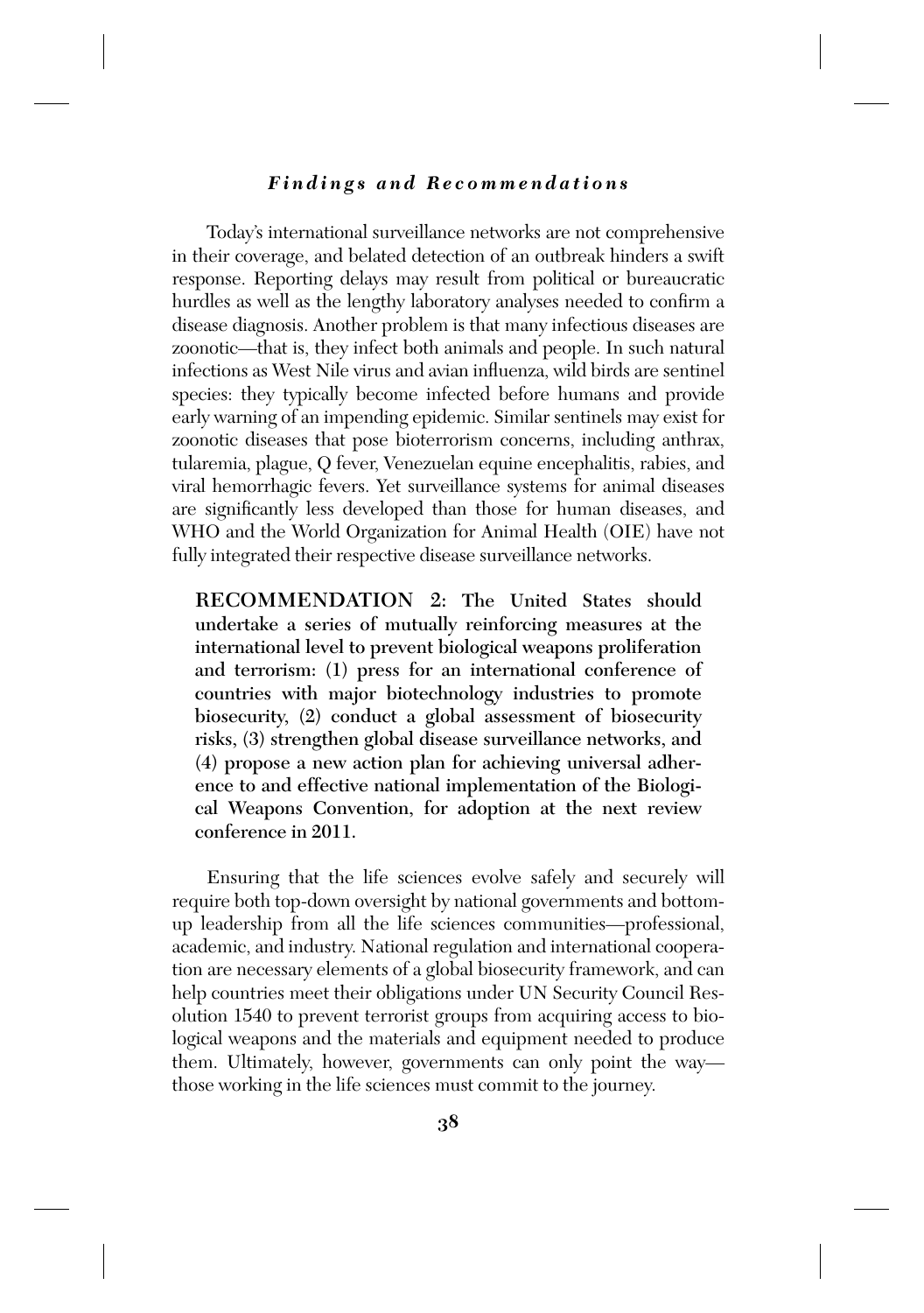Today's international surveillance networks are not comprehensive in their coverage, and belated detection of an outbreak hinders a swift response. Reporting delays may result from political or bureaucratic hurdles as well as the lengthy laboratory analyses needed to confirm a disease diagnosis. Another problem is that many infectious diseases are zoonotic—that is, they infect both animals and people. In such natural infections as West Nile virus and avian influenza, wild birds are sentinel species: they typically become infected before humans and provide early warning of an impending epidemic. Similar sentinels may exist for zoonotic diseases that pose bioterrorism concerns, including anthrax, tularemia, plague, Q fever, Venezuelan equine encephalitis, rabies, and viral hemorrhagic fevers. Yet surveillance systems for animal diseases are significantly less developed than those for human diseases, and WHO and the World Organization for Animal Health (OIE) have not fully integrated their respective disease surveillance networks.

**RECOMMENDATION 2: The United States should undertake a series of mutually reinforcing measures at the international level to prevent biological weapons proliferation and terrorism: (1) press for an international conference of countries with major biotechnology industries to promote biosecurity, (2) conduct a global assessment of biosecurity risks, (3) strengthen global disease surveillance networks, and (4) propose a new action plan for achieving universal adherence to and effective national implementation of the Biological Weapons Convention, for adoption at the next review conference in 2011.**

Ensuring that the life sciences evolve safely and securely will require both top-down oversight by national governments and bottom-up leadership from all the life sciences communities—professional, academic, and industry. National regulation and international cooperation are necessary elements of a global biosecurity framework, and can help countries meet their obligations under UN Security Council Resolution 1540 to prevent terrorist groups from acquiring access to biological weapons and the materials and equipment needed to produce them. Ultimately, however, governments can only point the way—those working in the life sciences must commit to the journey.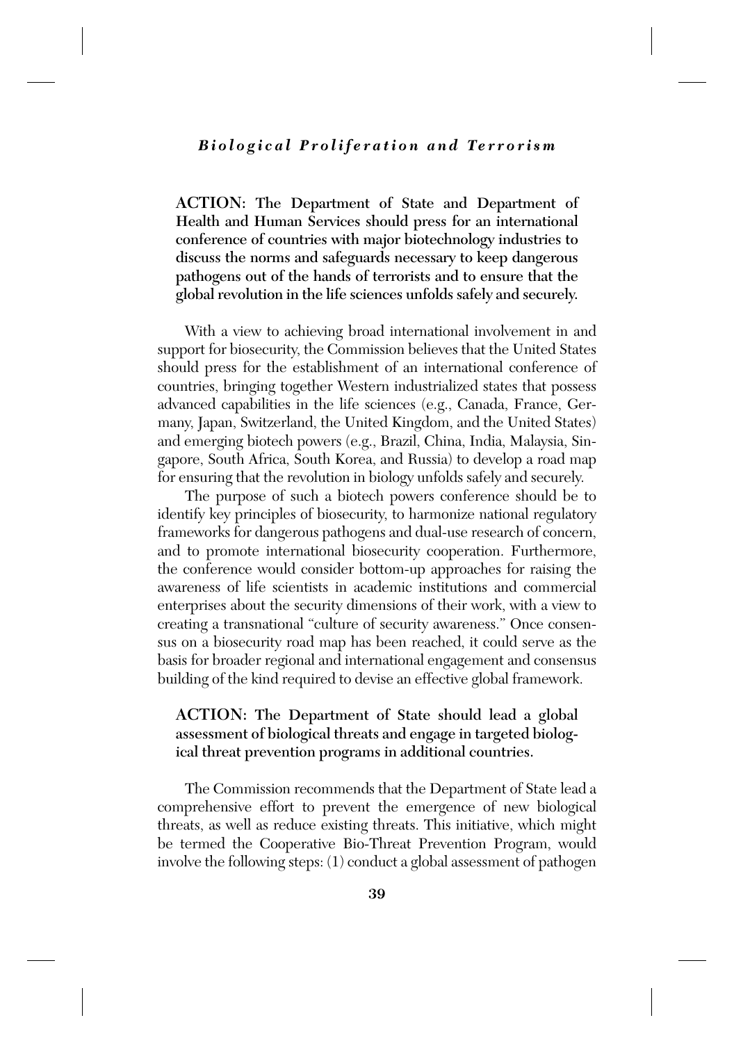**ACTION: The Department of State and Department of Health and Human Services should press for an international conference of countries with major biotechnology industries to discuss the norms and safeguards necessary to keep dangerous pathogens out of the hands of terrorists and to ensure that the global revolution in the life sciences unfolds safely and securely.**

With a view to achieving broad international involvement in and support for biosecurity, the Commission believes that the United States should press for the establishment of an international conference of countries, bringing together Western industrialized states that possess advanced capabilities in the life sciences (e.g., Canada, France, Germany, Japan, Switzerland, the United Kingdom, and the United States) and emerging biotech powers (e.g., Brazil, China, India, Malaysia, Singapore, South Africa, South Korea, and Russia) to develop a road map for ensuring that the revolution in biology unfolds safely and securely.

The purpose of such a biotech powers conference should be to identify key principles of biosecurity, to harmonize national regulatory frameworks for dangerous pathogens and dual-use research of concern, and to promote international biosecurity cooperation. Furthermore, the conference would consider bottom-up approaches for raising the awareness of life scientists in academic institutions and commercial enterprises about the security dimensions of their work, with a view to creating a transnational "culture of security awareness." Once consensus on a biosecurity road map has been reached, it could serve as the basis for broader regional and international engagement and consensus building of the kind required to devise an effective global framework.

**ACTION: The Department of State should lead a global assessment of biological threats and engage in targeted biological threat prevention programs in additional countries.**

The Commission recommends that the Department of State lead a comprehensive effort to prevent the emergence of new biological threats, as well as reduce existing threats. This initiative, which might be termed the Cooperative Bio-Threat Prevention Program, would involve the following steps: (1) conduct a global assessment of pathogen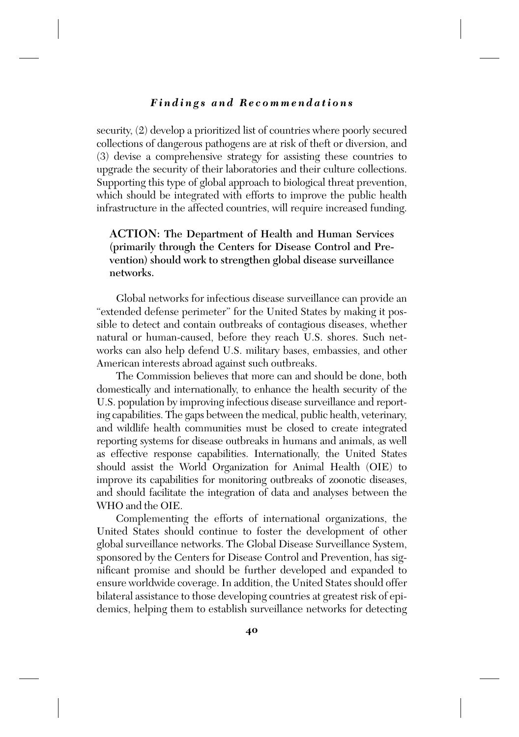security, (2) develop a prioritized list of countries where poorly secured collections of dangerous pathogens are at risk of theft or diversion, and (3) devise a comprehensive strategy for assisting these countries to upgrade the security of their laboratories and their culture collections. Supporting this type of global approach to biological threat prevention, which should be integrated with efforts to improve the public health infrastructure in the affected countries, will require increased funding.

**ACTION: The Department of Health and Human Services (primarily through the Centers for Disease Control and Prevention) should work to strengthen global disease surveillance networks.**

Global networks for infectious disease surveillance can provide an "extended defense perimeter" for the United States by making it possible to detect and contain outbreaks of contagious diseases, whether natural or human-caused, before they reach U.S. shores. Such networks can also help defend U.S. military bases, embassies, and other American interests abroad against such outbreaks.

The Commission believes that more can and should be done, both domestically and internationally, to enhance the health security of the U.S. population by improving infectious disease surveillance and reporting capabilities. The gaps between the medical, public health, veterinary, and wildlife health communities must be closed to create integrated reporting systems for disease outbreaks in humans and animals, as well as effective response capabilities. Internationally, the United States should assist the World Organization for Animal Health (OIE) to improve its capabilities for monitoring outbreaks of zoonotic diseases, and should facilitate the integration of data and analyses between the WHO and the OIE.

Complementing the efforts of international organizations, the United States should continue to foster the development of other global surveillance networks. The Global Disease Surveillance System, sponsored by the Centers for Disease Control and Prevention, has significant promise and should be further developed and expanded to ensure worldwide coverage. In addition, the United States should offer bilateral assistance to those developing countries at greatest risk of epidemics, helping them to establish surveillance networks for detecting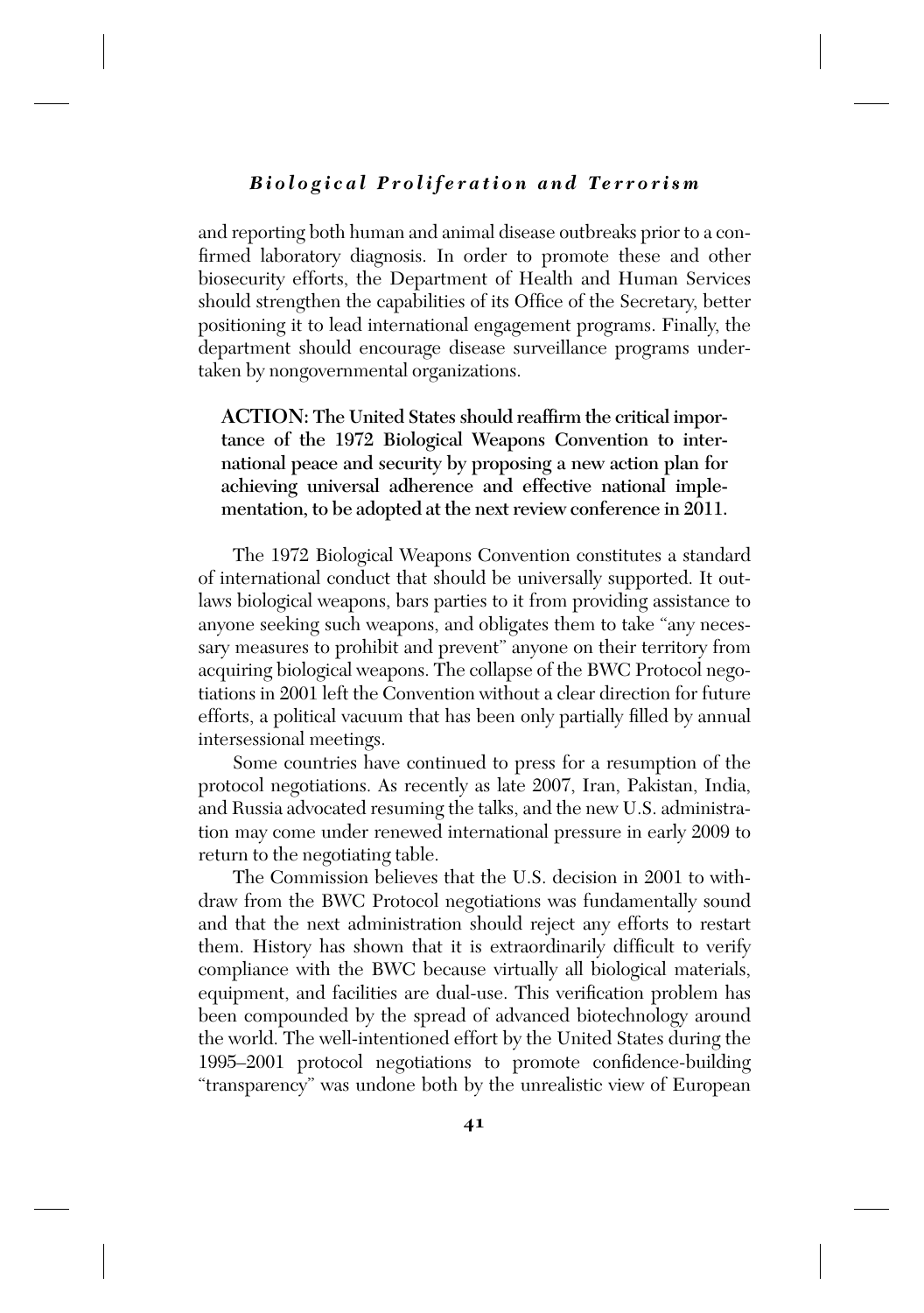and reporting both human and animal disease outbreaks prior to a confirmed laboratory diagnosis. In order to promote these and other biosecurity efforts, the Department of Health and Human Services should strengthen the capabilities of its Office of the Secretary, better positioning it to lead international engagement programs. Finally, the department should encourage disease surveillance programs undertaken by nongovernmental organizations.

**ACTION: The United States should reaffirm the critical importance of the 1972 Biological Weapons Convention to international peace and security by proposing a new action plan for achieving universal adherence and effective national implementation, to be adopted at the next review conference in 2011.**

The 1972 Biological Weapons Convention constitutes a standard of international conduct that should be universally supported. It outlaws biological weapons, bars parties to it from providing assistance to anyone seeking such weapons, and obligates them to take "any necessary measures to prohibit and prevent" anyone on their territory from acquiring biological weapons. The collapse of the BWC Protocol negotiations in 2001 left the Convention without a clear direction for future efforts, a political vacuum that has been only partially filled by annual intersessional meetings.

Some countries have continued to press for a resumption of the protocol negotiations. As recently as late 2007, Iran, Pakistan, India, and Russia advocated resuming the talks, and the new U.S. administration may come under renewed international pressure in early 2009 to return to the negotiating table.

The Commission believes that the U.S. decision in 2001 to withdraw from the BWC Protocol negotiations was fundamentally sound and that the next administration should reject any efforts to restart them. History has shown that it is extraordinarily difficult to verify compliance with the BWC because virtually all biological materials, equipment, and facilities are dual-use. This verification problem has been compounded by the spread of advanced biotechnology around the world. The well-intentioned effort by the United States during the 1995–2001 protocol negotiations to promote confidence-building "transparency" was undone both by the unrealistic view of European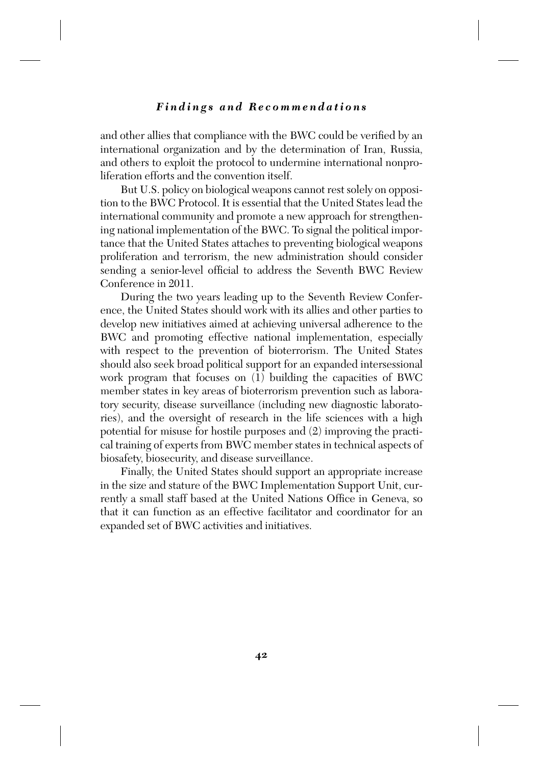and other allies that compliance with the BWC could be verified by an international organization and by the determination of Iran, Russia, and others to exploit the protocol to undermine international nonproliferation efforts and the convention itself.

But U.S. policy on biological weapons cannot rest solely on opposition to the BWC Protocol. It is essential that the United States lead the international community and promote a new approach for strengthening national implementation of the BWC. To signal the political importance that the United States attaches to preventing biological weapons proliferation and terrorism, the new administration should consider sending a senior-level official to address the Seventh BWC Review Conference in 2011.

During the two years leading up to the Seventh Review Conference, the United States should work with its allies and other parties to develop new initiatives aimed at achieving universal adherence to the BWC and promoting effective national implementation, especially with respect to the prevention of bioterrorism. The United States should also seek broad political support for an expanded intersessional work program that focuses on (1) building the capacities of BWC member states in key areas of bioterrorism prevention such as laboratory security, disease surveillance (including new diagnostic laboratories), and the oversight of research in the life sciences with a high potential for misuse for hostile purposes and (2) improving the practical training of experts from BWC member states in technical aspects of biosafety, biosecurity, and disease surveillance.

Finally, the United States should support an appropriate increase in the size and stature of the BWC Implementation Support Unit, currently a small staff based at the United Nations Office in Geneva, so that it can function as an effective facilitator and coordinator for an expanded set of BWC activities and initiatives.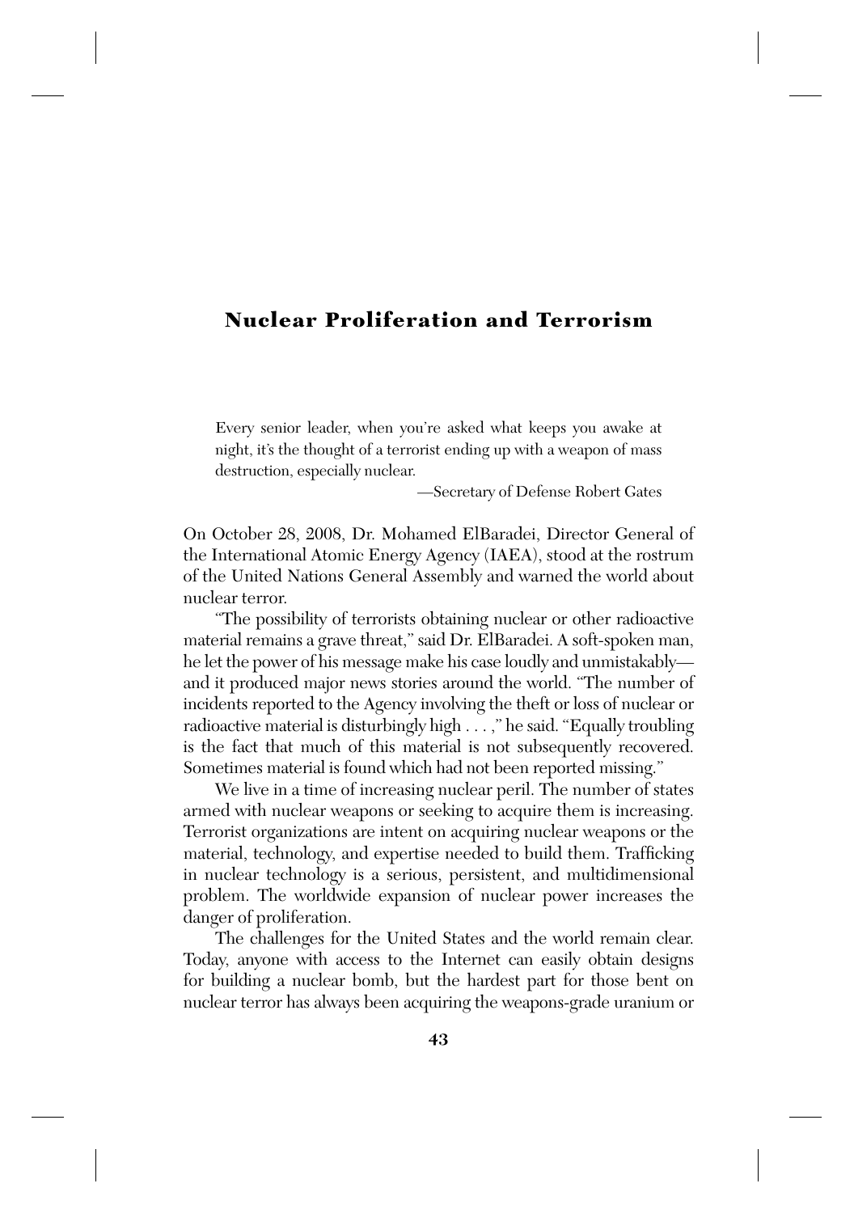# Nuclear Proliferation and Terrorism

> Every senior leader, when you're asked what keeps you awake at night, it's the thought of a terrorist ending up with a weapon of mass destruction, especially nuclear.
>
> —Secretary of Defense Robert Gates

On October 28, 2008, Dr. Mohamed ElBaradei, Director General of the International Atomic Energy Agency (IAEA), stood at the rostrum of the United Nations General Assembly and warned the world about nuclear terror.

"The possibility of terrorists obtaining nuclear or other radioactive material remains a grave threat," said Dr. ElBaradei. A soft-spoken man, he let the power of his message make his case loudly and unmistakably—and it produced major news stories around the world. "The number of incidents reported to the Agency involving the theft or loss of nuclear or radioactive material is disturbingly high . . . ," he said. "Equally troubling is the fact that much of this material is not subsequently recovered. Sometimes material is found which had not been reported missing."

We live in a time of increasing nuclear peril. The number of states armed with nuclear weapons or seeking to acquire them is increasing. Terrorist organizations are intent on acquiring nuclear weapons or the material, technology, and expertise needed to build them. Trafficking in nuclear technology is a serious, persistent, and multidimensional problem. The worldwide expansion of nuclear power increases the danger of proliferation.

The challenges for the United States and the world remain clear. Today, anyone with access to the Internet can easily obtain designs for building a nuclear bomb, but the hardest part for those bent on nuclear terror has always been acquiring the weapons-grade uranium or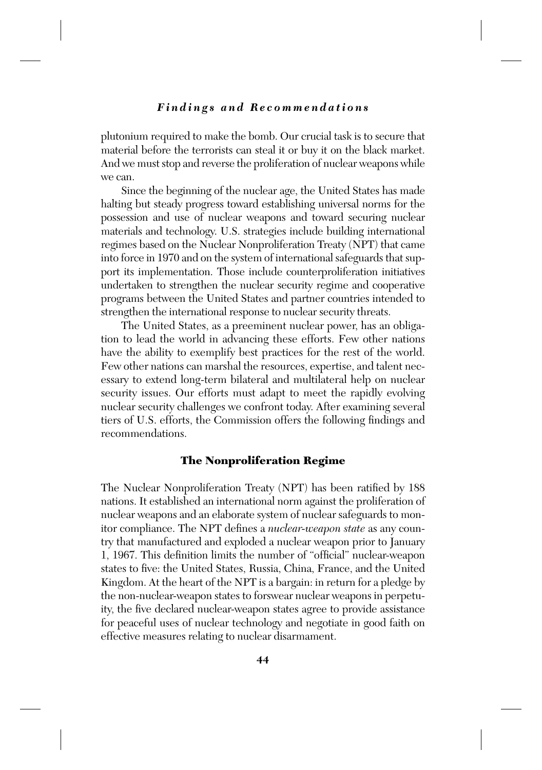plutonium required to make the bomb. Our crucial task is to secure that material before the terrorists can steal it or buy it on the black market. And we must stop and reverse the proliferation of nuclear weapons while we can.

Since the beginning of the nuclear age, the United States has made halting but steady progress toward establishing universal norms for the possession and use of nuclear weapons and toward securing nuclear materials and technology. U.S. strategies include building international regimes based on the Nuclear Nonproliferation Treaty (NPT) that came into force in 1970 and on the system of international safeguards that support its implementation. Those include counterproliferation initiatives undertaken to strengthen the nuclear security regime and cooperative programs between the United States and partner countries intended to strengthen the international response to nuclear security threats.

The United States, as a preeminent nuclear power, has an obligation to lead the world in advancing these efforts. Few other nations have the ability to exemplify best practices for the rest of the world. Few other nations can marshal the resources, expertise, and talent necessary to extend long-term bilateral and multilateral help on nuclear security issues. Our efforts must adapt to meet the rapidly evolving nuclear security challenges we confront today. After examining several tiers of U.S. efforts, the Commission offers the following findings and recommendations.

## The Nonproliferation Regime

The Nuclear Nonproliferation Treaty (NPT) has been ratified by 188 nations. It established an international norm against the proliferation of nuclear weapons and an elaborate system of nuclear safeguards to monitor compliance. The NPT defines a *nuclear-weapon state* as any country that manufactured and exploded a nuclear weapon prior to January 1, 1967. This definition limits the number of "official" nuclear-weapon states to five: the United States, Russia, China, France, and the United Kingdom. At the heart of the NPT is a bargain: in return for a pledge by the non-nuclear-weapon states to forswear nuclear weapons in perpetuity, the five declared nuclear-weapon states agree to provide assistance for peaceful uses of nuclear technology and negotiate in good faith on effective measures relating to nuclear disarmament.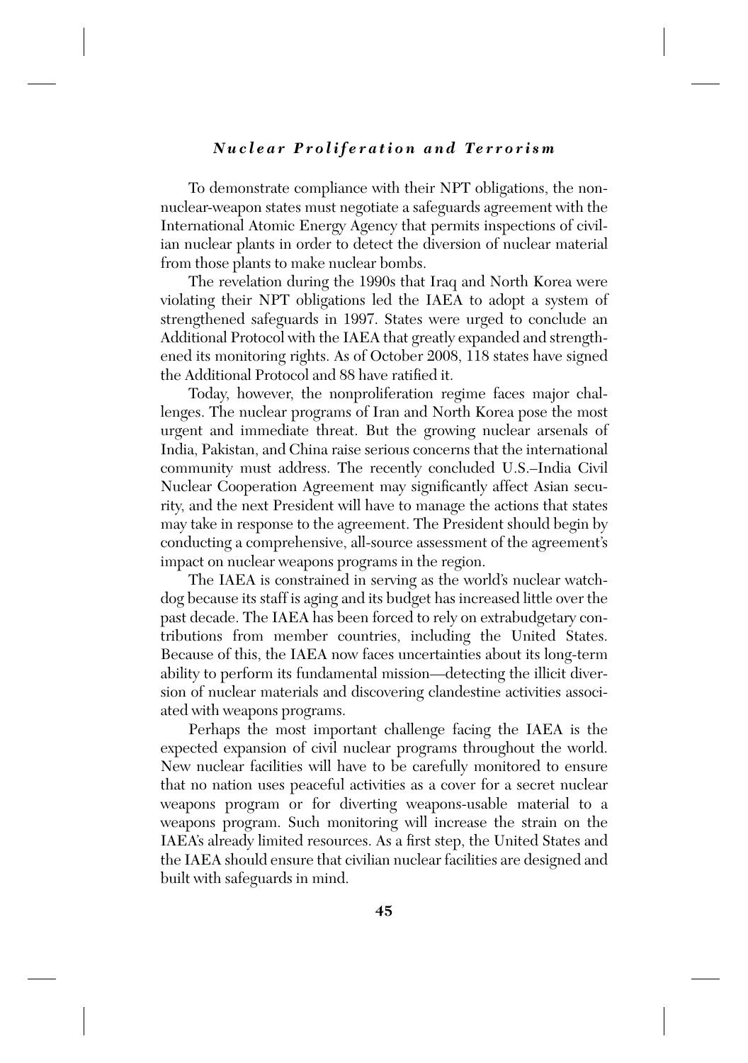To demonstrate compliance with their NPT obligations, the non-nuclear-weapon states must negotiate a safeguards agreement with the International Atomic Energy Agency that permits inspections of civilian nuclear plants in order to detect the diversion of nuclear material from those plants to make nuclear bombs.

The revelation during the 1990s that Iraq and North Korea were violating their NPT obligations led the IAEA to adopt a system of strengthened safeguards in 1997. States were urged to conclude an Additional Protocol with the IAEA that greatly expanded and strengthened its monitoring rights. As of October 2008, 118 states have signed the Additional Protocol and 88 have ratified it.

Today, however, the nonproliferation regime faces major challenges. The nuclear programs of Iran and North Korea pose the most urgent and immediate threat. But the growing nuclear arsenals of India, Pakistan, and China raise serious concerns that the international community must address. The recently concluded U.S.–India Civil Nuclear Cooperation Agreement may significantly affect Asian security, and the next President will have to manage the actions that states may take in response to the agreement. The President should begin by conducting a comprehensive, all-source assessment of the agreement's impact on nuclear weapons programs in the region.

The IAEA is constrained in serving as the world's nuclear watchdog because its staff is aging and its budget has increased little over the past decade. The IAEA has been forced to rely on extrabudgetary contributions from member countries, including the United States. Because of this, the IAEA now faces uncertainties about its long-term ability to perform its fundamental mission—detecting the illicit diversion of nuclear materials and discovering clandestine activities associated with weapons programs.

Perhaps the most important challenge facing the IAEA is the expected expansion of civil nuclear programs throughout the world. New nuclear facilities will have to be carefully monitored to ensure that no nation uses peaceful activities as a cover for a secret nuclear weapons program or for diverting weapons-usable material to a weapons program. Such monitoring will increase the strain on the IAEA's already limited resources. As a first step, the United States and the IAEA should ensure that civilian nuclear facilities are designed and built with safeguards in mind.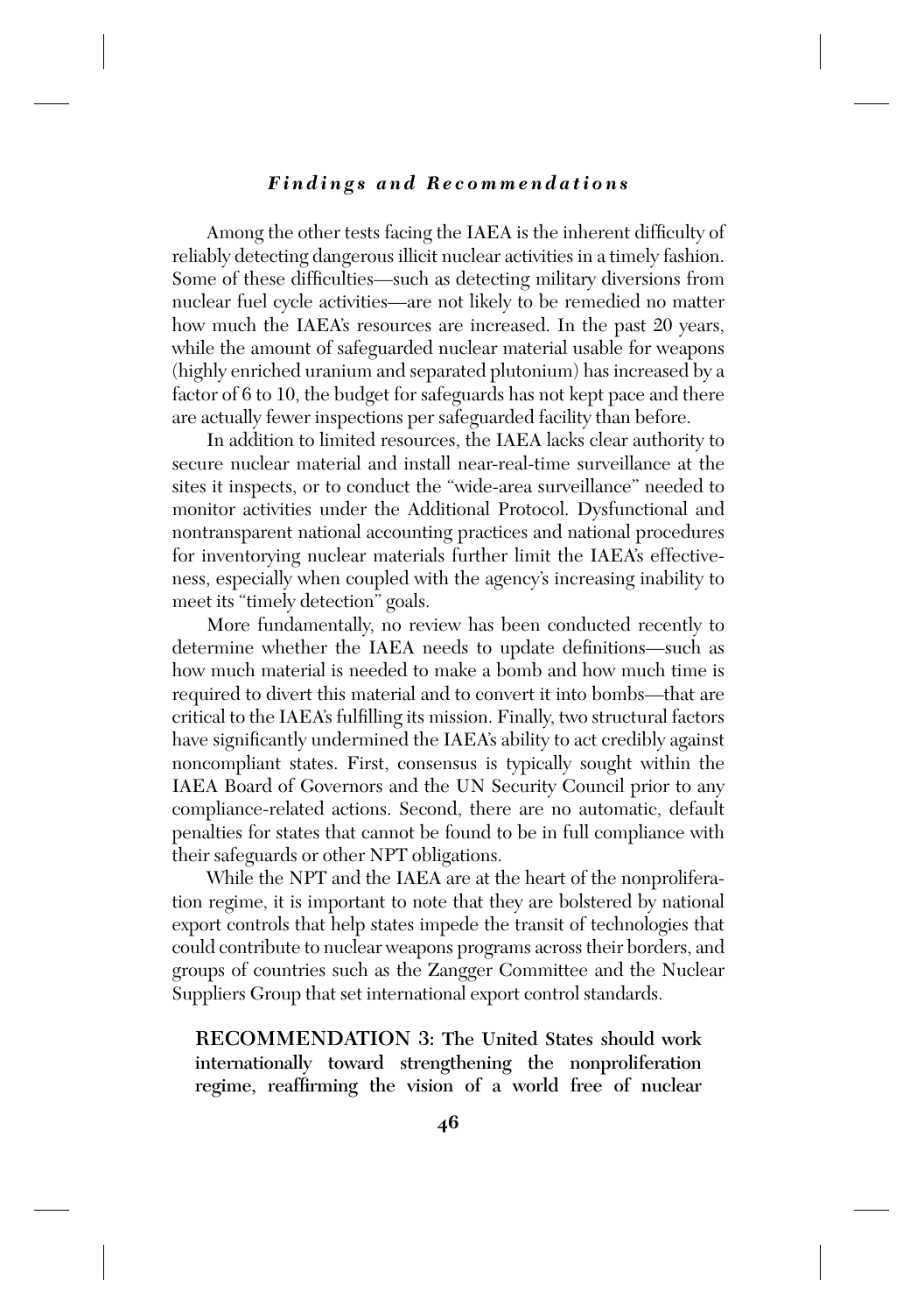Among the other tests facing the IAEA is the inherent difficulty of reliably detecting dangerous illicit nuclear activities in a timely fashion. Some of these difficulties—such as detecting military diversions from nuclear fuel cycle activities—are not likely to be remedied no matter how much the IAEA's resources are increased. In the past 20 years, while the amount of safeguarded nuclear material usable for weapons (highly enriched uranium and separated plutonium) has increased by a factor of 6 to 10, the budget for safeguards has not kept pace and there are actually fewer inspections per safeguarded facility than before.

In addition to limited resources, the IAEA lacks clear authority to secure nuclear material and install near-real-time surveillance at the sites it inspects, or to conduct the "wide-area surveillance" needed to monitor activities under the Additional Protocol. Dysfunctional and nontransparent national accounting practices and national procedures for inventorying nuclear materials further limit the IAEA's effectiveness, especially when coupled with the agency's increasing inability to meet its "timely detection" goals.

More fundamentally, no review has been conducted recently to determine whether the IAEA needs to update definitions—such as how much material is needed to make a bomb and how much time is required to divert this material and to convert it into bombs—that are critical to the IAEA's fulfilling its mission. Finally, two structural factors have significantly undermined the IAEA's ability to act credibly against noncompliant states. First, consensus is typically sought within the IAEA Board of Governors and the UN Security Council prior to any compliance-related actions. Second, there are no automatic, default penalties for states that cannot be found to be in full compliance with their safeguards or other NPT obligations.

While the NPT and the IAEA are at the heart of the nonproliferation regime, it is important to note that they are bolstered by national export controls that help states impede the transit of technologies that could contribute to nuclear weapons programs across their borders, and groups of countries such as the Zangger Committee and the Nuclear Suppliers Group that set international export control standards.

**RECOMMENDATION 3: The United States should work internationally toward strengthening the nonproliferation regime, reaffirming the vision of a world free of nuclear**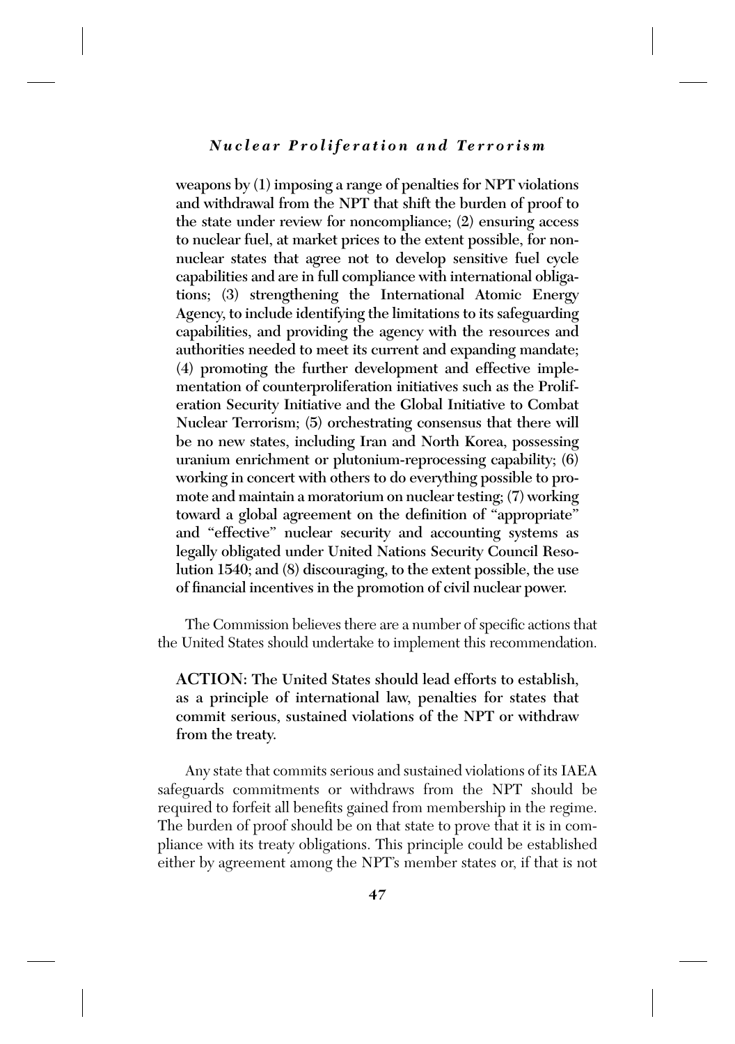**weapons by (1) imposing a range of penalties for NPT violations and withdrawal from the NPT that shift the burden of proof to the state under review for noncompliance; (2) ensuring access to nuclear fuel, at market prices to the extent possible, for non-nuclear states that agree not to develop sensitive fuel cycle capabilities and are in full compliance with international obligations; (3) strengthening the International Atomic Energy Agency, to include identifying the limitations to its safeguarding capabilities, and providing the agency with the resources and authorities needed to meet its current and expanding mandate; (4) promoting the further development and effective implementation of counterproliferation initiatives such as the Proliferation Security Initiative and the Global Initiative to Combat Nuclear Terrorism; (5) orchestrating consensus that there will be no new states, including Iran and North Korea, possessing uranium enrichment or plutonium-reprocessing capability; (6) working in concert with others to do everything possible to promote and maintain a moratorium on nuclear testing; (7) working toward a global agreement on the definition of "appropriate" and "effective" nuclear security and accounting systems as legally obligated under United Nations Security Council Resolution 1540; and (8) discouraging, to the extent possible, the use of financial incentives in the promotion of civil nuclear power.**

The Commission believes there are a number of specific actions that the United States should undertake to implement this recommendation.

**ACTION: The United States should lead efforts to establish, as a principle of international law, penalties for states that commit serious, sustained violations of the NPT or withdraw from the treaty.**

Any state that commits serious and sustained violations of its IAEA safeguards commitments or withdraws from the NPT should be required to forfeit all benefits gained from membership in the regime. The burden of proof should be on that state to prove that it is in compliance with its treaty obligations. This principle could be established either by agreement among the NPT's member states or, if that is not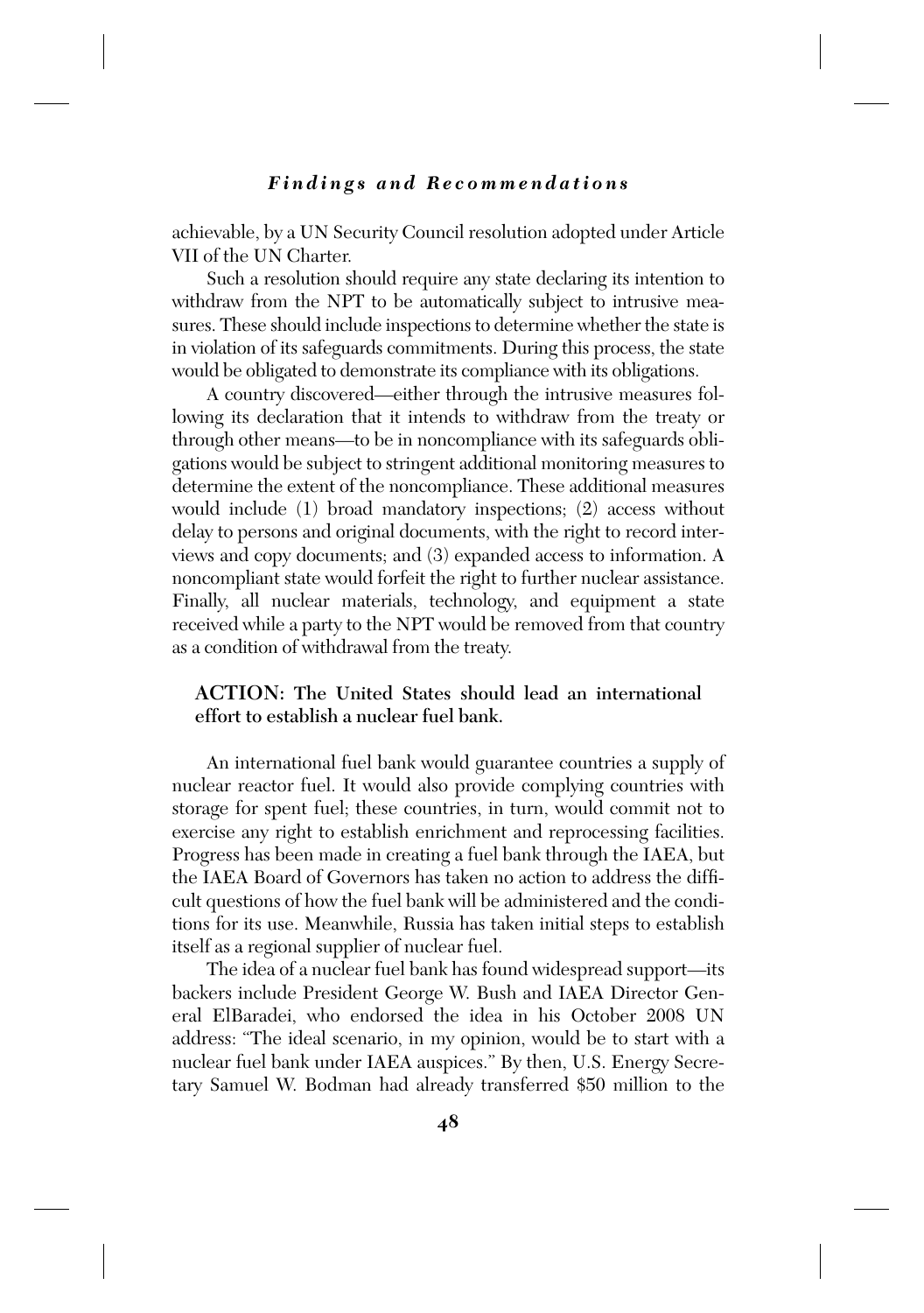achievable, by a UN Security Council resolution adopted under Article VII of the UN Charter.

Such a resolution should require any state declaring its intention to withdraw from the NPT to be automatically subject to intrusive measures. These should include inspections to determine whether the state is in violation of its safeguards commitments. During this process, the state would be obligated to demonstrate its compliance with its obligations.

A country discovered—either through the intrusive measures following its declaration that it intends to withdraw from the treaty or through other means—to be in noncompliance with its safeguards obligations would be subject to stringent additional monitoring measures to determine the extent of the noncompliance. These additional measures would include (1) broad mandatory inspections; (2) access without delay to persons and original documents, with the right to record interviews and copy documents; and (3) expanded access to information. A noncompliant state would forfeit the right to further nuclear assistance. Finally, all nuclear materials, technology, and equipment a state received while a party to the NPT would be removed from that country as a condition of withdrawal from the treaty.

**ACTION: The United States should lead an international effort to establish a nuclear fuel bank.**

An international fuel bank would guarantee countries a supply of nuclear reactor fuel. It would also provide complying countries with storage for spent fuel; these countries, in turn, would commit not to exercise any right to establish enrichment and reprocessing facilities. Progress has been made in creating a fuel bank through the IAEA, but the IAEA Board of Governors has taken no action to address the difficult questions of how the fuel bank will be administered and the conditions for its use. Meanwhile, Russia has taken initial steps to establish itself as a regional supplier of nuclear fuel.

The idea of a nuclear fuel bank has found widespread support—its backers include President George W. Bush and IAEA Director General ElBaradei, who endorsed the idea in his October 2008 UN address: "The ideal scenario, in my opinion, would be to start with a nuclear fuel bank under IAEA auspices." By then, U.S. Energy Secretary Samuel W. Bodman had already transferred $50 million to the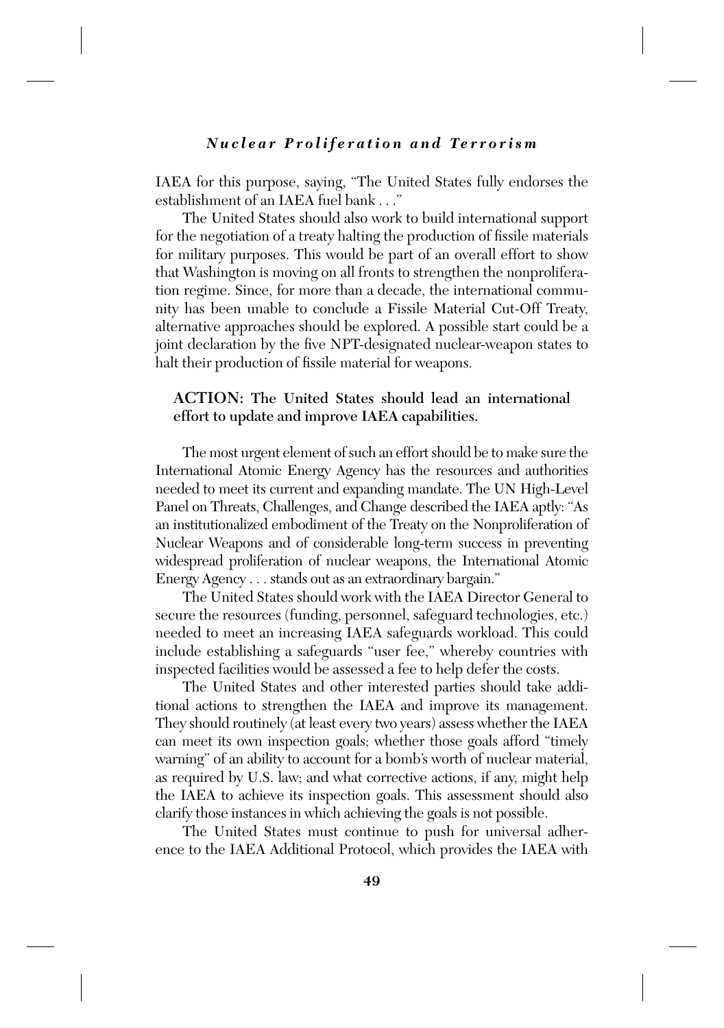IAEA for this purpose, saying, "The United States fully endorses the establishment of an IAEA fuel bank . . ."

The United States should also work to build international support for the negotiation of a treaty halting the production of fissile materials for military purposes. This would be part of an overall effort to show that Washington is moving on all fronts to strengthen the nonproliferation regime. Since, for more than a decade, the international community has been unable to conclude a Fissile Material Cut-Off Treaty, alternative approaches should be explored. A possible start could be a joint declaration by the five NPT-designated nuclear-weapon states to halt their production of fissile material for weapons.

**ACTION: The United States should lead an international effort to update and improve IAEA capabilities.**

The most urgent element of such an effort should be to make sure the International Atomic Energy Agency has the resources and authorities needed to meet its current and expanding mandate. The UN High-Level Panel on Threats, Challenges, and Change described the IAEA aptly: "As an institutionalized embodiment of the Treaty on the Nonproliferation of Nuclear Weapons and of considerable long-term success in preventing widespread proliferation of nuclear weapons, the International Atomic Energy Agency . . . stands out as an extraordinary bargain."

The United States should work with the IAEA Director General to secure the resources (funding, personnel, safeguard technologies, etc.) needed to meet an increasing IAEA safeguards workload. This could include establishing a safeguards "user fee," whereby countries with inspected facilities would be assessed a fee to help defer the costs.

The United States and other interested parties should take additional actions to strengthen the IAEA and improve its management. They should routinely (at least every two years) assess whether the IAEA can meet its own inspection goals; whether those goals afford "timely warning" of an ability to account for a bomb's worth of nuclear material, as required by U.S. law; and what corrective actions, if any, might help the IAEA to achieve its inspection goals. This assessment should also clarify those instances in which achieving the goals is not possible.

The United States must continue to push for universal adherence to the IAEA Additional Protocol, which provides the IAEA with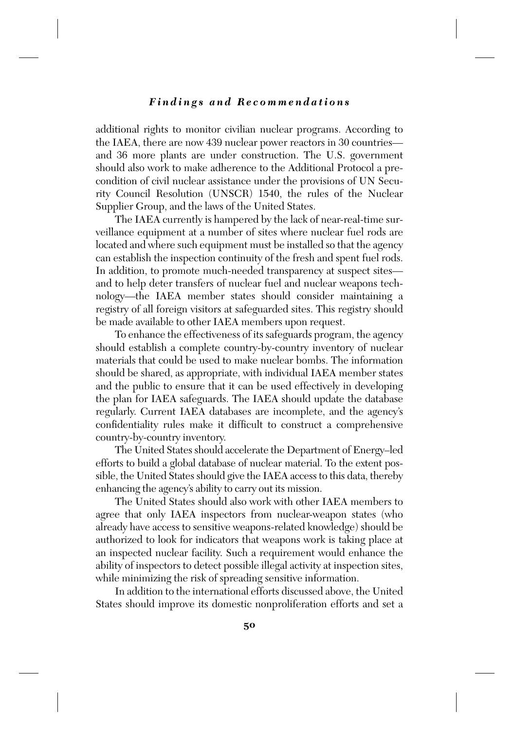additional rights to monitor civilian nuclear programs. According to the IAEA, there are now 439 nuclear power reactors in 30 countries—and 36 more plants are under construction. The U.S. government should also work to make adherence to the Additional Protocol a precondition of civil nuclear assistance under the provisions of UN Security Council Resolution (UNSCR) 1540, the rules of the Nuclear Supplier Group, and the laws of the United States.

The IAEA currently is hampered by the lack of near-real-time surveillance equipment at a number of sites where nuclear fuel rods are located and where such equipment must be installed so that the agency can establish the inspection continuity of the fresh and spent fuel rods. In addition, to promote much-needed transparency at suspect sites—and to help deter transfers of nuclear fuel and nuclear weapons technology—the IAEA member states should consider maintaining a registry of all foreign visitors at safeguarded sites. This registry should be made available to other IAEA members upon request.

To enhance the effectiveness of its safeguards program, the agency should establish a complete country-by-country inventory of nuclear materials that could be used to make nuclear bombs. The information should be shared, as appropriate, with individual IAEA member states and the public to ensure that it can be used effectively in developing the plan for IAEA safeguards. The IAEA should update the database regularly. Current IAEA databases are incomplete, and the agency's confidentiality rules make it difficult to construct a comprehensive country-by-country inventory.

The United States should accelerate the Department of Energy–led efforts to build a global database of nuclear material. To the extent possible, the United States should give the IAEA access to this data, thereby enhancing the agency's ability to carry out its mission.

The United States should also work with other IAEA members to agree that only IAEA inspectors from nuclear-weapon states (who already have access to sensitive weapons-related knowledge) should be authorized to look for indicators that weapons work is taking place at an inspected nuclear facility. Such a requirement would enhance the ability of inspectors to detect possible illegal activity at inspection sites, while minimizing the risk of spreading sensitive information.

In addition to the international efforts discussed above, the United States should improve its domestic nonproliferation efforts and set a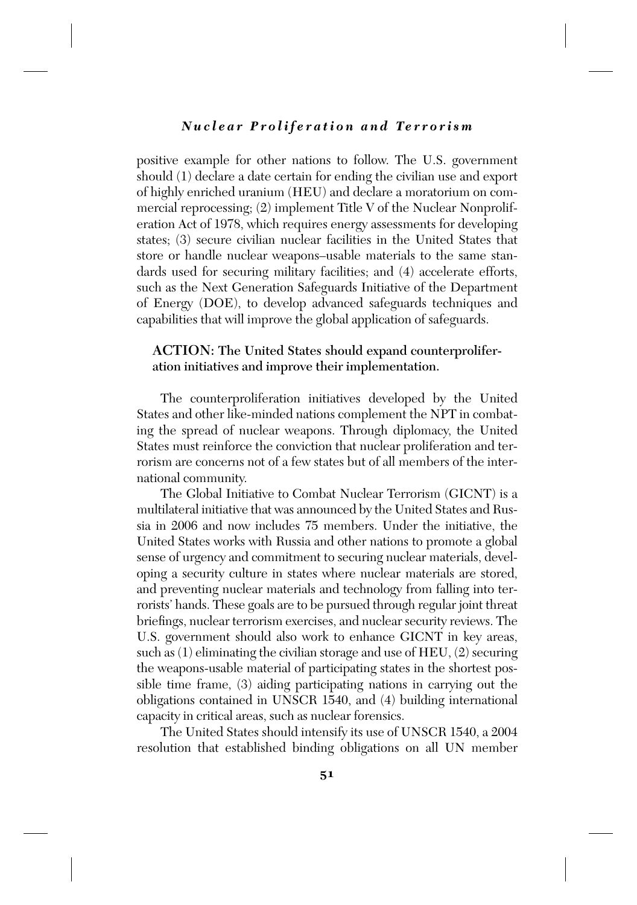positive example for other nations to follow. The U.S. government should (1) declare a date certain for ending the civilian use and export of highly enriched uranium (HEU) and declare a moratorium on commercial reprocessing; (2) implement Title V of the Nuclear Nonproliferation Act of 1978, which requires energy assessments for developing states; (3) secure civilian nuclear facilities in the United States that store or handle nuclear weapons–usable materials to the same standards used for securing military facilities; and (4) accelerate efforts, such as the Next Generation Safeguards Initiative of the Department of Energy (DOE), to develop advanced safeguards techniques and capabilities that will improve the global application of safeguards.

**ACTION: The United States should expand counterproliferation initiatives and improve their implementation.**

The counterproliferation initiatives developed by the United States and other like-minded nations complement the NPT in combating the spread of nuclear weapons. Through diplomacy, the United States must reinforce the conviction that nuclear proliferation and terrorism are concerns not of a few states but of all members of the international community.

The Global Initiative to Combat Nuclear Terrorism (GICNT) is a multilateral initiative that was announced by the United States and Russia in 2006 and now includes 75 members. Under the initiative, the United States works with Russia and other nations to promote a global sense of urgency and commitment to securing nuclear materials, developing a security culture in states where nuclear materials are stored, and preventing nuclear materials and technology from falling into terrorists' hands. These goals are to be pursued through regular joint threat briefings, nuclear terrorism exercises, and nuclear security reviews. The U.S. government should also work to enhance GICNT in key areas, such as (1) eliminating the civilian storage and use of HEU, (2) securing the weapons-usable material of participating states in the shortest possible time frame, (3) aiding participating nations in carrying out the obligations contained in UNSCR 1540, and (4) building international capacity in critical areas, such as nuclear forensics.

The United States should intensify its use of UNSCR 1540, a 2004 resolution that established binding obligations on all UN member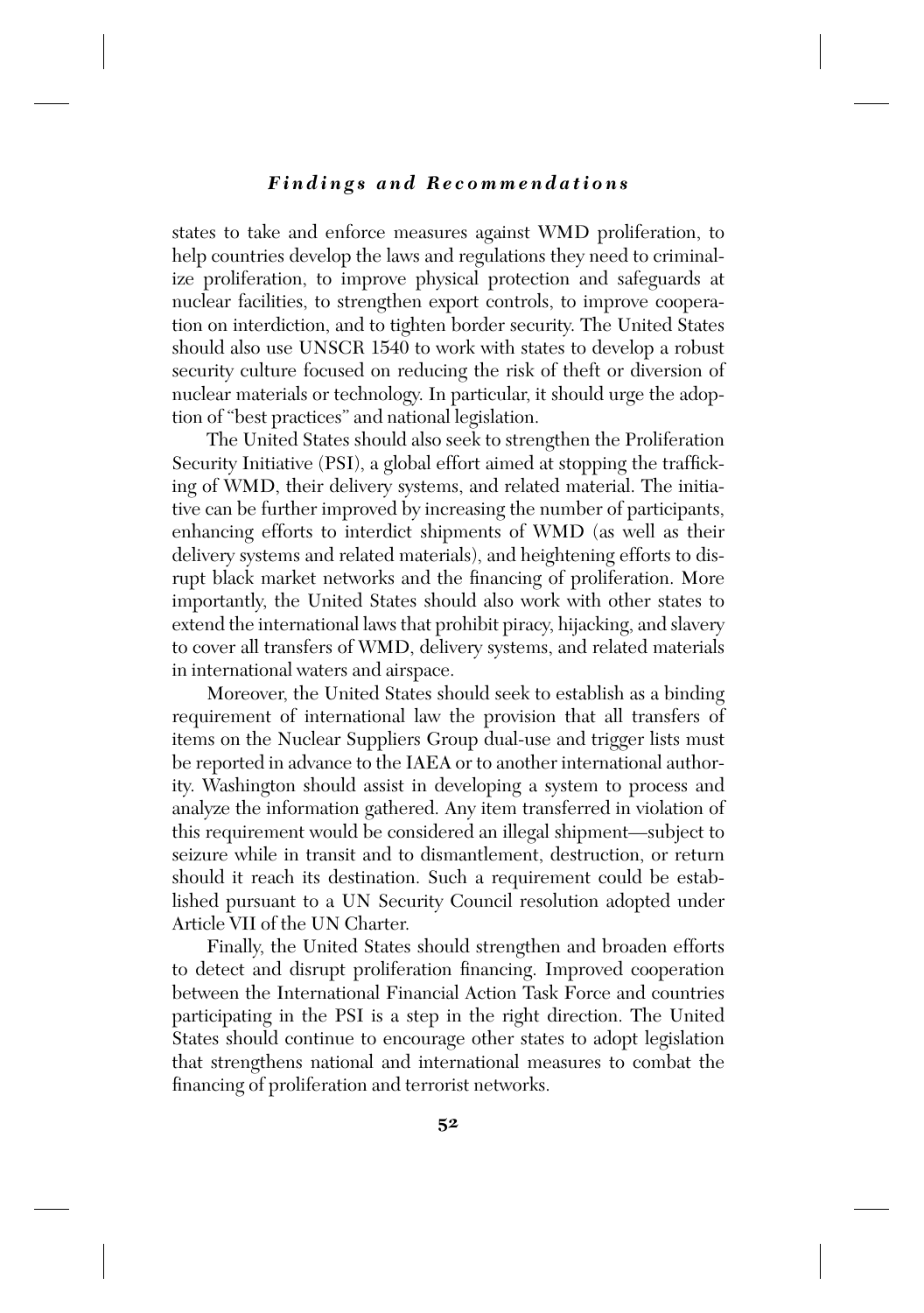states to take and enforce measures against WMD proliferation, to help countries develop the laws and regulations they need to criminalize proliferation, to improve physical protection and safeguards at nuclear facilities, to strengthen export controls, to improve cooperation on interdiction, and to tighten border security. The United States should also use UNSCR 1540 to work with states to develop a robust security culture focused on reducing the risk of theft or diversion of nuclear materials or technology. In particular, it should urge the adoption of "best practices" and national legislation.

The United States should also seek to strengthen the Proliferation Security Initiative (PSI), a global effort aimed at stopping the trafficking of WMD, their delivery systems, and related material. The initiative can be further improved by increasing the number of participants, enhancing efforts to interdict shipments of WMD (as well as their delivery systems and related materials), and heightening efforts to disrupt black market networks and the financing of proliferation. More importantly, the United States should also work with other states to extend the international laws that prohibit piracy, hijacking, and slavery to cover all transfers of WMD, delivery systems, and related materials in international waters and airspace.

Moreover, the United States should seek to establish as a binding requirement of international law the provision that all transfers of items on the Nuclear Suppliers Group dual-use and trigger lists must be reported in advance to the IAEA or to another international authority. Washington should assist in developing a system to process and analyze the information gathered. Any item transferred in violation of this requirement would be considered an illegal shipment—subject to seizure while in transit and to dismantlement, destruction, or return should it reach its destination. Such a requirement could be established pursuant to a UN Security Council resolution adopted under Article VII of the UN Charter.

Finally, the United States should strengthen and broaden efforts to detect and disrupt proliferation financing. Improved cooperation between the International Financial Action Task Force and countries participating in the PSI is a step in the right direction. The United States should continue to encourage other states to adopt legislation that strengthens national and international measures to combat the financing of proliferation and terrorist networks.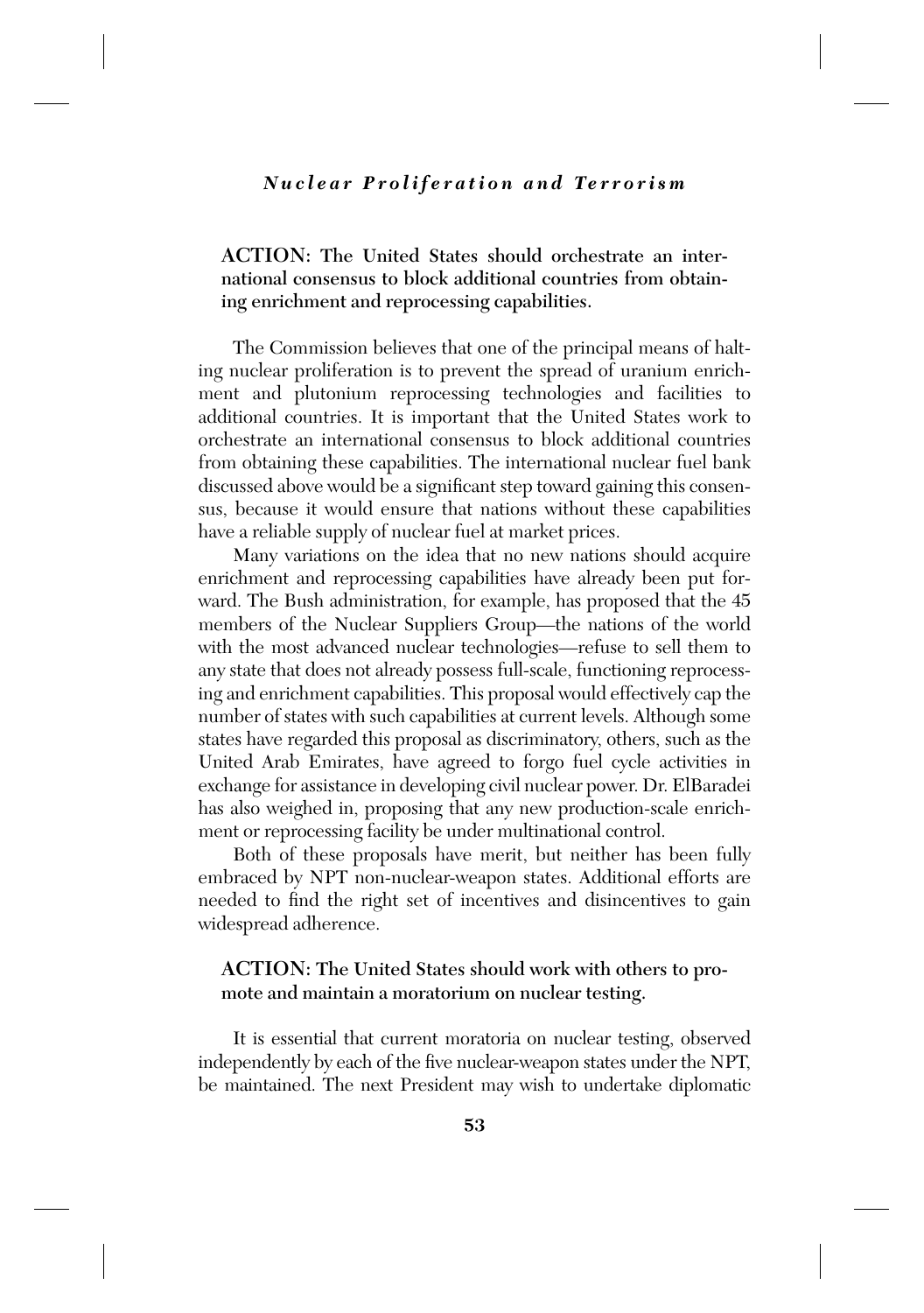**ACTION: The United States should orchestrate an international consensus to block additional countries from obtaining enrichment and reprocessing capabilities.**

The Commission believes that one of the principal means of halting nuclear proliferation is to prevent the spread of uranium enrichment and plutonium reprocessing technologies and facilities to additional countries. It is important that the United States work to orchestrate an international consensus to block additional countries from obtaining these capabilities. The international nuclear fuel bank discussed above would be a significant step toward gaining this consensus, because it would ensure that nations without these capabilities have a reliable supply of nuclear fuel at market prices.

Many variations on the idea that no new nations should acquire enrichment and reprocessing capabilities have already been put forward. The Bush administration, for example, has proposed that the 45 members of the Nuclear Suppliers Group—the nations of the world with the most advanced nuclear technologies—refuse to sell them to any state that does not already possess full-scale, functioning reprocessing and enrichment capabilities. This proposal would effectively cap the number of states with such capabilities at current levels. Although some states have regarded this proposal as discriminatory, others, such as the United Arab Emirates, have agreed to forgo fuel cycle activities in exchange for assistance in developing civil nuclear power. Dr. ElBaradei has also weighed in, proposing that any new production-scale enrichment or reprocessing facility be under multinational control.

Both of these proposals have merit, but neither has been fully embraced by NPT non-nuclear-weapon states. Additional efforts are needed to find the right set of incentives and disincentives to gain widespread adherence.

**ACTION: The United States should work with others to promote and maintain a moratorium on nuclear testing.**

It is essential that current moratoria on nuclear testing, observed independently by each of the five nuclear-weapon states under the NPT, be maintained. The next President may wish to undertake diplomatic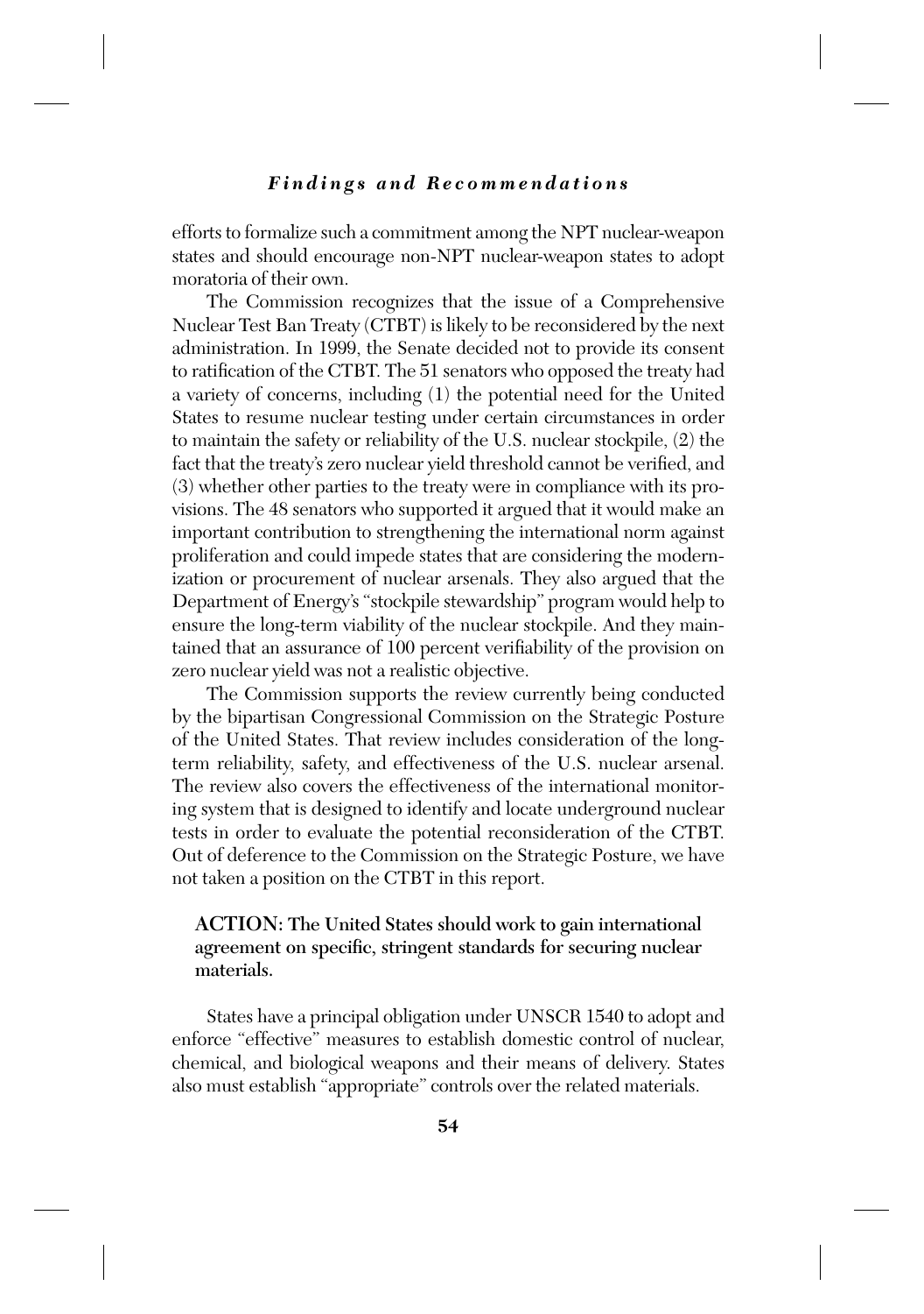efforts to formalize such a commitment among the NPT nuclear-weapon states and should encourage non-NPT nuclear-weapon states to adopt moratoria of their own.

The Commission recognizes that the issue of a Comprehensive Nuclear Test Ban Treaty (CTBT) is likely to be reconsidered by the next administration. In 1999, the Senate decided not to provide its consent to ratification of the CTBT. The 51 senators who opposed the treaty had a variety of concerns, including (1) the potential need for the United States to resume nuclear testing under certain circumstances in order to maintain the safety or reliability of the U.S. nuclear stockpile, (2) the fact that the treaty's zero nuclear yield threshold cannot be verified, and (3) whether other parties to the treaty were in compliance with its provisions. The 48 senators who supported it argued that it would make an important contribution to strengthening the international norm against proliferation and could impede states that are considering the modernization or procurement of nuclear arsenals. They also argued that the Department of Energy's "stockpile stewardship" program would help to ensure the long-term viability of the nuclear stockpile. And they maintained that an assurance of 100 percent verifiability of the provision on zero nuclear yield was not a realistic objective.

The Commission supports the review currently being conducted by the bipartisan Congressional Commission on the Strategic Posture of the United States. That review includes consideration of the long-term reliability, safety, and effectiveness of the U.S. nuclear arsenal. The review also covers the effectiveness of the international monitoring system that is designed to identify and locate underground nuclear tests in order to evaluate the potential reconsideration of the CTBT. Out of deference to the Commission on the Strategic Posture, we have not taken a position on the CTBT in this report.

**ACTION: The United States should work to gain international agreement on specific, stringent standards for securing nuclear materials.**

States have a principal obligation under UNSCR 1540 to adopt and enforce "effective" measures to establish domestic control of nuclear, chemical, and biological weapons and their means of delivery. States also must establish "appropriate" controls over the related materials.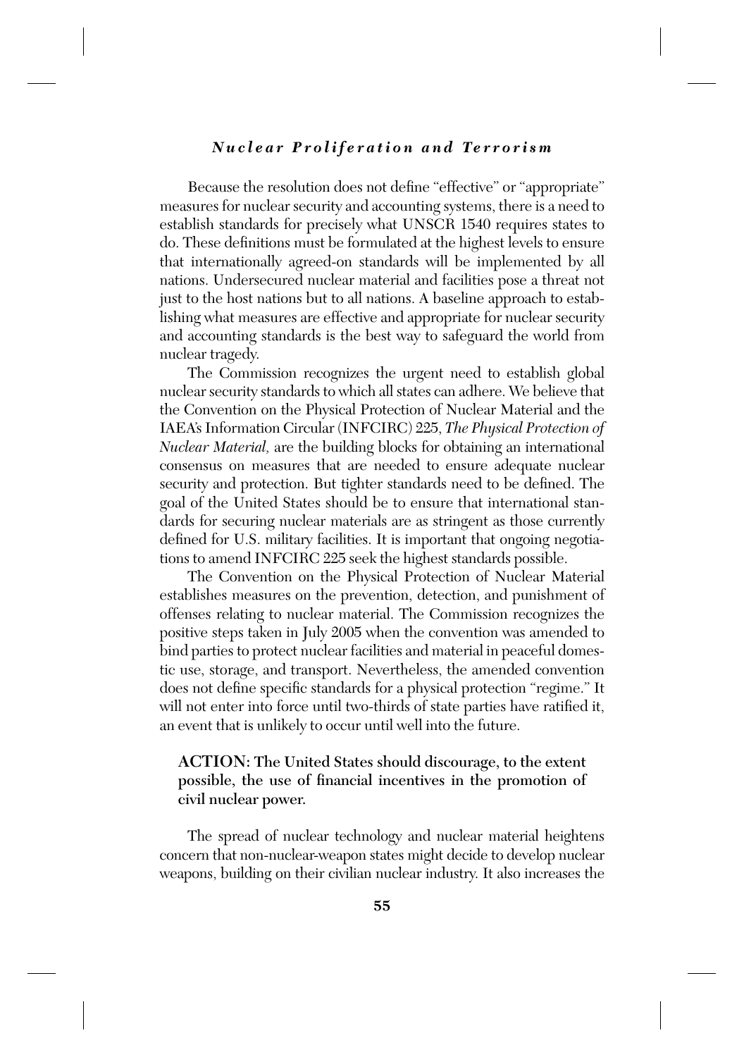Because the resolution does not define "effective" or "appropriate" measures for nuclear security and accounting systems, there is a need to establish standards for precisely what UNSCR 1540 requires states to do. These definitions must be formulated at the highest levels to ensure that internationally agreed-on standards will be implemented by all nations. Undersecured nuclear material and facilities pose a threat not just to the host nations but to all nations. A baseline approach to establishing what measures are effective and appropriate for nuclear security and accounting standards is the best way to safeguard the world from nuclear tragedy.

The Commission recognizes the urgent need to establish global nuclear security standards to which all states can adhere. We believe that the Convention on the Physical Protection of Nuclear Material and the IAEA's Information Circular (INFCIRC) 225, *The Physical Protection of Nuclear Material,* are the building blocks for obtaining an international consensus on measures that are needed to ensure adequate nuclear security and protection. But tighter standards need to be defined. The goal of the United States should be to ensure that international standards for securing nuclear materials are as stringent as those currently defined for U.S. military facilities. It is important that ongoing negotiations to amend INFCIRC 225 seek the highest standards possible.

The Convention on the Physical Protection of Nuclear Material establishes measures on the prevention, detection, and punishment of offenses relating to nuclear material. The Commission recognizes the positive steps taken in July 2005 when the convention was amended to bind parties to protect nuclear facilities and material in peaceful domestic use, storage, and transport. Nevertheless, the amended convention does not define specific standards for a physical protection "regime." It will not enter into force until two-thirds of state parties have ratified it, an event that is unlikely to occur until well into the future.

**ACTION: The United States should discourage, to the extent possible, the use of financial incentives in the promotion of civil nuclear power.**

The spread of nuclear technology and nuclear material heightens concern that non-nuclear-weapon states might decide to develop nuclear weapons, building on their civilian nuclear industry. It also increases the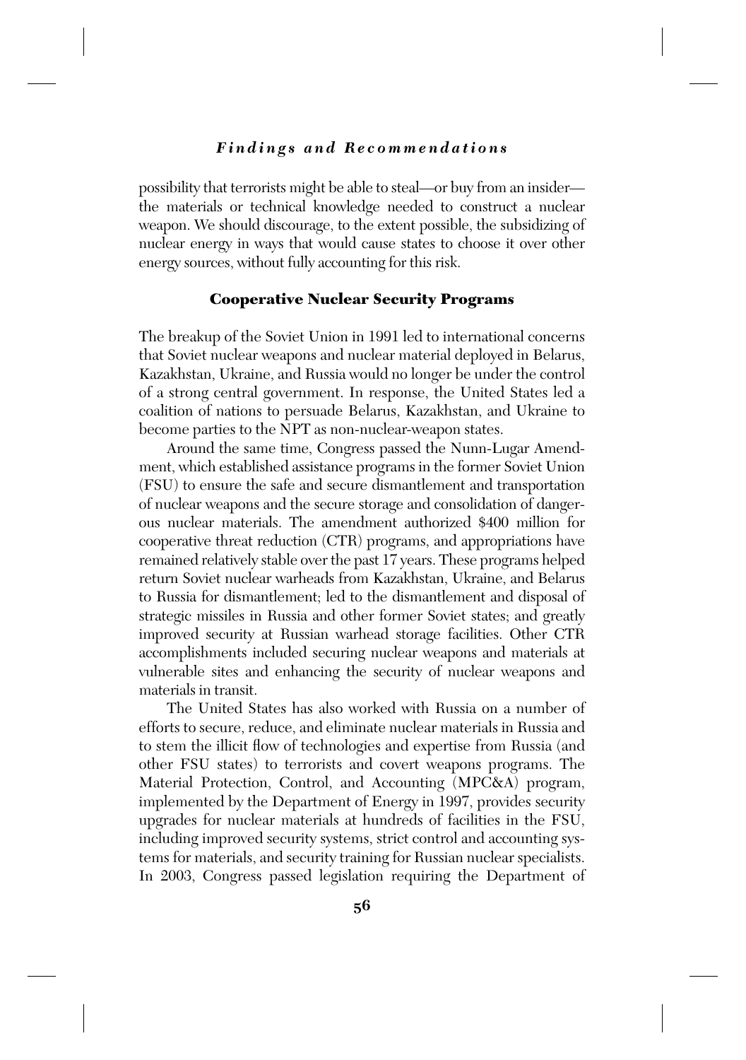possibility that terrorists might be able to steal—or buy from an insider—the materials or technical knowledge needed to construct a nuclear weapon. We should discourage, to the extent possible, the subsidizing of nuclear energy in ways that would cause states to choose it over other energy sources, without fully accounting for this risk.

## Cooperative Nuclear Security Programs

The breakup of the Soviet Union in 1991 led to international concerns that Soviet nuclear weapons and nuclear material deployed in Belarus, Kazakhstan, Ukraine, and Russia would no longer be under the control of a strong central government. In response, the United States led a coalition of nations to persuade Belarus, Kazakhstan, and Ukraine to become parties to the NPT as non-nuclear-weapon states.

Around the same time, Congress passed the Nunn-Lugar Amendment, which established assistance programs in the former Soviet Union (FSU) to ensure the safe and secure dismantlement and transportation of nuclear weapons and the secure storage and consolidation of dangerous nuclear materials. The amendment authorized $400 million for cooperative threat reduction (CTR) programs, and appropriations have remained relatively stable over the past 17 years. These programs helped return Soviet nuclear warheads from Kazakhstan, Ukraine, and Belarus to Russia for dismantlement; led to the dismantlement and disposal of strategic missiles in Russia and other former Soviet states; and greatly improved security at Russian warhead storage facilities. Other CTR accomplishments included securing nuclear weapons and materials at vulnerable sites and enhancing the security of nuclear weapons and materials in transit.

The United States has also worked with Russia on a number of efforts to secure, reduce, and eliminate nuclear materials in Russia and to stem the illicit flow of technologies and expertise from Russia (and other FSU states) to terrorists and covert weapons programs. The Material Protection, Control, and Accounting (MPC&A) program, implemented by the Department of Energy in 1997, provides security upgrades for nuclear materials at hundreds of facilities in the FSU, including improved security systems, strict control and accounting systems for materials, and security training for Russian nuclear specialists. In 2003, Congress passed legislation requiring the Department of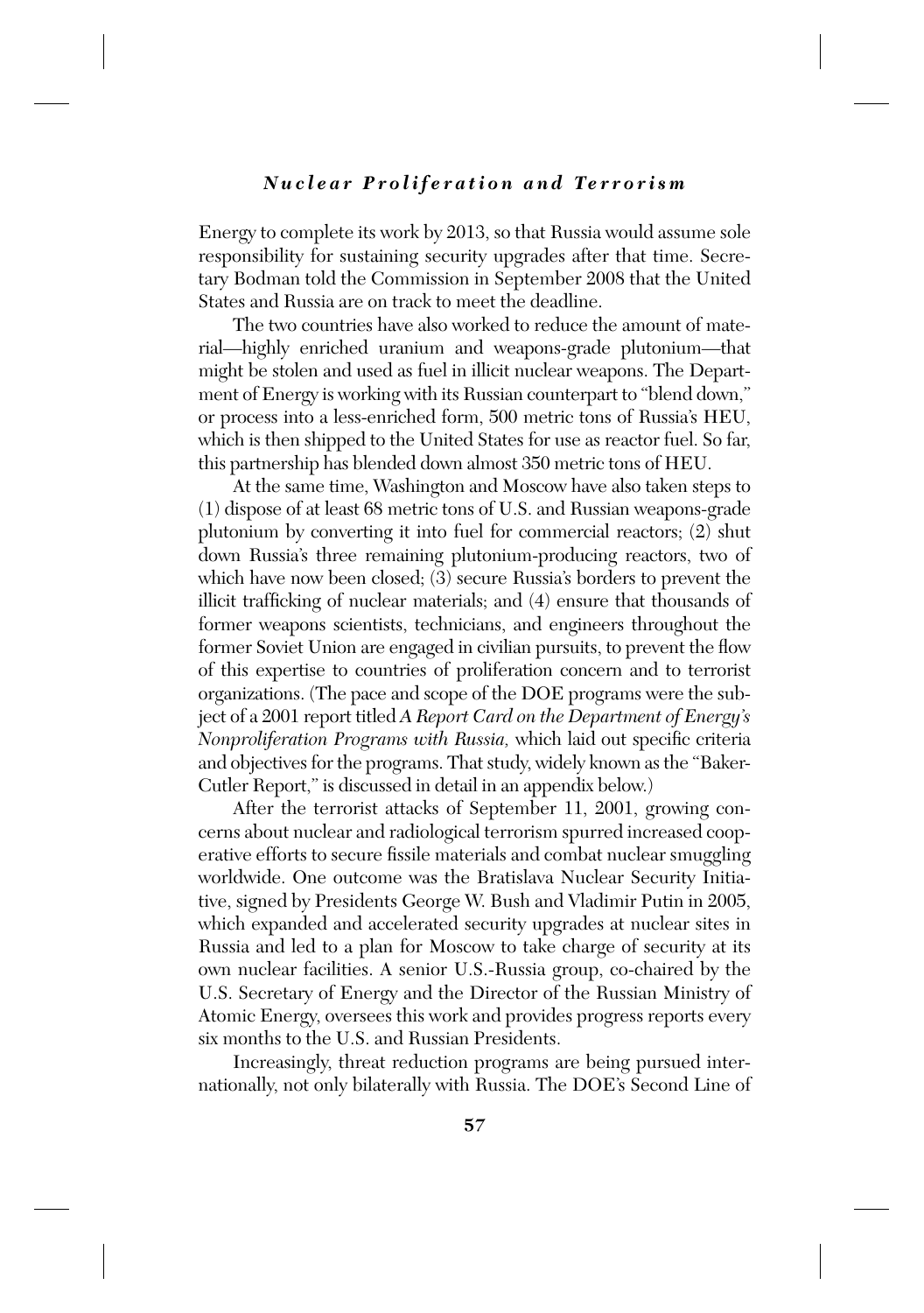Energy to complete its work by 2013, so that Russia would assume sole responsibility for sustaining security upgrades after that time. Secretary Bodman told the Commission in September 2008 that the United States and Russia are on track to meet the deadline.

The two countries have also worked to reduce the amount of material—highly enriched uranium and weapons-grade plutonium—that might be stolen and used as fuel in illicit nuclear weapons. The Department of Energy is working with its Russian counterpart to "blend down," or process into a less-enriched form, 500 metric tons of Russia's HEU, which is then shipped to the United States for use as reactor fuel. So far, this partnership has blended down almost 350 metric tons of HEU.

At the same time, Washington and Moscow have also taken steps to (1) dispose of at least 68 metric tons of U.S. and Russian weapons-grade plutonium by converting it into fuel for commercial reactors; (2) shut down Russia's three remaining plutonium-producing reactors, two of which have now been closed; (3) secure Russia's borders to prevent the illicit trafficking of nuclear materials; and (4) ensure that thousands of former weapons scientists, technicians, and engineers throughout the former Soviet Union are engaged in civilian pursuits, to prevent the flow of this expertise to countries of proliferation concern and to terrorist organizations. (The pace and scope of the DOE programs were the subject of a 2001 report titled *A Report Card on the Department of Energy's Nonproliferation Programs with Russia,* which laid out specific criteria and objectives for the programs. That study, widely known as the "Baker-Cutler Report," is discussed in detail in an appendix below.)

After the terrorist attacks of September 11, 2001, growing concerns about nuclear and radiological terrorism spurred increased cooperative efforts to secure fissile materials and combat nuclear smuggling worldwide. One outcome was the Bratislava Nuclear Security Initiative, signed by Presidents George W. Bush and Vladimir Putin in 2005, which expanded and accelerated security upgrades at nuclear sites in Russia and led to a plan for Moscow to take charge of security at its own nuclear facilities. A senior U.S.-Russia group, co-chaired by the U.S. Secretary of Energy and the Director of the Russian Ministry of Atomic Energy, oversees this work and provides progress reports every six months to the U.S. and Russian Presidents.

Increasingly, threat reduction programs are being pursued internationally, not only bilaterally with Russia. The DOE's Second Line of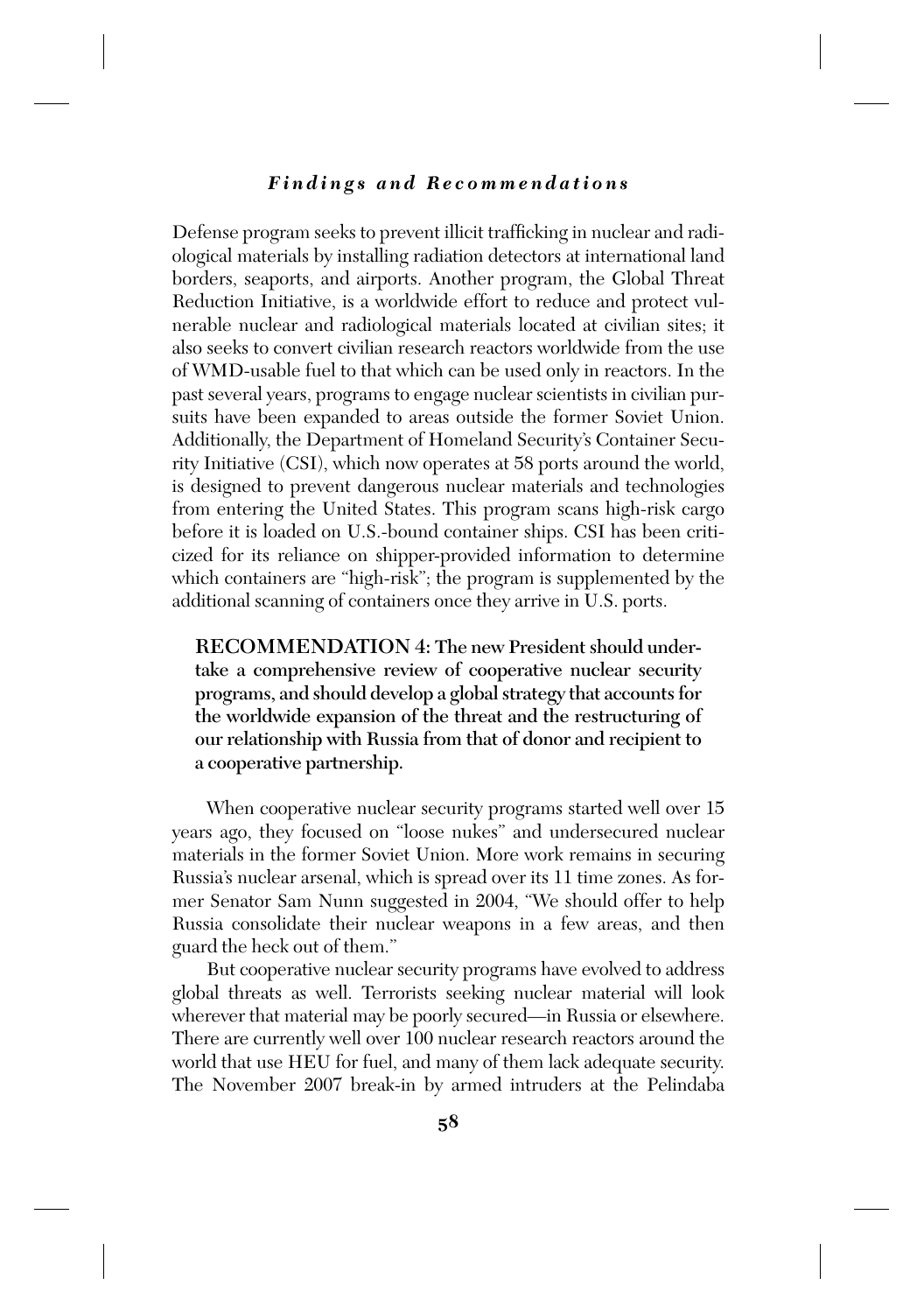Defense program seeks to prevent illicit trafficking in nuclear and radiological materials by installing radiation detectors at international land borders, seaports, and airports. Another program, the Global Threat Reduction Initiative, is a worldwide effort to reduce and protect vulnerable nuclear and radiological materials located at civilian sites; it also seeks to convert civilian research reactors worldwide from the use of WMD-usable fuel to that which can be used only in reactors. In the past several years, programs to engage nuclear scientists in civilian pursuits have been expanded to areas outside the former Soviet Union. Additionally, the Department of Homeland Security's Container Security Initiative (CSI), which now operates at 58 ports around the world, is designed to prevent dangerous nuclear materials and technologies from entering the United States. This program scans high-risk cargo before it is loaded on U.S.-bound container ships. CSI has been criticized for its reliance on shipper-provided information to determine which containers are "high-risk"; the program is supplemented by the additional scanning of containers once they arrive in U.S. ports.

> **RECOMMENDATION 4: The new President should undertake a comprehensive review of cooperative nuclear security programs, and should develop a global strategy that accounts for the worldwide expansion of the threat and the restructuring of our relationship with Russia from that of donor and recipient to a cooperative partnership.**

When cooperative nuclear security programs started well over 15 years ago, they focused on "loose nukes" and undersecured nuclear materials in the former Soviet Union. More work remains in securing Russia's nuclear arsenal, which is spread over its 11 time zones. As former Senator Sam Nunn suggested in 2004, "We should offer to help Russia consolidate their nuclear weapons in a few areas, and then guard the heck out of them."

But cooperative nuclear security programs have evolved to address global threats as well. Terrorists seeking nuclear material will look wherever that material may be poorly secured—in Russia or elsewhere. There are currently well over 100 nuclear research reactors around the world that use HEU for fuel, and many of them lack adequate security. The November 2007 break-in by armed intruders at the Pelindaba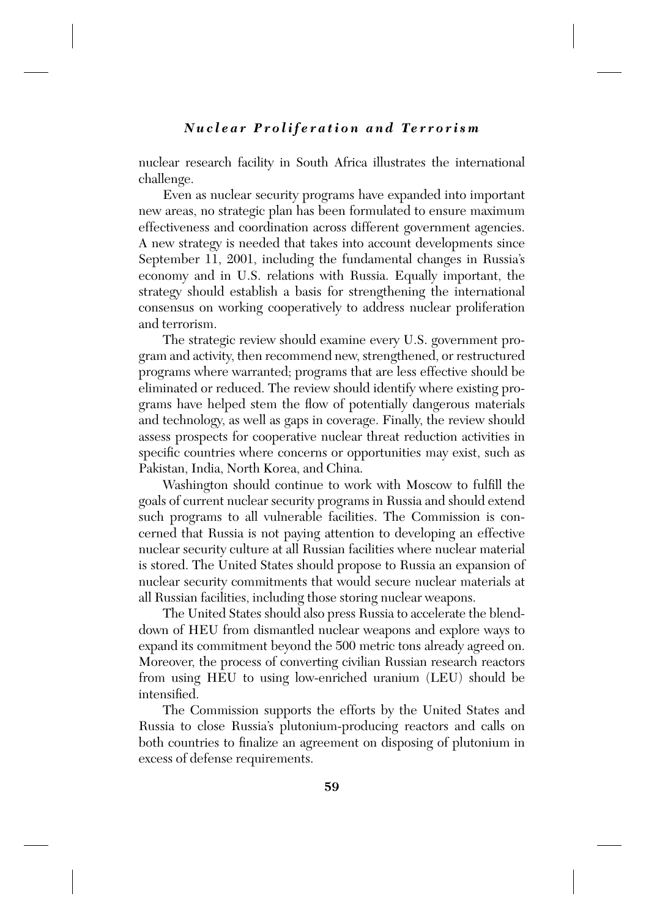nuclear research facility in South Africa illustrates the international challenge.

Even as nuclear security programs have expanded into important new areas, no strategic plan has been formulated to ensure maximum effectiveness and coordination across different government agencies. A new strategy is needed that takes into account developments since September 11, 2001, including the fundamental changes in Russia's economy and in U.S. relations with Russia. Equally important, the strategy should establish a basis for strengthening the international consensus on working cooperatively to address nuclear proliferation and terrorism.

The strategic review should examine every U.S. government program and activity, then recommend new, strengthened, or restructured programs where warranted; programs that are less effective should be eliminated or reduced. The review should identify where existing programs have helped stem the flow of potentially dangerous materials and technology, as well as gaps in coverage. Finally, the review should assess prospects for cooperative nuclear threat reduction activities in specific countries where concerns or opportunities may exist, such as Pakistan, India, North Korea, and China.

Washington should continue to work with Moscow to fulfill the goals of current nuclear security programs in Russia and should extend such programs to all vulnerable facilities. The Commission is concerned that Russia is not paying attention to developing an effective nuclear security culture at all Russian facilities where nuclear material is stored. The United States should propose to Russia an expansion of nuclear security commitments that would secure nuclear materials at all Russian facilities, including those storing nuclear weapons.

The United States should also press Russia to accelerate the blend-down of HEU from dismantled nuclear weapons and explore ways to expand its commitment beyond the 500 metric tons already agreed on. Moreover, the process of converting civilian Russian research reactors from using HEU to using low-enriched uranium (LEU) should be intensified.

The Commission supports the efforts by the United States and Russia to close Russia's plutonium-producing reactors and calls on both countries to finalize an agreement on disposing of plutonium in excess of defense requirements.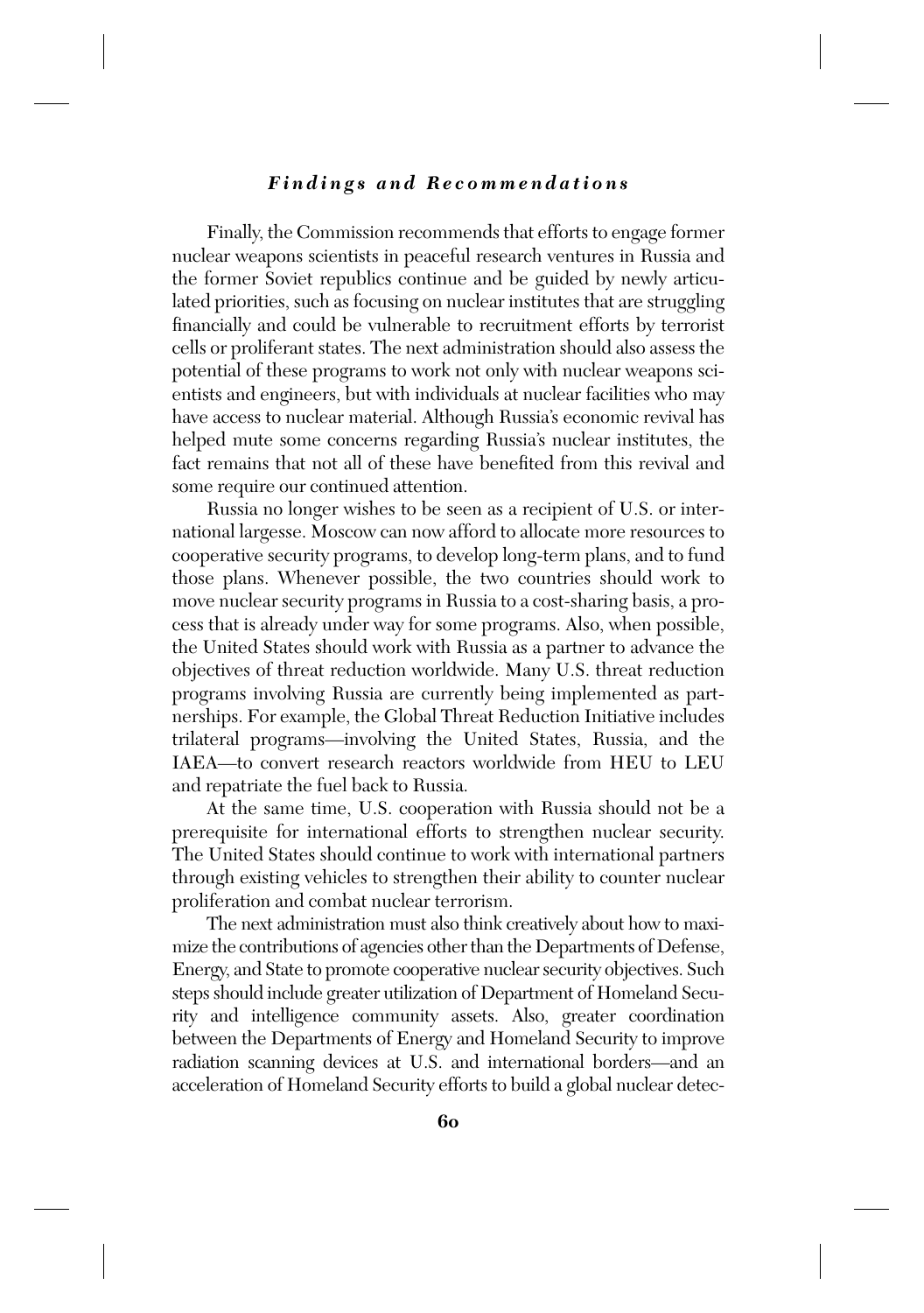Finally, the Commission recommends that efforts to engage former nuclear weapons scientists in peaceful research ventures in Russia and the former Soviet republics continue and be guided by newly articulated priorities, such as focusing on nuclear institutes that are struggling financially and could be vulnerable to recruitment efforts by terrorist cells or proliferant states. The next administration should also assess the potential of these programs to work not only with nuclear weapons scientists and engineers, but with individuals at nuclear facilities who may have access to nuclear material. Although Russia's economic revival has helped mute some concerns regarding Russia's nuclear institutes, the fact remains that not all of these have benefited from this revival and some require our continued attention.

Russia no longer wishes to be seen as a recipient of U.S. or international largesse. Moscow can now afford to allocate more resources to cooperative security programs, to develop long-term plans, and to fund those plans. Whenever possible, the two countries should work to move nuclear security programs in Russia to a cost-sharing basis, a process that is already under way for some programs. Also, when possible, the United States should work with Russia as a partner to advance the objectives of threat reduction worldwide. Many U.S. threat reduction programs involving Russia are currently being implemented as partnerships. For example, the Global Threat Reduction Initiative includes trilateral programs—involving the United States, Russia, and the IAEA—to convert research reactors worldwide from HEU to LEU and repatriate the fuel back to Russia.

At the same time, U.S. cooperation with Russia should not be a prerequisite for international efforts to strengthen nuclear security. The United States should continue to work with international partners through existing vehicles to strengthen their ability to counter nuclear proliferation and combat nuclear terrorism.

The next administration must also think creatively about how to maximize the contributions of agencies other than the Departments of Defense, Energy, and State to promote cooperative nuclear security objectives. Such steps should include greater utilization of Department of Homeland Security and intelligence community assets. Also, greater coordination between the Departments of Energy and Homeland Security to improve radiation scanning devices at U.S. and international borders—and an acceleration of Homeland Security efforts to build a global nuclear detec-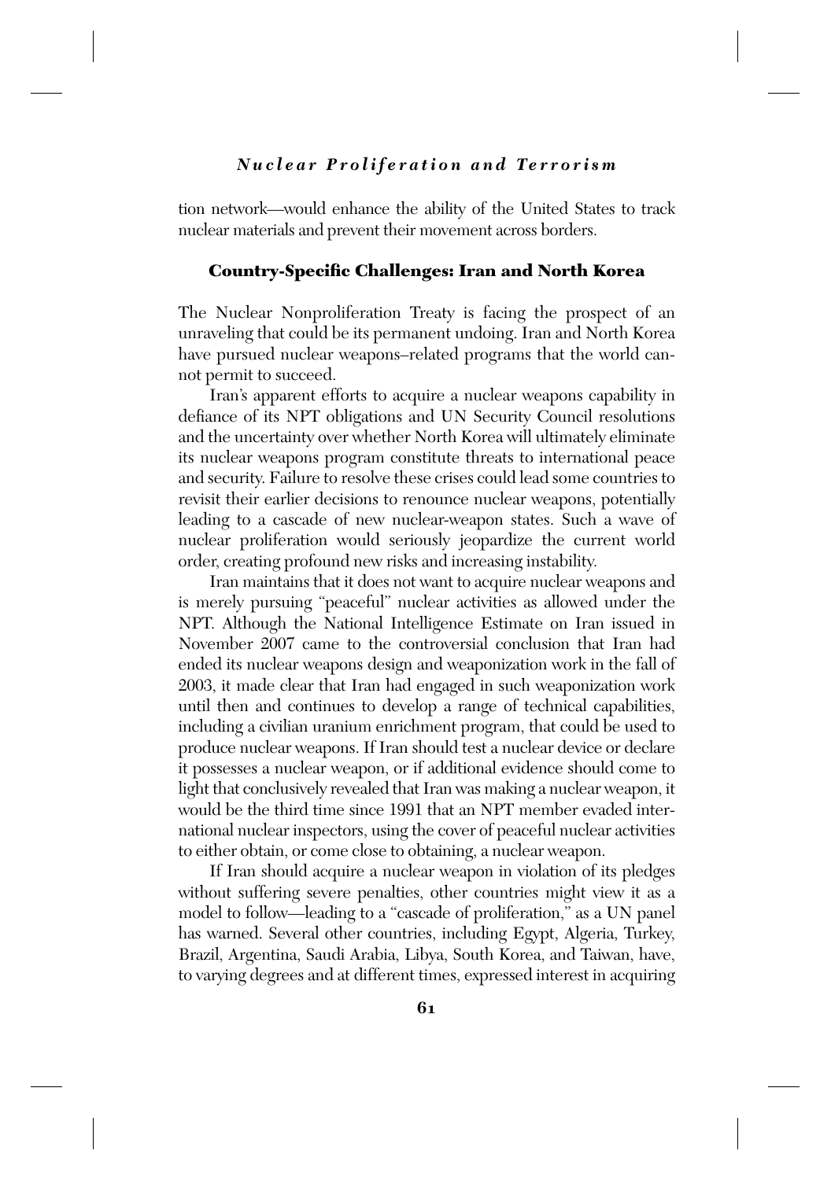tion network—would enhance the ability of the United States to track nuclear materials and prevent their movement across borders.

## Country-Specific Challenges: Iran and North Korea

The Nuclear Nonproliferation Treaty is facing the prospect of an unraveling that could be its permanent undoing. Iran and North Korea have pursued nuclear weapons–related programs that the world cannot permit to succeed.

Iran's apparent efforts to acquire a nuclear weapons capability in defiance of its NPT obligations and UN Security Council resolutions and the uncertainty over whether North Korea will ultimately eliminate its nuclear weapons program constitute threats to international peace and security. Failure to resolve these crises could lead some countries to revisit their earlier decisions to renounce nuclear weapons, potentially leading to a cascade of new nuclear-weapon states. Such a wave of nuclear proliferation would seriously jeopardize the current world order, creating profound new risks and increasing instability.

Iran maintains that it does not want to acquire nuclear weapons and is merely pursuing "peaceful" nuclear activities as allowed under the NPT. Although the National Intelligence Estimate on Iran issued in November 2007 came to the controversial conclusion that Iran had ended its nuclear weapons design and weaponization work in the fall of 2003, it made clear that Iran had engaged in such weaponization work until then and continues to develop a range of technical capabilities, including a civilian uranium enrichment program, that could be used to produce nuclear weapons. If Iran should test a nuclear device or declare it possesses a nuclear weapon, or if additional evidence should come to light that conclusively revealed that Iran was making a nuclear weapon, it would be the third time since 1991 that an NPT member evaded international nuclear inspectors, using the cover of peaceful nuclear activities to either obtain, or come close to obtaining, a nuclear weapon.

If Iran should acquire a nuclear weapon in violation of its pledges without suffering severe penalties, other countries might view it as a model to follow—leading to a "cascade of proliferation," as a UN panel has warned. Several other countries, including Egypt, Algeria, Turkey, Brazil, Argentina, Saudi Arabia, Libya, South Korea, and Taiwan, have, to varying degrees and at different times, expressed interest in acquiring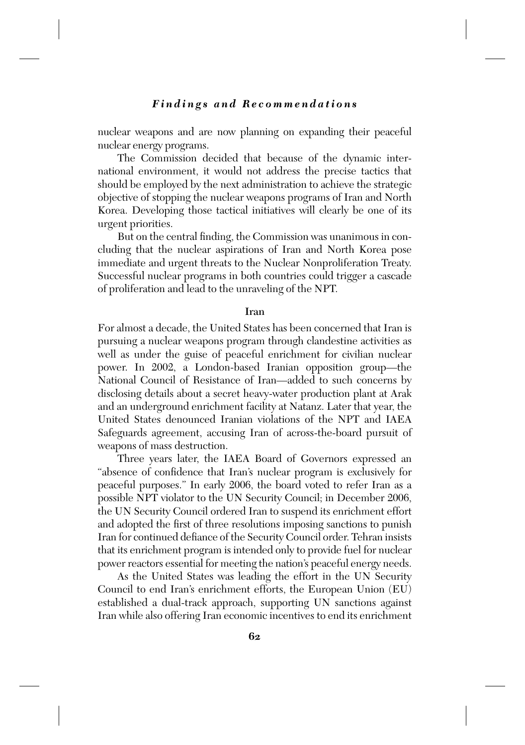nuclear weapons and are now planning on expanding their peaceful nuclear energy programs.

The Commission decided that because of the dynamic international environment, it would not address the precise tactics that should be employed by the next administration to achieve the strategic objective of stopping the nuclear weapons programs of Iran and North Korea. Developing those tactical initiatives will clearly be one of its urgent priorities.

But on the central finding, the Commission was unanimous in concluding that the nuclear aspirations of Iran and North Korea pose immediate and urgent threats to the Nuclear Nonproliferation Treaty. Successful nuclear programs in both countries could trigger a cascade of proliferation and lead to the unraveling of the NPT.

### Iran

For almost a decade, the United States has been concerned that Iran is pursuing a nuclear weapons program through clandestine activities as well as under the guise of peaceful enrichment for civilian nuclear power. In 2002, a London-based Iranian opposition group—the National Council of Resistance of Iran—added to such concerns by disclosing details about a secret heavy-water production plant at Arak and an underground enrichment facility at Natanz. Later that year, the United States denounced Iranian violations of the NPT and IAEA Safeguards agreement, accusing Iran of across-the-board pursuit of weapons of mass destruction.

Three years later, the IAEA Board of Governors expressed an "absence of confidence that Iran's nuclear program is exclusively for peaceful purposes." In early 2006, the board voted to refer Iran as a possible NPT violator to the UN Security Council; in December 2006, the UN Security Council ordered Iran to suspend its enrichment effort and adopted the first of three resolutions imposing sanctions to punish Iran for continued defiance of the Security Council order. Tehran insists that its enrichment program is intended only to provide fuel for nuclear power reactors essential for meeting the nation's peaceful energy needs.

As the United States was leading the effort in the UN Security Council to end Iran's enrichment efforts, the European Union (EU) established a dual-track approach, supporting UN sanctions against Iran while also offering Iran economic incentives to end its enrichment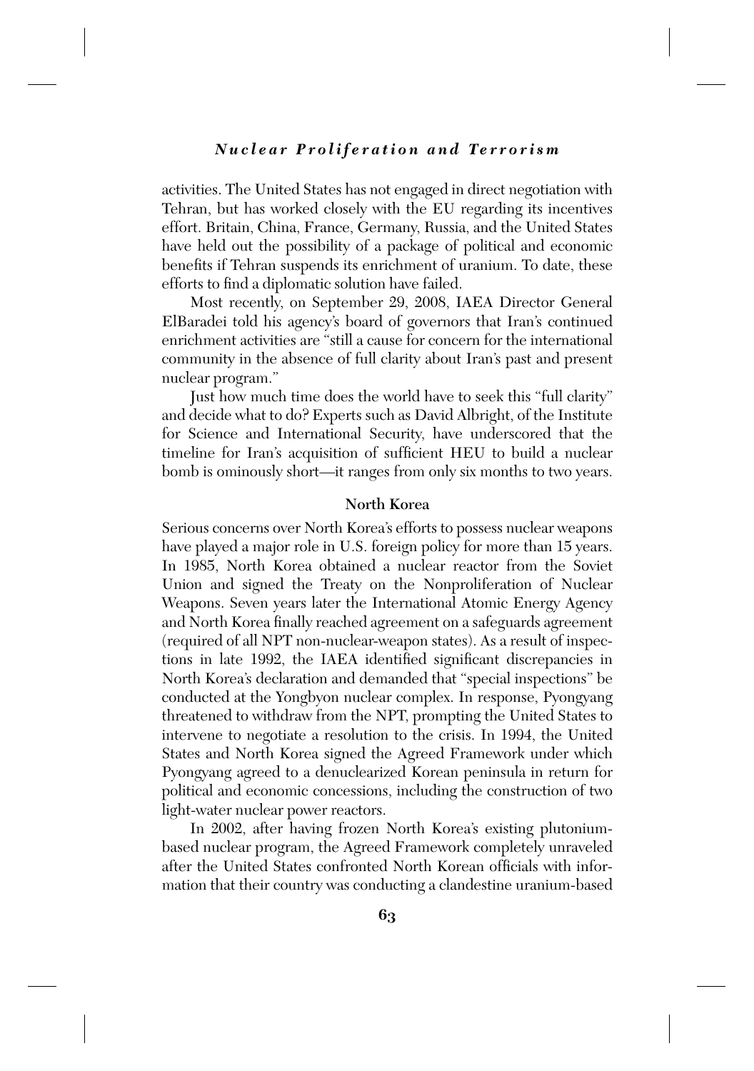activities. The United States has not engaged in direct negotiation with Tehran, but has worked closely with the EU regarding its incentives effort. Britain, China, France, Germany, Russia, and the United States have held out the possibility of a package of political and economic benefits if Tehran suspends its enrichment of uranium. To date, these efforts to find a diplomatic solution have failed.

Most recently, on September 29, 2008, IAEA Director General ElBaradei told his agency's board of governors that Iran's continued enrichment activities are "still a cause for concern for the international community in the absence of full clarity about Iran's past and present nuclear program."

Just how much time does the world have to seek this "full clarity" and decide what to do? Experts such as David Albright, of the Institute for Science and International Security, have underscored that the timeline for Iran's acquisition of sufficient HEU to build a nuclear bomb is ominously short—it ranges from only six months to two years.

### North Korea

Serious concerns over North Korea's efforts to possess nuclear weapons have played a major role in U.S. foreign policy for more than 15 years. In 1985, North Korea obtained a nuclear reactor from the Soviet Union and signed the Treaty on the Nonproliferation of Nuclear Weapons. Seven years later the International Atomic Energy Agency and North Korea finally reached agreement on a safeguards agreement (required of all NPT non-nuclear-weapon states). As a result of inspections in late 1992, the IAEA identified significant discrepancies in North Korea's declaration and demanded that "special inspections" be conducted at the Yongbyon nuclear complex. In response, Pyongyang threatened to withdraw from the NPT, prompting the United States to intervene to negotiate a resolution to the crisis. In 1994, the United States and North Korea signed the Agreed Framework under which Pyongyang agreed to a denuclearized Korean peninsula in return for political and economic concessions, including the construction of two light-water nuclear power reactors.

In 2002, after having frozen North Korea's existing plutonium-based nuclear program, the Agreed Framework completely unraveled after the United States confronted North Korean officials with information that their country was conducting a clandestine uranium-based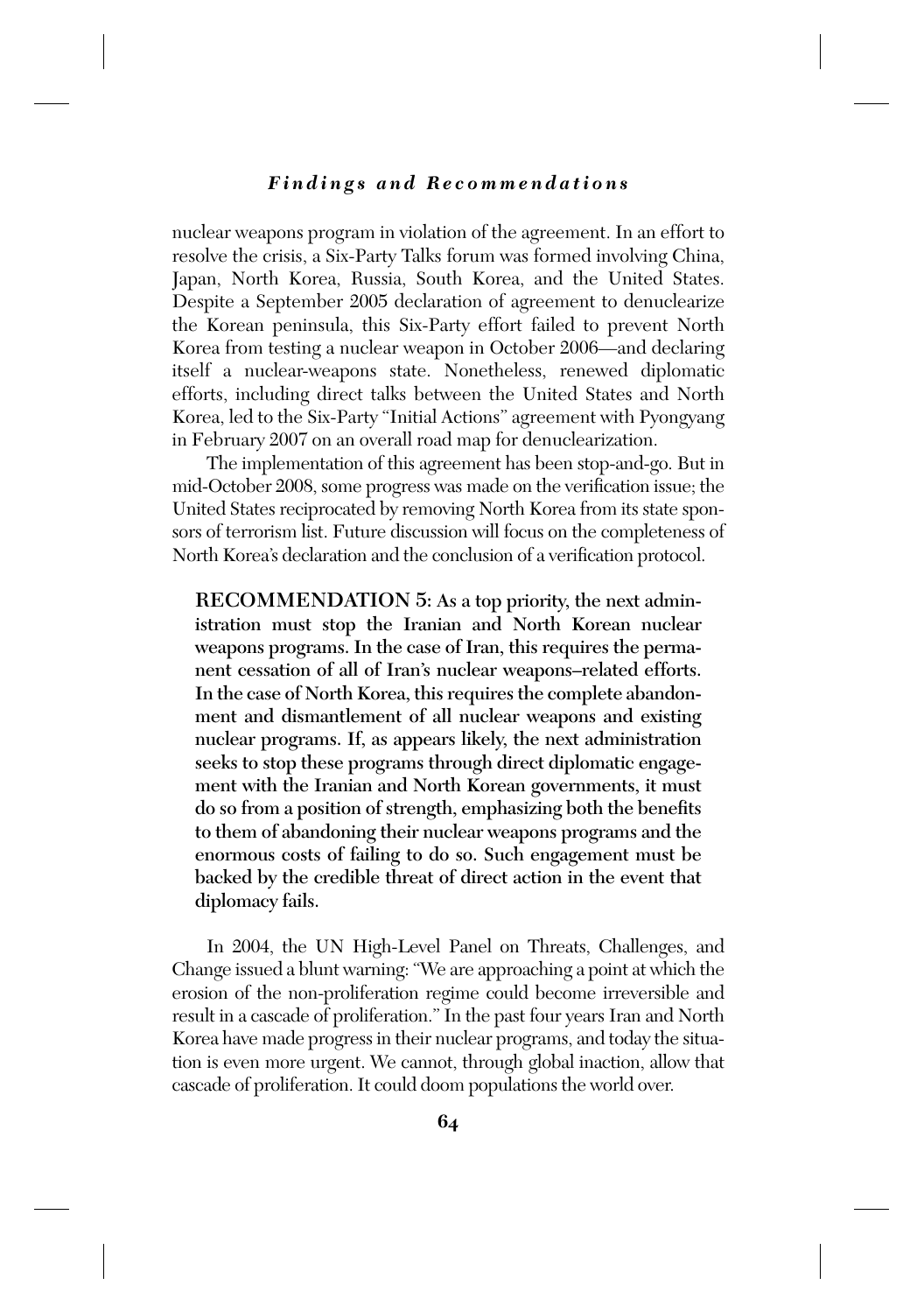nuclear weapons program in violation of the agreement. In an effort to resolve the crisis, a Six-Party Talks forum was formed involving China, Japan, North Korea, Russia, South Korea, and the United States. Despite a September 2005 declaration of agreement to denuclearize the Korean peninsula, this Six-Party effort failed to prevent North Korea from testing a nuclear weapon in October 2006—and declaring itself a nuclear-weapons state. Nonetheless, renewed diplomatic efforts, including direct talks between the United States and North Korea, led to the Six-Party "Initial Actions" agreement with Pyongyang in February 2007 on an overall road map for denuclearization.

The implementation of this agreement has been stop-and-go. But in mid-October 2008, some progress was made on the verification issue; the United States reciprocated by removing North Korea from its state sponsors of terrorism list. Future discussion will focus on the completeness of North Korea's declaration and the conclusion of a verification protocol.

**RECOMMENDATION 5: As a top priority, the next administration must stop the Iranian and North Korean nuclear weapons programs. In the case of Iran, this requires the permanent cessation of all of Iran's nuclear weapons–related efforts. In the case of North Korea, this requires the complete abandonment and dismantlement of all nuclear weapons and existing nuclear programs. If, as appears likely, the next administration seeks to stop these programs through direct diplomatic engagement with the Iranian and North Korean governments, it must do so from a position of strength, emphasizing both the benefits to them of abandoning their nuclear weapons programs and the enormous costs of failing to do so. Such engagement must be backed by the credible threat of direct action in the event that diplomacy fails.**

In 2004, the UN High-Level Panel on Threats, Challenges, and Change issued a blunt warning: "We are approaching a point at which the erosion of the non-proliferation regime could become irreversible and result in a cascade of proliferation." In the past four years Iran and North Korea have made progress in their nuclear programs, and today the situation is even more urgent. We cannot, through global inaction, allow that cascade of proliferation. It could doom populations the world over.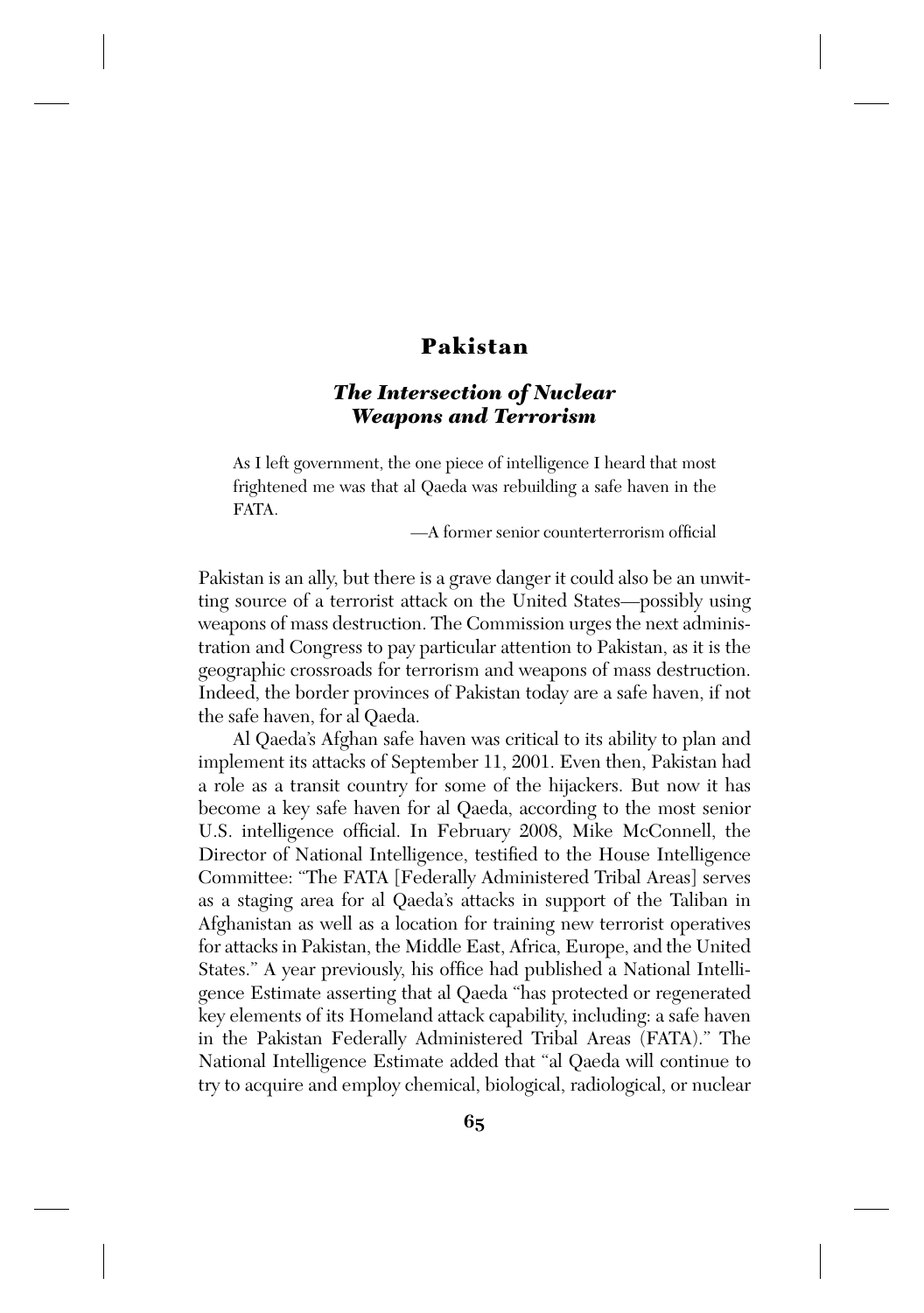# Pakistan

## *The Intersection of Nuclear Weapons and Terrorism*

> As I left government, the one piece of intelligence I heard that most frightened me was that al Qaeda was rebuilding a safe haven in the FATA.
>
> —A former senior counterterrorism official

Pakistan is an ally, but there is a grave danger it could also be an unwitting source of a terrorist attack on the United States—possibly using weapons of mass destruction. The Commission urges the next administration and Congress to pay particular attention to Pakistan, as it is the geographic crossroads for terrorism and weapons of mass destruction. Indeed, the border provinces of Pakistan today are a safe haven, if not the safe haven, for al Qaeda.

Al Qaeda's Afghan safe haven was critical to its ability to plan and implement its attacks of September 11, 2001. Even then, Pakistan had a role as a transit country for some of the hijackers. But now it has become a key safe haven for al Qaeda, according to the most senior U.S. intelligence official. In February 2008, Mike McConnell, the Director of National Intelligence, testified to the House Intelligence Committee: "The FATA [Federally Administered Tribal Areas] serves as a staging area for al Qaeda's attacks in support of the Taliban in Afghanistan as well as a location for training new terrorist operatives for attacks in Pakistan, the Middle East, Africa, Europe, and the United States." A year previously, his office had published a National Intelligence Estimate asserting that al Qaeda "has protected or regenerated key elements of its Homeland attack capability, including: a safe haven in the Pakistan Federally Administered Tribal Areas (FATA)." The National Intelligence Estimate added that "al Qaeda will continue to try to acquire and employ chemical, biological, radiological, or nuclear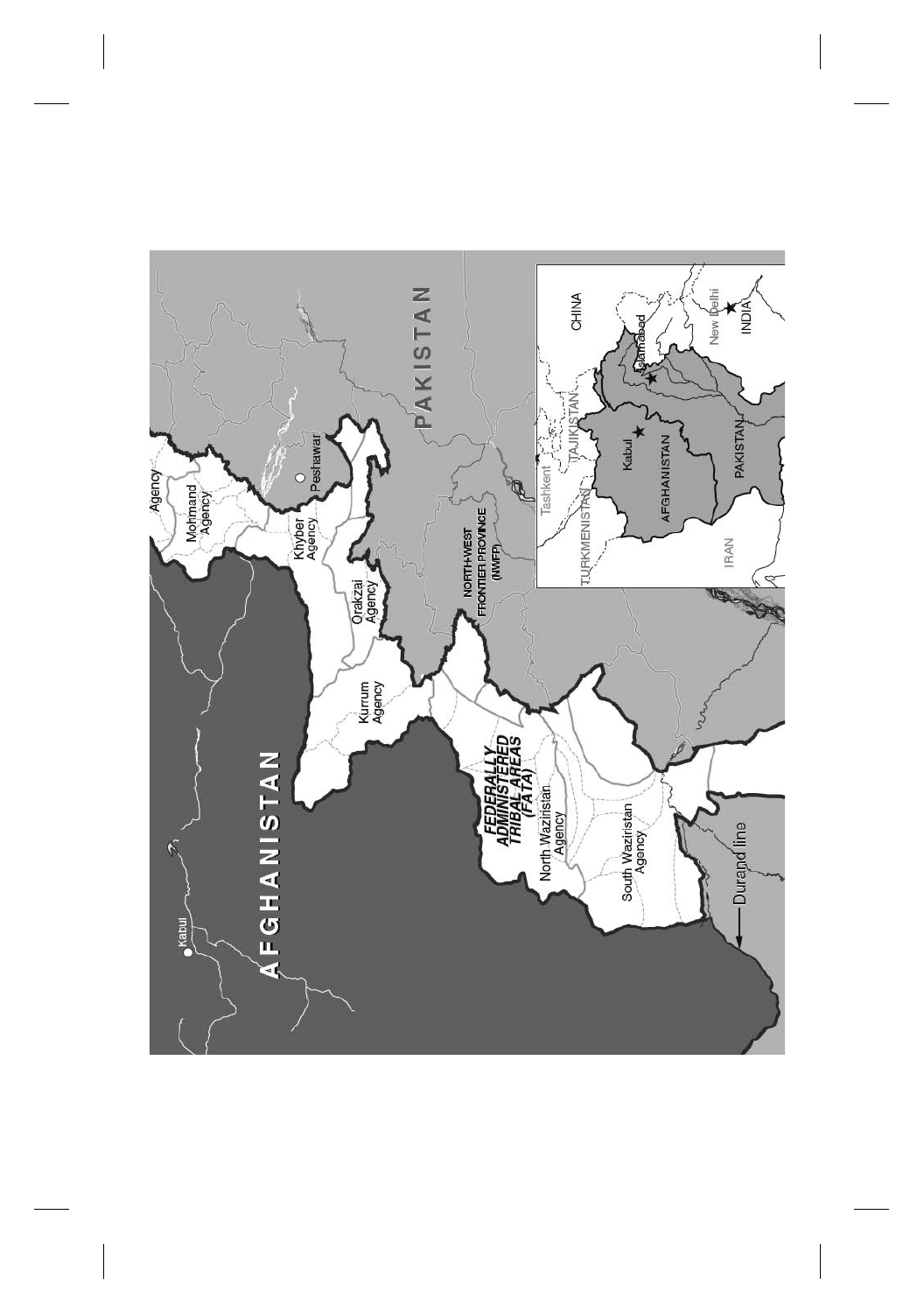AFGHANISTAN

Kabul

PAKISTAN

Agency

Mohmand Agency

Khyber Agency

Peshawar

Orakzai Agency

Kurrum Agency

NORTH-WEST FRONTIER PROVINCE (NWFP)

FEDERALLY ADMINISTERED TRIBAL AREAS (FATA)

North Waziristan Agency

South Waziristan Agency

Durand line

CHINA

TAJIKISTAN

Tashkent

TURKMENISTAN

Kabul

AFGHANISTAN

Islamabad

New Delhi

INDIA

PAKISTAN

IRAN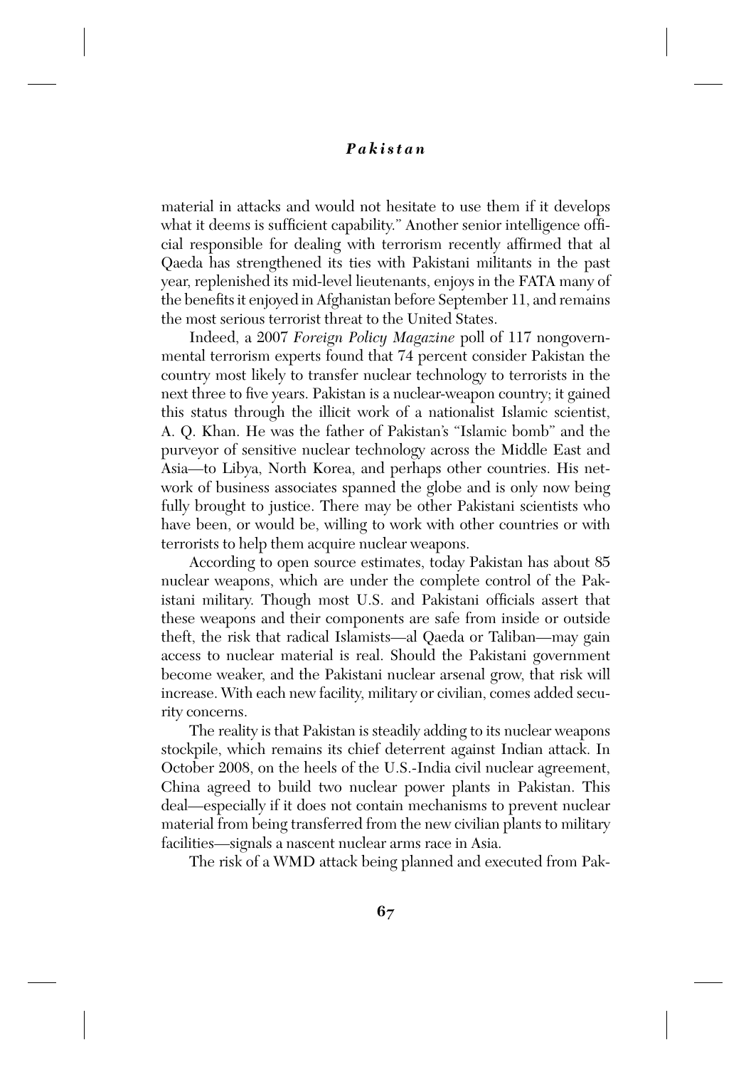material in attacks and would not hesitate to use them if it develops what it deems is sufficient capability." Another senior intelligence official responsible for dealing with terrorism recently affirmed that al Qaeda has strengthened its ties with Pakistani militants in the past year, replenished its mid-level lieutenants, enjoys in the FATA many of the benefits it enjoyed in Afghanistan before September 11, and remains the most serious terrorist threat to the United States.

Indeed, a 2007 *Foreign Policy Magazine* poll of 117 nongovernmental terrorism experts found that 74 percent consider Pakistan the country most likely to transfer nuclear technology to terrorists in the next three to five years. Pakistan is a nuclear-weapon country; it gained this status through the illicit work of a nationalist Islamic scientist, A. Q. Khan. He was the father of Pakistan's "Islamic bomb" and the purveyor of sensitive nuclear technology across the Middle East and Asia—to Libya, North Korea, and perhaps other countries. His network of business associates spanned the globe and is only now being fully brought to justice. There may be other Pakistani scientists who have been, or would be, willing to work with other countries or with terrorists to help them acquire nuclear weapons.

According to open source estimates, today Pakistan has about 85 nuclear weapons, which are under the complete control of the Pakistani military. Though most U.S. and Pakistani officials assert that these weapons and their components are safe from inside or outside theft, the risk that radical Islamists—al Qaeda or Taliban—may gain access to nuclear material is real. Should the Pakistani government become weaker, and the Pakistani nuclear arsenal grow, that risk will increase. With each new facility, military or civilian, comes added security concerns.

The reality is that Pakistan is steadily adding to its nuclear weapons stockpile, which remains its chief deterrent against Indian attack. In October 2008, on the heels of the U.S.-India civil nuclear agreement, China agreed to build two nuclear power plants in Pakistan. This deal—especially if it does not contain mechanisms to prevent nuclear material from being transferred from the new civilian plants to military facilities—signals a nascent nuclear arms race in Asia.

The risk of a WMD attack being planned and executed from Pak-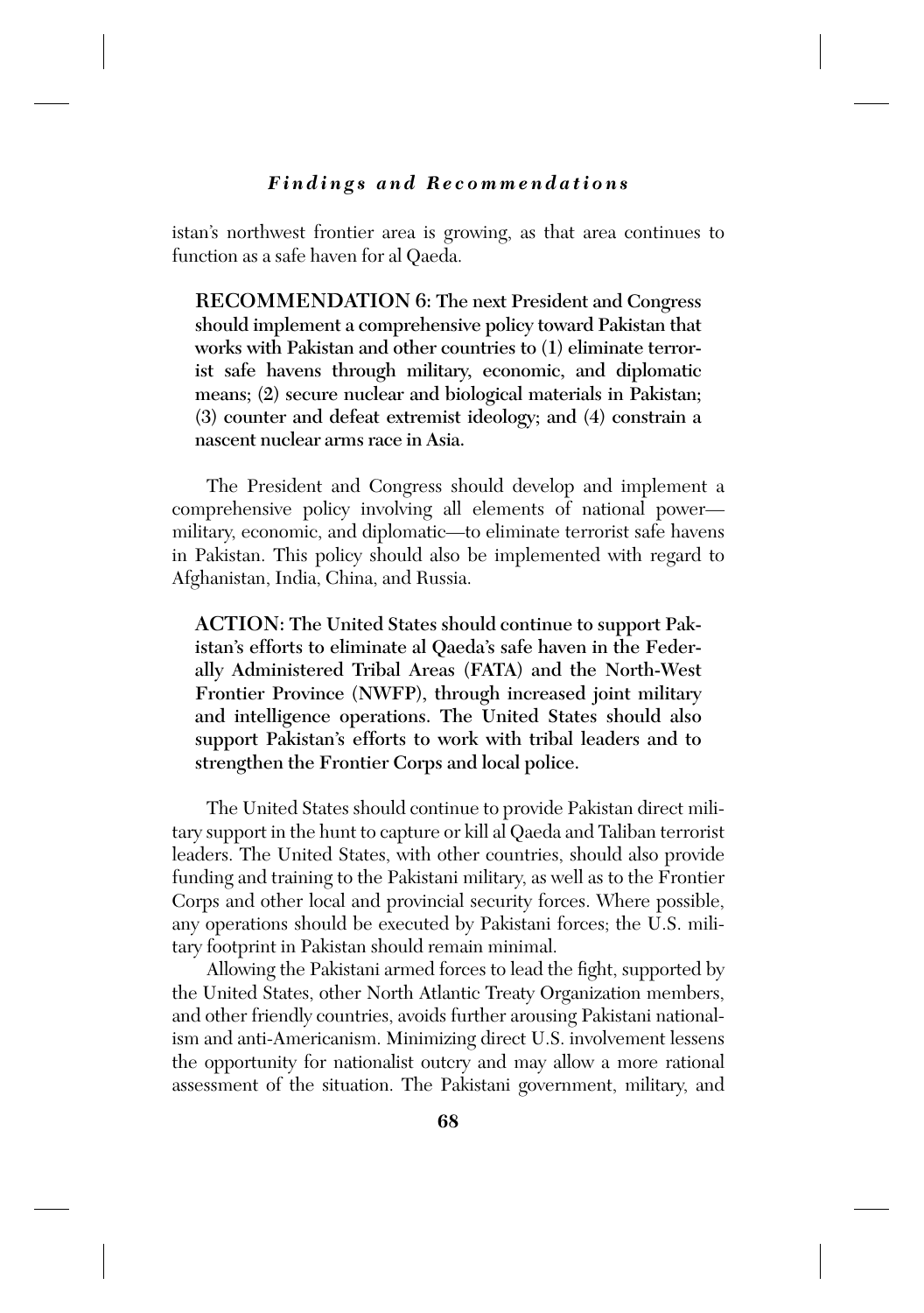istan's northwest frontier area is growing, as that area continues to function as a safe haven for al Qaeda.

**RECOMMENDATION 6: The next President and Congress should implement a comprehensive policy toward Pakistan that works with Pakistan and other countries to (1) eliminate terrorist safe havens through military, economic, and diplomatic means; (2) secure nuclear and biological materials in Pakistan; (3) counter and defeat extremist ideology; and (4) constrain a nascent nuclear arms race in Asia.**

The President and Congress should develop and implement a comprehensive policy involving all elements of national power—military, economic, and diplomatic—to eliminate terrorist safe havens in Pakistan. This policy should also be implemented with regard to Afghanistan, India, China, and Russia.

**ACTION: The United States should continue to support Pakistan's efforts to eliminate al Qaeda's safe haven in the Federally Administered Tribal Areas (FATA) and the North-West Frontier Province (NWFP), through increased joint military and intelligence operations. The United States should also support Pakistan's efforts to work with tribal leaders and to strengthen the Frontier Corps and local police.**

The United States should continue to provide Pakistan direct military support in the hunt to capture or kill al Qaeda and Taliban terrorist leaders. The United States, with other countries, should also provide funding and training to the Pakistani military, as well as to the Frontier Corps and other local and provincial security forces. Where possible, any operations should be executed by Pakistani forces; the U.S. military footprint in Pakistan should remain minimal.

Allowing the Pakistani armed forces to lead the fight, supported by the United States, other North Atlantic Treaty Organization members, and other friendly countries, avoids further arousing Pakistani nationalism and anti-Americanism. Minimizing direct U.S. involvement lessens the opportunity for nationalist outcry and may allow a more rational assessment of the situation. The Pakistani government, military, and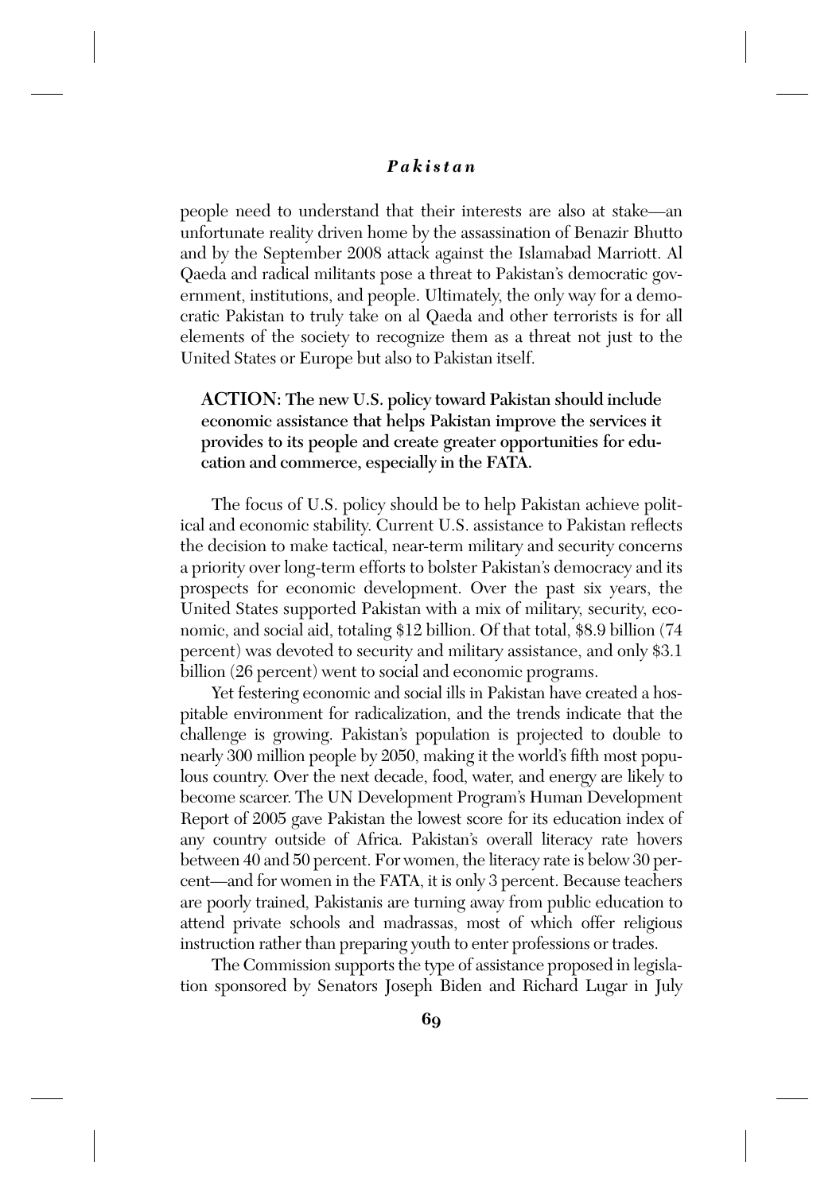people need to understand that their interests are also at stake—an unfortunate reality driven home by the assassination of Benazir Bhutto and by the September 2008 attack against the Islamabad Marriott. Al Qaeda and radical militants pose a threat to Pakistan's democratic government, institutions, and people. Ultimately, the only way for a democratic Pakistan to truly take on al Qaeda and other terrorists is for all elements of the society to recognize them as a threat not just to the United States or Europe but also to Pakistan itself.

**ACTION: The new U.S. policy toward Pakistan should include economic assistance that helps Pakistan improve the services it provides to its people and create greater opportunities for education and commerce, especially in the FATA.**

The focus of U.S. policy should be to help Pakistan achieve political and economic stability. Current U.S. assistance to Pakistan reflects the decision to make tactical, near-term military and security concerns a priority over long-term efforts to bolster Pakistan's democracy and its prospects for economic development. Over the past six years, the United States supported Pakistan with a mix of military, security, economic, and social aid, totaling $12 billion. Of that total, $8.9 billion (74 percent) was devoted to security and military assistance, and only $3.1 billion (26 percent) went to social and economic programs.

Yet festering economic and social ills in Pakistan have created a hospitable environment for radicalization, and the trends indicate that the challenge is growing. Pakistan's population is projected to double to nearly 300 million people by 2050, making it the world's fifth most populous country. Over the next decade, food, water, and energy are likely to become scarcer. The UN Development Program's Human Development Report of 2005 gave Pakistan the lowest score for its education index of any country outside of Africa. Pakistan's overall literacy rate hovers between 40 and 50 percent. For women, the literacy rate is below 30 percent—and for women in the FATA, it is only 3 percent. Because teachers are poorly trained, Pakistanis are turning away from public education to attend private schools and madrassas, most of which offer religious instruction rather than preparing youth to enter professions or trades.

The Commission supports the type of assistance proposed in legislation sponsored by Senators Joseph Biden and Richard Lugar in July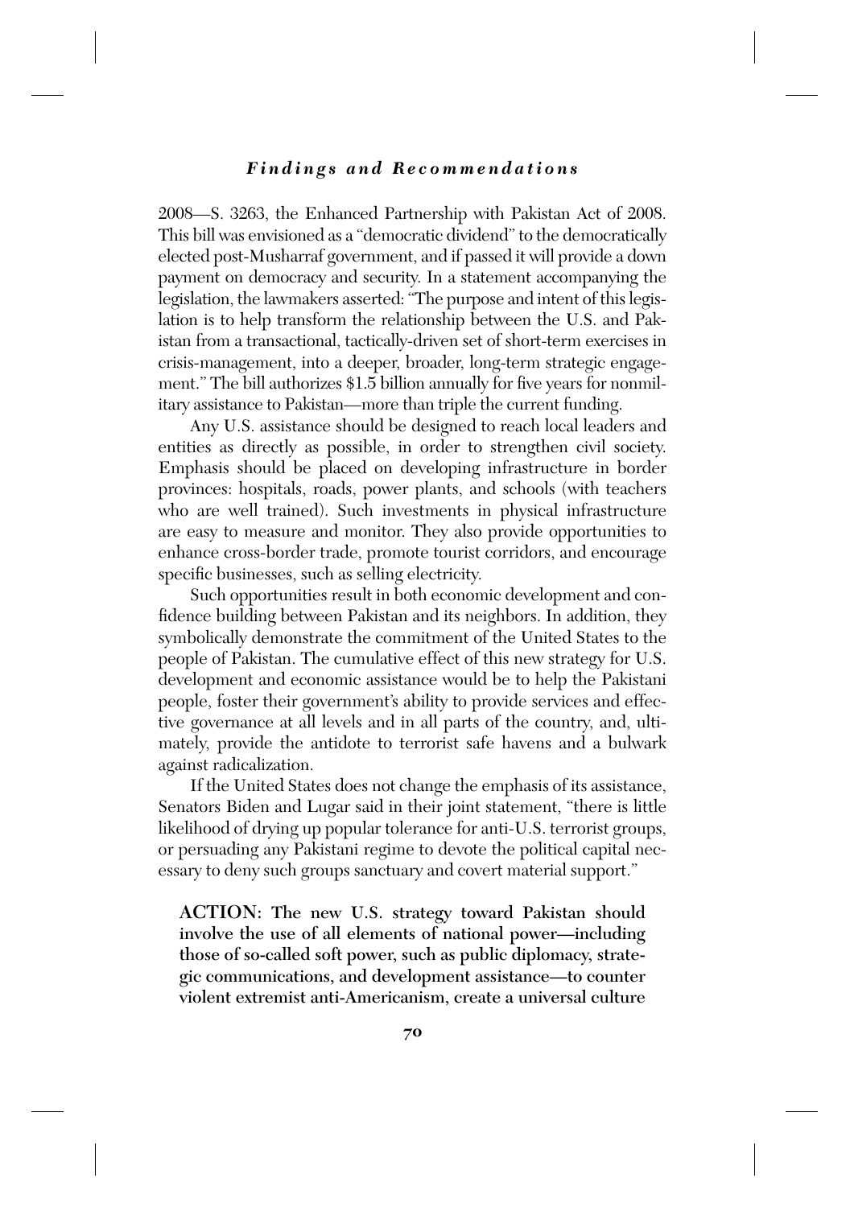2008—S. 3263, the Enhanced Partnership with Pakistan Act of 2008. This bill was envisioned as a "democratic dividend" to the democratically elected post-Musharraf government, and if passed it will provide a down payment on democracy and security. In a statement accompanying the legislation, the lawmakers asserted: "The purpose and intent of this legislation is to help transform the relationship between the U.S. and Pakistan from a transactional, tactically-driven set of short-term exercises in crisis-management, into a deeper, broader, long-term strategic engagement." The bill authorizes $1.5 billion annually for five years for nonmilitary assistance to Pakistan—more than triple the current funding.

Any U.S. assistance should be designed to reach local leaders and entities as directly as possible, in order to strengthen civil society. Emphasis should be placed on developing infrastructure in border provinces: hospitals, roads, power plants, and schools (with teachers who are well trained). Such investments in physical infrastructure are easy to measure and monitor. They also provide opportunities to enhance cross-border trade, promote tourist corridors, and encourage specific businesses, such as selling electricity.

Such opportunities result in both economic development and confidence building between Pakistan and its neighbors. In addition, they symbolically demonstrate the commitment of the United States to the people of Pakistan. The cumulative effect of this new strategy for U.S. development and economic assistance would be to help the Pakistani people, foster their government's ability to provide services and effective governance at all levels and in all parts of the country, and, ultimately, provide the antidote to terrorist safe havens and a bulwark against radicalization.

If the United States does not change the emphasis of its assistance, Senators Biden and Lugar said in their joint statement, "there is little likelihood of drying up popular tolerance for anti-U.S. terrorist groups, or persuading any Pakistani regime to devote the political capital necessary to deny such groups sanctuary and covert material support."

**ACTION: The new U.S. strategy toward Pakistan should involve the use of all elements of national power—including those of so-called soft power, such as public diplomacy, strategic communications, and development assistance—to counter violent extremist anti-Americanism, create a universal culture**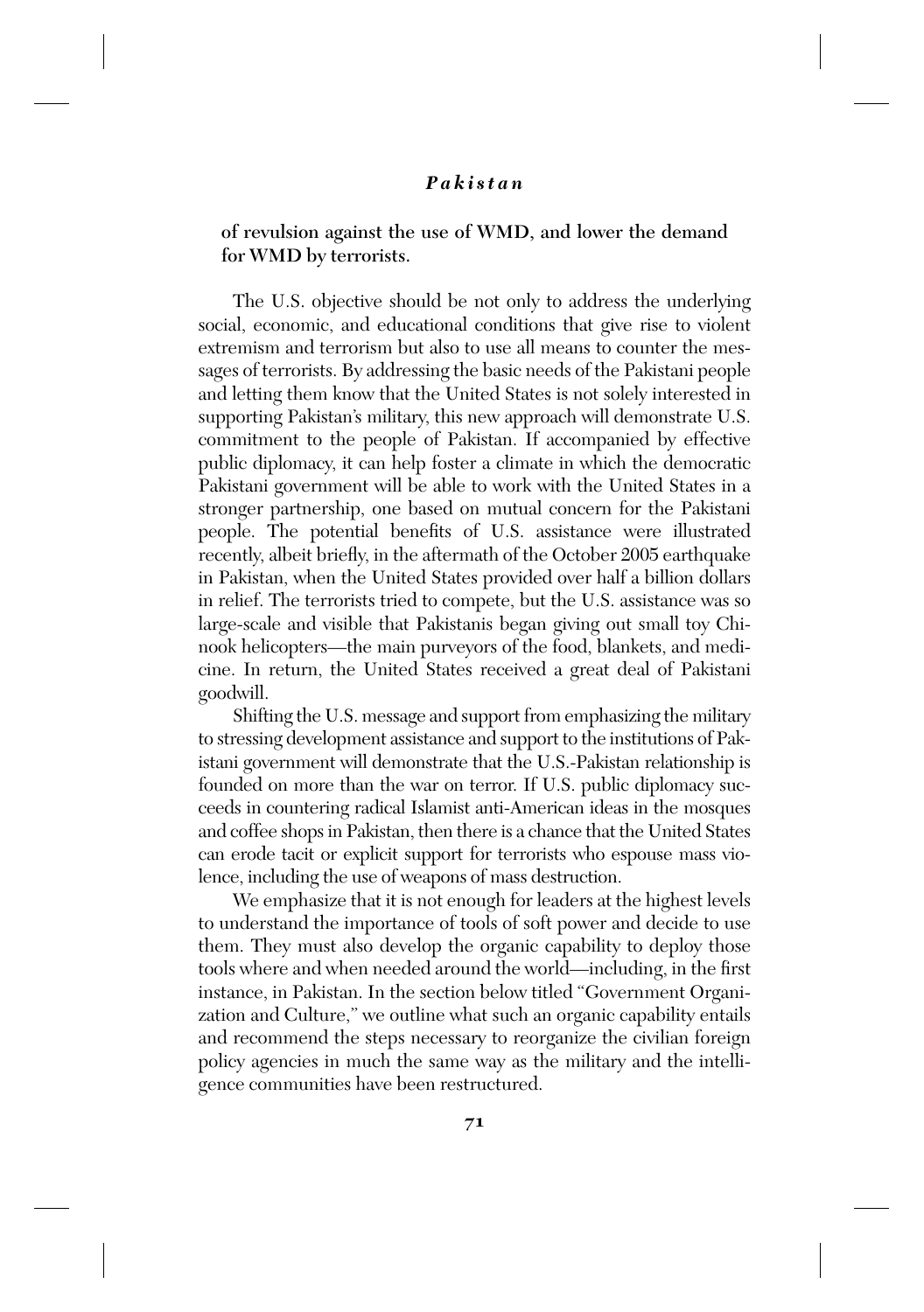**of revulsion against the use of WMD, and lower the demand for WMD by terrorists.**

The U.S. objective should be not only to address the underlying social, economic, and educational conditions that give rise to violent extremism and terrorism but also to use all means to counter the messages of terrorists. By addressing the basic needs of the Pakistani people and letting them know that the United States is not solely interested in supporting Pakistan's military, this new approach will demonstrate U.S. commitment to the people of Pakistan. If accompanied by effective public diplomacy, it can help foster a climate in which the democratic Pakistani government will be able to work with the United States in a stronger partnership, one based on mutual concern for the Pakistani people. The potential benefits of U.S. assistance were illustrated recently, albeit briefly, in the aftermath of the October 2005 earthquake in Pakistan, when the United States provided over half a billion dollars in relief. The terrorists tried to compete, but the U.S. assistance was so large-scale and visible that Pakistanis began giving out small toy Chinook helicopters—the main purveyors of the food, blankets, and medicine. In return, the United States received a great deal of Pakistani goodwill.

Shifting the U.S. message and support from emphasizing the military to stressing development assistance and support to the institutions of Pakistani government will demonstrate that the U.S.-Pakistan relationship is founded on more than the war on terror. If U.S. public diplomacy succeeds in countering radical Islamist anti-American ideas in the mosques and coffee shops in Pakistan, then there is a chance that the United States can erode tacit or explicit support for terrorists who espouse mass violence, including the use of weapons of mass destruction.

We emphasize that it is not enough for leaders at the highest levels to understand the importance of tools of soft power and decide to use them. They must also develop the organic capability to deploy those tools where and when needed around the world—including, in the first instance, in Pakistan. In the section below titled "Government Organization and Culture," we outline what such an organic capability entails and recommend the steps necessary to reorganize the civilian foreign policy agencies in much the same way as the military and the intelligence communities have been restructured.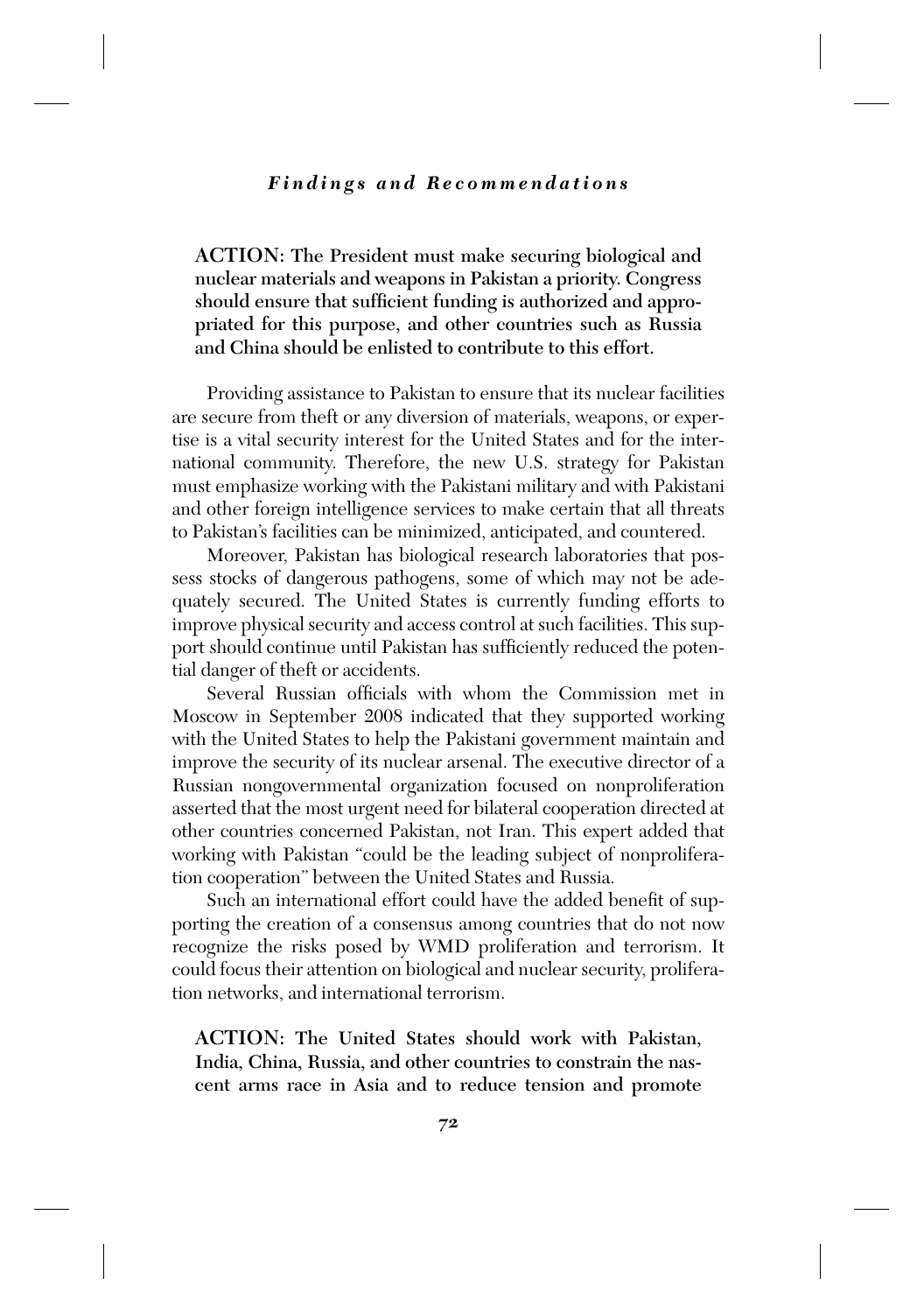**ACTION: The President must make securing biological and nuclear materials and weapons in Pakistan a priority. Congress should ensure that sufficient funding is authorized and appropriated for this purpose, and other countries such as Russia and China should be enlisted to contribute to this effort.**

Providing assistance to Pakistan to ensure that its nuclear facilities are secure from theft or any diversion of materials, weapons, or expertise is a vital security interest for the United States and for the international community. Therefore, the new U.S. strategy for Pakistan must emphasize working with the Pakistani military and with Pakistani and other foreign intelligence services to make certain that all threats to Pakistan's facilities can be minimized, anticipated, and countered.

Moreover, Pakistan has biological research laboratories that possess stocks of dangerous pathogens, some of which may not be adequately secured. The United States is currently funding efforts to improve physical security and access control at such facilities. This support should continue until Pakistan has sufficiently reduced the potential danger of theft or accidents.

Several Russian officials with whom the Commission met in Moscow in September 2008 indicated that they supported working with the United States to help the Pakistani government maintain and improve the security of its nuclear arsenal. The executive director of a Russian nongovernmental organization focused on nonproliferation asserted that the most urgent need for bilateral cooperation directed at other countries concerned Pakistan, not Iran. This expert added that working with Pakistan "could be the leading subject of nonproliferation cooperation" between the United States and Russia.

Such an international effort could have the added benefit of supporting the creation of a consensus among countries that do not now recognize the risks posed by WMD proliferation and terrorism. It could focus their attention on biological and nuclear security, proliferation networks, and international terrorism.

**ACTION: The United States should work with Pakistan, India, China, Russia, and other countries to constrain the nascent arms race in Asia and to reduce tension and promote**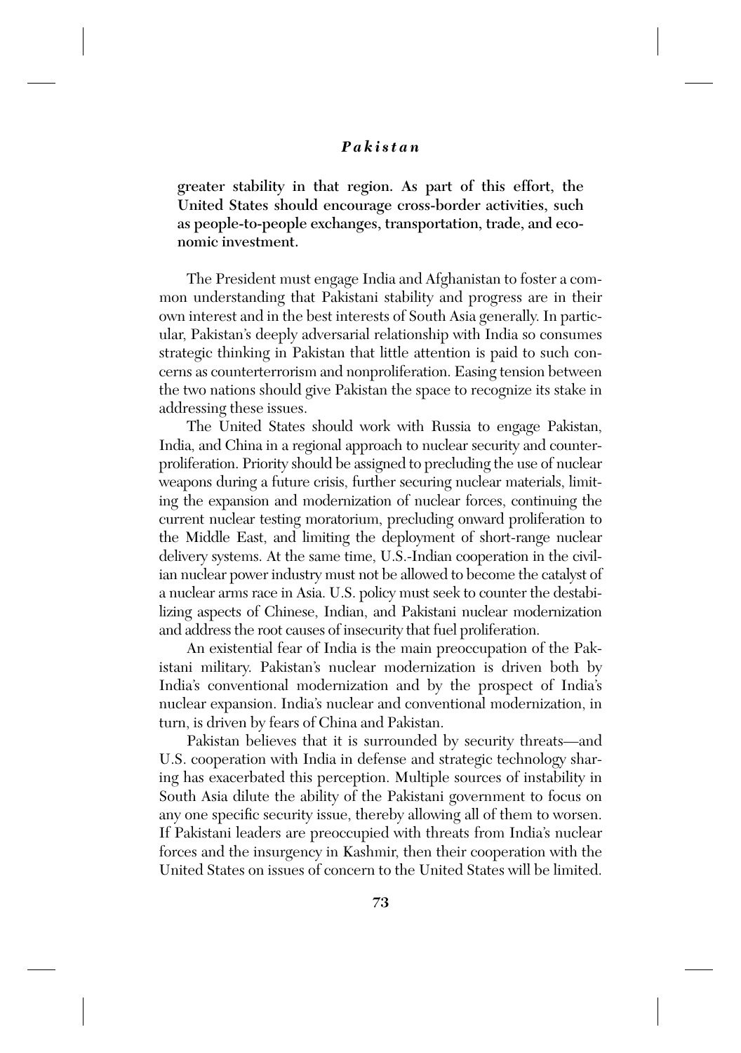**greater stability in that region. As part of this effort, the United States should encourage cross-border activities, such as people-to-people exchanges, transportation, trade, and economic investment.**

The President must engage India and Afghanistan to foster a common understanding that Pakistani stability and progress are in their own interest and in the best interests of South Asia generally. In particular, Pakistan's deeply adversarial relationship with India so consumes strategic thinking in Pakistan that little attention is paid to such concerns as counterterrorism and nonproliferation. Easing tension between the two nations should give Pakistan the space to recognize its stake in addressing these issues.

The United States should work with Russia to engage Pakistan, India, and China in a regional approach to nuclear security and counterproliferation. Priority should be assigned to precluding the use of nuclear weapons during a future crisis, further securing nuclear materials, limiting the expansion and modernization of nuclear forces, continuing the current nuclear testing moratorium, precluding onward proliferation to the Middle East, and limiting the deployment of short-range nuclear delivery systems. At the same time, U.S.-Indian cooperation in the civilian nuclear power industry must not be allowed to become the catalyst of a nuclear arms race in Asia. U.S. policy must seek to counter the destabilizing aspects of Chinese, Indian, and Pakistani nuclear modernization and address the root causes of insecurity that fuel proliferation.

An existential fear of India is the main preoccupation of the Pakistani military. Pakistan's nuclear modernization is driven both by India's conventional modernization and by the prospect of India's nuclear expansion. India's nuclear and conventional modernization, in turn, is driven by fears of China and Pakistan.

Pakistan believes that it is surrounded by security threats—and U.S. cooperation with India in defense and strategic technology sharing has exacerbated this perception. Multiple sources of instability in South Asia dilute the ability of the Pakistani government to focus on any one specific security issue, thereby allowing all of them to worsen. If Pakistani leaders are preoccupied with threats from India's nuclear forces and the insurgency in Kashmir, then their cooperation with the United States on issues of concern to the United States will be limited.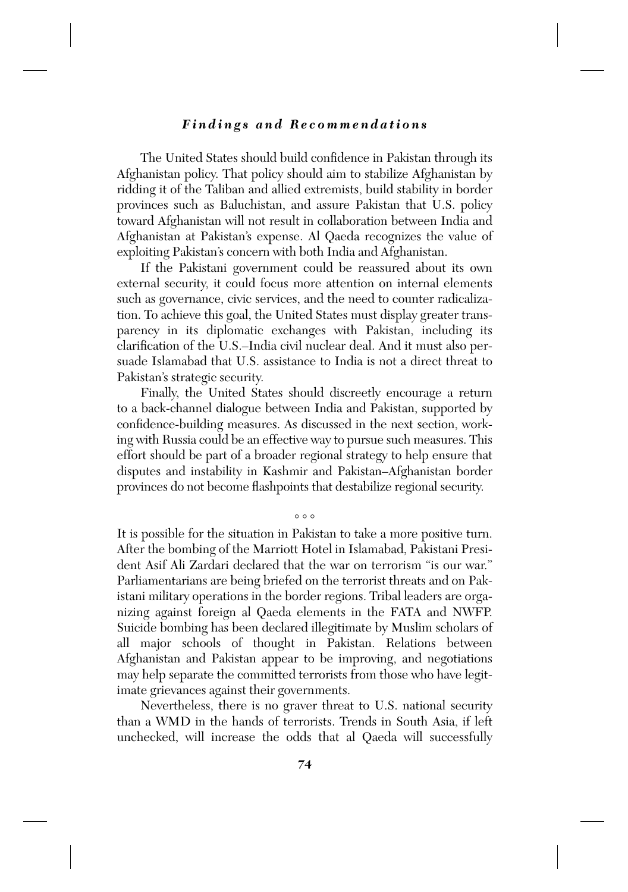The United States should build confidence in Pakistan through its Afghanistan policy. That policy should aim to stabilize Afghanistan by ridding it of the Taliban and allied extremists, build stability in border provinces such as Baluchistan, and assure Pakistan that U.S. policy toward Afghanistan will not result in collaboration between India and Afghanistan at Pakistan's expense. Al Qaeda recognizes the value of exploiting Pakistan's concern with both India and Afghanistan.

If the Pakistani government could be reassured about its own external security, it could focus more attention on internal elements such as governance, civic services, and the need to counter radicalization. To achieve this goal, the United States must display greater transparency in its diplomatic exchanges with Pakistan, including its clarification of the U.S.–India civil nuclear deal. And it must also persuade Islamabad that U.S. assistance to India is not a direct threat to Pakistan's strategic security.

Finally, the United States should discreetly encourage a return to a back-channel dialogue between India and Pakistan, supported by confidence-building measures. As discussed in the next section, working with Russia could be an effective way to pursue such measures. This effort should be part of a broader regional strategy to help ensure that disputes and instability in Kashmir and Pakistan–Afghanistan border provinces do not become flashpoints that destabilize regional security.

° ° °

It is possible for the situation in Pakistan to take a more positive turn. After the bombing of the Marriott Hotel in Islamabad, Pakistani President Asif Ali Zardari declared that the war on terrorism "is our war." Parliamentarians are being briefed on the terrorist threats and on Pakistani military operations in the border regions. Tribal leaders are organizing against foreign al Qaeda elements in the FATA and NWFP. Suicide bombing has been declared illegitimate by Muslim scholars of all major schools of thought in Pakistan. Relations between Afghanistan and Pakistan appear to be improving, and negotiations may help separate the committed terrorists from those who have legitimate grievances against their governments.

Nevertheless, there is no graver threat to U.S. national security than a WMD in the hands of terrorists. Trends in South Asia, if left unchecked, will increase the odds that al Qaeda will successfully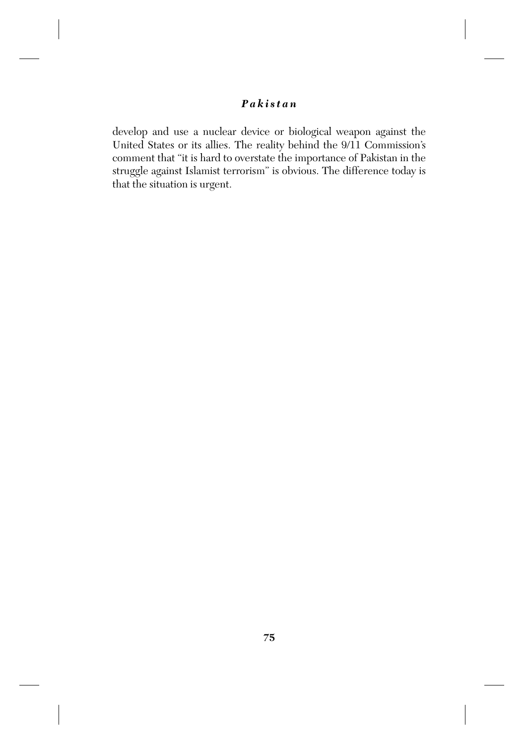develop and use a nuclear device or biological weapon against the United States or its allies. The reality behind the 9/11 Commission's comment that "it is hard to overstate the importance of Pakistan in the struggle against Islamist terrorism" is obvious. The difference today is that the situation is urgent.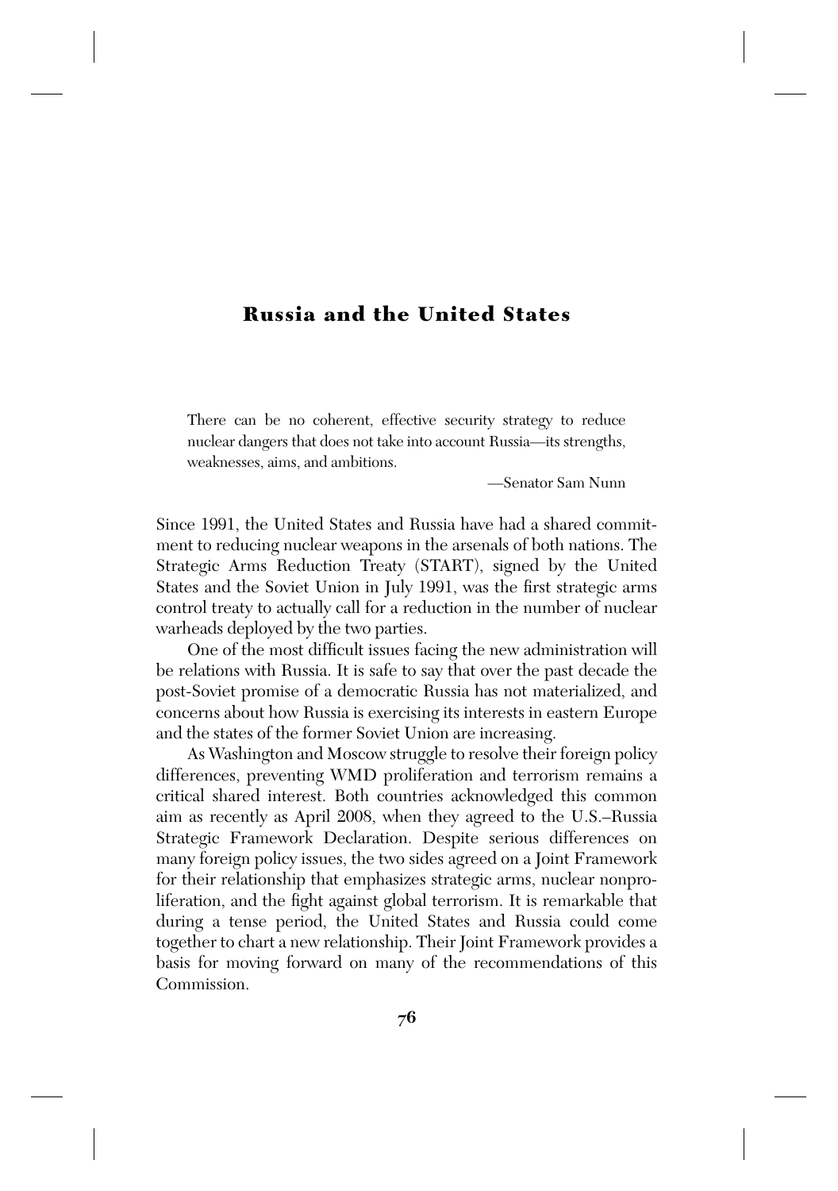# Russia and the United States

> There can be no coherent, effective security strategy to reduce nuclear dangers that does not take into account Russia—its strengths, weaknesses, aims, and ambitions.
>
> —Senator Sam Nunn

Since 1991, the United States and Russia have had a shared commitment to reducing nuclear weapons in the arsenals of both nations. The Strategic Arms Reduction Treaty (START), signed by the United States and the Soviet Union in July 1991, was the first strategic arms control treaty to actually call for a reduction in the number of nuclear warheads deployed by the two parties.

One of the most difficult issues facing the new administration will be relations with Russia. It is safe to say that over the past decade the post-Soviet promise of a democratic Russia has not materialized, and concerns about how Russia is exercising its interests in eastern Europe and the states of the former Soviet Union are increasing.

As Washington and Moscow struggle to resolve their foreign policy differences, preventing WMD proliferation and terrorism remains a critical shared interest. Both countries acknowledged this common aim as recently as April 2008, when they agreed to the U.S.–Russia Strategic Framework Declaration. Despite serious differences on many foreign policy issues, the two sides agreed on a Joint Framework for their relationship that emphasizes strategic arms, nuclear nonproliferation, and the fight against global terrorism. It is remarkable that during a tense period, the United States and Russia could come together to chart a new relationship. Their Joint Framework provides a basis for moving forward on many of the recommendations of this Commission.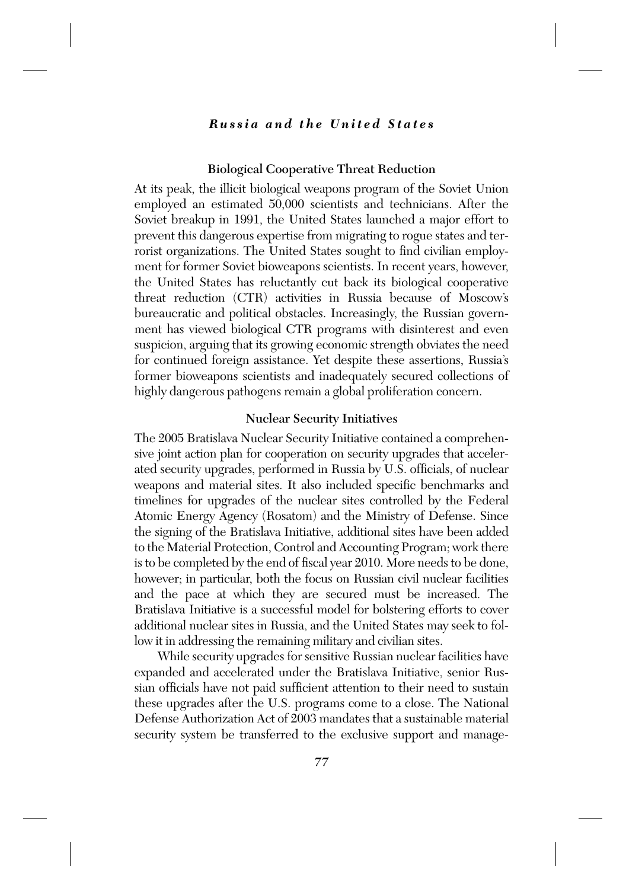### Biological Cooperative Threat Reduction

At its peak, the illicit biological weapons program of the Soviet Union employed an estimated 50,000 scientists and technicians. After the Soviet breakup in 1991, the United States launched a major effort to prevent this dangerous expertise from migrating to rogue states and terrorist organizations. The United States sought to find civilian employment for former Soviet bioweapons scientists. In recent years, however, the United States has reluctantly cut back its biological cooperative threat reduction (CTR) activities in Russia because of Moscow's bureaucratic and political obstacles. Increasingly, the Russian government has viewed biological CTR programs with disinterest and even suspicion, arguing that its growing economic strength obviates the need for continued foreign assistance. Yet despite these assertions, Russia's former bioweapons scientists and inadequately secured collections of highly dangerous pathogens remain a global proliferation concern.

### Nuclear Security Initiatives

The 2005 Bratislava Nuclear Security Initiative contained a comprehensive joint action plan for cooperation on security upgrades that accelerated security upgrades, performed in Russia by U.S. officials, of nuclear weapons and material sites. It also included specific benchmarks and timelines for upgrades of the nuclear sites controlled by the Federal Atomic Energy Agency (Rosatom) and the Ministry of Defense. Since the signing of the Bratislava Initiative, additional sites have been added to the Material Protection, Control and Accounting Program; work there is to be completed by the end of fiscal year 2010. More needs to be done, however; in particular, both the focus on Russian civil nuclear facilities and the pace at which they are secured must be increased. The Bratislava Initiative is a successful model for bolstering efforts to cover additional nuclear sites in Russia, and the United States may seek to follow it in addressing the remaining military and civilian sites.

While security upgrades for sensitive Russian nuclear facilities have expanded and accelerated under the Bratislava Initiative, senior Russian officials have not paid sufficient attention to their need to sustain these upgrades after the U.S. programs come to a close. The National Defense Authorization Act of 2003 mandates that a sustainable material security system be transferred to the exclusive support and manage-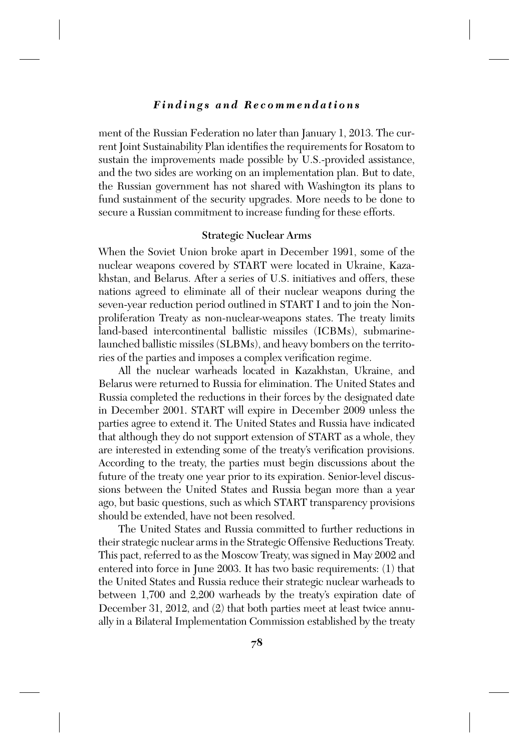ment of the Russian Federation no later than January 1, 2013. The current Joint Sustainability Plan identifies the requirements for Rosatom to sustain the improvements made possible by U.S.-provided assistance, and the two sides are working on an implementation plan. But to date, the Russian government has not shared with Washington its plans to fund sustainment of the security upgrades. More needs to be done to secure a Russian commitment to increase funding for these efforts.

### Strategic Nuclear Arms

When the Soviet Union broke apart in December 1991, some of the nuclear weapons covered by START were located in Ukraine, Kazakhstan, and Belarus. After a series of U.S. initiatives and offers, these nations agreed to eliminate all of their nuclear weapons during the seven-year reduction period outlined in START I and to join the Nonproliferation Treaty as non-nuclear-weapons states. The treaty limits land-based intercontinental ballistic missiles (ICBMs), submarine-launched ballistic missiles (SLBMs), and heavy bombers on the territories of the parties and imposes a complex verification regime.

All the nuclear warheads located in Kazakhstan, Ukraine, and Belarus were returned to Russia for elimination. The United States and Russia completed the reductions in their forces by the designated date in December 2001. START will expire in December 2009 unless the parties agree to extend it. The United States and Russia have indicated that although they do not support extension of START as a whole, they are interested in extending some of the treaty's verification provisions. According to the treaty, the parties must begin discussions about the future of the treaty one year prior to its expiration. Senior-level discussions between the United States and Russia began more than a year ago, but basic questions, such as which START transparency provisions should be extended, have not been resolved.

The United States and Russia committed to further reductions in their strategic nuclear arms in the Strategic Offensive Reductions Treaty. This pact, referred to as the Moscow Treaty, was signed in May 2002 and entered into force in June 2003. It has two basic requirements: (1) that the United States and Russia reduce their strategic nuclear warheads to between 1,700 and 2,200 warheads by the treaty's expiration date of December 31, 2012, and (2) that both parties meet at least twice annually in a Bilateral Implementation Commission established by the treaty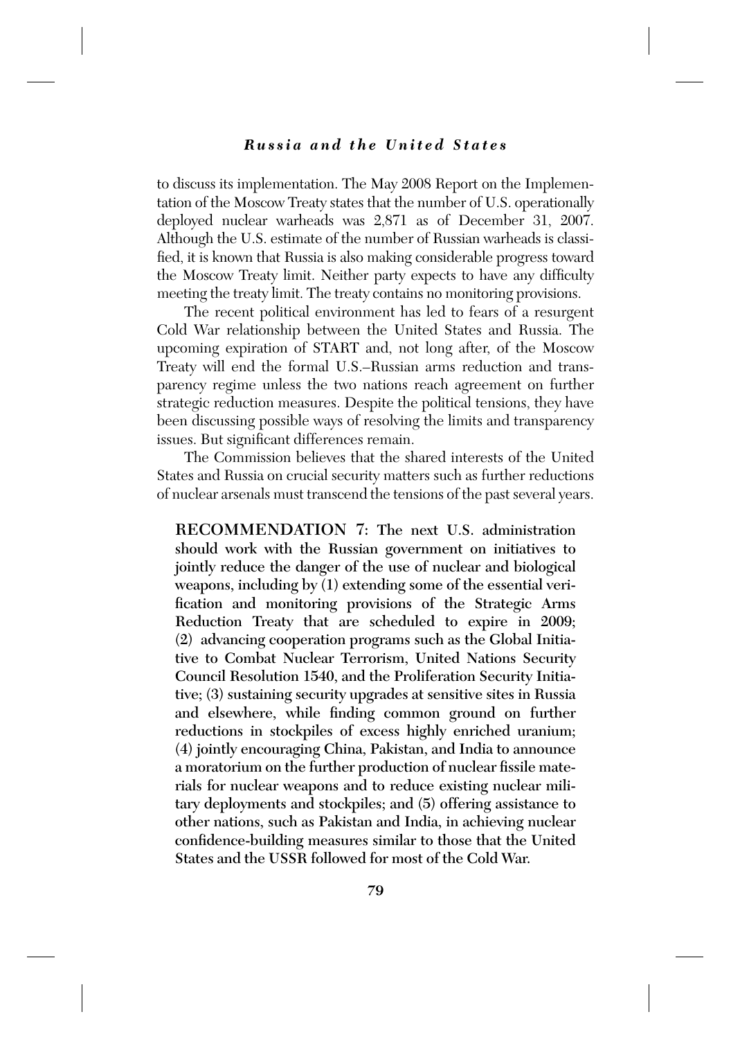to discuss its implementation. The May 2008 Report on the Implementation of the Moscow Treaty states that the number of U.S. operationally deployed nuclear warheads was 2,871 as of December 31, 2007. Although the U.S. estimate of the number of Russian warheads is classified, it is known that Russia is also making considerable progress toward the Moscow Treaty limit. Neither party expects to have any difficulty meeting the treaty limit. The treaty contains no monitoring provisions.

The recent political environment has led to fears of a resurgent Cold War relationship between the United States and Russia. The upcoming expiration of START and, not long after, of the Moscow Treaty will end the formal U.S.–Russian arms reduction and transparency regime unless the two nations reach agreement on further strategic reduction measures. Despite the political tensions, they have been discussing possible ways of resolving the limits and transparency issues. But significant differences remain.

The Commission believes that the shared interests of the United States and Russia on crucial security matters such as further reductions of nuclear arsenals must transcend the tensions of the past several years.

**RECOMMENDATION 7: The next U.S. administration should work with the Russian government on initiatives to jointly reduce the danger of the use of nuclear and biological weapons, including by (1) extending some of the essential verification and monitoring provisions of the Strategic Arms Reduction Treaty that are scheduled to expire in 2009; (2) advancing cooperation programs such as the Global Initiative to Combat Nuclear Terrorism, United Nations Security Council Resolution 1540, and the Proliferation Security Initiative; (3) sustaining security upgrades at sensitive sites in Russia and elsewhere, while finding common ground on further reductions in stockpiles of excess highly enriched uranium; (4) jointly encouraging China, Pakistan, and India to announce a moratorium on the further production of nuclear fissile materials for nuclear weapons and to reduce existing nuclear military deployments and stockpiles; and (5) offering assistance to other nations, such as Pakistan and India, in achieving nuclear confidence-building measures similar to those that the United States and the USSR followed for most of the Cold War.**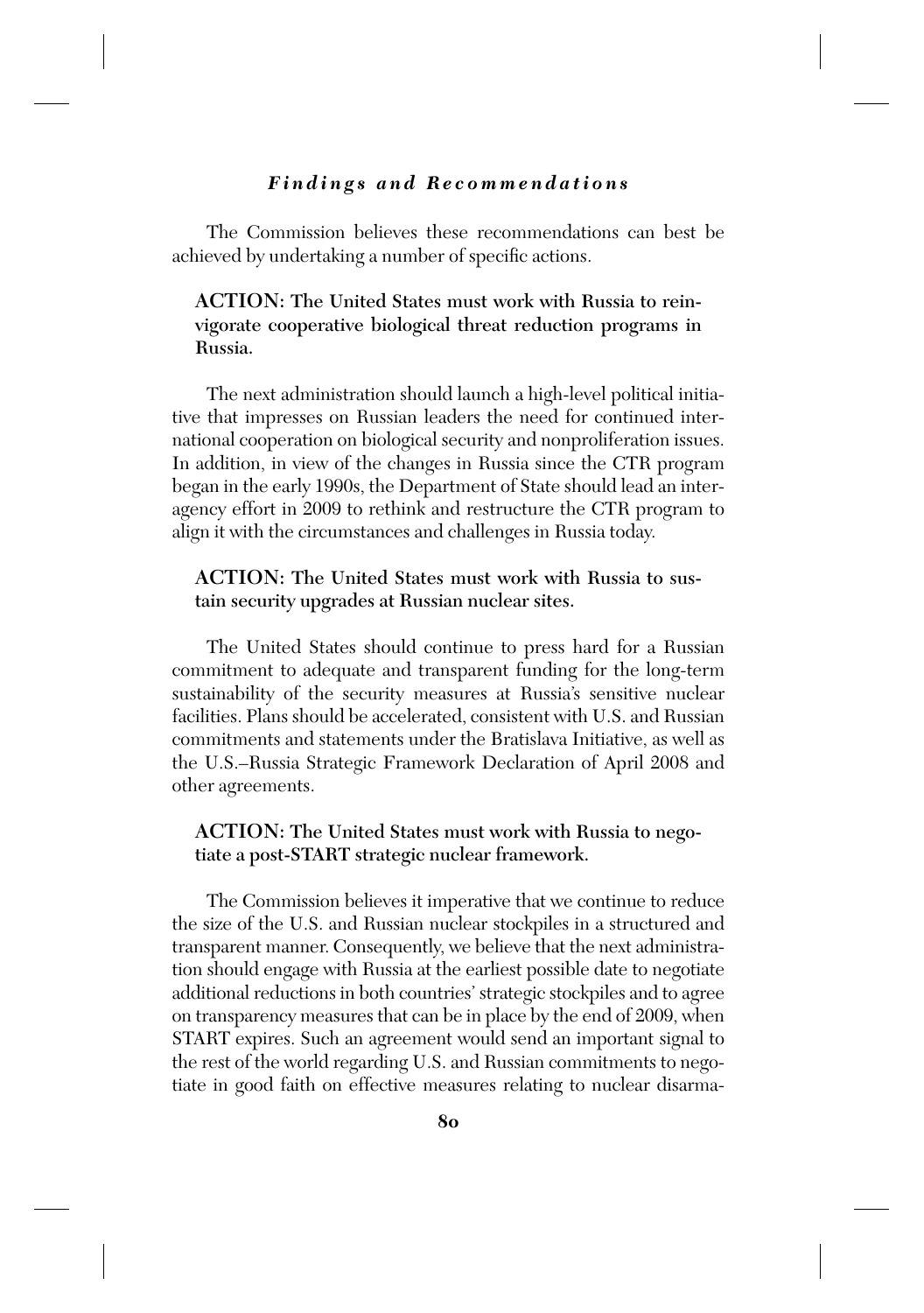The Commission believes these recommendations can best be achieved by undertaking a number of specific actions.

**ACTION: The United States must work with Russia to reinvigorate cooperative biological threat reduction programs in Russia.**

The next administration should launch a high-level political initiative that impresses on Russian leaders the need for continued international cooperation on biological security and nonproliferation issues. In addition, in view of the changes in Russia since the CTR program began in the early 1990s, the Department of State should lead an interagency effort in 2009 to rethink and restructure the CTR program to align it with the circumstances and challenges in Russia today.

**ACTION: The United States must work with Russia to sustain security upgrades at Russian nuclear sites.**

The United States should continue to press hard for a Russian commitment to adequate and transparent funding for the long-term sustainability of the security measures at Russia's sensitive nuclear facilities. Plans should be accelerated, consistent with U.S. and Russian commitments and statements under the Bratislava Initiative, as well as the U.S.–Russia Strategic Framework Declaration of April 2008 and other agreements.

**ACTION: The United States must work with Russia to negotiate a post-START strategic nuclear framework.**

The Commission believes it imperative that we continue to reduce the size of the U.S. and Russian nuclear stockpiles in a structured and transparent manner. Consequently, we believe that the next administration should engage with Russia at the earliest possible date to negotiate additional reductions in both countries' strategic stockpiles and to agree on transparency measures that can be in place by the end of 2009, when START expires. Such an agreement would send an important signal to the rest of the world regarding U.S. and Russian commitments to negotiate in good faith on effective measures relating to nuclear disarma-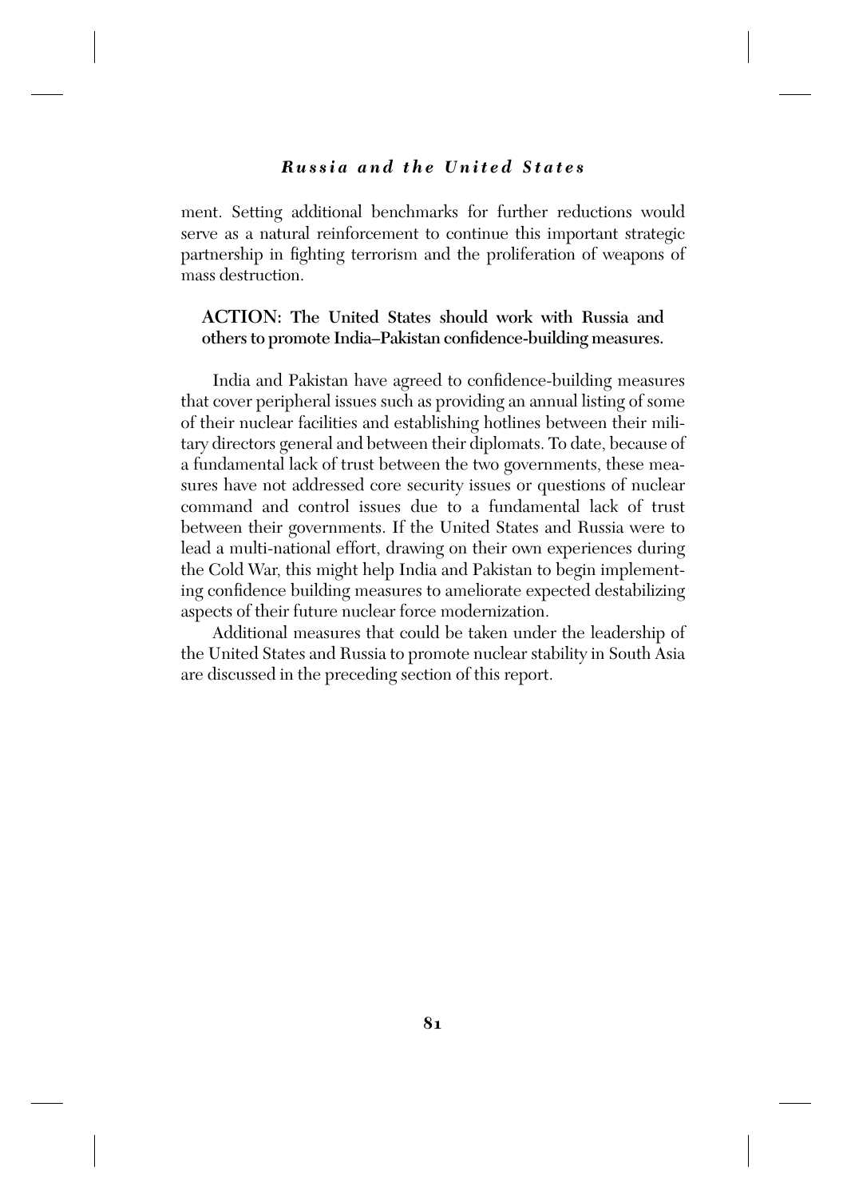ment. Setting additional benchmarks for further reductions would serve as a natural reinforcement to continue this important strategic partnership in fighting terrorism and the proliferation of weapons of mass destruction.

**ACTION: The United States should work with Russia and others to promote India–Pakistan confidence-building measures.**

India and Pakistan have agreed to confidence-building measures that cover peripheral issues such as providing an annual listing of some of their nuclear facilities and establishing hotlines between their military directors general and between their diplomats. To date, because of a fundamental lack of trust between the two governments, these measures have not addressed core security issues or questions of nuclear command and control issues due to a fundamental lack of trust between their governments. If the United States and Russia were to lead a multi-national effort, drawing on their own experiences during the Cold War, this might help India and Pakistan to begin implementing confidence building measures to ameliorate expected destabilizing aspects of their future nuclear force modernization.

Additional measures that could be taken under the leadership of the United States and Russia to promote nuclear stability in South Asia are discussed in the preceding section of this report.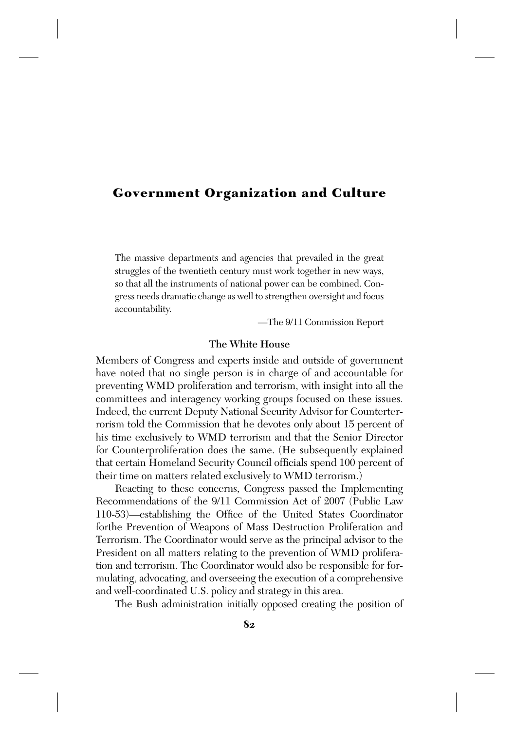# Government Organization and Culture

> The massive departments and agencies that prevailed in the great struggles of the twentieth century must work together in new ways, so that all the instruments of national power can be combined. Congress needs dramatic change as well to strengthen oversight and focus accountability.
>
> —The 9/11 Commission Report

### The White House

Members of Congress and experts inside and outside of government have noted that no single person is in charge of and accountable for preventing WMD proliferation and terrorism, with insight into all the committees and interagency working groups focused on these issues. Indeed, the current Deputy National Security Advisor for Counterterrorism told the Commission that he devotes only about 15 percent of his time exclusively to WMD terrorism and that the Senior Director for Counterproliferation does the same. (He subsequently explained that certain Homeland Security Council officials spend 100 percent of their time on matters related exclusively to WMD terrorism.)

Reacting to these concerns, Congress passed the Implementing Recommendations of the 9/11 Commission Act of 2007 (Public Law 110-53)—establishing the Office of the United States Coordinator forthe Prevention of Weapons of Mass Destruction Proliferation and Terrorism. The Coordinator would serve as the principal advisor to the President on all matters relating to the prevention of WMD proliferation and terrorism. The Coordinator would also be responsible for formulating, advocating, and overseeing the execution of a comprehensive and well-coordinated U.S. policy and strategy in this area.

The Bush administration initially opposed creating the position of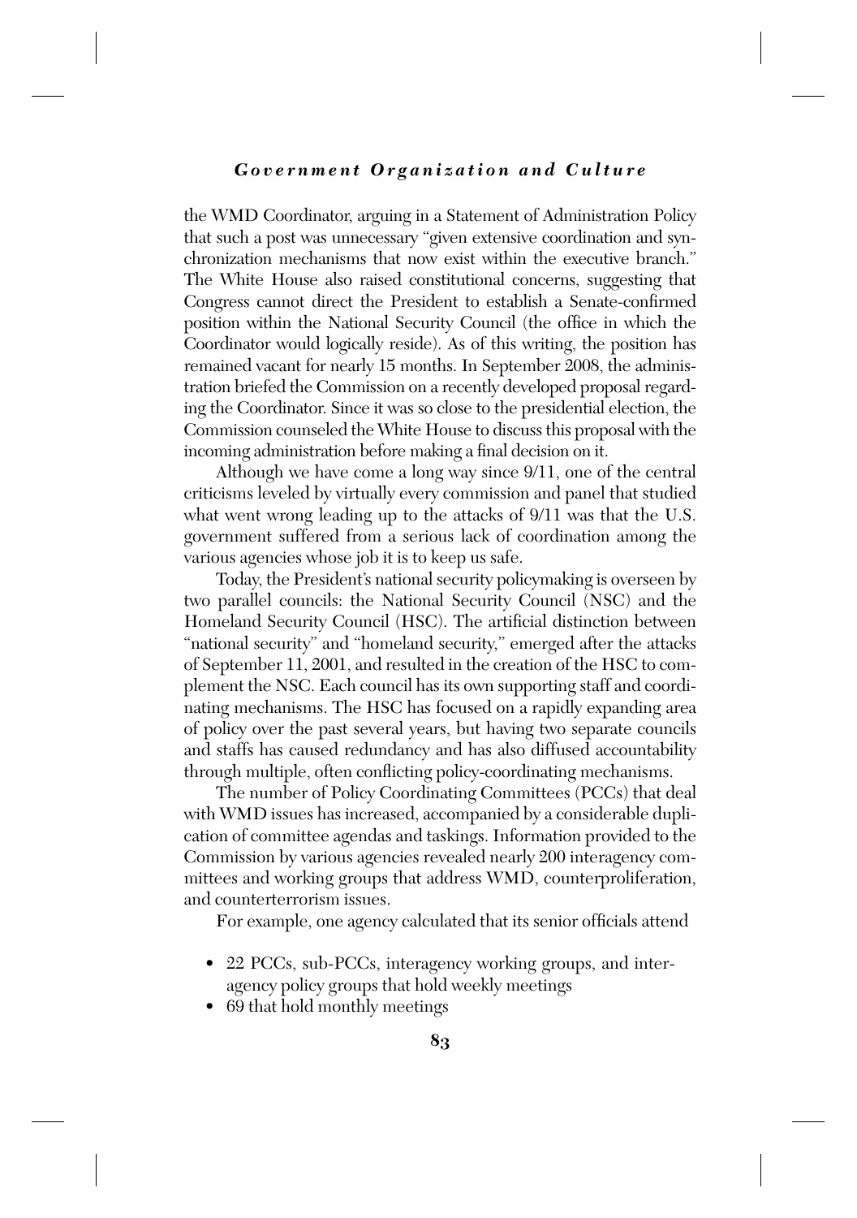the WMD Coordinator, arguing in a Statement of Administration Policy that such a post was unnecessary "given extensive coordination and synchronization mechanisms that now exist within the executive branch." The White House also raised constitutional concerns, suggesting that Congress cannot direct the President to establish a Senate-confirmed position within the National Security Council (the office in which the Coordinator would logically reside). As of this writing, the position has remained vacant for nearly 15 months. In September 2008, the administration briefed the Commission on a recently developed proposal regarding the Coordinator. Since it was so close to the presidential election, the Commission counseled the White House to discuss this proposal with the incoming administration before making a final decision on it.

Although we have come a long way since 9/11, one of the central criticisms leveled by virtually every commission and panel that studied what went wrong leading up to the attacks of 9/11 was that the U.S. government suffered from a serious lack of coordination among the various agencies whose job it is to keep us safe.

Today, the President's national security policymaking is overseen by two parallel councils: the National Security Council (NSC) and the Homeland Security Council (HSC). The artificial distinction between "national security" and "homeland security," emerged after the attacks of September 11, 2001, and resulted in the creation of the HSC to complement the NSC. Each council has its own supporting staff and coordinating mechanisms. The HSC has focused on a rapidly expanding area of policy over the past several years, but having two separate councils and staffs has caused redundancy and has also diffused accountability through multiple, often conflicting policy-coordinating mechanisms.

The number of Policy Coordinating Committees (PCCs) that deal with WMD issues has increased, accompanied by a considerable duplication of committee agendas and taskings. Information provided to the Commission by various agencies revealed nearly 200 interagency committees and working groups that address WMD, counterproliferation, and counterterrorism issues.

For example, one agency calculated that its senior officials attend

- 22 PCCs, sub-PCCs, interagency working groups, and interagency policy groups that hold weekly meetings
- 69 that hold monthly meetings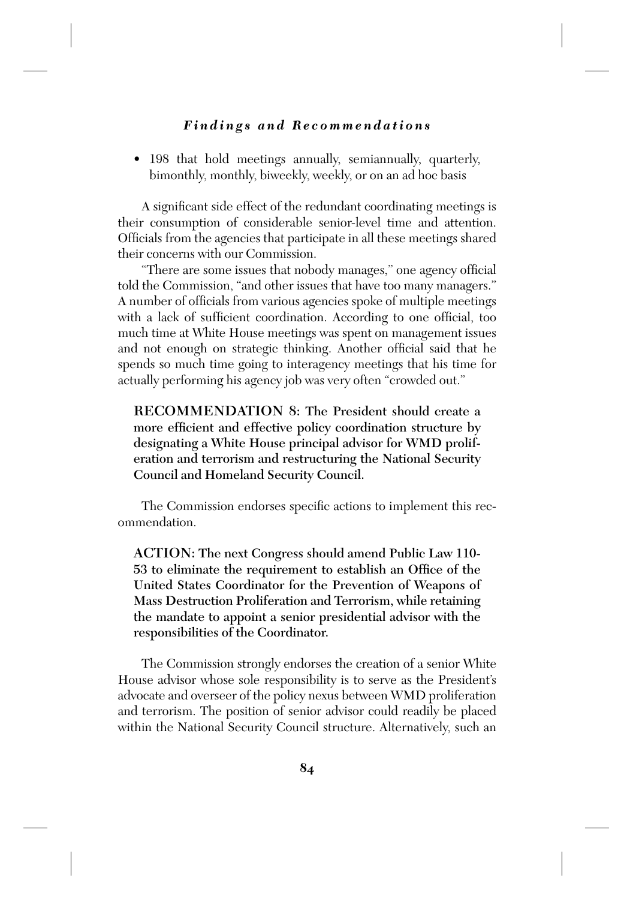- 198 that hold meetings annually, semiannually, quarterly, bimonthly, monthly, biweekly, weekly, or on an ad hoc basis

A significant side effect of the redundant coordinating meetings is their consumption of considerable senior-level time and attention. Officials from the agencies that participate in all these meetings shared their concerns with our Commission.

"There are some issues that nobody manages," one agency official told the Commission, "and other issues that have too many managers." A number of officials from various agencies spoke of multiple meetings with a lack of sufficient coordination. According to one official, too much time at White House meetings was spent on management issues and not enough on strategic thinking. Another official said that he spends so much time going to interagency meetings that his time for actually performing his agency job was very often "crowded out."

**RECOMMENDATION 8: The President should create a more efficient and effective policy coordination structure by designating a White House principal advisor for WMD proliferation and terrorism and restructuring the National Security Council and Homeland Security Council.**

The Commission endorses specific actions to implement this recommendation.

**ACTION: The next Congress should amend Public Law 110-53 to eliminate the requirement to establish an Office of the United States Coordinator for the Prevention of Weapons of Mass Destruction Proliferation and Terrorism, while retaining the mandate to appoint a senior presidential advisor with the responsibilities of the Coordinator.**

The Commission strongly endorses the creation of a senior White House advisor whose sole responsibility is to serve as the President's advocate and overseer of the policy nexus between WMD proliferation and terrorism. The position of senior advisor could readily be placed within the National Security Council structure. Alternatively, such an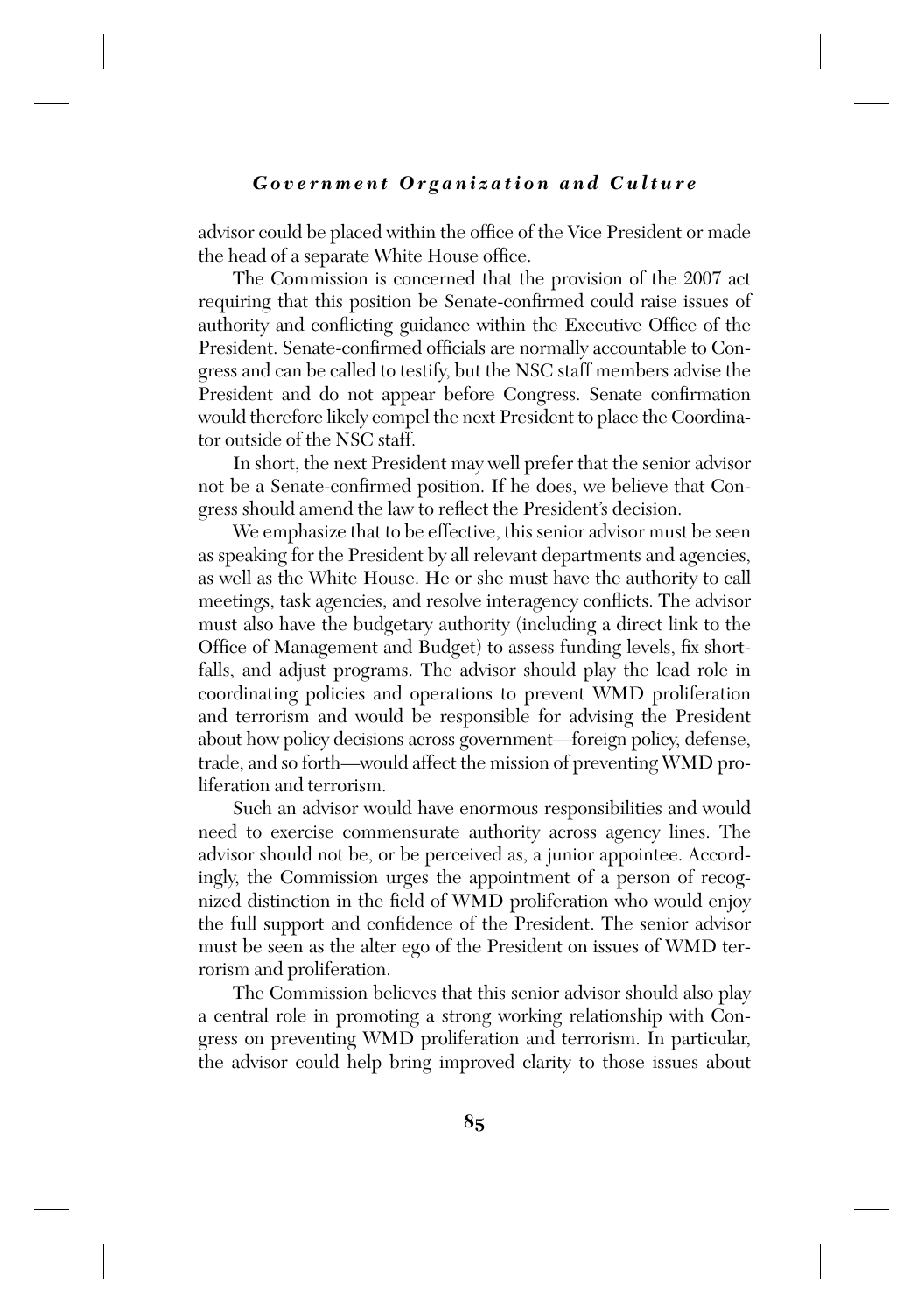advisor could be placed within the office of the Vice President or made the head of a separate White House office.

The Commission is concerned that the provision of the 2007 act requiring that this position be Senate-confirmed could raise issues of authority and conflicting guidance within the Executive Office of the President. Senate-confirmed officials are normally accountable to Congress and can be called to testify, but the NSC staff members advise the President and do not appear before Congress. Senate confirmation would therefore likely compel the next President to place the Coordinator outside of the NSC staff.

In short, the next President may well prefer that the senior advisor not be a Senate-confirmed position. If he does, we believe that Congress should amend the law to reflect the President's decision.

We emphasize that to be effective, this senior advisor must be seen as speaking for the President by all relevant departments and agencies, as well as the White House. He or she must have the authority to call meetings, task agencies, and resolve interagency conflicts. The advisor must also have the budgetary authority (including a direct link to the Office of Management and Budget) to assess funding levels, fix shortfalls, and adjust programs. The advisor should play the lead role in coordinating policies and operations to prevent WMD proliferation and terrorism and would be responsible for advising the President about how policy decisions across government—foreign policy, defense, trade, and so forth—would affect the mission of preventing WMD proliferation and terrorism.

Such an advisor would have enormous responsibilities and would need to exercise commensurate authority across agency lines. The advisor should not be, or be perceived as, a junior appointee. Accordingly, the Commission urges the appointment of a person of recognized distinction in the field of WMD proliferation who would enjoy the full support and confidence of the President. The senior advisor must be seen as the alter ego of the President on issues of WMD terrorism and proliferation.

The Commission believes that this senior advisor should also play a central role in promoting a strong working relationship with Congress on preventing WMD proliferation and terrorism. In particular, the advisor could help bring improved clarity to those issues about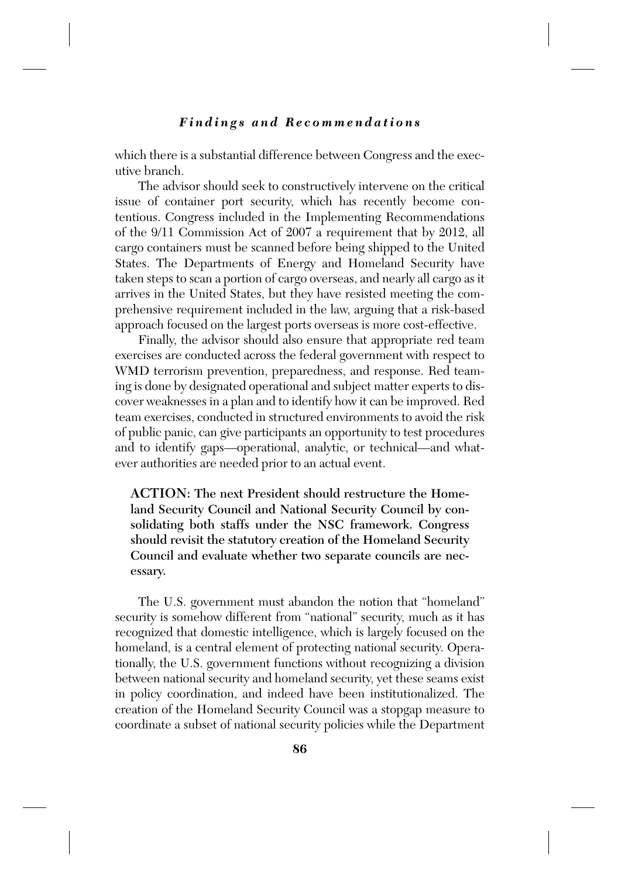which there is a substantial difference between Congress and the executive branch.

The advisor should seek to constructively intervene on the critical issue of container port security, which has recently become contentious. Congress included in the Implementing Recommendations of the 9/11 Commission Act of 2007 a requirement that by 2012, all cargo containers must be scanned before being shipped to the United States. The Departments of Energy and Homeland Security have taken steps to scan a portion of cargo overseas, and nearly all cargo as it arrives in the United States, but they have resisted meeting the comprehensive requirement included in the law, arguing that a risk-based approach focused on the largest ports overseas is more cost-effective.

Finally, the advisor should also ensure that appropriate red team exercises are conducted across the federal government with respect to WMD terrorism prevention, preparedness, and response. Red teaming is done by designated operational and subject matter experts to discover weaknesses in a plan and to identify how it can be improved. Red team exercises, conducted in structured environments to avoid the risk of public panic, can give participants an opportunity to test procedures and to identify gaps—operational, analytic, or technical—and whatever authorities are needed prior to an actual event.

**ACTION: The next President should restructure the Homeland Security Council and National Security Council by consolidating both staffs under the NSC framework. Congress should revisit the statutory creation of the Homeland Security Council and evaluate whether two separate councils are necessary.**

The U.S. government must abandon the notion that "homeland" security is somehow different from "national" security, much as it has recognized that domestic intelligence, which is largely focused on the homeland, is a central element of protecting national security. Operationally, the U.S. government functions without recognizing a division between national security and homeland security, yet these seams exist in policy coordination, and indeed have been institutionalized. The creation of the Homeland Security Council was a stopgap measure to coordinate a subset of national security policies while the Department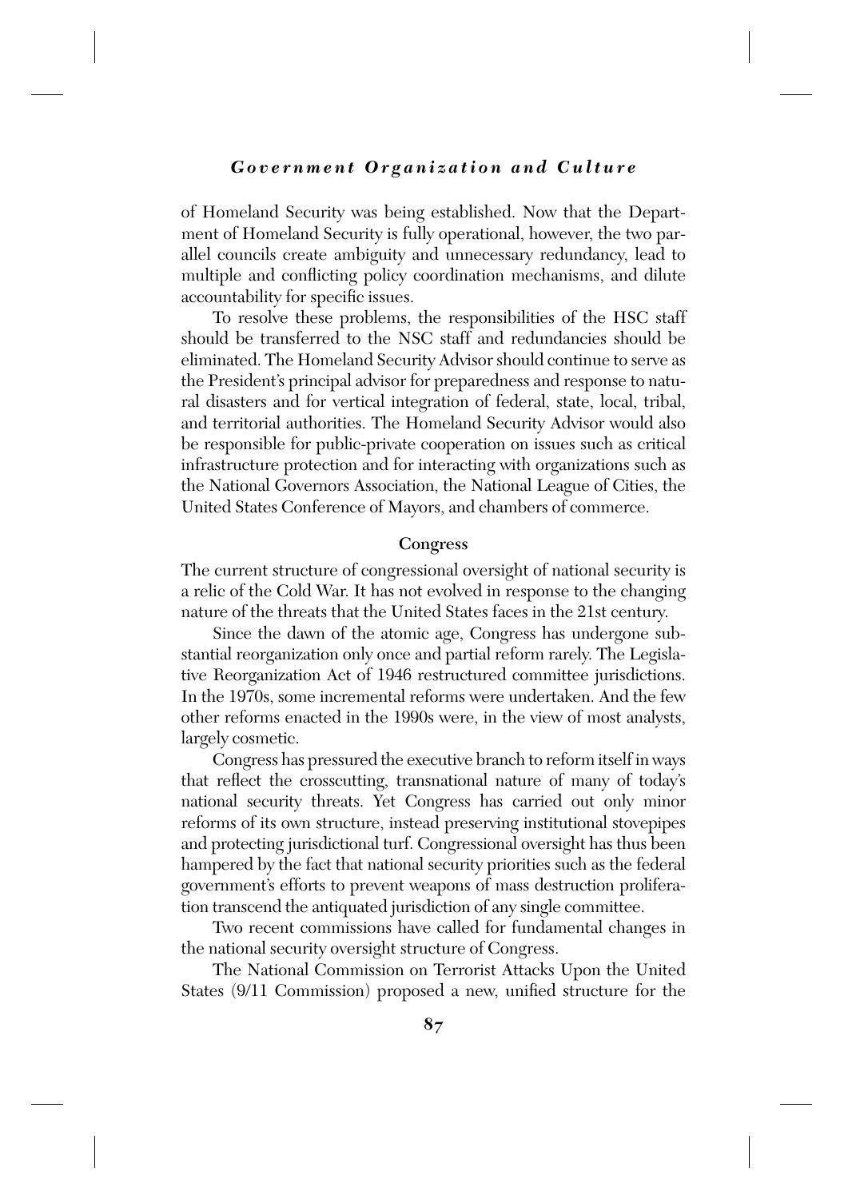of Homeland Security was being established. Now that the Department of Homeland Security is fully operational, however, the two parallel councils create ambiguity and unnecessary redundancy, lead to multiple and conflicting policy coordination mechanisms, and dilute accountability for specific issues.

To resolve these problems, the responsibilities of the HSC staff should be transferred to the NSC staff and redundancies should be eliminated. The Homeland Security Advisor should continue to serve as the President's principal advisor for preparedness and response to natural disasters and for vertical integration of federal, state, local, tribal, and territorial authorities. The Homeland Security Advisor would also be responsible for public-private cooperation on issues such as critical infrastructure protection and for interacting with organizations such as the National Governors Association, the National League of Cities, the United States Conference of Mayors, and chambers of commerce.

### Congress

The current structure of congressional oversight of national security is a relic of the Cold War. It has not evolved in response to the changing nature of the threats that the United States faces in the 21st century.

Since the dawn of the atomic age, Congress has undergone substantial reorganization only once and partial reform rarely. The Legislative Reorganization Act of 1946 restructured committee jurisdictions. In the 1970s, some incremental reforms were undertaken. And the few other reforms enacted in the 1990s were, in the view of most analysts, largely cosmetic.

Congress has pressured the executive branch to reform itself in ways that reflect the crosscutting, transnational nature of many of today's national security threats. Yet Congress has carried out only minor reforms of its own structure, instead preserving institutional stovepipes and protecting jurisdictional turf. Congressional oversight has thus been hampered by the fact that national security priorities such as the federal government's efforts to prevent weapons of mass destruction proliferation transcend the antiquated jurisdiction of any single committee.

Two recent commissions have called for fundamental changes in the national security oversight structure of Congress.

The National Commission on Terrorist Attacks Upon the United States (9/11 Commission) proposed a new, unified structure for the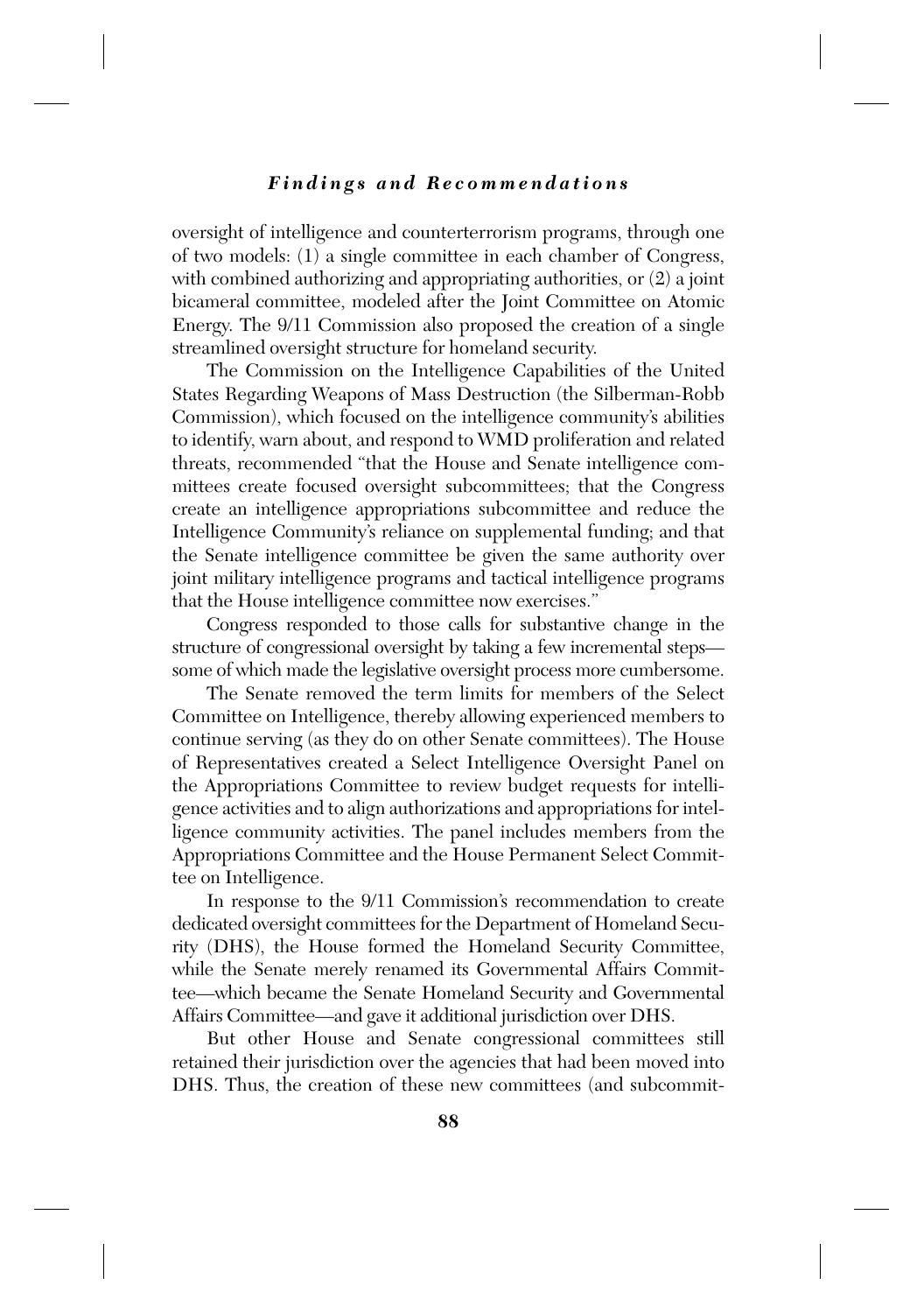oversight of intelligence and counterterrorism programs, through one of two models: (1) a single committee in each chamber of Congress, with combined authorizing and appropriating authorities, or (2) a joint bicameral committee, modeled after the Joint Committee on Atomic Energy. The 9/11 Commission also proposed the creation of a single streamlined oversight structure for homeland security.

The Commission on the Intelligence Capabilities of the United States Regarding Weapons of Mass Destruction (the Silberman-Robb Commission), which focused on the intelligence community's abilities to identify, warn about, and respond to WMD proliferation and related threats, recommended "that the House and Senate intelligence committees create focused oversight subcommittees; that the Congress create an intelligence appropriations subcommittee and reduce the Intelligence Community's reliance on supplemental funding; and that the Senate intelligence committee be given the same authority over joint military intelligence programs and tactical intelligence programs that the House intelligence committee now exercises."

Congress responded to those calls for substantive change in the structure of congressional oversight by taking a few incremental steps—some of which made the legislative oversight process more cumbersome.

The Senate removed the term limits for members of the Select Committee on Intelligence, thereby allowing experienced members to continue serving (as they do on other Senate committees). The House of Representatives created a Select Intelligence Oversight Panel on the Appropriations Committee to review budget requests for intelligence activities and to align authorizations and appropriations for intelligence community activities. The panel includes members from the Appropriations Committee and the House Permanent Select Committee on Intelligence.

In response to the 9/11 Commission's recommendation to create dedicated oversight committees for the Department of Homeland Security (DHS), the House formed the Homeland Security Committee, while the Senate merely renamed its Governmental Affairs Committee—which became the Senate Homeland Security and Governmental Affairs Committee—and gave it additional jurisdiction over DHS.

But other House and Senate congressional committees still retained their jurisdiction over the agencies that had been moved into DHS. Thus, the creation of these new committees (and subcommit-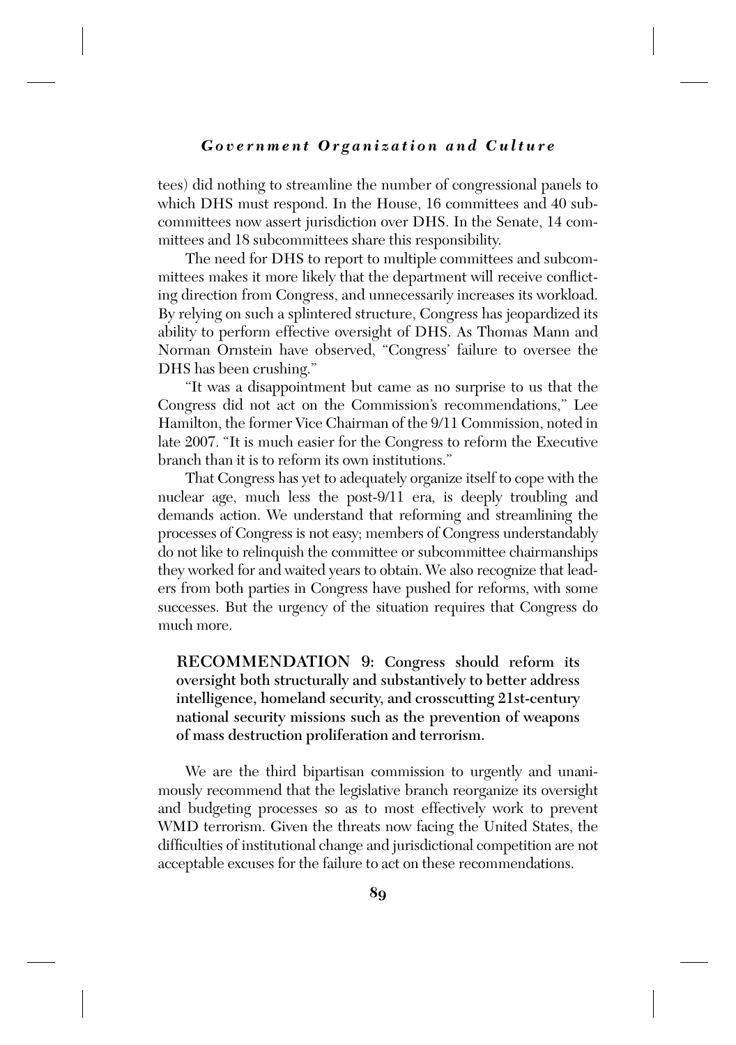tees) did nothing to streamline the number of congressional panels to which DHS must respond. In the House, 16 committees and 40 subcommittees now assert jurisdiction over DHS. In the Senate, 14 committees and 18 subcommittees share this responsibility.

The need for DHS to report to multiple committees and subcommittees makes it more likely that the department will receive conflicting direction from Congress, and unnecessarily increases its workload. By relying on such a splintered structure, Congress has jeopardized its ability to perform effective oversight of DHS. As Thomas Mann and Norman Ornstein have observed, "Congress' failure to oversee the DHS has been crushing."

"It was a disappointment but came as no surprise to us that the Congress did not act on the Commission's recommendations," Lee Hamilton, the former Vice Chairman of the 9/11 Commission, noted in late 2007. "It is much easier for the Congress to reform the Executive branch than it is to reform its own institutions."

That Congress has yet to adequately organize itself to cope with the nuclear age, much less the post-9/11 era, is deeply troubling and demands action. We understand that reforming and streamlining the processes of Congress is not easy; members of Congress understandably do not like to relinquish the committee or subcommittee chairmanships they worked for and waited years to obtain. We also recognize that leaders from both parties in Congress have pushed for reforms, with some successes. But the urgency of the situation requires that Congress do much more.

**RECOMMENDATION 9: Congress should reform its oversight both structurally and substantively to better address intelligence, homeland security, and crosscutting 21st-century national security missions such as the prevention of weapons of mass destruction proliferation and terrorism.**

We are the third bipartisan commission to urgently and unanimously recommend that the legislative branch reorganize its oversight and budgeting processes so as to most effectively work to prevent WMD terrorism. Given the threats now facing the United States, the difficulties of institutional change and jurisdictional competition are not acceptable excuses for the failure to act on these recommendations.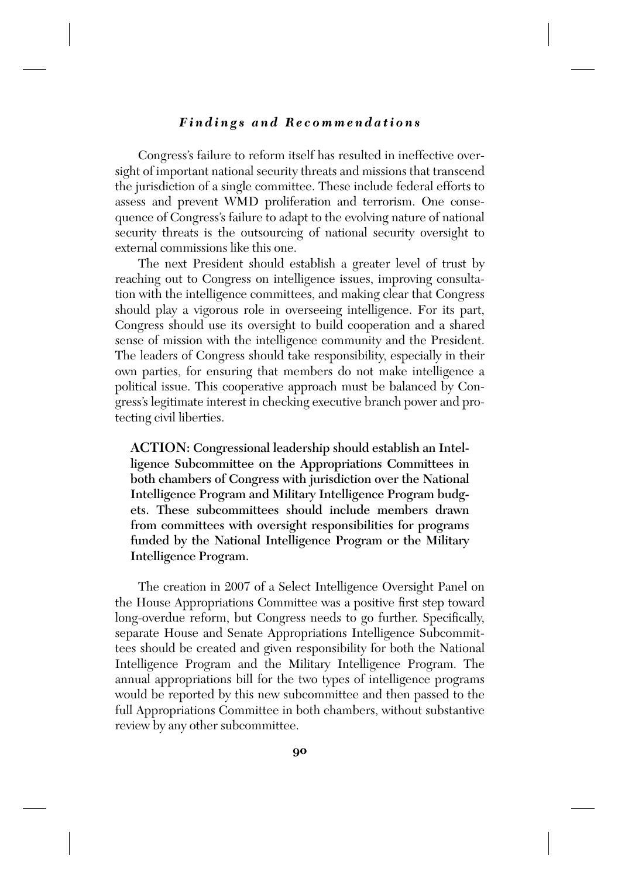Congress's failure to reform itself has resulted in ineffective oversight of important national security threats and missions that transcend the jurisdiction of a single committee. These include federal efforts to assess and prevent WMD proliferation and terrorism. One consequence of Congress's failure to adapt to the evolving nature of national security threats is the outsourcing of national security oversight to external commissions like this one.

The next President should establish a greater level of trust by reaching out to Congress on intelligence issues, improving consultation with the intelligence committees, and making clear that Congress should play a vigorous role in overseeing intelligence. For its part, Congress should use its oversight to build cooperation and a shared sense of mission with the intelligence community and the President. The leaders of Congress should take responsibility, especially in their own parties, for ensuring that members do not make intelligence a political issue. This cooperative approach must be balanced by Congress's legitimate interest in checking executive branch power and protecting civil liberties.

**ACTION: Congressional leadership should establish an Intelligence Subcommittee on the Appropriations Committees in both chambers of Congress with jurisdiction over the National Intelligence Program and Military Intelligence Program budgets. These subcommittees should include members drawn from committees with oversight responsibilities for programs funded by the National Intelligence Program or the Military Intelligence Program.**

The creation in 2007 of a Select Intelligence Oversight Panel on the House Appropriations Committee was a positive first step toward long-overdue reform, but Congress needs to go further. Specifically, separate House and Senate Appropriations Intelligence Subcommittees should be created and given responsibility for both the National Intelligence Program and the Military Intelligence Program. The annual appropriations bill for the two types of intelligence programs would be reported by this new subcommittee and then passed to the full Appropriations Committee in both chambers, without substantive review by any other subcommittee.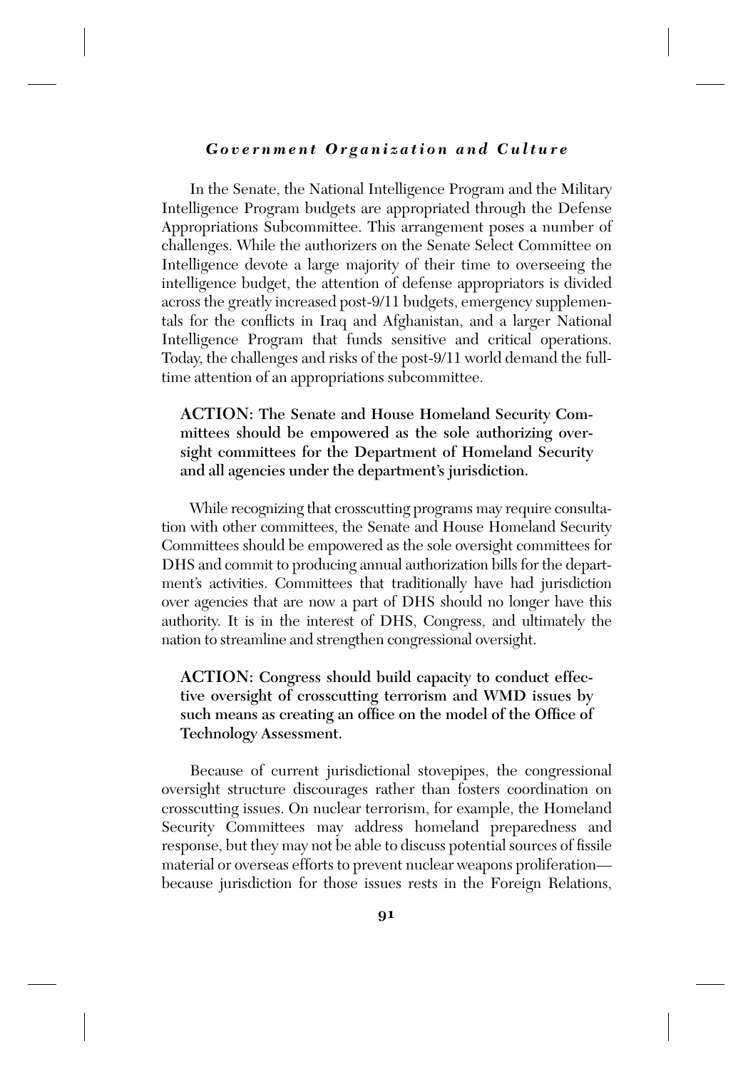In the Senate, the National Intelligence Program and the Military Intelligence Program budgets are appropriated through the Defense Appropriations Subcommittee. This arrangement poses a number of challenges. While the authorizers on the Senate Select Committee on Intelligence devote a large majority of their time to overseeing the intelligence budget, the attention of defense appropriators is divided across the greatly increased post-9/11 budgets, emergency supplementals for the conflicts in Iraq and Afghanistan, and a larger National Intelligence Program that funds sensitive and critical operations. Today, the challenges and risks of the post-9/11 world demand the full-time attention of an appropriations subcommittee.

**ACTION: The Senate and House Homeland Security Committees should be empowered as the sole authorizing oversight committees for the Department of Homeland Security and all agencies under the department's jurisdiction.**

While recognizing that crosscutting programs may require consultation with other committees, the Senate and House Homeland Security Committees should be empowered as the sole oversight committees for DHS and commit to producing annual authorization bills for the department's activities. Committees that traditionally have had jurisdiction over agencies that are now a part of DHS should no longer have this authority. It is in the interest of DHS, Congress, and ultimately the nation to streamline and strengthen congressional oversight.

**ACTION: Congress should build capacity to conduct effective oversight of crosscutting terrorism and WMD issues by such means as creating an office on the model of the Office of Technology Assessment.**

Because of current jurisdictional stovepipes, the congressional oversight structure discourages rather than fosters coordination on crosscutting issues. On nuclear terrorism, for example, the Homeland Security Committees may address homeland preparedness and response, but they may not be able to discuss potential sources of fissile material or overseas efforts to prevent nuclear weapons proliferation—because jurisdiction for those issues rests in the Foreign Relations,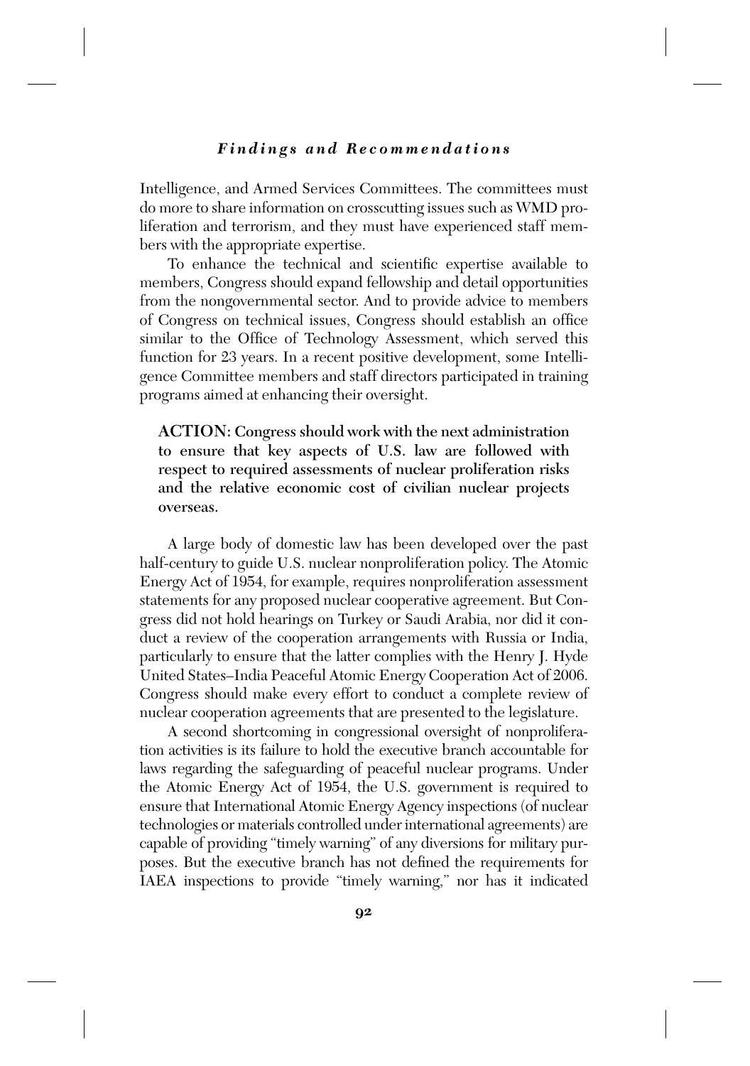Intelligence, and Armed Services Committees. The committees must do more to share information on crosscutting issues such as WMD proliferation and terrorism, and they must have experienced staff members with the appropriate expertise.

To enhance the technical and scientific expertise available to members, Congress should expand fellowship and detail opportunities from the nongovernmental sector. And to provide advice to members of Congress on technical issues, Congress should establish an office similar to the Office of Technology Assessment, which served this function for 23 years. In a recent positive development, some Intelligence Committee members and staff directors participated in training programs aimed at enhancing their oversight.

**ACTION: Congress should work with the next administration to ensure that key aspects of U.S. law are followed with respect to required assessments of nuclear proliferation risks and the relative economic cost of civilian nuclear projects overseas.**

A large body of domestic law has been developed over the past half-century to guide U.S. nuclear nonproliferation policy. The Atomic Energy Act of 1954, for example, requires nonproliferation assessment statements for any proposed nuclear cooperative agreement. But Congress did not hold hearings on Turkey or Saudi Arabia, nor did it conduct a review of the cooperation arrangements with Russia or India, particularly to ensure that the latter complies with the Henry J. Hyde United States–India Peaceful Atomic Energy Cooperation Act of 2006. Congress should make every effort to conduct a complete review of nuclear cooperation agreements that are presented to the legislature.

A second shortcoming in congressional oversight of nonproliferation activities is its failure to hold the executive branch accountable for laws regarding the safeguarding of peaceful nuclear programs. Under the Atomic Energy Act of 1954, the U.S. government is required to ensure that International Atomic Energy Agency inspections (of nuclear technologies or materials controlled under international agreements) are capable of providing "timely warning" of any diversions for military purposes. But the executive branch has not defined the requirements for IAEA inspections to provide "timely warning," nor has it indicated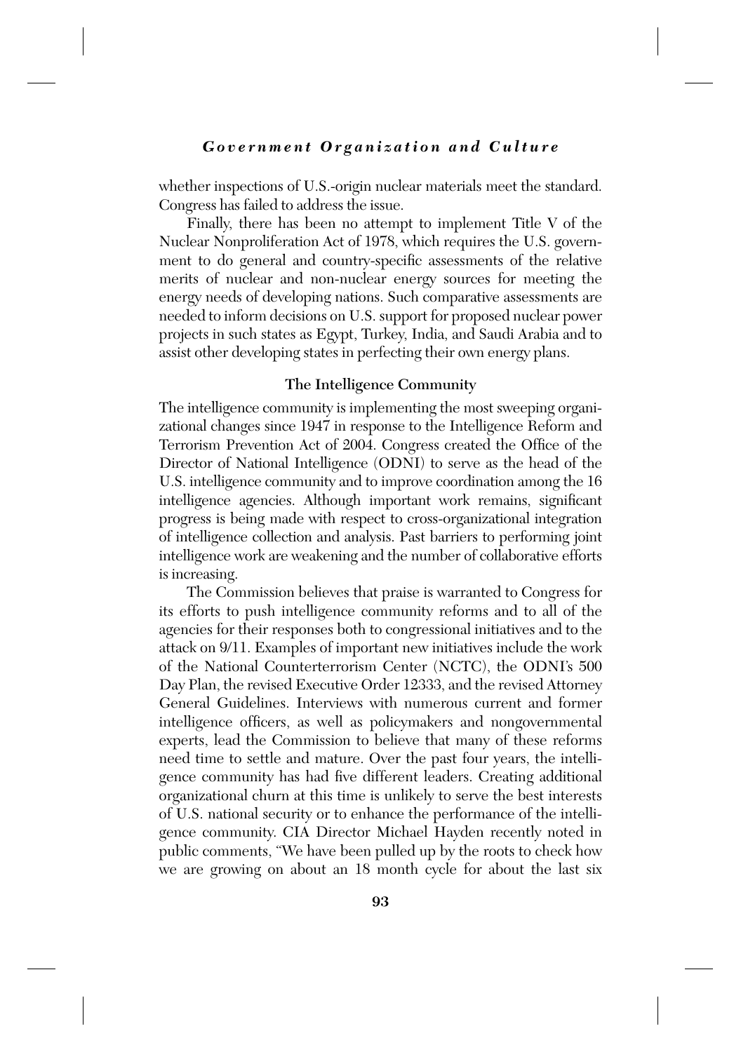whether inspections of U.S.-origin nuclear materials meet the standard. Congress has failed to address the issue.

Finally, there has been no attempt to implement Title V of the Nuclear Nonproliferation Act of 1978, which requires the U.S. government to do general and country-specific assessments of the relative merits of nuclear and non-nuclear energy sources for meeting the energy needs of developing nations. Such comparative assessments are needed to inform decisions on U.S. support for proposed nuclear power projects in such states as Egypt, Turkey, India, and Saudi Arabia and to assist other developing states in perfecting their own energy plans.

### The Intelligence Community

The intelligence community is implementing the most sweeping organizational changes since 1947 in response to the Intelligence Reform and Terrorism Prevention Act of 2004. Congress created the Office of the Director of National Intelligence (ODNI) to serve as the head of the U.S. intelligence community and to improve coordination among the 16 intelligence agencies. Although important work remains, significant progress is being made with respect to cross-organizational integration of intelligence collection and analysis. Past barriers to performing joint intelligence work are weakening and the number of collaborative efforts is increasing.

The Commission believes that praise is warranted to Congress for its efforts to push intelligence community reforms and to all of the agencies for their responses both to congressional initiatives and to the attack on 9/11. Examples of important new initiatives include the work of the National Counterterrorism Center (NCTC), the ODNI's 500 Day Plan, the revised Executive Order 12333, and the revised Attorney General Guidelines. Interviews with numerous current and former intelligence officers, as well as policymakers and nongovernmental experts, lead the Commission to believe that many of these reforms need time to settle and mature. Over the past four years, the intelligence community has had five different leaders. Creating additional organizational churn at this time is unlikely to serve the best interests of U.S. national security or to enhance the performance of the intelligence community. CIA Director Michael Hayden recently noted in public comments, "We have been pulled up by the roots to check how we are growing on about an 18 month cycle for about the last six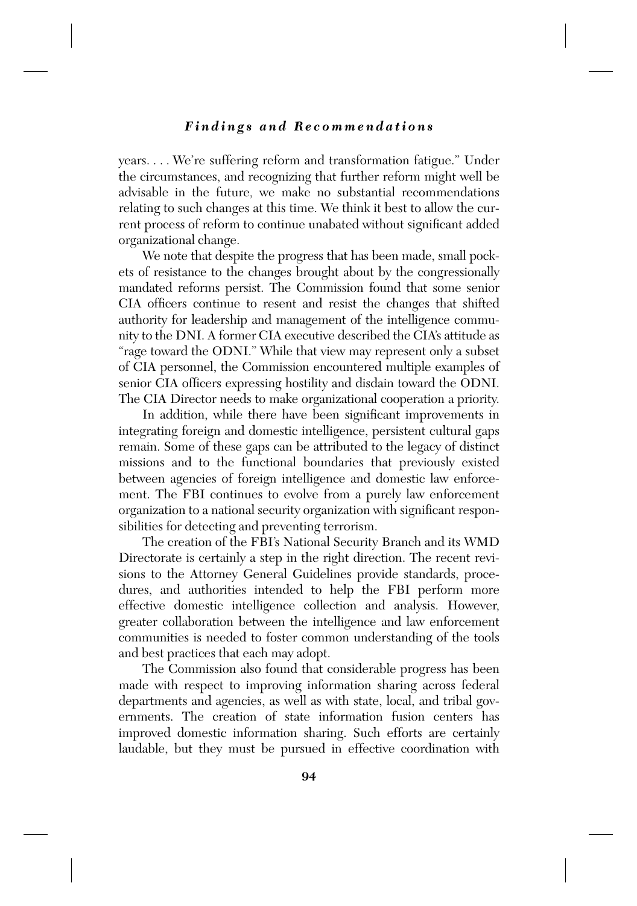years. . . . We're suffering reform and transformation fatigue." Under the circumstances, and recognizing that further reform might well be advisable in the future, we make no substantial recommendations relating to such changes at this time. We think it best to allow the current process of reform to continue unabated without significant added organizational change.

We note that despite the progress that has been made, small pockets of resistance to the changes brought about by the congressionally mandated reforms persist. The Commission found that some senior CIA officers continue to resent and resist the changes that shifted authority for leadership and management of the intelligence community to the DNI. A former CIA executive described the CIA's attitude as "rage toward the ODNI." While that view may represent only a subset of CIA personnel, the Commission encountered multiple examples of senior CIA officers expressing hostility and disdain toward the ODNI. The CIA Director needs to make organizational cooperation a priority.

In addition, while there have been significant improvements in integrating foreign and domestic intelligence, persistent cultural gaps remain. Some of these gaps can be attributed to the legacy of distinct missions and to the functional boundaries that previously existed between agencies of foreign intelligence and domestic law enforcement. The FBI continues to evolve from a purely law enforcement organization to a national security organization with significant responsibilities for detecting and preventing terrorism.

The creation of the FBI's National Security Branch and its WMD Directorate is certainly a step in the right direction. The recent revisions to the Attorney General Guidelines provide standards, procedures, and authorities intended to help the FBI perform more effective domestic intelligence collection and analysis. However, greater collaboration between the intelligence and law enforcement communities is needed to foster common understanding of the tools and best practices that each may adopt.

The Commission also found that considerable progress has been made with respect to improving information sharing across federal departments and agencies, as well as with state, local, and tribal governments. The creation of state information fusion centers has improved domestic information sharing. Such efforts are certainly laudable, but they must be pursued in effective coordination with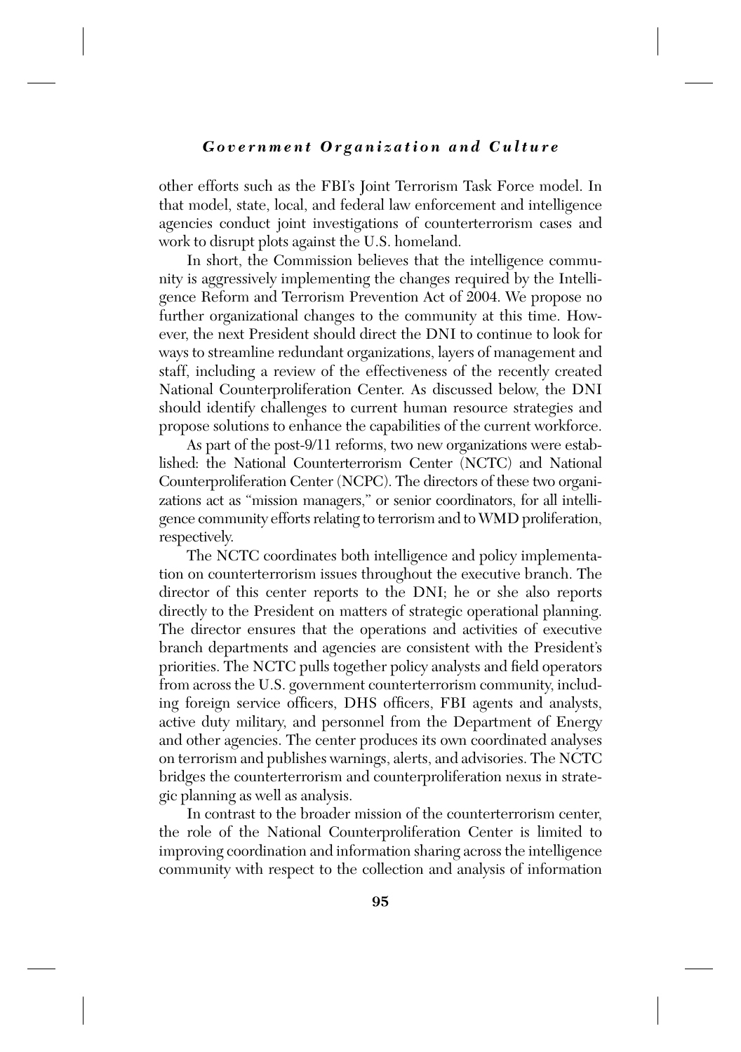other efforts such as the FBI's Joint Terrorism Task Force model. In that model, state, local, and federal law enforcement and intelligence agencies conduct joint investigations of counterterrorism cases and work to disrupt plots against the U.S. homeland.

In short, the Commission believes that the intelligence community is aggressively implementing the changes required by the Intelligence Reform and Terrorism Prevention Act of 2004. We propose no further organizational changes to the community at this time. However, the next President should direct the DNI to continue to look for ways to streamline redundant organizations, layers of management and staff, including a review of the effectiveness of the recently created National Counterproliferation Center. As discussed below, the DNI should identify challenges to current human resource strategies and propose solutions to enhance the capabilities of the current workforce.

As part of the post-9/11 reforms, two new organizations were established: the National Counterterrorism Center (NCTC) and National Counterproliferation Center (NCPC). The directors of these two organizations act as "mission managers," or senior coordinators, for all intelligence community efforts relating to terrorism and to WMD proliferation, respectively.

The NCTC coordinates both intelligence and policy implementation on counterterrorism issues throughout the executive branch. The director of this center reports to the DNI; he or she also reports directly to the President on matters of strategic operational planning. The director ensures that the operations and activities of executive branch departments and agencies are consistent with the President's priorities. The NCTC pulls together policy analysts and field operators from across the U.S. government counterterrorism community, including foreign service officers, DHS officers, FBI agents and analysts, active duty military, and personnel from the Department of Energy and other agencies. The center produces its own coordinated analyses on terrorism and publishes warnings, alerts, and advisories. The NCTC bridges the counterterrorism and counterproliferation nexus in strategic planning as well as analysis.

In contrast to the broader mission of the counterterrorism center, the role of the National Counterproliferation Center is limited to improving coordination and information sharing across the intelligence community with respect to the collection and analysis of information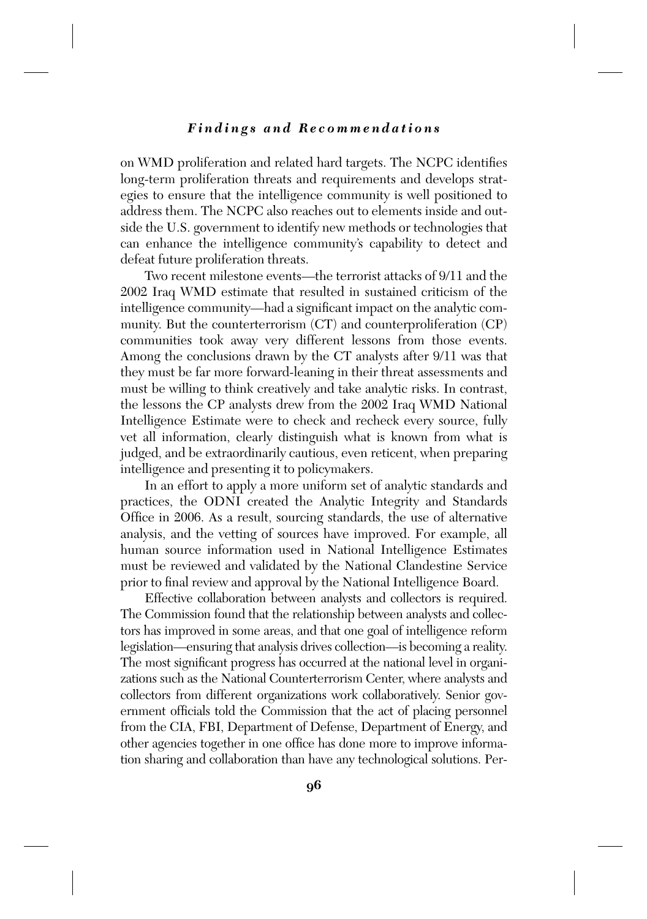on WMD proliferation and related hard targets. The NCPC identifies long-term proliferation threats and requirements and develops strategies to ensure that the intelligence community is well positioned to address them. The NCPC also reaches out to elements inside and outside the U.S. government to identify new methods or technologies that can enhance the intelligence community's capability to detect and defeat future proliferation threats.

Two recent milestone events—the terrorist attacks of 9/11 and the 2002 Iraq WMD estimate that resulted in sustained criticism of the intelligence community—had a significant impact on the analytic community. But the counterterrorism (CT) and counterproliferation (CP) communities took away very different lessons from those events. Among the conclusions drawn by the CT analysts after 9/11 was that they must be far more forward-leaning in their threat assessments and must be willing to think creatively and take analytic risks. In contrast, the lessons the CP analysts drew from the 2002 Iraq WMD National Intelligence Estimate were to check and recheck every source, fully vet all information, clearly distinguish what is known from what is judged, and be extraordinarily cautious, even reticent, when preparing intelligence and presenting it to policymakers.

In an effort to apply a more uniform set of analytic standards and practices, the ODNI created the Analytic Integrity and Standards Office in 2006. As a result, sourcing standards, the use of alternative analysis, and the vetting of sources have improved. For example, all human source information used in National Intelligence Estimates must be reviewed and validated by the National Clandestine Service prior to final review and approval by the National Intelligence Board.

Effective collaboration between analysts and collectors is required. The Commission found that the relationship between analysts and collectors has improved in some areas, and that one goal of intelligence reform legislation—ensuring that analysis drives collection—is becoming a reality. The most significant progress has occurred at the national level in organizations such as the National Counterterrorism Center, where analysts and collectors from different organizations work collaboratively. Senior government officials told the Commission that the act of placing personnel from the CIA, FBI, Department of Defense, Department of Energy, and other agencies together in one office has done more to improve information sharing and collaboration than have any technological solutions. Per-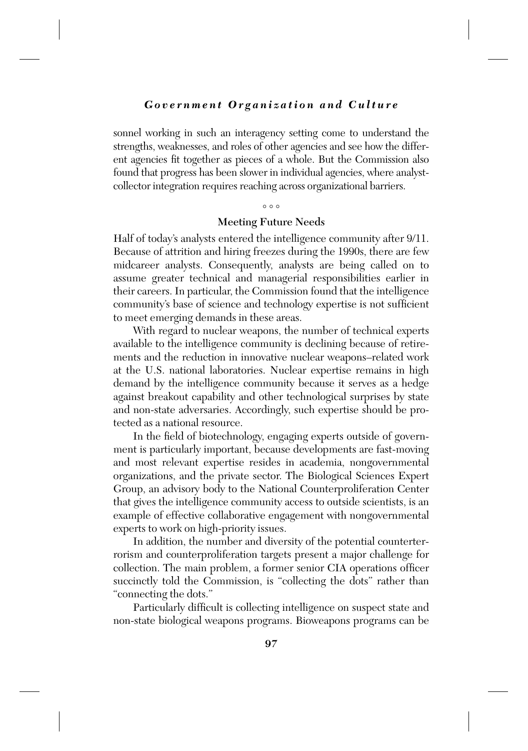sonnel working in such an interagency setting come to understand the strengths, weaknesses, and roles of other agencies and see how the different agencies fit together as pieces of a whole. But the Commission also found that progress has been slower in individual agencies, where analyst-collector integration requires reaching across organizational barriers.

◦ ◦ ◦

### Meeting Future Needs

Half of today's analysts entered the intelligence community after 9/11. Because of attrition and hiring freezes during the 1990s, there are few midcareer analysts. Consequently, analysts are being called on to assume greater technical and managerial responsibilities earlier in their careers. In particular, the Commission found that the intelligence community's base of science and technology expertise is not sufficient to meet emerging demands in these areas.

With regard to nuclear weapons, the number of technical experts available to the intelligence community is declining because of retirements and the reduction in innovative nuclear weapons–related work at the U.S. national laboratories. Nuclear expertise remains in high demand by the intelligence community because it serves as a hedge against breakout capability and other technological surprises by state and non-state adversaries. Accordingly, such expertise should be protected as a national resource.

In the field of biotechnology, engaging experts outside of government is particularly important, because developments are fast-moving and most relevant expertise resides in academia, nongovernmental organizations, and the private sector. The Biological Sciences Expert Group, an advisory body to the National Counterproliferation Center that gives the intelligence community access to outside scientists, is an example of effective collaborative engagement with nongovernmental experts to work on high-priority issues.

In addition, the number and diversity of the potential counterterrorism and counterproliferation targets present a major challenge for collection. The main problem, a former senior CIA operations officer succinctly told the Commission, is "collecting the dots" rather than "connecting the dots."

Particularly difficult is collecting intelligence on suspect state and non-state biological weapons programs. Bioweapons programs can be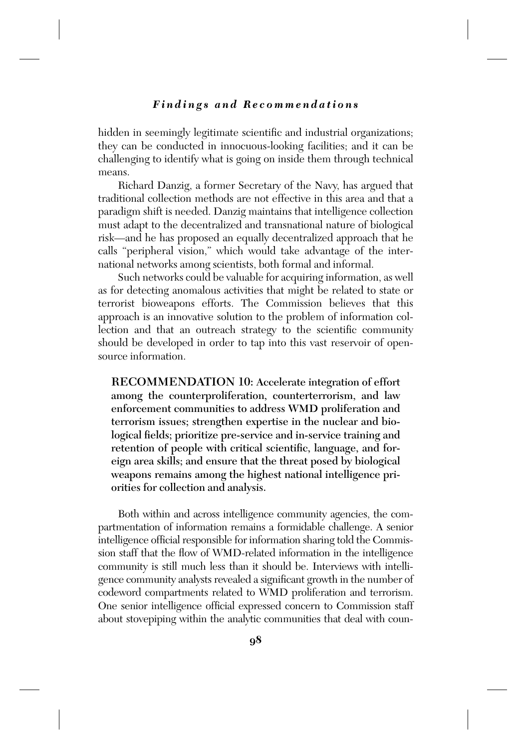hidden in seemingly legitimate scientific and industrial organizations; they can be conducted in innocuous-looking facilities; and it can be challenging to identify what is going on inside them through technical means.

Richard Danzig, a former Secretary of the Navy, has argued that traditional collection methods are not effective in this area and that a paradigm shift is needed. Danzig maintains that intelligence collection must adapt to the decentralized and transnational nature of biological risk—and he has proposed an equally decentralized approach that he calls "peripheral vision," which would take advantage of the international networks among scientists, both formal and informal.

Such networks could be valuable for acquiring information, as well as for detecting anomalous activities that might be related to state or terrorist bioweapons efforts. The Commission believes that this approach is an innovative solution to the problem of information collection and that an outreach strategy to the scientific community should be developed in order to tap into this vast reservoir of open-source information.

**RECOMMENDATION 10: Accelerate integration of effort among the counterproliferation, counterterrorism, and law enforcement communities to address WMD proliferation and terrorism issues; strengthen expertise in the nuclear and biological fields; prioritize pre-service and in-service training and retention of people with critical scientific, language, and foreign area skills; and ensure that the threat posed by biological weapons remains among the highest national intelligence priorities for collection and analysis.**

Both within and across intelligence community agencies, the compartmentation of information remains a formidable challenge. A senior intelligence official responsible for information sharing told the Commission staff that the flow of WMD-related information in the intelligence community is still much less than it should be. Interviews with intelligence community analysts revealed a significant growth in the number of codeword compartments related to WMD proliferation and terrorism. One senior intelligence official expressed concern to Commission staff about stovepiping within the analytic communities that deal with coun-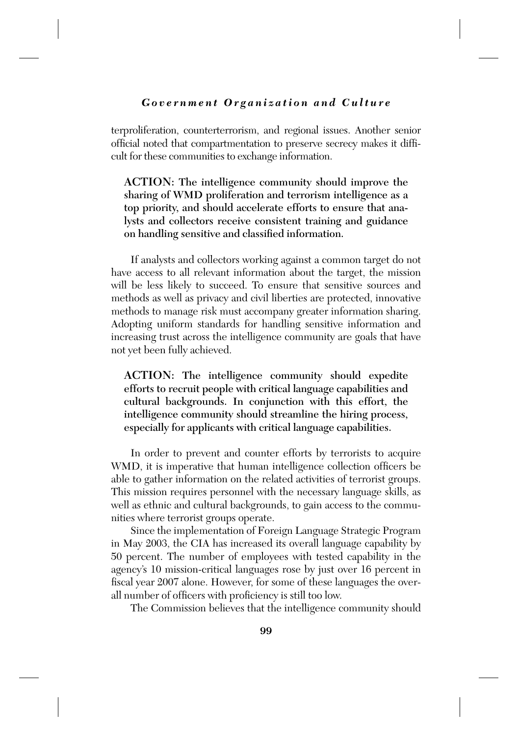terproliferation, counterterrorism, and regional issues. Another senior official noted that compartmentation to preserve secrecy makes it difficult for these communities to exchange information.

**ACTION: The intelligence community should improve the sharing of WMD proliferation and terrorism intelligence as a top priority, and should accelerate efforts to ensure that analysts and collectors receive consistent training and guidance on handling sensitive and classified information.**

If analysts and collectors working against a common target do not have access to all relevant information about the target, the mission will be less likely to succeed. To ensure that sensitive sources and methods as well as privacy and civil liberties are protected, innovative methods to manage risk must accompany greater information sharing. Adopting uniform standards for handling sensitive information and increasing trust across the intelligence community are goals that have not yet been fully achieved.

**ACTION: The intelligence community should expedite efforts to recruit people with critical language capabilities and cultural backgrounds. In conjunction with this effort, the intelligence community should streamline the hiring process, especially for applicants with critical language capabilities.**

In order to prevent and counter efforts by terrorists to acquire WMD, it is imperative that human intelligence collection officers be able to gather information on the related activities of terrorist groups. This mission requires personnel with the necessary language skills, as well as ethnic and cultural backgrounds, to gain access to the communities where terrorist groups operate.

Since the implementation of Foreign Language Strategic Program in May 2003, the CIA has increased its overall language capability by 50 percent. The number of employees with tested capability in the agency's 10 mission-critical languages rose by just over 16 percent in fiscal year 2007 alone. However, for some of these languages the overall number of officers with proficiency is still too low.

The Commission believes that the intelligence community should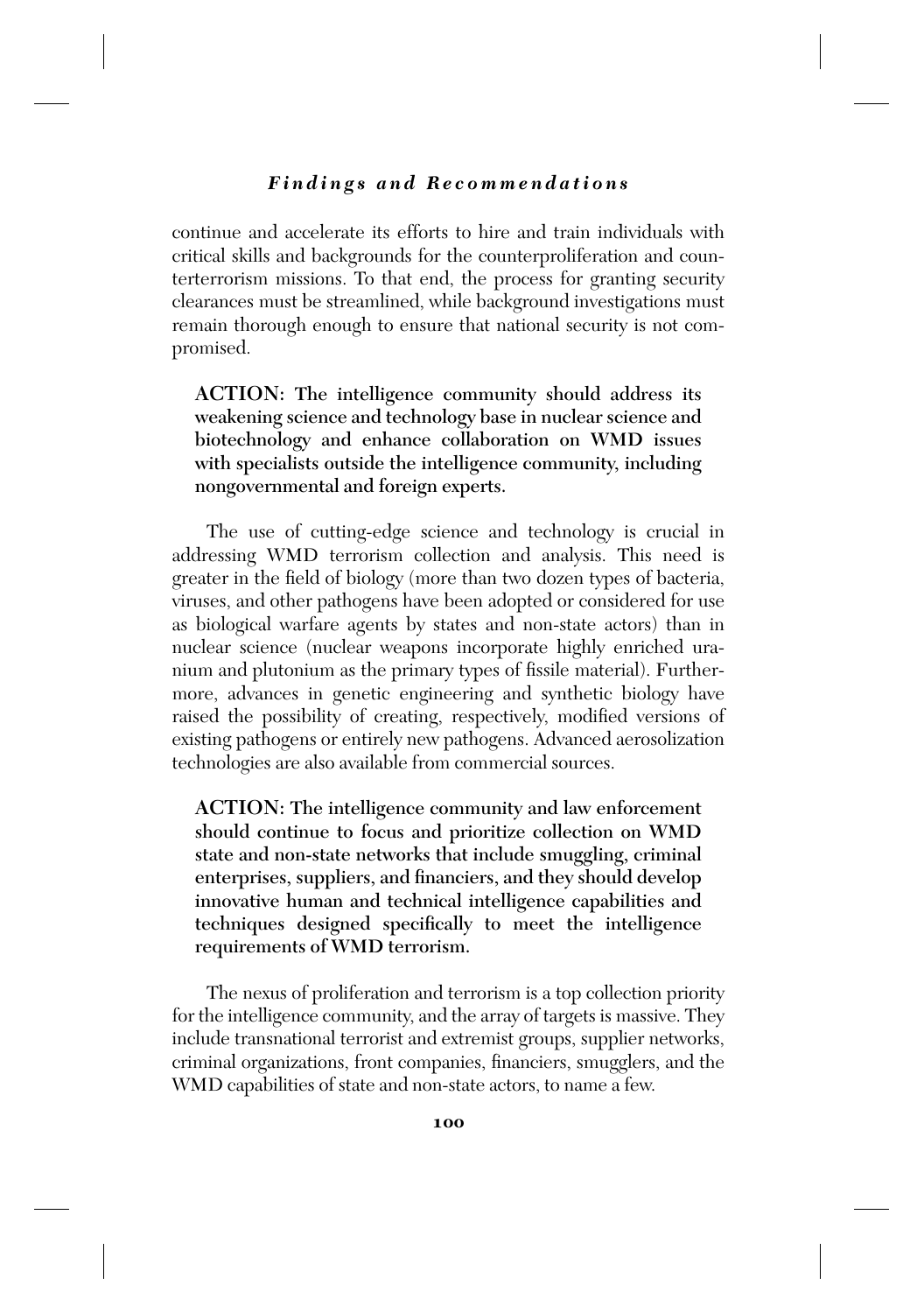continue and accelerate its efforts to hire and train individuals with critical skills and backgrounds for the counterproliferation and counterterrorism missions. To that end, the process for granting security clearances must be streamlined, while background investigations must remain thorough enough to ensure that national security is not compromised.

**ACTION: The intelligence community should address its weakening science and technology base in nuclear science and biotechnology and enhance collaboration on WMD issues with specialists outside the intelligence community, including nongovernmental and foreign experts.**

The use of cutting-edge science and technology is crucial in addressing WMD terrorism collection and analysis. This need is greater in the field of biology (more than two dozen types of bacteria, viruses, and other pathogens have been adopted or considered for use as biological warfare agents by states and non-state actors) than in nuclear science (nuclear weapons incorporate highly enriched uranium and plutonium as the primary types of fissile material). Furthermore, advances in genetic engineering and synthetic biology have raised the possibility of creating, respectively, modified versions of existing pathogens or entirely new pathogens. Advanced aerosolization technologies are also available from commercial sources.

**ACTION: The intelligence community and law enforcement should continue to focus and prioritize collection on WMD state and non-state networks that include smuggling, criminal enterprises, suppliers, and financiers, and they should develop innovative human and technical intelligence capabilities and techniques designed specifically to meet the intelligence requirements of WMD terrorism.**

The nexus of proliferation and terrorism is a top collection priority for the intelligence community, and the array of targets is massive. They include transnational terrorist and extremist groups, supplier networks, criminal organizations, front companies, financiers, smugglers, and the WMD capabilities of state and non-state actors, to name a few.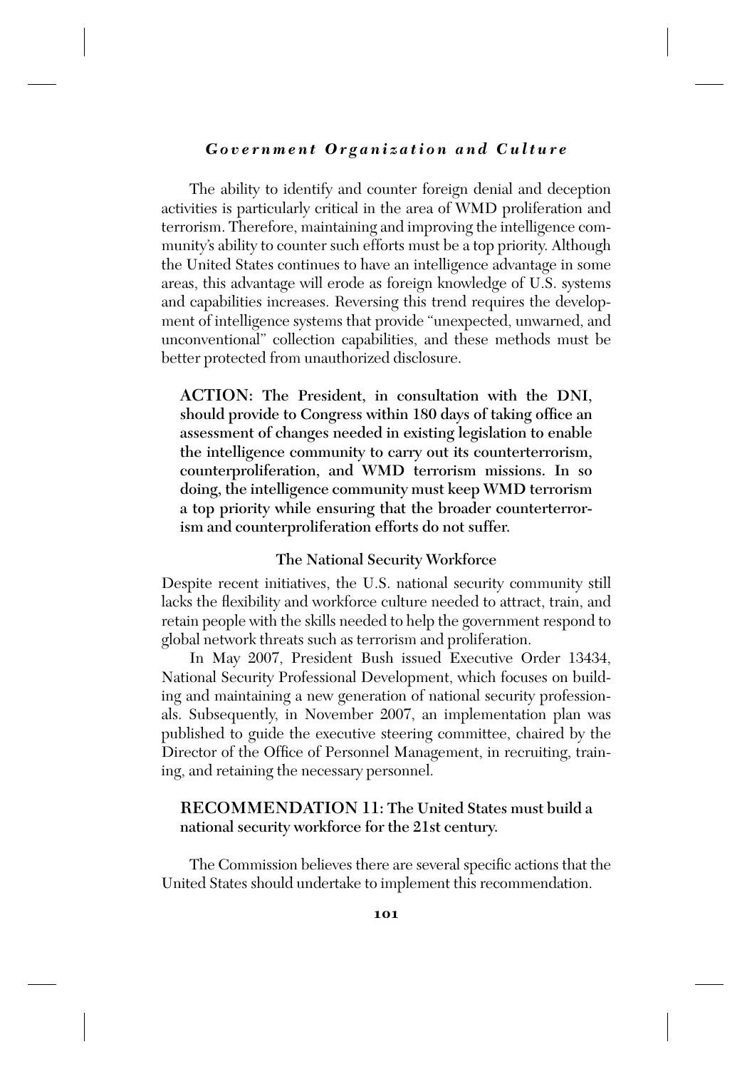The ability to identify and counter foreign denial and deception activities is particularly critical in the area of WMD proliferation and terrorism. Therefore, maintaining and improving the intelligence community's ability to counter such efforts must be a top priority. Although the United States continues to have an intelligence advantage in some areas, this advantage will erode as foreign knowledge of U.S. systems and capabilities increases. Reversing this trend requires the development of intelligence systems that provide "unexpected, unwarned, and unconventional" collection capabilities, and these methods must be better protected from unauthorized disclosure.

**ACTION: The President, in consultation with the DNI, should provide to Congress within 180 days of taking office an assessment of changes needed in existing legislation to enable the intelligence community to carry out its counterterrorism, counterproliferation, and WMD terrorism missions. In so doing, the intelligence community must keep WMD terrorism a top priority while ensuring that the broader counterterrorism and counterproliferation efforts do not suffer.**

### The National Security Workforce

Despite recent initiatives, the U.S. national security community still lacks the flexibility and workforce culture needed to attract, train, and retain people with the skills needed to help the government respond to global network threats such as terrorism and proliferation.

In May 2007, President Bush issued Executive Order 13434, National Security Professional Development, which focuses on building and maintaining a new generation of national security professionals. Subsequently, in November 2007, an implementation plan was published to guide the executive steering committee, chaired by the Director of the Office of Personnel Management, in recruiting, training, and retaining the necessary personnel.

**RECOMMENDATION 11: The United States must build a national security workforce for the 21st century.**

The Commission believes there are several specific actions that the United States should undertake to implement this recommendation.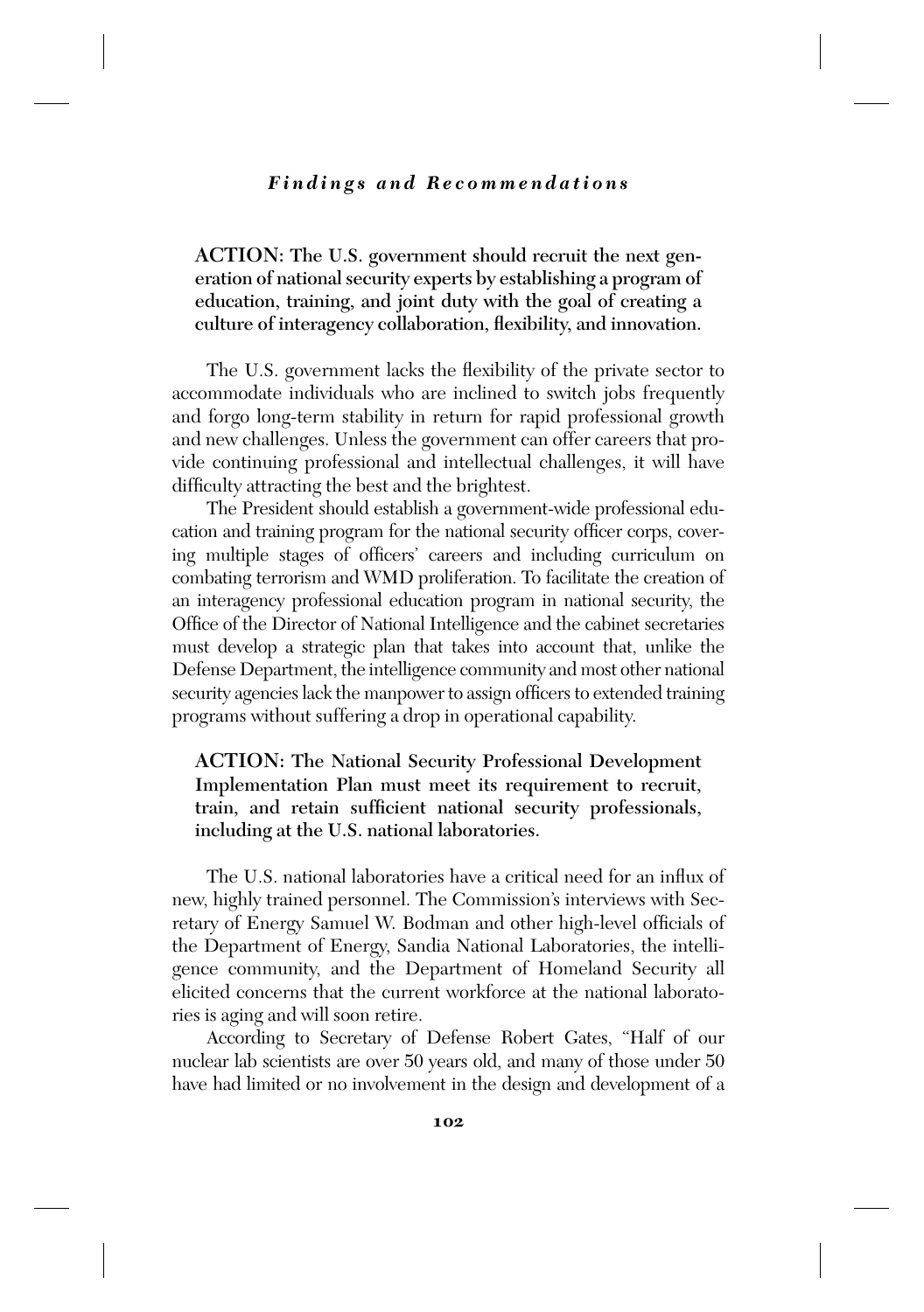**ACTION: The U.S. government should recruit the next generation of national security experts by establishing a program of education, training, and joint duty with the goal of creating a culture of interagency collaboration, flexibility, and innovation.**

The U.S. government lacks the flexibility of the private sector to accommodate individuals who are inclined to switch jobs frequently and forgo long-term stability in return for rapid professional growth and new challenges. Unless the government can offer careers that provide continuing professional and intellectual challenges, it will have difficulty attracting the best and the brightest.

The President should establish a government-wide professional education and training program for the national security officer corps, covering multiple stages of officers' careers and including curriculum on combating terrorism and WMD proliferation. To facilitate the creation of an interagency professional education program in national security, the Office of the Director of National Intelligence and the cabinet secretaries must develop a strategic plan that takes into account that, unlike the Defense Department, the intelligence community and most other national security agencies lack the manpower to assign officers to extended training programs without suffering a drop in operational capability.

**ACTION: The National Security Professional Development Implementation Plan must meet its requirement to recruit, train, and retain sufficient national security professionals, including at the U.S. national laboratories.**

The U.S. national laboratories have a critical need for an influx of new, highly trained personnel. The Commission's interviews with Secretary of Energy Samuel W. Bodman and other high-level officials of the Department of Energy, Sandia National Laboratories, the intelligence community, and the Department of Homeland Security all elicited concerns that the current workforce at the national laboratories is aging and will soon retire.

According to Secretary of Defense Robert Gates, "Half of our nuclear lab scientists are over 50 years old, and many of those under 50 have had limited or no involvement in the design and development of a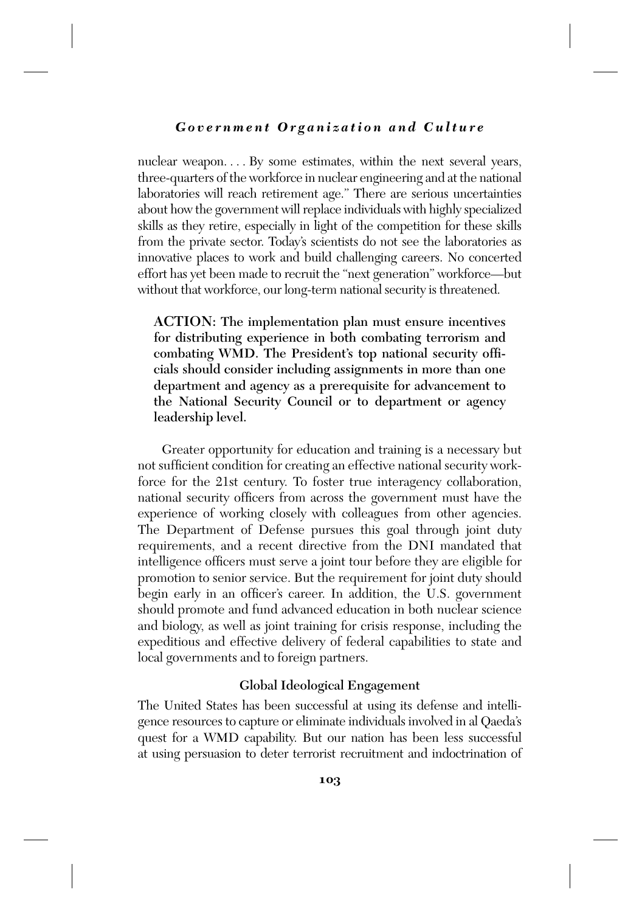nuclear weapon. . . . By some estimates, within the next several years, three-quarters of the workforce in nuclear engineering and at the national laboratories will reach retirement age." There are serious uncertainties about how the government will replace individuals with highly specialized skills as they retire, especially in light of the competition for these skills from the private sector. Today's scientists do not see the laboratories as innovative places to work and build challenging careers. No concerted effort has yet been made to recruit the "next generation" workforce—but without that workforce, our long-term national security is threatened.

> **ACTION: The implementation plan must ensure incentives for distributing experience in both combating terrorism and combating WMD. The President's top national security officials should consider including assignments in more than one department and agency as a prerequisite for advancement to the National Security Council or to department or agency leadership level.**

Greater opportunity for education and training is a necessary but not sufficient condition for creating an effective national security workforce for the 21st century. To foster true interagency collaboration, national security officers from across the government must have the experience of working closely with colleagues from other agencies. The Department of Defense pursues this goal through joint duty requirements, and a recent directive from the DNI mandated that intelligence officers must serve a joint tour before they are eligible for promotion to senior service. But the requirement for joint duty should begin early in an officer's career. In addition, the U.S. government should promote and fund advanced education in both nuclear science and biology, as well as joint training for crisis response, including the expeditious and effective delivery of federal capabilities to state and local governments and to foreign partners.

### Global Ideological Engagement

The United States has been successful at using its defense and intelligence resources to capture or eliminate individuals involved in al Qaeda's quest for a WMD capability. But our nation has been less successful at using persuasion to deter terrorist recruitment and indoctrination of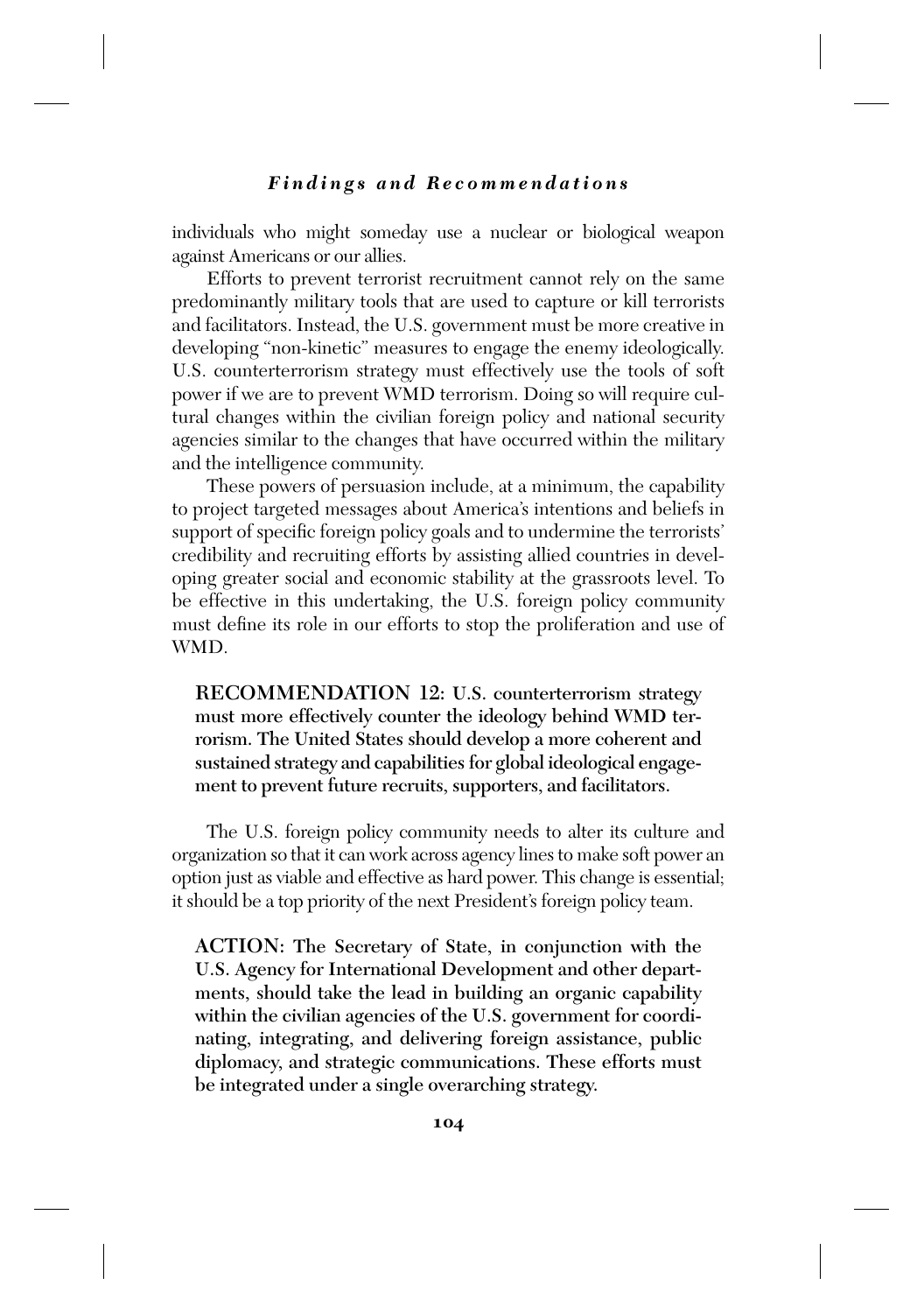individuals who might someday use a nuclear or biological weapon against Americans or our allies.

Efforts to prevent terrorist recruitment cannot rely on the same predominantly military tools that are used to capture or kill terrorists and facilitators. Instead, the U.S. government must be more creative in developing "non-kinetic" measures to engage the enemy ideologically. U.S. counterterrorism strategy must effectively use the tools of soft power if we are to prevent WMD terrorism. Doing so will require cultural changes within the civilian foreign policy and national security agencies similar to the changes that have occurred within the military and the intelligence community.

These powers of persuasion include, at a minimum, the capability to project targeted messages about America's intentions and beliefs in support of specific foreign policy goals and to undermine the terrorists' credibility and recruiting efforts by assisting allied countries in developing greater social and economic stability at the grassroots level. To be effective in this undertaking, the U.S. foreign policy community must define its role in our efforts to stop the proliferation and use of WMD.

**RECOMMENDATION 12: U.S. counterterrorism strategy must more effectively counter the ideology behind WMD terrorism. The United States should develop a more coherent and sustained strategy and capabilities for global ideological engagement to prevent future recruits, supporters, and facilitators.**

The U.S. foreign policy community needs to alter its culture and organization so that it can work across agency lines to make soft power an option just as viable and effective as hard power. This change is essential; it should be a top priority of the next President's foreign policy team.

**ACTION: The Secretary of State, in conjunction with the U.S. Agency for International Development and other departments, should take the lead in building an organic capability within the civilian agencies of the U.S. government for coordinating, integrating, and delivering foreign assistance, public diplomacy, and strategic communications. These efforts must be integrated under a single overarching strategy.**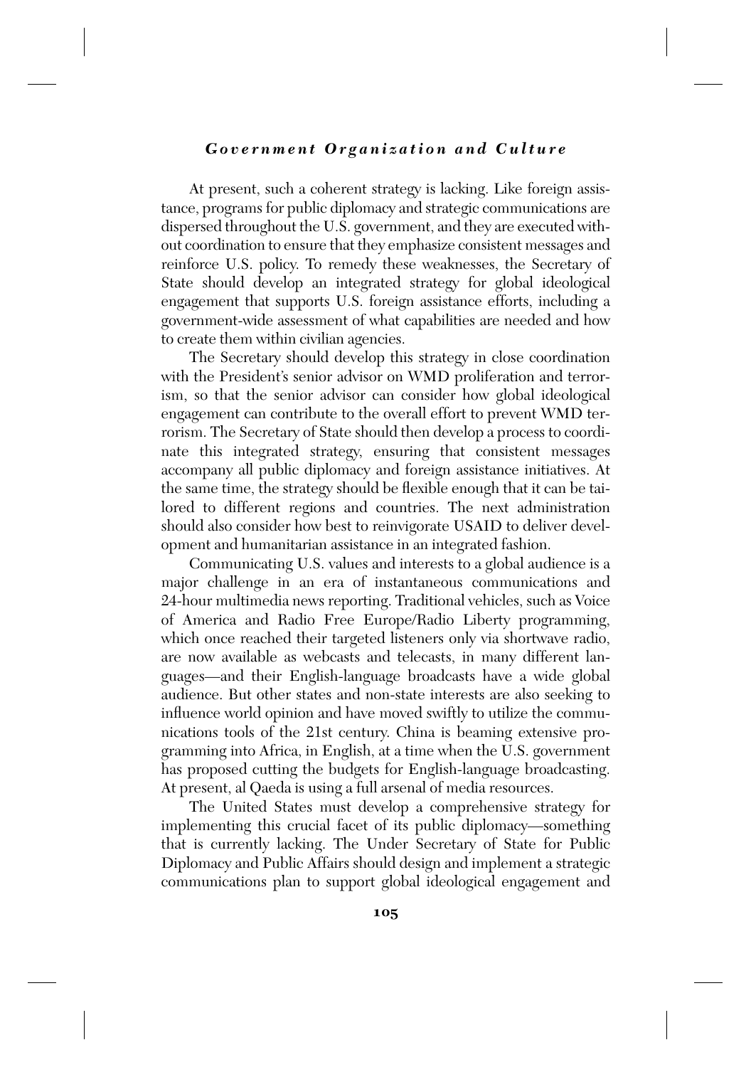At present, such a coherent strategy is lacking. Like foreign assistance, programs for public diplomacy and strategic communications are dispersed throughout the U.S. government, and they are executed without coordination to ensure that they emphasize consistent messages and reinforce U.S. policy. To remedy these weaknesses, the Secretary of State should develop an integrated strategy for global ideological engagement that supports U.S. foreign assistance efforts, including a government-wide assessment of what capabilities are needed and how to create them within civilian agencies.

The Secretary should develop this strategy in close coordination with the President's senior advisor on WMD proliferation and terrorism, so that the senior advisor can consider how global ideological engagement can contribute to the overall effort to prevent WMD terrorism. The Secretary of State should then develop a process to coordinate this integrated strategy, ensuring that consistent messages accompany all public diplomacy and foreign assistance initiatives. At the same time, the strategy should be flexible enough that it can be tailored to different regions and countries. The next administration should also consider how best to reinvigorate USAID to deliver development and humanitarian assistance in an integrated fashion.

Communicating U.S. values and interests to a global audience is a major challenge in an era of instantaneous communications and 24-hour multimedia news reporting. Traditional vehicles, such as Voice of America and Radio Free Europe/Radio Liberty programming, which once reached their targeted listeners only via shortwave radio, are now available as webcasts and telecasts, in many different languages—and their English-language broadcasts have a wide global audience. But other states and non-state interests are also seeking to influence world opinion and have moved swiftly to utilize the communications tools of the 21st century. China is beaming extensive programming into Africa, in English, at a time when the U.S. government has proposed cutting the budgets for English-language broadcasting. At present, al Qaeda is using a full arsenal of media resources.

The United States must develop a comprehensive strategy for implementing this crucial facet of its public diplomacy—something that is currently lacking. The Under Secretary of State for Public Diplomacy and Public Affairs should design and implement a strategic communications plan to support global ideological engagement and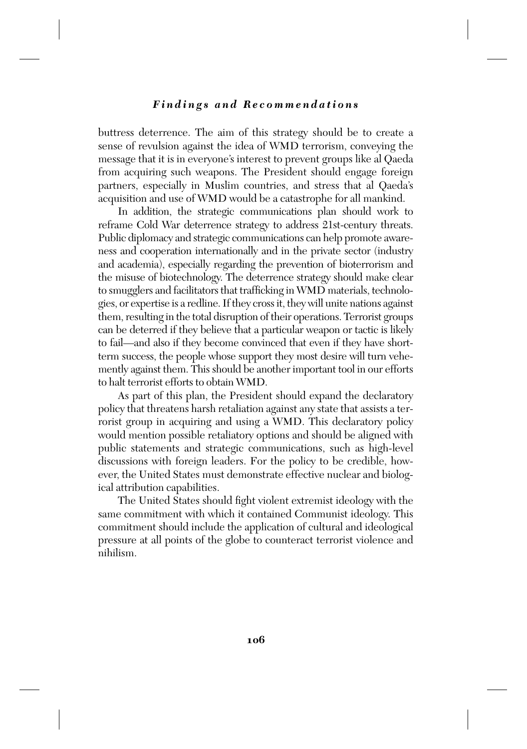buttress deterrence. The aim of this strategy should be to create a sense of revulsion against the idea of WMD terrorism, conveying the message that it is in everyone's interest to prevent groups like al Qaeda from acquiring such weapons. The President should engage foreign partners, especially in Muslim countries, and stress that al Qaeda's acquisition and use of WMD would be a catastrophe for all mankind.

In addition, the strategic communications plan should work to reframe Cold War deterrence strategy to address 21st-century threats. Public diplomacy and strategic communications can help promote awareness and cooperation internationally and in the private sector (industry and academia), especially regarding the prevention of bioterrorism and the misuse of biotechnology. The deterrence strategy should make clear to smugglers and facilitators that trafficking in WMD materials, technologies, or expertise is a redline. If they cross it, they will unite nations against them, resulting in the total disruption of their operations. Terrorist groups can be deterred if they believe that a particular weapon or tactic is likely to fail—and also if they become convinced that even if they have short-term success, the people whose support they most desire will turn vehemently against them. This should be another important tool in our efforts to halt terrorist efforts to obtain WMD.

As part of this plan, the President should expand the declaratory policy that threatens harsh retaliation against any state that assists a terrorist group in acquiring and using a WMD. This declaratory policy would mention possible retaliatory options and should be aligned with public statements and strategic communications, such as high-level discussions with foreign leaders. For the policy to be credible, however, the United States must demonstrate effective nuclear and biological attribution capabilities.

The United States should fight violent extremist ideology with the same commitment with which it contained Communist ideology. This commitment should include the application of cultural and ideological pressure at all points of the globe to counteract terrorist violence and nihilism.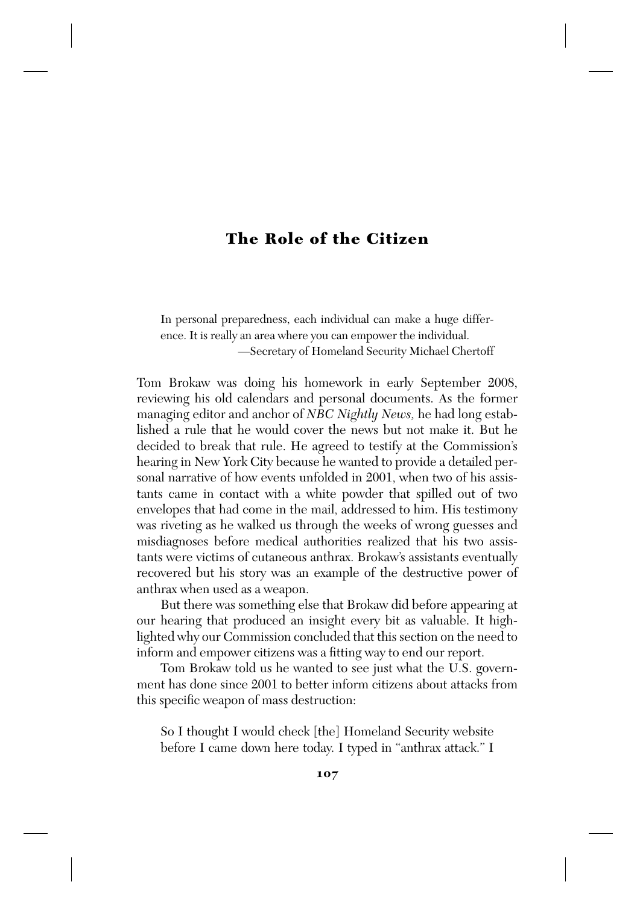# The Role of the Citizen

> In personal preparedness, each individual can make a huge difference. It is really an area where you can empower the individual.
>
> —Secretary of Homeland Security Michael Chertoff

Tom Brokaw was doing his homework in early September 2008, reviewing his old calendars and personal documents. As the former managing editor and anchor of *NBC Nightly News,* he had long established a rule that he would cover the news but not make it. But he decided to break that rule. He agreed to testify at the Commission's hearing in New York City because he wanted to provide a detailed personal narrative of how events unfolded in 2001, when two of his assistants came in contact with a white powder that spilled out of two envelopes that had come in the mail, addressed to him. His testimony was riveting as he walked us through the weeks of wrong guesses and misdiagnoses before medical authorities realized that his two assistants were victims of cutaneous anthrax. Brokaw's assistants eventually recovered but his story was an example of the destructive power of anthrax when used as a weapon.

But there was something else that Brokaw did before appearing at our hearing that produced an insight every bit as valuable. It highlighted why our Commission concluded that this section on the need to inform and empower citizens was a fitting way to end our report.

Tom Brokaw told us he wanted to see just what the U.S. government has done since 2001 to better inform citizens about attacks from this specific weapon of mass destruction:

> So I thought I would check [the] Homeland Security website before I came down here today. I typed in "anthrax attack." I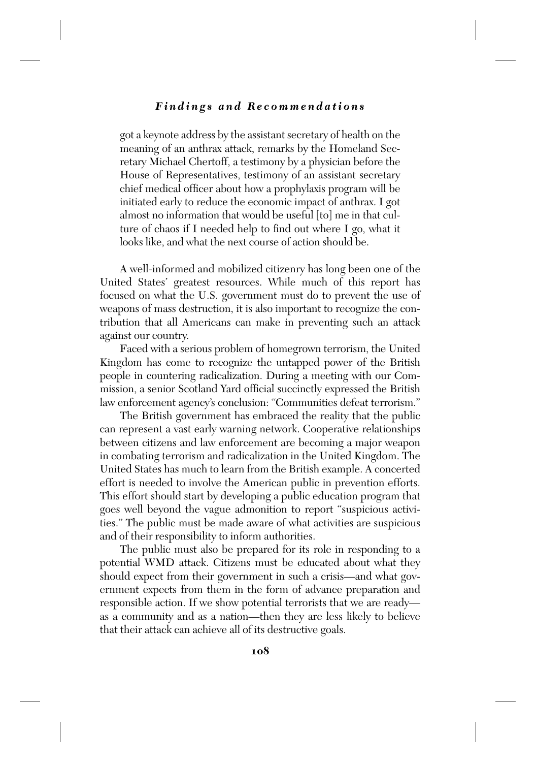got a keynote address by the assistant secretary of health on the meaning of an anthrax attack, remarks by the Homeland Secretary Michael Chertoff, a testimony by a physician before the House of Representatives, testimony of an assistant secretary chief medical officer about how a prophylaxis program will be initiated early to reduce the economic impact of anthrax. I got almost no information that would be useful [to] me in that culture of chaos if I needed help to find out where I go, what it looks like, and what the next course of action should be.

A well-informed and mobilized citizenry has long been one of the United States' greatest resources. While much of this report has focused on what the U.S. government must do to prevent the use of weapons of mass destruction, it is also important to recognize the contribution that all Americans can make in preventing such an attack against our country.

Faced with a serious problem of homegrown terrorism, the United Kingdom has come to recognize the untapped power of the British people in countering radicalization. During a meeting with our Commission, a senior Scotland Yard official succinctly expressed the British law enforcement agency's conclusion: "Communities defeat terrorism."

The British government has embraced the reality that the public can represent a vast early warning network. Cooperative relationships between citizens and law enforcement are becoming a major weapon in combating terrorism and radicalization in the United Kingdom. The United States has much to learn from the British example. A concerted effort is needed to involve the American public in prevention efforts. This effort should start by developing a public education program that goes well beyond the vague admonition to report "suspicious activities." The public must be made aware of what activities are suspicious and of their responsibility to inform authorities.

The public must also be prepared for its role in responding to a potential WMD attack. Citizens must be educated about what they should expect from their government in such a crisis—and what government expects from them in the form of advance preparation and responsible action. If we show potential terrorists that we are ready—as a community and as a nation—then they are less likely to believe that their attack can achieve all of its destructive goals.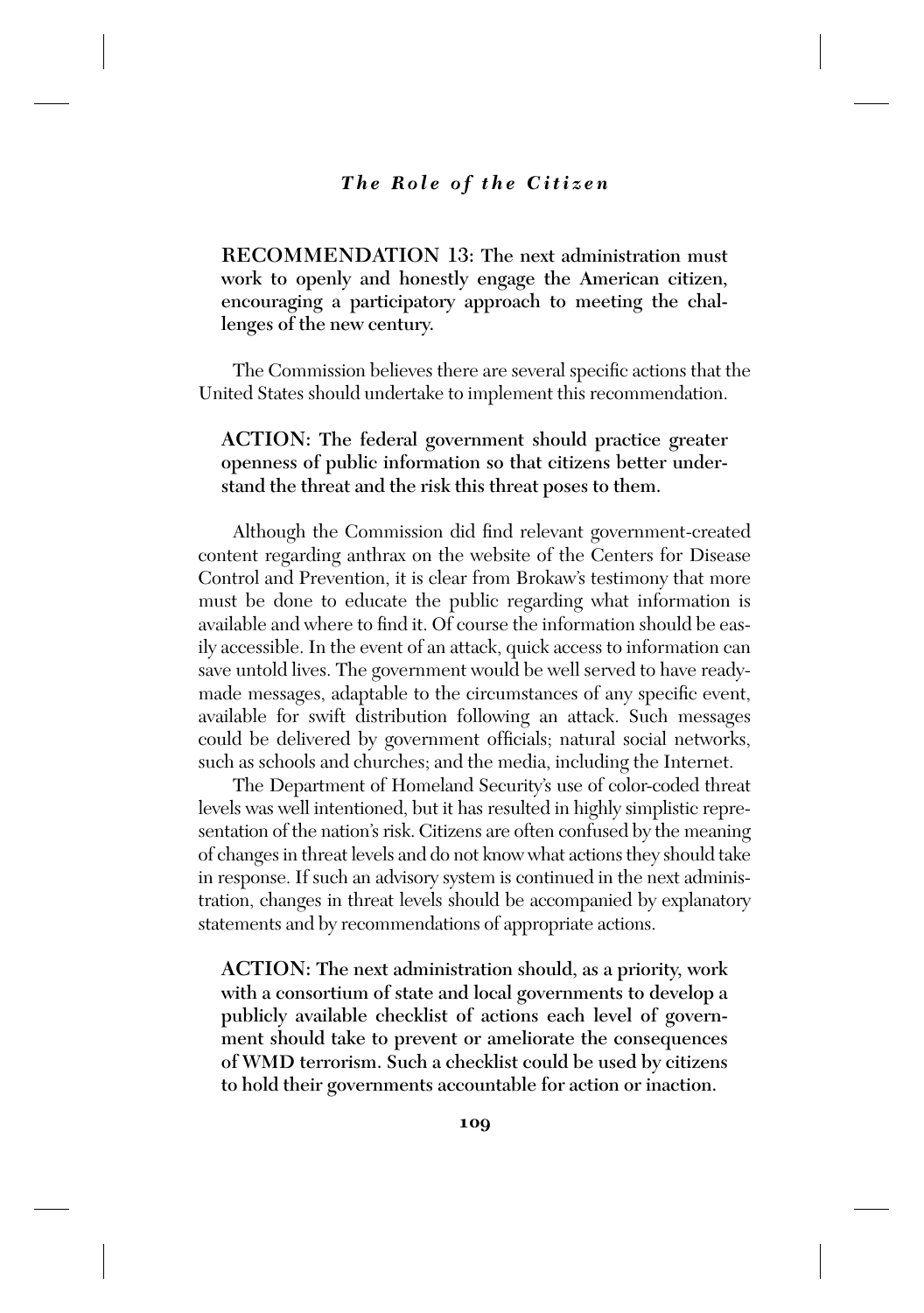**RECOMMENDATION 13: The next administration must work to openly and honestly engage the American citizen, encouraging a participatory approach to meeting the challenges of the new century.**

The Commission believes there are several specific actions that the United States should undertake to implement this recommendation.

**ACTION: The federal government should practice greater openness of public information so that citizens better understand the threat and the risk this threat poses to them.**

Although the Commission did find relevant government-created content regarding anthrax on the website of the Centers for Disease Control and Prevention, it is clear from Brokaw's testimony that more must be done to educate the public regarding what information is available and where to find it. Of course the information should be easily accessible. In the event of an attack, quick access to information can save untold lives. The government would be well served to have ready-made messages, adaptable to the circumstances of any specific event, available for swift distribution following an attack. Such messages could be delivered by government officials; natural social networks, such as schools and churches; and the media, including the Internet.

The Department of Homeland Security's use of color-coded threat levels was well intentioned, but it has resulted in highly simplistic representation of the nation's risk. Citizens are often confused by the meaning of changes in threat levels and do not know what actions they should take in response. If such an advisory system is continued in the next administration, changes in threat levels should be accompanied by explanatory statements and by recommendations of appropriate actions.

**ACTION: The next administration should, as a priority, work with a consortium of state and local governments to develop a publicly available checklist of actions each level of government should take to prevent or ameliorate the consequences of WMD terrorism. Such a checklist could be used by citizens to hold their governments accountable for action or inaction.**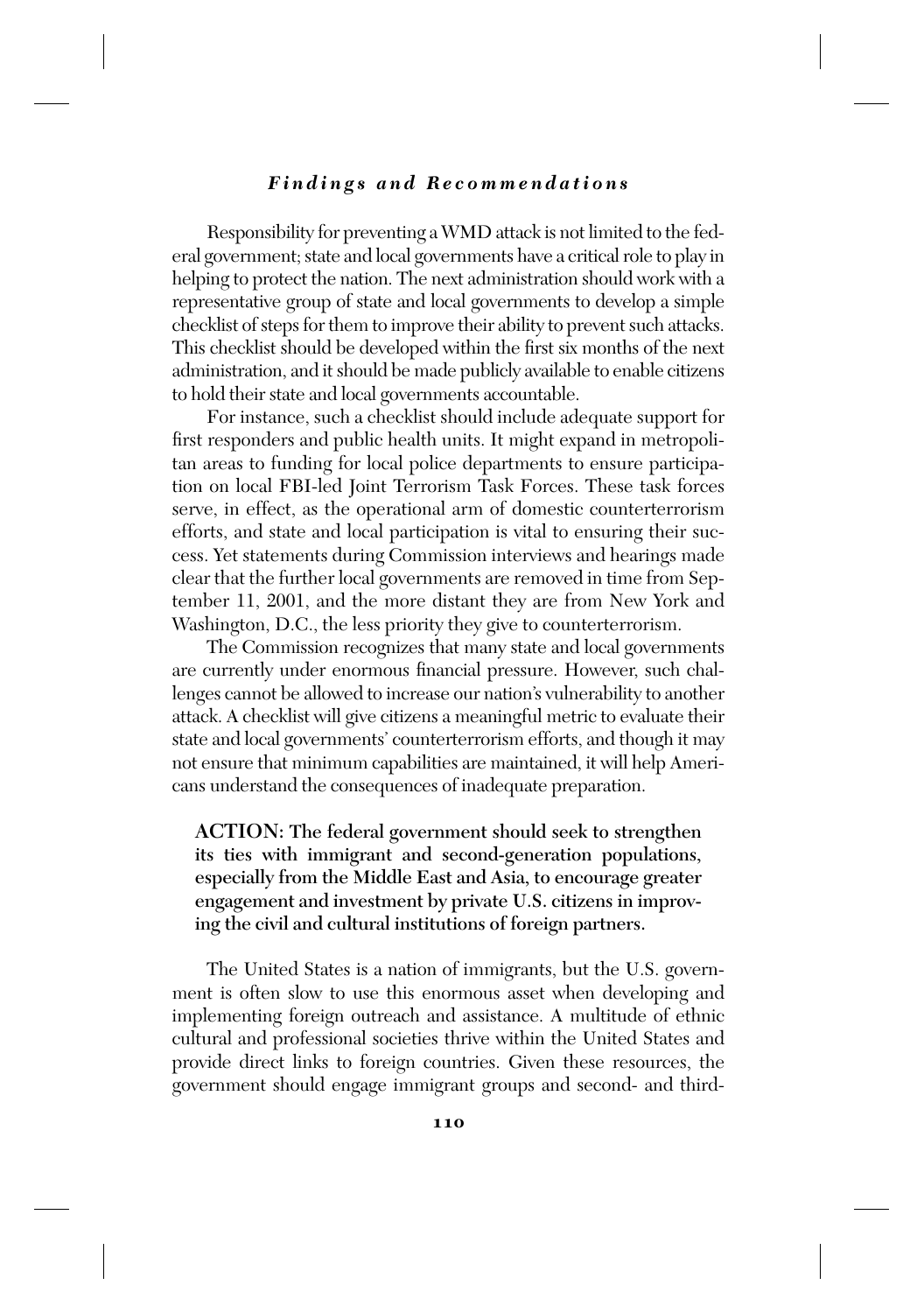Responsibility for preventing a WMD attack is not limited to the federal government; state and local governments have a critical role to play in helping to protect the nation. The next administration should work with a representative group of state and local governments to develop a simple checklist of steps for them to improve their ability to prevent such attacks. This checklist should be developed within the first six months of the next administration, and it should be made publicly available to enable citizens to hold their state and local governments accountable.

For instance, such a checklist should include adequate support for first responders and public health units. It might expand in metropolitan areas to funding for local police departments to ensure participation on local FBI-led Joint Terrorism Task Forces. These task forces serve, in effect, as the operational arm of domestic counterterrorism efforts, and state and local participation is vital to ensuring their success. Yet statements during Commission interviews and hearings made clear that the further local governments are removed in time from September 11, 2001, and the more distant they are from New York and Washington, D.C., the less priority they give to counterterrorism.

The Commission recognizes that many state and local governments are currently under enormous financial pressure. However, such challenges cannot be allowed to increase our nation's vulnerability to another attack. A checklist will give citizens a meaningful metric to evaluate their state and local governments' counterterrorism efforts, and though it may not ensure that minimum capabilities are maintained, it will help Americans understand the consequences of inadequate preparation.

**ACTION: The federal government should seek to strengthen its ties with immigrant and second-generation populations, especially from the Middle East and Asia, to encourage greater engagement and investment by private U.S. citizens in improving the civil and cultural institutions of foreign partners.**

The United States is a nation of immigrants, but the U.S. government is often slow to use this enormous asset when developing and implementing foreign outreach and assistance. A multitude of ethnic cultural and professional societies thrive within the United States and provide direct links to foreign countries. Given these resources, the government should engage immigrant groups and second- and third-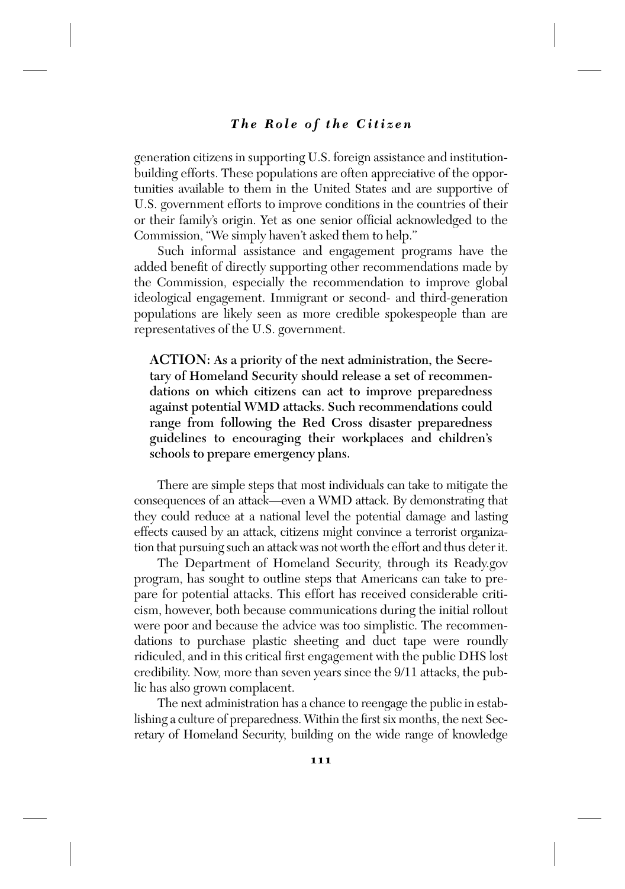generation citizens in supporting U.S. foreign assistance and institution-building efforts. These populations are often appreciative of the opportunities available to them in the United States and are supportive of U.S. government efforts to improve conditions in the countries of their or their family's origin. Yet as one senior official acknowledged to the Commission, "We simply haven't asked them to help."

Such informal assistance and engagement programs have the added benefit of directly supporting other recommendations made by the Commission, especially the recommendation to improve global ideological engagement. Immigrant or second- and third-generation populations are likely seen as more credible spokespeople than are representatives of the U.S. government.

**ACTION: As a priority of the next administration, the Secretary of Homeland Security should release a set of recommendations on which citizens can act to improve preparedness against potential WMD attacks. Such recommendations could range from following the Red Cross disaster preparedness guidelines to encouraging their workplaces and children's schools to prepare emergency plans.**

There are simple steps that most individuals can take to mitigate the consequences of an attack—even a WMD attack. By demonstrating that they could reduce at a national level the potential damage and lasting effects caused by an attack, citizens might convince a terrorist organization that pursuing such an attack was not worth the effort and thus deter it.

The Department of Homeland Security, through its Ready.gov program, has sought to outline steps that Americans can take to prepare for potential attacks. This effort has received considerable criticism, however, both because communications during the initial rollout were poor and because the advice was too simplistic. The recommendations to purchase plastic sheeting and duct tape were roundly ridiculed, and in this critical first engagement with the public DHS lost credibility. Now, more than seven years since the 9/11 attacks, the public has also grown complacent.

The next administration has a chance to reengage the public in establishing a culture of preparedness. Within the first six months, the next Secretary of Homeland Security, building on the wide range of knowledge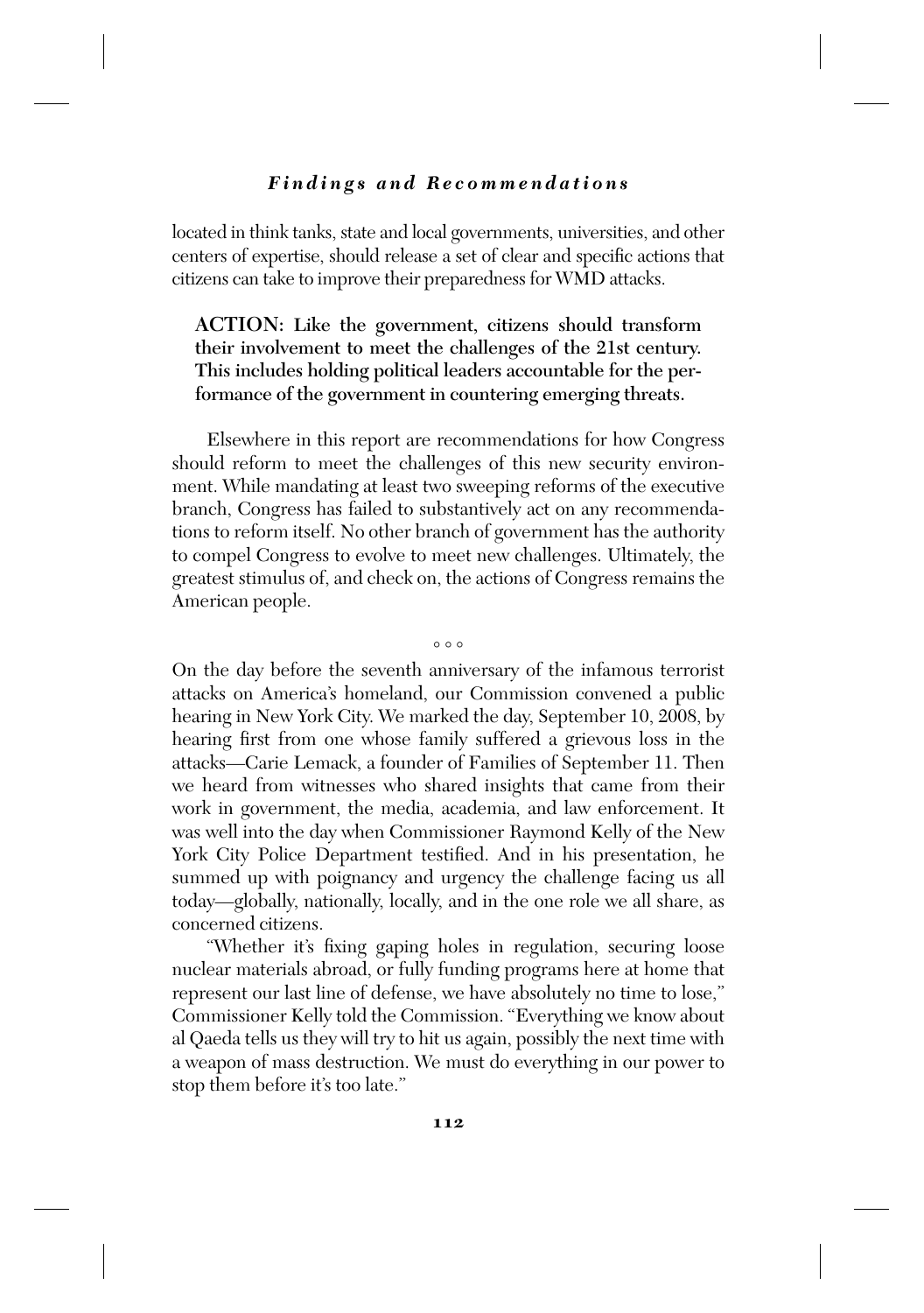located in think tanks, state and local governments, universities, and other centers of expertise, should release a set of clear and specific actions that citizens can take to improve their preparedness for WMD attacks.

**ACTION: Like the government, citizens should transform their involvement to meet the challenges of the 21st century. This includes holding political leaders accountable for the performance of the government in countering emerging threats.**

Elsewhere in this report are recommendations for how Congress should reform to meet the challenges of this new security environment. While mandating at least two sweeping reforms of the executive branch, Congress has failed to substantively act on any recommendations to reform itself. No other branch of government has the authority to compel Congress to evolve to meet new challenges. Ultimately, the greatest stimulus of, and check on, the actions of Congress remains the American people.

◦ ◦ ◦

On the day before the seventh anniversary of the infamous terrorist attacks on America's homeland, our Commission convened a public hearing in New York City. We marked the day, September 10, 2008, by hearing first from one whose family suffered a grievous loss in the attacks—Carie Lemack, a founder of Families of September 11. Then we heard from witnesses who shared insights that came from their work in government, the media, academia, and law enforcement. It was well into the day when Commissioner Raymond Kelly of the New York City Police Department testified. And in his presentation, he summed up with poignancy and urgency the challenge facing us all today—globally, nationally, locally, and in the one role we all share, as concerned citizens.

"Whether it's fixing gaping holes in regulation, securing loose nuclear materials abroad, or fully funding programs here at home that represent our last line of defense, we have absolutely no time to lose," Commissioner Kelly told the Commission. "Everything we know about al Qaeda tells us they will try to hit us again, possibly the next time with a weapon of mass destruction. We must do everything in our power to stop them before it's too late."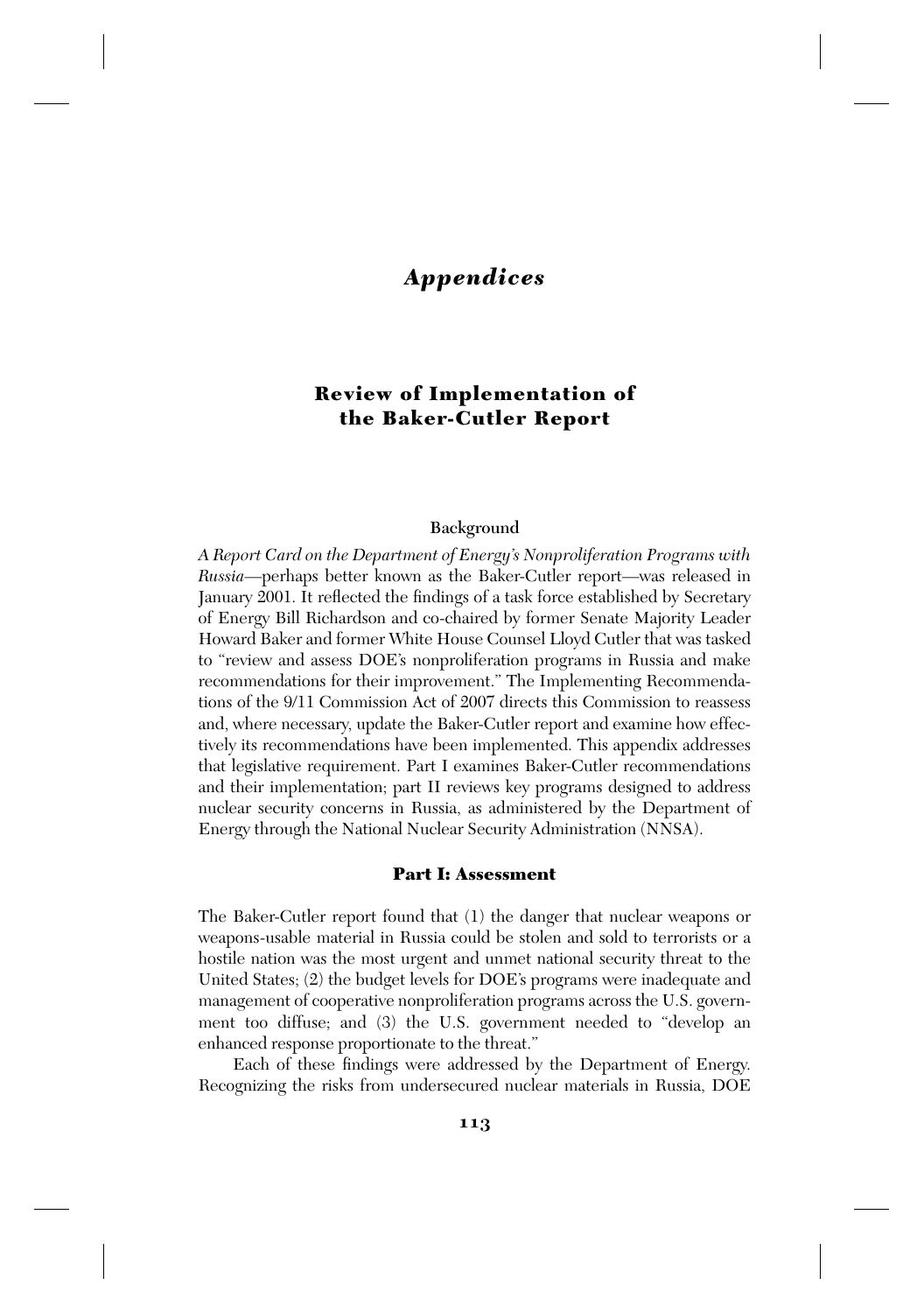# *Appendices*

## Review of Implementation of the Baker-Cutler Report

### Background

*A Report Card on the Department of Energy's Nonproliferation Programs with Russia*—perhaps better known as the Baker-Cutler report—was released in January 2001. It reflected the findings of a task force established by Secretary of Energy Bill Richardson and co-chaired by former Senate Majority Leader Howard Baker and former White House Counsel Lloyd Cutler that was tasked to "review and assess DOE's nonproliferation programs in Russia and make recommendations for their improvement." The Implementing Recommendations of the 9/11 Commission Act of 2007 directs this Commission to reassess and, where necessary, update the Baker-Cutler report and examine how effectively its recommendations have been implemented. This appendix addresses that legislative requirement. Part I examines Baker-Cutler recommendations and their implementation; part II reviews key programs designed to address nuclear security concerns in Russia, as administered by the Department of Energy through the National Nuclear Security Administration (NNSA).

### Part I: Assessment

The Baker-Cutler report found that (1) the danger that nuclear weapons or weapons-usable material in Russia could be stolen and sold to terrorists or a hostile nation was the most urgent and unmet national security threat to the United States; (2) the budget levels for DOE's programs were inadequate and management of cooperative nonproliferation programs across the U.S. government too diffuse; and (3) the U.S. government needed to "develop an enhanced response proportionate to the threat."

Each of these findings were addressed by the Department of Energy. Recognizing the risks from undersecured nuclear materials in Russia, DOE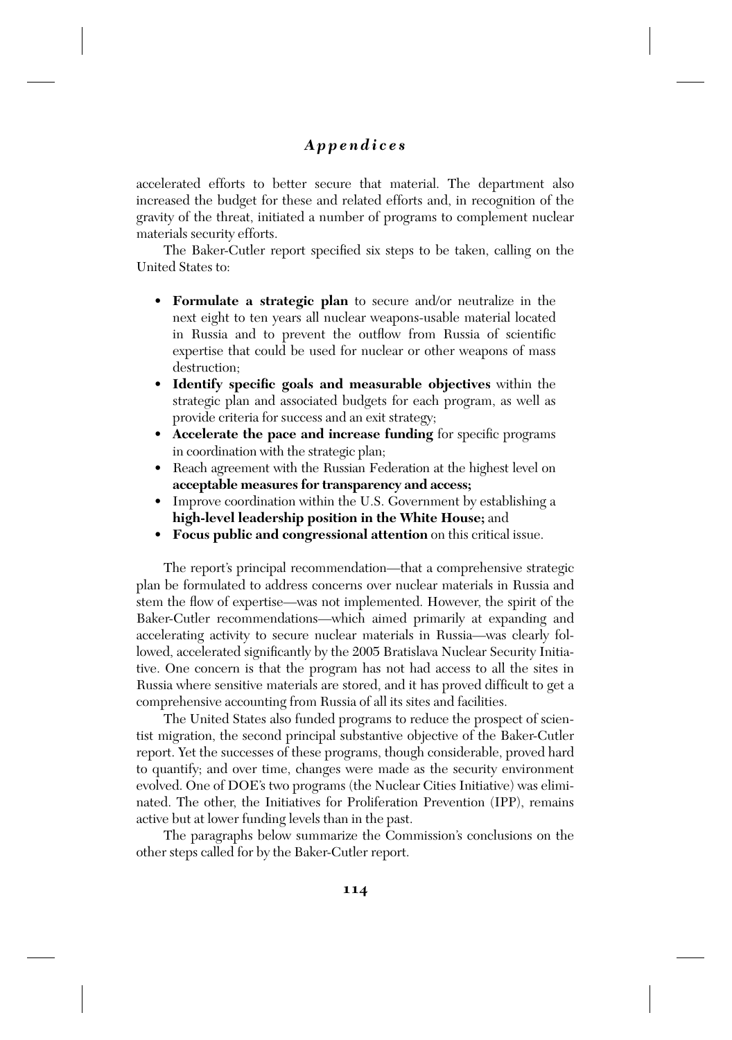accelerated efforts to better secure that material. The department also increased the budget for these and related efforts and, in recognition of the gravity of the threat, initiated a number of programs to complement nuclear materials security efforts.

The Baker-Cutler report specified six steps to be taken, calling on the United States to:

- **Formulate a strategic plan** to secure and/or neutralize in the next eight to ten years all nuclear weapons-usable material located in Russia and to prevent the outflow from Russia of scientific expertise that could be used for nuclear or other weapons of mass destruction;
- **Identify specific goals and measurable objectives** within the strategic plan and associated budgets for each program, as well as provide criteria for success and an exit strategy;
- **Accelerate the pace and increase funding** for specific programs in coordination with the strategic plan;
- Reach agreement with the Russian Federation at the highest level on **acceptable measures for transparency and access;**
- Improve coordination within the U.S. Government by establishing a **high-level leadership position in the White House;** and
- **Focus public and congressional attention** on this critical issue.

The report's principal recommendation—that a comprehensive strategic plan be formulated to address concerns over nuclear materials in Russia and stem the flow of expertise—was not implemented. However, the spirit of the Baker-Cutler recommendations—which aimed primarily at expanding and accelerating activity to secure nuclear materials in Russia—was clearly followed, accelerated significantly by the 2005 Bratislava Nuclear Security Initiative. One concern is that the program has not had access to all the sites in Russia where sensitive materials are stored, and it has proved difficult to get a comprehensive accounting from Russia of all its sites and facilities.

The United States also funded programs to reduce the prospect of scientist migration, the second principal substantive objective of the Baker-Cutler report. Yet the successes of these programs, though considerable, proved hard to quantify; and over time, changes were made as the security environment evolved. One of DOE's two programs (the Nuclear Cities Initiative) was eliminated. The other, the Initiatives for Proliferation Prevention (IPP), remains active but at lower funding levels than in the past.

The paragraphs below summarize the Commission's conclusions on the other steps called for by the Baker-Cutler report.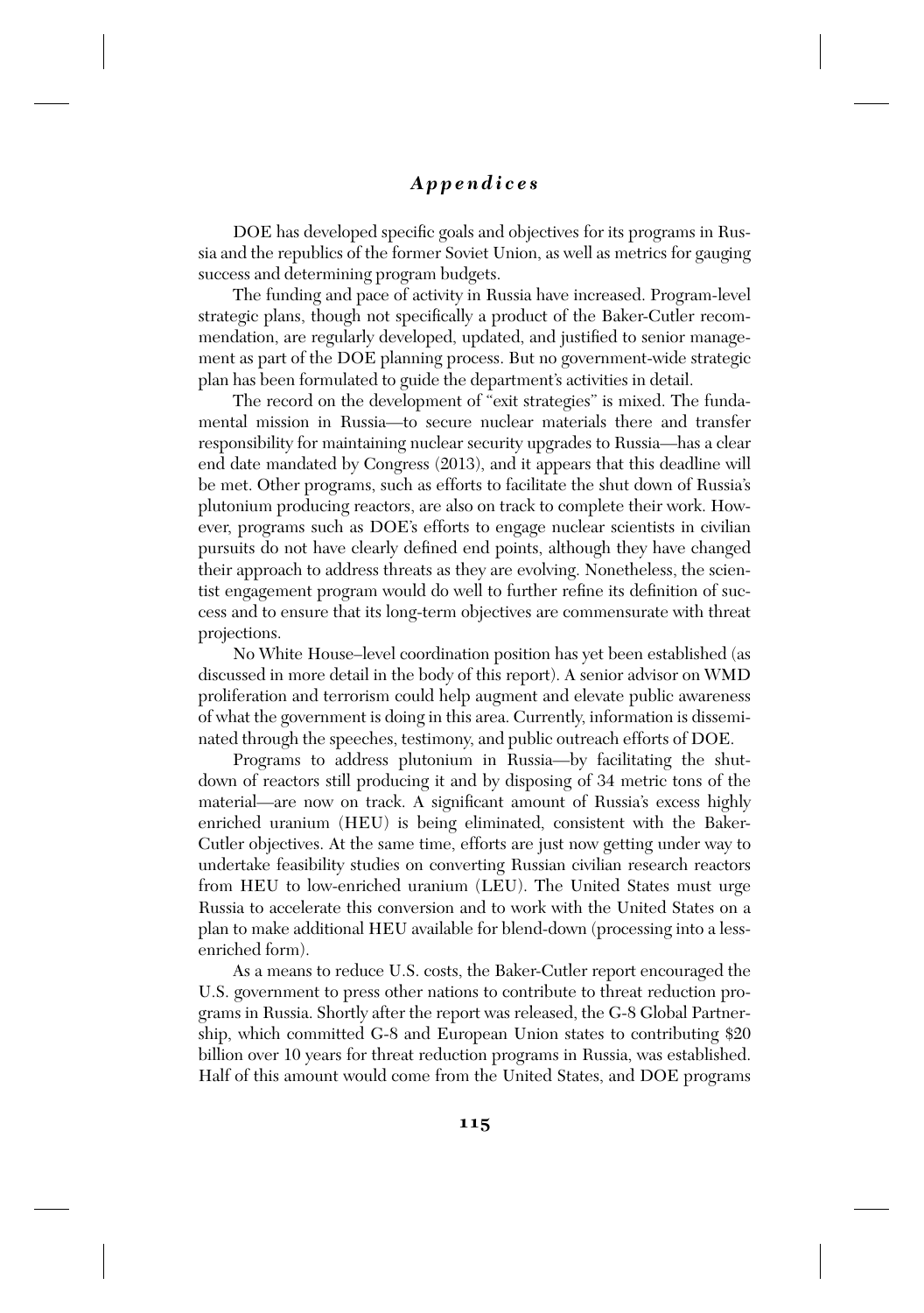DOE has developed specific goals and objectives for its programs in Russia and the republics of the former Soviet Union, as well as metrics for gauging success and determining program budgets.

The funding and pace of activity in Russia have increased. Program-level strategic plans, though not specifically a product of the Baker-Cutler recommendation, are regularly developed, updated, and justified to senior management as part of the DOE planning process. But no government-wide strategic plan has been formulated to guide the department's activities in detail.

The record on the development of "exit strategies" is mixed. The fundamental mission in Russia—to secure nuclear materials there and transfer responsibility for maintaining nuclear security upgrades to Russia—has a clear end date mandated by Congress (2013), and it appears that this deadline will be met. Other programs, such as efforts to facilitate the shut down of Russia's plutonium producing reactors, are also on track to complete their work. However, programs such as DOE's efforts to engage nuclear scientists in civilian pursuits do not have clearly defined end points, although they have changed their approach to address threats as they are evolving. Nonetheless, the scientist engagement program would do well to further refine its definition of success and to ensure that its long-term objectives are commensurate with threat projections.

No White House–level coordination position has yet been established (as discussed in more detail in the body of this report). A senior advisor on WMD proliferation and terrorism could help augment and elevate public awareness of what the government is doing in this area. Currently, information is disseminated through the speeches, testimony, and public outreach efforts of DOE.

Programs to address plutonium in Russia—by facilitating the shutdown of reactors still producing it and by disposing of 34 metric tons of the material—are now on track. A significant amount of Russia's excess highly enriched uranium (HEU) is being eliminated, consistent with the Baker-Cutler objectives. At the same time, efforts are just now getting under way to undertake feasibility studies on converting Russian civilian research reactors from HEU to low-enriched uranium (LEU). The United States must urge Russia to accelerate this conversion and to work with the United States on a plan to make additional HEU available for blend-down (processing into a less-enriched form).

As a means to reduce U.S. costs, the Baker-Cutler report encouraged the U.S. government to press other nations to contribute to threat reduction programs in Russia. Shortly after the report was released, the G-8 Global Partnership, which committed G-8 and European Union states to contributing $20 billion over 10 years for threat reduction programs in Russia, was established. Half of this amount would come from the United States, and DOE programs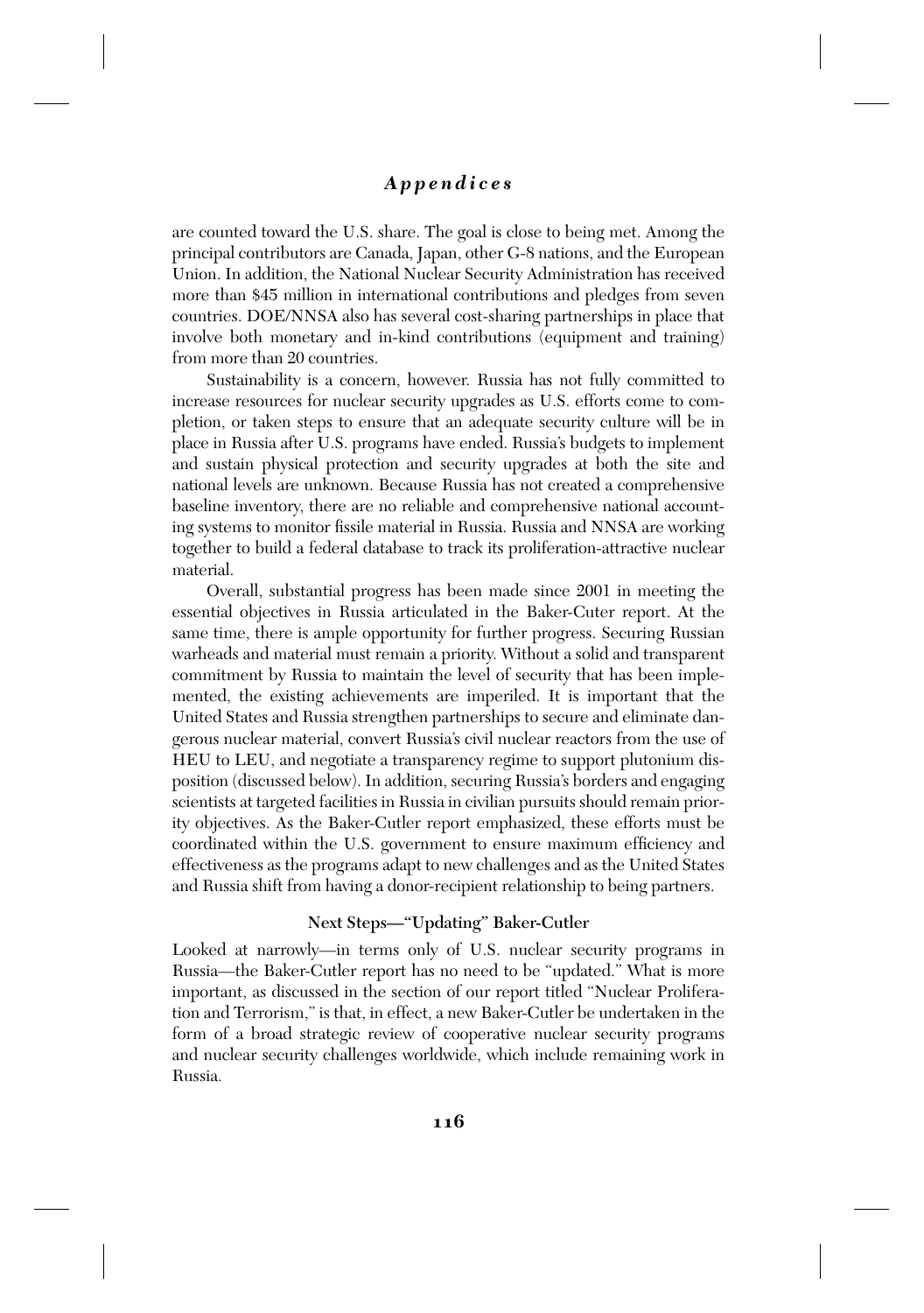are counted toward the U.S. share. The goal is close to being met. Among the principal contributors are Canada, Japan, other G-8 nations, and the European Union. In addition, the National Nuclear Security Administration has received more than $45 million in international contributions and pledges from seven countries. DOE/NNSA also has several cost-sharing partnerships in place that involve both monetary and in-kind contributions (equipment and training) from more than 20 countries.

Sustainability is a concern, however. Russia has not fully committed to increase resources for nuclear security upgrades as U.S. efforts come to completion, or taken steps to ensure that an adequate security culture will be in place in Russia after U.S. programs have ended. Russia's budgets to implement and sustain physical protection and security upgrades at both the site and national levels are unknown. Because Russia has not created a comprehensive baseline inventory, there are no reliable and comprehensive national accounting systems to monitor fissile material in Russia. Russia and NNSA are working together to build a federal database to track its proliferation-attractive nuclear material.

Overall, substantial progress has been made since 2001 in meeting the essential objectives in Russia articulated in the Baker-Cuter report. At the same time, there is ample opportunity for further progress. Securing Russian warheads and material must remain a priority. Without a solid and transparent commitment by Russia to maintain the level of security that has been implemented, the existing achievements are imperiled. It is important that the United States and Russia strengthen partnerships to secure and eliminate dangerous nuclear material, convert Russia's civil nuclear reactors from the use of HEU to LEU, and negotiate a transparency regime to support plutonium disposition (discussed below). In addition, securing Russia's borders and engaging scientists at targeted facilities in Russia in civilian pursuits should remain priority objectives. As the Baker-Cutler report emphasized, these efforts must be coordinated within the U.S. government to ensure maximum efficiency and effectiveness as the programs adapt to new challenges and as the United States and Russia shift from having a donor-recipient relationship to being partners.

### Next Steps—"Updating" Baker-Cutler

Looked at narrowly—in terms only of U.S. nuclear security programs in Russia—the Baker-Cutler report has no need to be "updated." What is more important, as discussed in the section of our report titled "Nuclear Proliferation and Terrorism," is that, in effect, a new Baker-Cutler be undertaken in the form of a broad strategic review of cooperative nuclear security programs and nuclear security challenges worldwide, which include remaining work in Russia.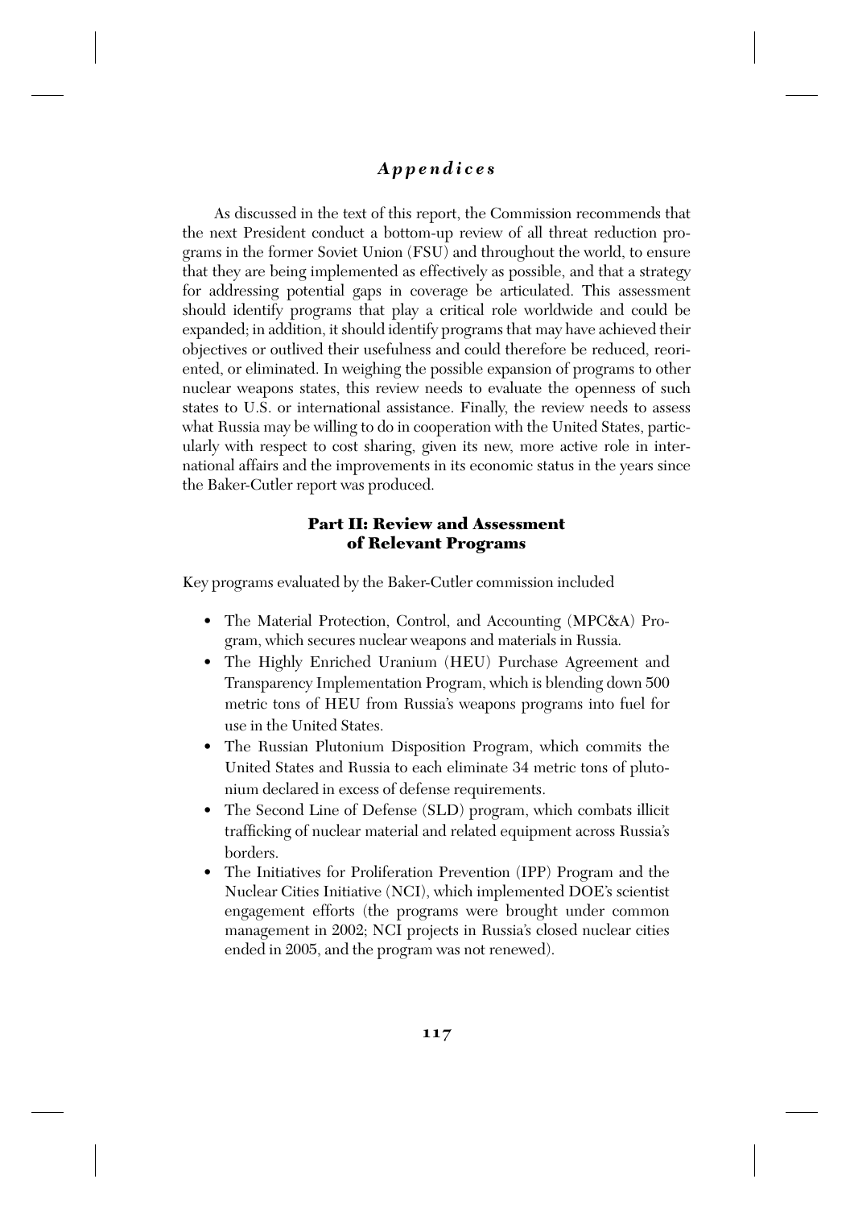As discussed in the text of this report, the Commission recommends that the next President conduct a bottom-up review of all threat reduction programs in the former Soviet Union (FSU) and throughout the world, to ensure that they are being implemented as effectively as possible, and that a strategy for addressing potential gaps in coverage be articulated. This assessment should identify programs that play a critical role worldwide and could be expanded; in addition, it should identify programs that may have achieved their objectives or outlived their usefulness and could therefore be reduced, reoriented, or eliminated. In weighing the possible expansion of programs to other nuclear weapons states, this review needs to evaluate the openness of such states to U.S. or international assistance. Finally, the review needs to assess what Russia may be willing to do in cooperation with the United States, particularly with respect to cost sharing, given its new, more active role in international affairs and the improvements in its economic status in the years since the Baker-Cutler report was produced.

## Part II: Review and Assessment of Relevant Programs

Key programs evaluated by the Baker-Cutler commission included

- The Material Protection, Control, and Accounting (MPC&A) Program, which secures nuclear weapons and materials in Russia.
- The Highly Enriched Uranium (HEU) Purchase Agreement and Transparency Implementation Program, which is blending down 500 metric tons of HEU from Russia's weapons programs into fuel for use in the United States.
- The Russian Plutonium Disposition Program, which commits the United States and Russia to each eliminate 34 metric tons of plutonium declared in excess of defense requirements.
- The Second Line of Defense (SLD) program, which combats illicit trafficking of nuclear material and related equipment across Russia's borders.
- The Initiatives for Proliferation Prevention (IPP) Program and the Nuclear Cities Initiative (NCI), which implemented DOE's scientist engagement efforts (the programs were brought under common management in 2002; NCI projects in Russia's closed nuclear cities ended in 2005, and the program was not renewed).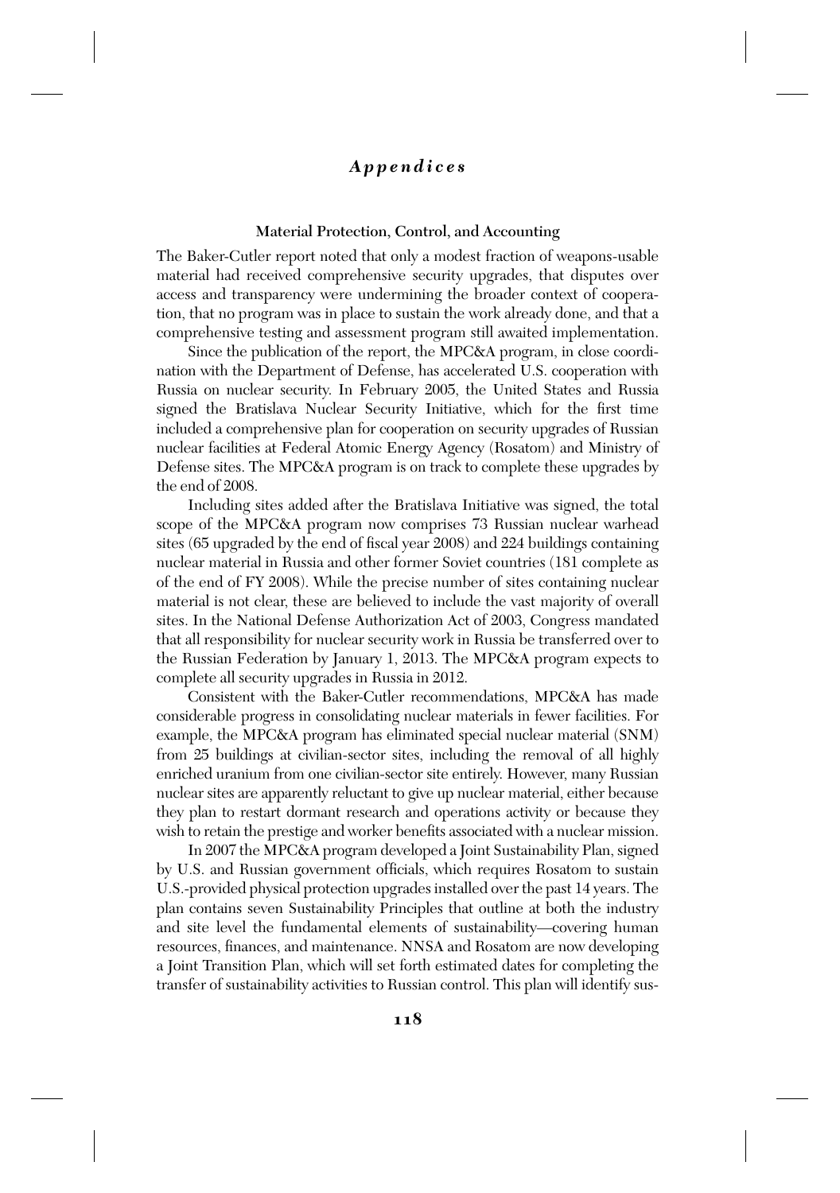### Material Protection, Control, and Accounting

The Baker-Cutler report noted that only a modest fraction of weapons-usable material had received comprehensive security upgrades, that disputes over access and transparency were undermining the broader context of cooperation, that no program was in place to sustain the work already done, and that a comprehensive testing and assessment program still awaited implementation.

Since the publication of the report, the MPC&A program, in close coordination with the Department of Defense, has accelerated U.S. cooperation with Russia on nuclear security. In February 2005, the United States and Russia signed the Bratislava Nuclear Security Initiative, which for the first time included a comprehensive plan for cooperation on security upgrades of Russian nuclear facilities at Federal Atomic Energy Agency (Rosatom) and Ministry of Defense sites. The MPC&A program is on track to complete these upgrades by the end of 2008.

Including sites added after the Bratislava Initiative was signed, the total scope of the MPC&A program now comprises 73 Russian nuclear warhead sites (65 upgraded by the end of fiscal year 2008) and 224 buildings containing nuclear material in Russia and other former Soviet countries (181 complete as of the end of FY 2008). While the precise number of sites containing nuclear material is not clear, these are believed to include the vast majority of overall sites. In the National Defense Authorization Act of 2003, Congress mandated that all responsibility for nuclear security work in Russia be transferred over to the Russian Federation by January 1, 2013. The MPC&A program expects to complete all security upgrades in Russia in 2012.

Consistent with the Baker-Cutler recommendations, MPC&A has made considerable progress in consolidating nuclear materials in fewer facilities. For example, the MPC&A program has eliminated special nuclear material (SNM) from 25 buildings at civilian-sector sites, including the removal of all highly enriched uranium from one civilian-sector site entirely. However, many Russian nuclear sites are apparently reluctant to give up nuclear material, either because they plan to restart dormant research and operations activity or because they wish to retain the prestige and worker benefits associated with a nuclear mission.

In 2007 the MPC&A program developed a Joint Sustainability Plan, signed by U.S. and Russian government officials, which requires Rosatom to sustain U.S.-provided physical protection upgrades installed over the past 14 years. The plan contains seven Sustainability Principles that outline at both the industry and site level the fundamental elements of sustainability—covering human resources, finances, and maintenance. NNSA and Rosatom are now developing a Joint Transition Plan, which will set forth estimated dates for completing the transfer of sustainability activities to Russian control. This plan will identify sus-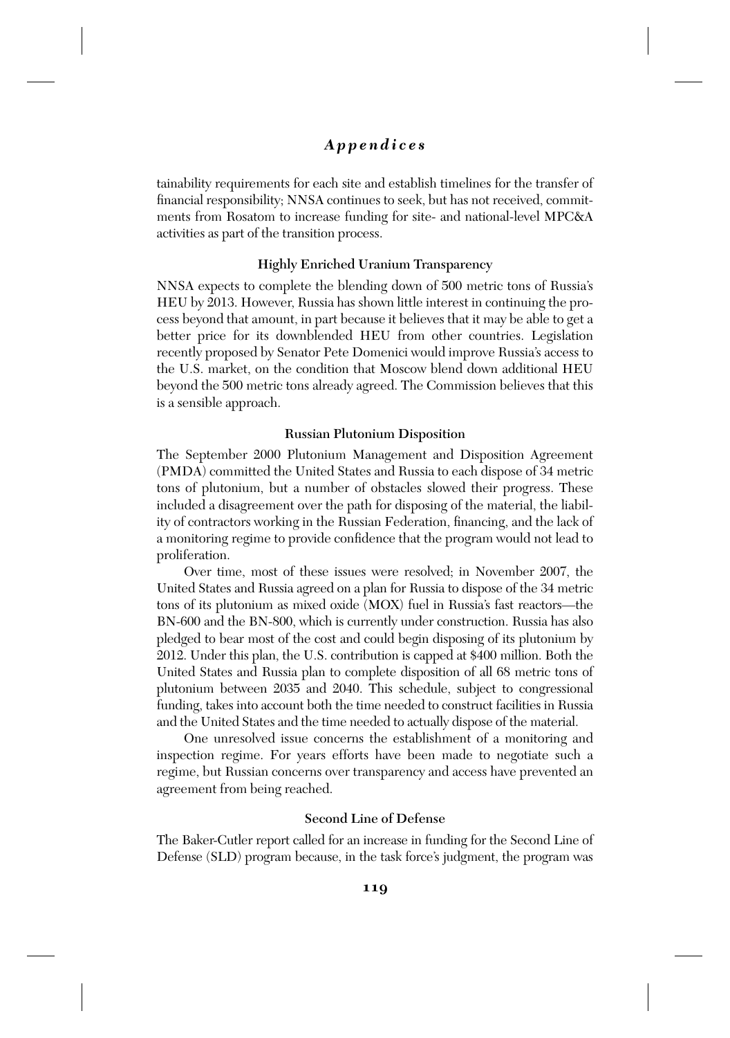tainability requirements for each site and establish timelines for the transfer of financial responsibility; NNSA continues to seek, but has not received, commitments from Rosatom to increase funding for site- and national-level MPC&A activities as part of the transition process.

### Highly Enriched Uranium Transparency

NNSA expects to complete the blending down of 500 metric tons of Russia's HEU by 2013. However, Russia has shown little interest in continuing the process beyond that amount, in part because it believes that it may be able to get a better price for its downblended HEU from other countries. Legislation recently proposed by Senator Pete Domenici would improve Russia's access to the U.S. market, on the condition that Moscow blend down additional HEU beyond the 500 metric tons already agreed. The Commission believes that this is a sensible approach.

### Russian Plutonium Disposition

The September 2000 Plutonium Management and Disposition Agreement (PMDA) committed the United States and Russia to each dispose of 34 metric tons of plutonium, but a number of obstacles slowed their progress. These included a disagreement over the path for disposing of the material, the liability of contractors working in the Russian Federation, financing, and the lack of a monitoring regime to provide confidence that the program would not lead to proliferation.

Over time, most of these issues were resolved; in November 2007, the United States and Russia agreed on a plan for Russia to dispose of the 34 metric tons of its plutonium as mixed oxide (MOX) fuel in Russia's fast reactors—the BN-600 and the BN-800, which is currently under construction. Russia has also pledged to bear most of the cost and could begin disposing of its plutonium by 2012. Under this plan, the U.S. contribution is capped at $400 million. Both the United States and Russia plan to complete disposition of all 68 metric tons of plutonium between 2035 and 2040. This schedule, subject to congressional funding, takes into account both the time needed to construct facilities in Russia and the United States and the time needed to actually dispose of the material.

One unresolved issue concerns the establishment of a monitoring and inspection regime. For years efforts have been made to negotiate such a regime, but Russian concerns over transparency and access have prevented an agreement from being reached.

### Second Line of Defense

The Baker-Cutler report called for an increase in funding for the Second Line of Defense (SLD) program because, in the task force's judgment, the program was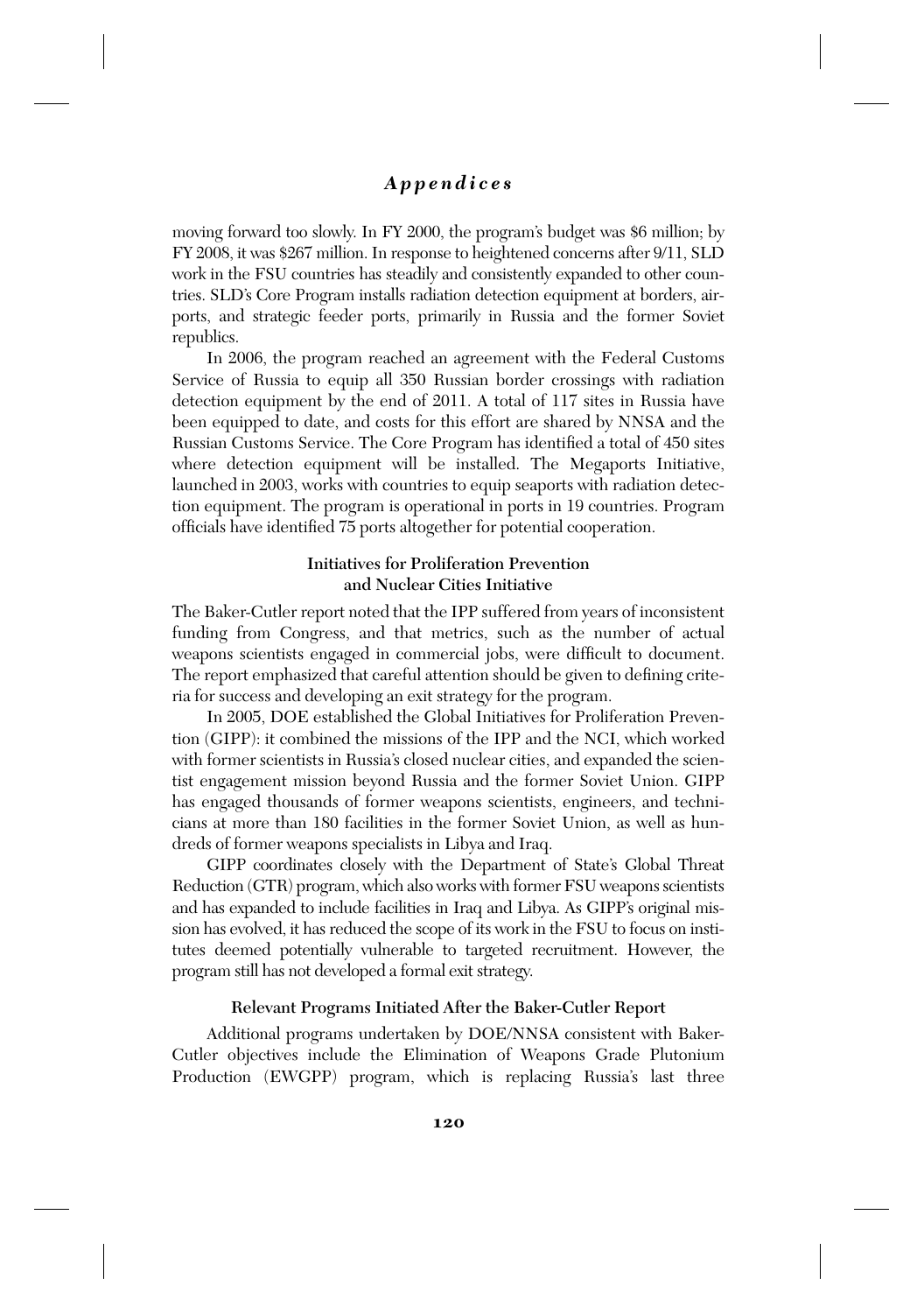moving forward too slowly. In FY 2000, the program's budget was $6 million; by FY 2008, it was $267 million. In response to heightened concerns after 9/11, SLD work in the FSU countries has steadily and consistently expanded to other countries. SLD's Core Program installs radiation detection equipment at borders, airports, and strategic feeder ports, primarily in Russia and the former Soviet republics.

In 2006, the program reached an agreement with the Federal Customs Service of Russia to equip all 350 Russian border crossings with radiation detection equipment by the end of 2011. A total of 117 sites in Russia have been equipped to date, and costs for this effort are shared by NNSA and the Russian Customs Service. The Core Program has identified a total of 450 sites where detection equipment will be installed. The Megaports Initiative, launched in 2003, works with countries to equip seaports with radiation detection equipment. The program is operational in ports in 19 countries. Program officials have identified 75 ports altogether for potential cooperation.

### Initiatives for Proliferation Prevention and Nuclear Cities Initiative

The Baker-Cutler report noted that the IPP suffered from years of inconsistent funding from Congress, and that metrics, such as the number of actual weapons scientists engaged in commercial jobs, were difficult to document. The report emphasized that careful attention should be given to defining criteria for success and developing an exit strategy for the program.

In 2005, DOE established the Global Initiatives for Proliferation Prevention (GIPP): it combined the missions of the IPP and the NCI, which worked with former scientists in Russia's closed nuclear cities, and expanded the scientist engagement mission beyond Russia and the former Soviet Union. GIPP has engaged thousands of former weapons scientists, engineers, and technicians at more than 180 facilities in the former Soviet Union, as well as hundreds of former weapons specialists in Libya and Iraq.

GIPP coordinates closely with the Department of State's Global Threat Reduction (GTR) program, which also works with former FSU weapons scientists and has expanded to include facilities in Iraq and Libya. As GIPP's original mission has evolved, it has reduced the scope of its work in the FSU to focus on institutes deemed potentially vulnerable to targeted recruitment. However, the program still has not developed a formal exit strategy.

### Relevant Programs Initiated After the Baker-Cutler Report

Additional programs undertaken by DOE/NNSA consistent with Baker-Cutler objectives include the Elimination of Weapons Grade Plutonium Production (EWGPP) program, which is replacing Russia's last three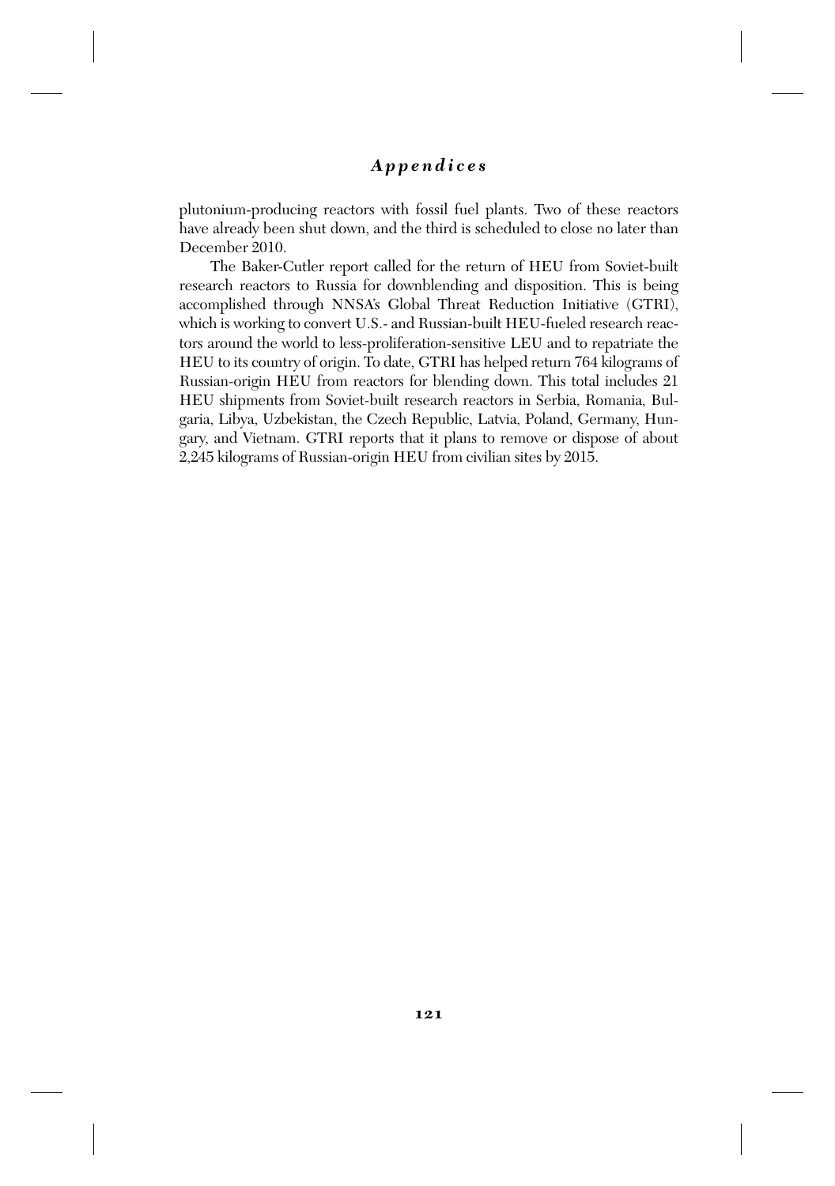plutonium-producing reactors with fossil fuel plants. Two of these reactors have already been shut down, and the third is scheduled to close no later than December 2010.

The Baker-Cutler report called for the return of HEU from Soviet-built research reactors to Russia for downblending and disposition. This is being accomplished through NNSA's Global Threat Reduction Initiative (GTRI), which is working to convert U.S.- and Russian-built HEU-fueled research reactors around the world to less-proliferation-sensitive LEU and to repatriate the HEU to its country of origin. To date, GTRI has helped return 764 kilograms of Russian-origin HEU from reactors for blending down. This total includes 21 HEU shipments from Soviet-built research reactors in Serbia, Romania, Bulgaria, Libya, Uzbekistan, the Czech Republic, Latvia, Poland, Germany, Hungary, and Vietnam. GTRI reports that it plans to remove or dispose of about 2,245 kilograms of Russian-origin HEU from civilian sites by 2015.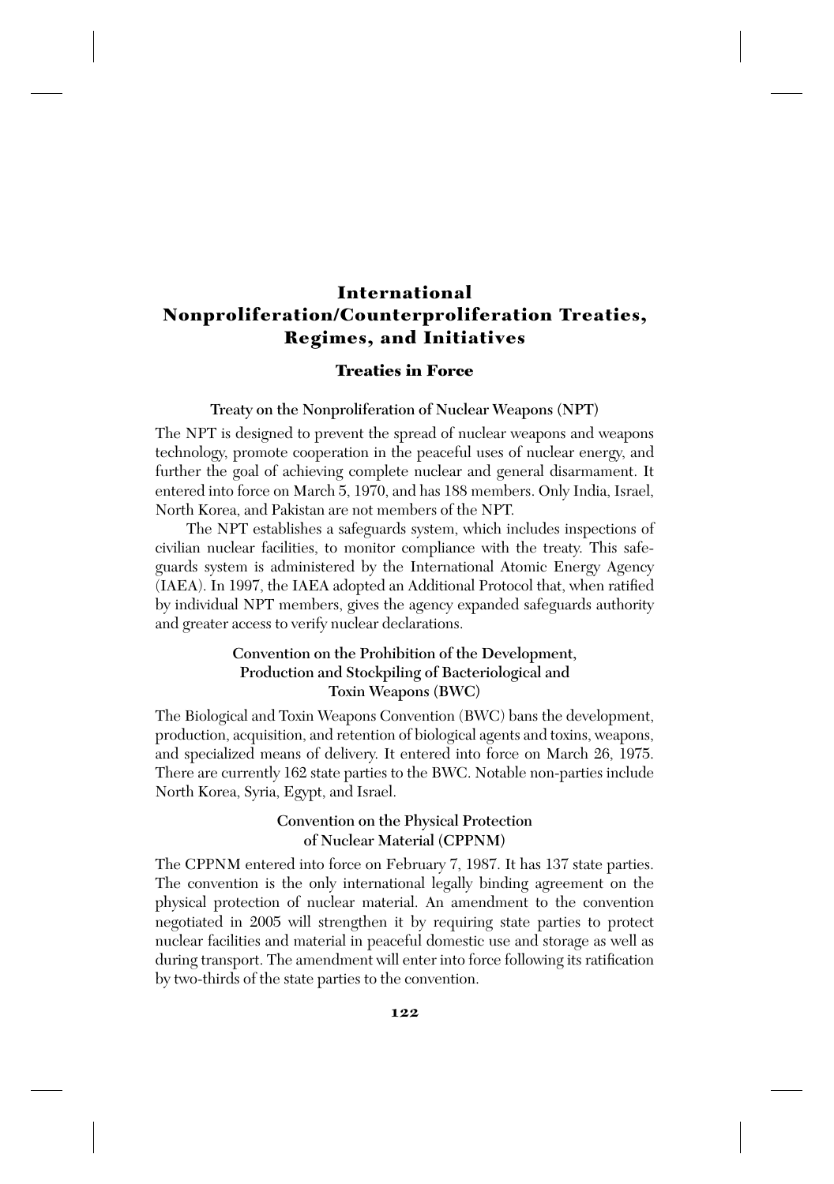# International Nonproliferation/Counterproliferation Treaties, Regimes, and Initiatives

## Treaties in Force

### Treaty on the Nonproliferation of Nuclear Weapons (NPT)

The NPT is designed to prevent the spread of nuclear weapons and weapons technology, promote cooperation in the peaceful uses of nuclear energy, and further the goal of achieving complete nuclear and general disarmament. It entered into force on March 5, 1970, and has 188 members. Only India, Israel, North Korea, and Pakistan are not members of the NPT.

The NPT establishes a safeguards system, which includes inspections of civilian nuclear facilities, to monitor compliance with the treaty. This safeguards system is administered by the International Atomic Energy Agency (IAEA). In 1997, the IAEA adopted an Additional Protocol that, when ratified by individual NPT members, gives the agency expanded safeguards authority and greater access to verify nuclear declarations.

### Convention on the Prohibition of the Development, Production and Stockpiling of Bacteriological and Toxin Weapons (BWC)

The Biological and Toxin Weapons Convention (BWC) bans the development, production, acquisition, and retention of biological agents and toxins, weapons, and specialized means of delivery. It entered into force on March 26, 1975. There are currently 162 state parties to the BWC. Notable non-parties include North Korea, Syria, Egypt, and Israel.

### Convention on the Physical Protection of Nuclear Material (CPPNM)

The CPPNM entered into force on February 7, 1987. It has 137 state parties. The convention is the only international legally binding agreement on the physical protection of nuclear material. An amendment to the convention negotiated in 2005 will strengthen it by requiring state parties to protect nuclear facilities and material in peaceful domestic use and storage as well as during transport. The amendment will enter into force following its ratification by two-thirds of the state parties to the convention.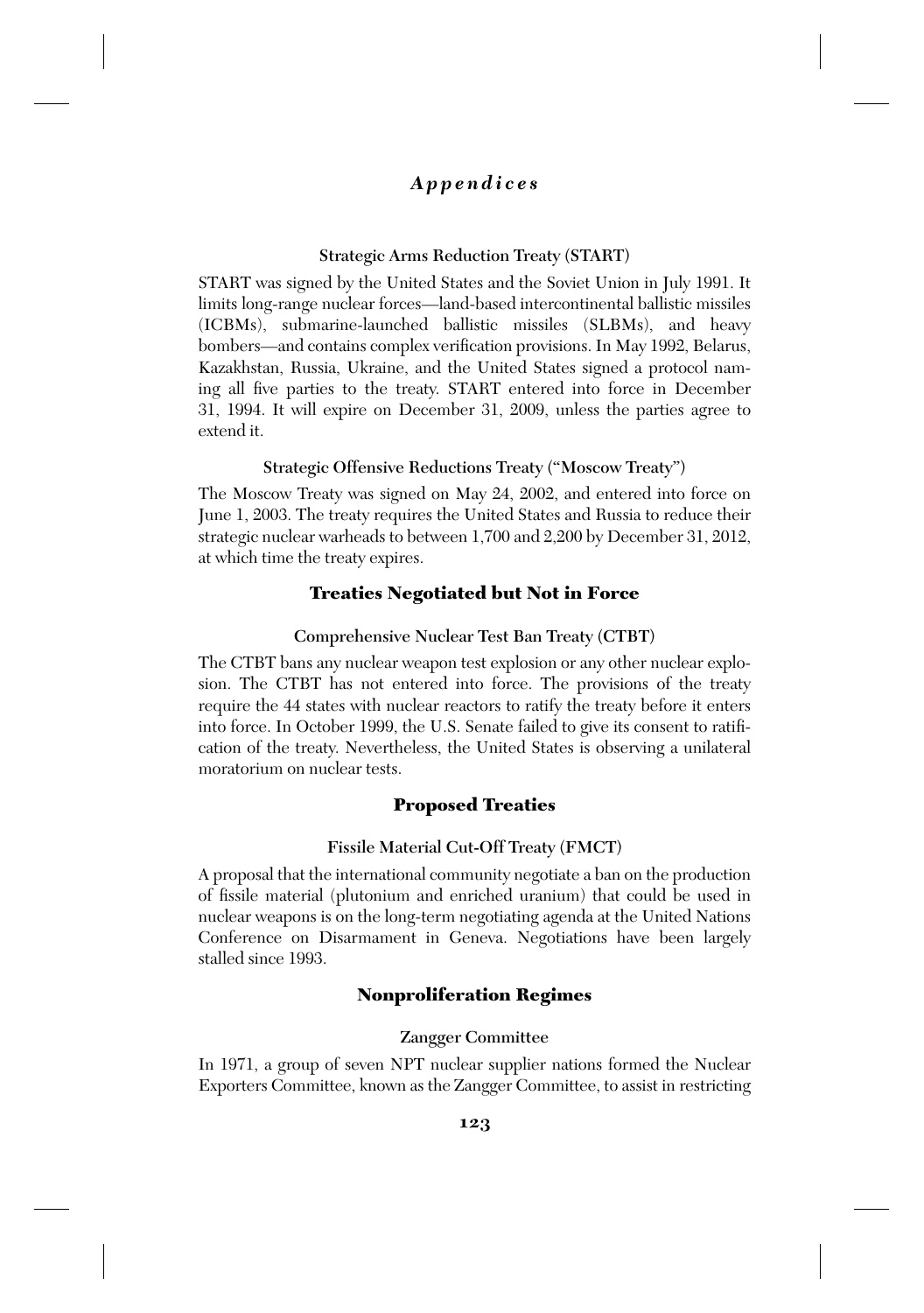### Strategic Arms Reduction Treaty (START)

START was signed by the United States and the Soviet Union in July 1991. It limits long-range nuclear forces—land-based intercontinental ballistic missiles (ICBMs), submarine-launched ballistic missiles (SLBMs), and heavy bombers—and contains complex verification provisions. In May 1992, Belarus, Kazakhstan, Russia, Ukraine, and the United States signed a protocol naming all five parties to the treaty. START entered into force in December 31, 1994. It will expire on December 31, 2009, unless the parties agree to extend it.

### Strategic Offensive Reductions Treaty ("Moscow Treaty")

The Moscow Treaty was signed on May 24, 2002, and entered into force on June 1, 2003. The treaty requires the United States and Russia to reduce their strategic nuclear warheads to between 1,700 and 2,200 by December 31, 2012, at which time the treaty expires.

## Treaties Negotiated but Not in Force

### Comprehensive Nuclear Test Ban Treaty (CTBT)

The CTBT bans any nuclear weapon test explosion or any other nuclear explosion. The CTBT has not entered into force. The provisions of the treaty require the 44 states with nuclear reactors to ratify the treaty before it enters into force. In October 1999, the U.S. Senate failed to give its consent to ratification of the treaty. Nevertheless, the United States is observing a unilateral moratorium on nuclear tests.

## Proposed Treaties

### Fissile Material Cut-Off Treaty (FMCT)

A proposal that the international community negotiate a ban on the production of fissile material (plutonium and enriched uranium) that could be used in nuclear weapons is on the long-term negotiating agenda at the United Nations Conference on Disarmament in Geneva. Negotiations have been largely stalled since 1993.

## Nonproliferation Regimes

### Zangger Committee

In 1971, a group of seven NPT nuclear supplier nations formed the Nuclear Exporters Committee, known as the Zangger Committee, to assist in restricting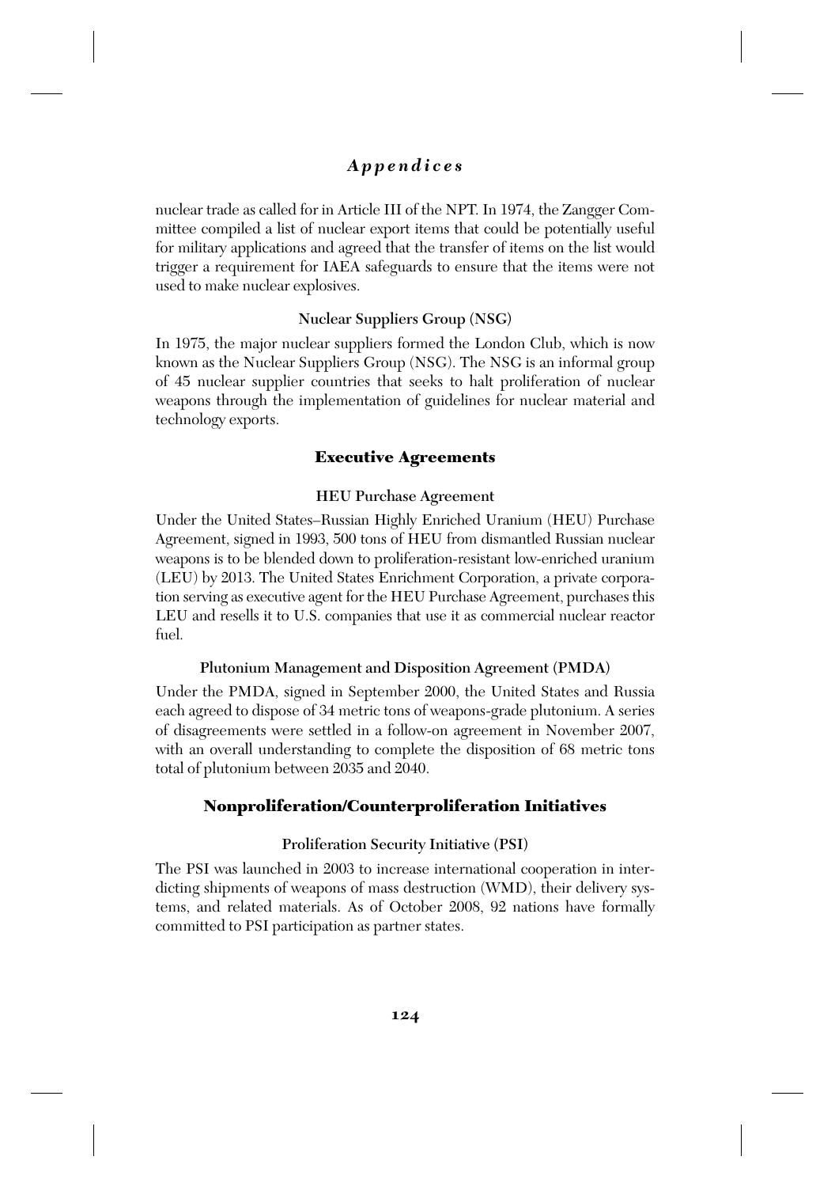nuclear trade as called for in Article III of the NPT. In 1974, the Zangger Committee compiled a list of nuclear export items that could be potentially useful for military applications and agreed that the transfer of items on the list would trigger a requirement for IAEA safeguards to ensure that the items were not used to make nuclear explosives.

### Nuclear Suppliers Group (NSG)

In 1975, the major nuclear suppliers formed the London Club, which is now known as the Nuclear Suppliers Group (NSG). The NSG is an informal group of 45 nuclear supplier countries that seeks to halt proliferation of nuclear weapons through the implementation of guidelines for nuclear material and technology exports.

## Executive Agreements

### HEU Purchase Agreement

Under the United States–Russian Highly Enriched Uranium (HEU) Purchase Agreement, signed in 1993, 500 tons of HEU from dismantled Russian nuclear weapons is to be blended down to proliferation-resistant low-enriched uranium (LEU) by 2013. The United States Enrichment Corporation, a private corporation serving as executive agent for the HEU Purchase Agreement, purchases this LEU and resells it to U.S. companies that use it as commercial nuclear reactor fuel.

### Plutonium Management and Disposition Agreement (PMDA)

Under the PMDA, signed in September 2000, the United States and Russia each agreed to dispose of 34 metric tons of weapons-grade plutonium. A series of disagreements were settled in a follow-on agreement in November 2007, with an overall understanding to complete the disposition of 68 metric tons total of plutonium between 2035 and 2040.

## Nonproliferation/Counterproliferation Initiatives

### Proliferation Security Initiative (PSI)

The PSI was launched in 2003 to increase international cooperation in interdicting shipments of weapons of mass destruction (WMD), their delivery systems, and related materials. As of October 2008, 92 nations have formally committed to PSI participation as partner states.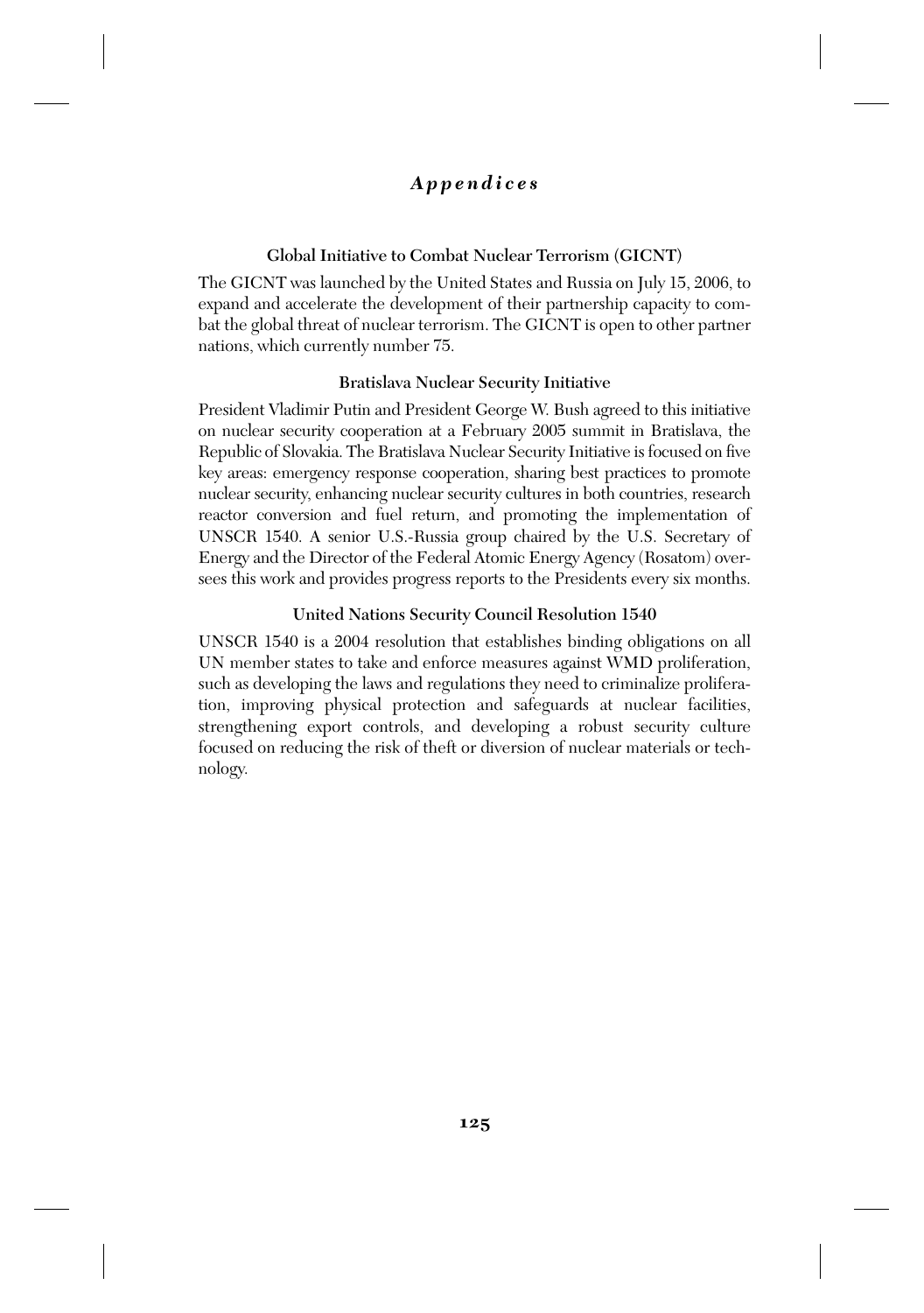### Global Initiative to Combat Nuclear Terrorism (GICNT)

The GICNT was launched by the United States and Russia on July 15, 2006, to expand and accelerate the development of their partnership capacity to combat the global threat of nuclear terrorism. The GICNT is open to other partner nations, which currently number 75.

### Bratislava Nuclear Security Initiative

President Vladimir Putin and President George W. Bush agreed to this initiative on nuclear security cooperation at a February 2005 summit in Bratislava, the Republic of Slovakia. The Bratislava Nuclear Security Initiative is focused on five key areas: emergency response cooperation, sharing best practices to promote nuclear security, enhancing nuclear security cultures in both countries, research reactor conversion and fuel return, and promoting the implementation of UNSCR 1540. A senior U.S.-Russia group chaired by the U.S. Secretary of Energy and the Director of the Federal Atomic Energy Agency (Rosatom) oversees this work and provides progress reports to the Presidents every six months.

### United Nations Security Council Resolution 1540

UNSCR 1540 is a 2004 resolution that establishes binding obligations on all UN member states to take and enforce measures against WMD proliferation, such as developing the laws and regulations they need to criminalize proliferation, improving physical protection and safeguards at nuclear facilities, strengthening export controls, and developing a robust security culture focused on reducing the risk of theft or diversion of nuclear materials or technology.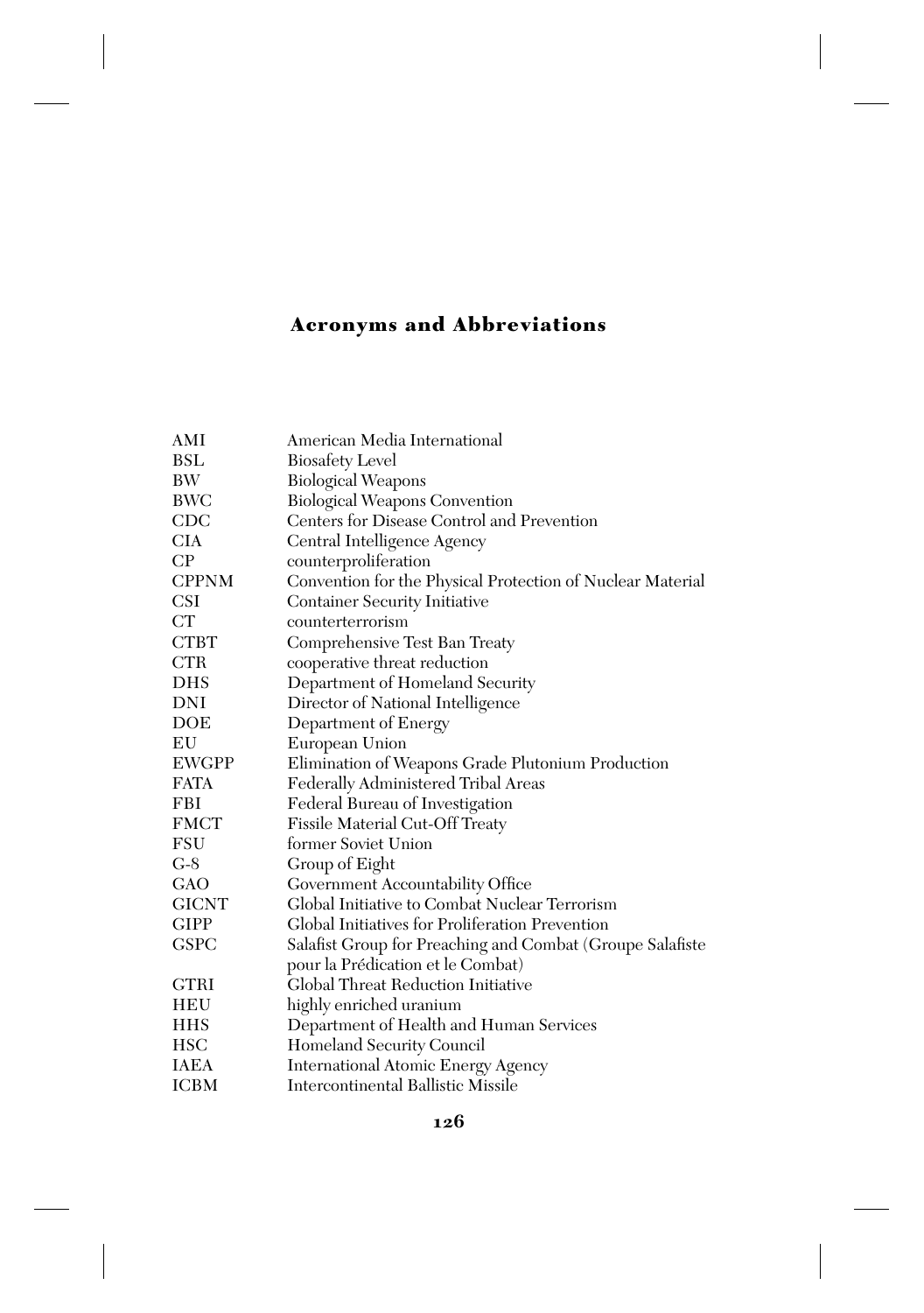## Acronyms and Abbreviations

| | |
|---|---|
| AMI | American Media International |
| BSL | Biosafety Level |
| BW | Biological Weapons |
| BWC | Biological Weapons Convention |
| CDC | Centers for Disease Control and Prevention |
| CIA | Central Intelligence Agency |
| CP | counterproliferation |
| CPPNM | Convention for the Physical Protection of Nuclear Material |
| CSI | Container Security Initiative |
| CT | counterterrorism |
| CTBT | Comprehensive Test Ban Treaty |
| CTR | cooperative threat reduction |
| DHS | Department of Homeland Security |
| DNI | Director of National Intelligence |
| DOE | Department of Energy |
| EU | European Union |
| EWGPP | Elimination of Weapons Grade Plutonium Production |
| FATA | Federally Administered Tribal Areas |
| FBI | Federal Bureau of Investigation |
| FMCT | Fissile Material Cut-Off Treaty |
| FSU | former Soviet Union |
| G-8 | Group of Eight |
| GAO | Government Accountability Office |
| GICNT | Global Initiative to Combat Nuclear Terrorism |
| GIPP | Global Initiatives for Proliferation Prevention |
| GSPC | Salafist Group for Preaching and Combat (Groupe Salafiste pour la Prédication et le Combat) |
| GTRI | Global Threat Reduction Initiative |
| HEU | highly enriched uranium |
| HHS | Department of Health and Human Services |
| HSC | Homeland Security Council |
| IAEA | International Atomic Energy Agency |
| ICBM | Intercontinental Ballistic Missile |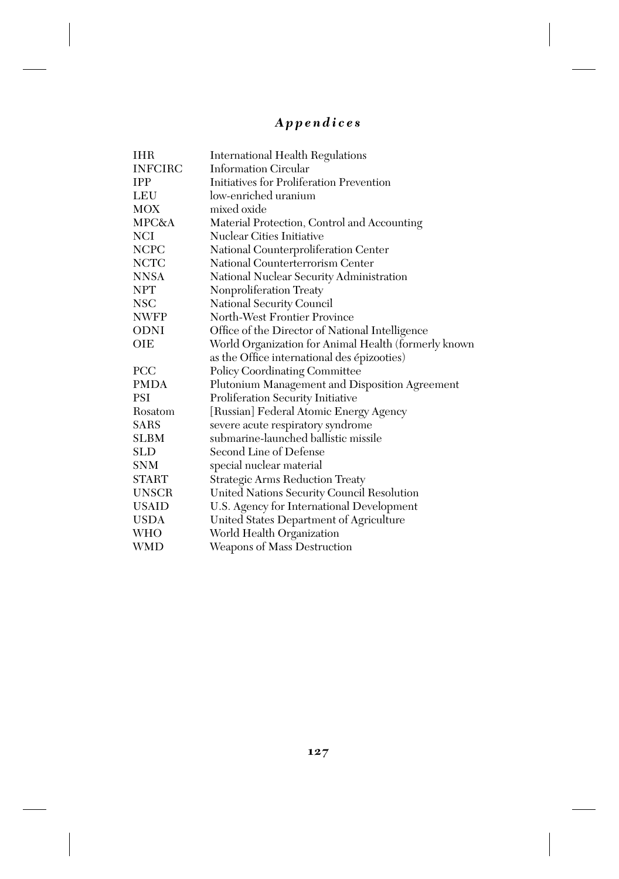| | |
|---|---|
| IHR | International Health Regulations |
| INFCIRC | Information Circular |
| IPP | Initiatives for Proliferation Prevention |
| LEU | low-enriched uranium |
| MOX | mixed oxide |
| MPC&A | Material Protection, Control and Accounting |
| NCI | Nuclear Cities Initiative |
| NCPC | National Counterproliferation Center |
| NCTC | National Counterterrorism Center |
| NNSA | National Nuclear Security Administration |
| NPT | Nonproliferation Treaty |
| NSC | National Security Council |
| NWFP | North-West Frontier Province |
| ODNI | Office of the Director of National Intelligence |
| OIE | World Organization for Animal Health (formerly known as the Office international des épizooties) |
| PCC | Policy Coordinating Committee |
| PMDA | Plutonium Management and Disposition Agreement |
| PSI | Proliferation Security Initiative |
| Rosatom | [Russian] Federal Atomic Energy Agency |
| SARS | severe acute respiratory syndrome |
| SLBM | submarine-launched ballistic missile |
| SLD | Second Line of Defense |
| SNM | special nuclear material |
| START | Strategic Arms Reduction Treaty |
| UNSCR | United Nations Security Council Resolution |
| USAID | U.S. Agency for International Development |
| USDA | United States Department of Agriculture |
| WHO | World Health Organization |
| WMD | Weapons of Mass Destruction |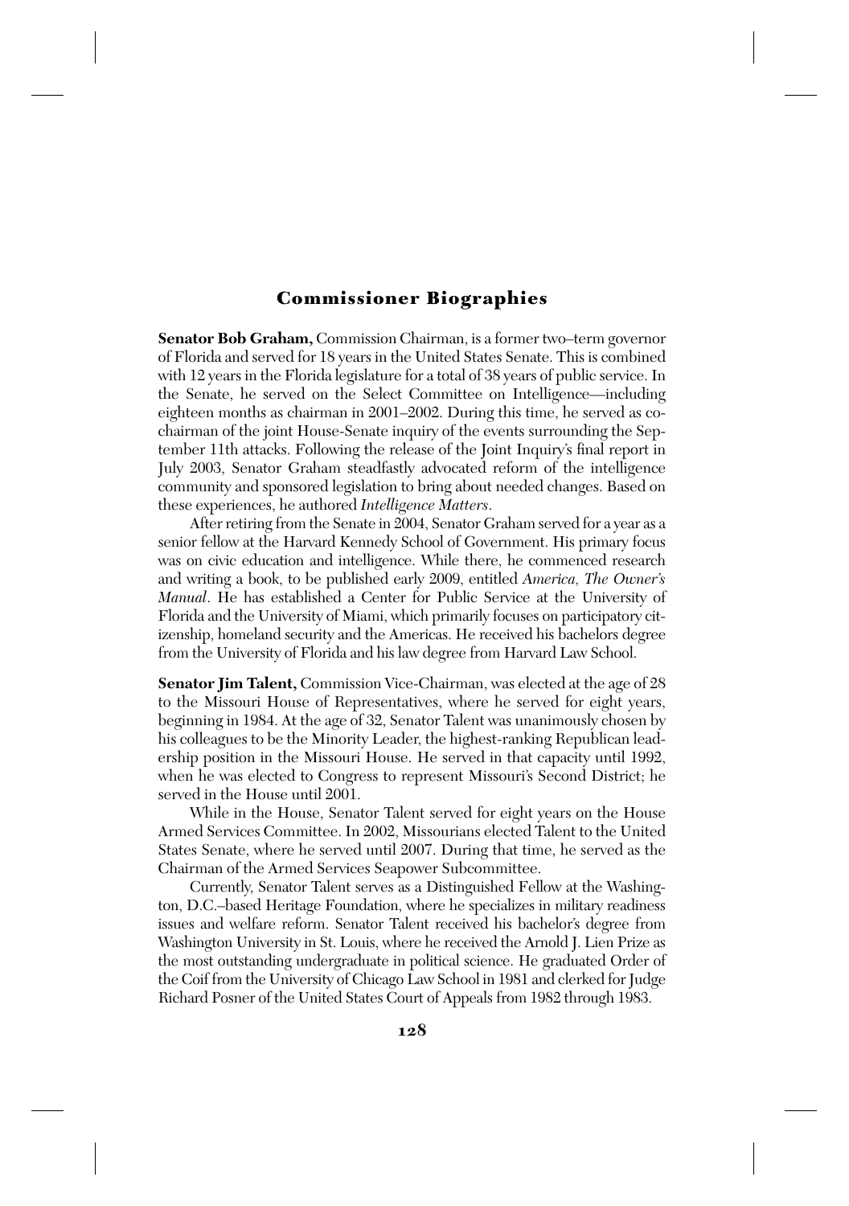## Commissioner Biographies

**Senator Bob Graham,** Commission Chairman, is a former two–term governor of Florida and served for 18 years in the United States Senate. This is combined with 12 years in the Florida legislature for a total of 38 years of public service. In the Senate, he served on the Select Committee on Intelligence—including eighteen months as chairman in 2001–2002. During this time, he served as co-chairman of the joint House-Senate inquiry of the events surrounding the September 11th attacks. Following the release of the Joint Inquiry's final report in July 2003, Senator Graham steadfastly advocated reform of the intelligence community and sponsored legislation to bring about needed changes. Based on these experiences, he authored *Intelligence Matters*.

After retiring from the Senate in 2004, Senator Graham served for a year as a senior fellow at the Harvard Kennedy School of Government. His primary focus was on civic education and intelligence. While there, he commenced research and writing a book, to be published early 2009, entitled *America, The Owner's Manual*. He has established a Center for Public Service at the University of Florida and the University of Miami, which primarily focuses on participatory citizenship, homeland security and the Americas. He received his bachelors degree from the University of Florida and his law degree from Harvard Law School.

**Senator Jim Talent,** Commission Vice-Chairman, was elected at the age of 28 to the Missouri House of Representatives, where he served for eight years, beginning in 1984. At the age of 32, Senator Talent was unanimously chosen by his colleagues to be the Minority Leader, the highest-ranking Republican leadership position in the Missouri House. He served in that capacity until 1992, when he was elected to Congress to represent Missouri's Second District; he served in the House until 2001.

While in the House, Senator Talent served for eight years on the House Armed Services Committee. In 2002, Missourians elected Talent to the United States Senate, where he served until 2007. During that time, he served as the Chairman of the Armed Services Seapower Subcommittee.

Currently, Senator Talent serves as a Distinguished Fellow at the Washington, D.C.–based Heritage Foundation, where he specializes in military readiness issues and welfare reform. Senator Talent received his bachelor's degree from Washington University in St. Louis, where he received the Arnold J. Lien Prize as the most outstanding undergraduate in political science. He graduated Order of the Coif from the University of Chicago Law School in 1981 and clerked for Judge Richard Posner of the United States Court of Appeals from 1982 through 1983.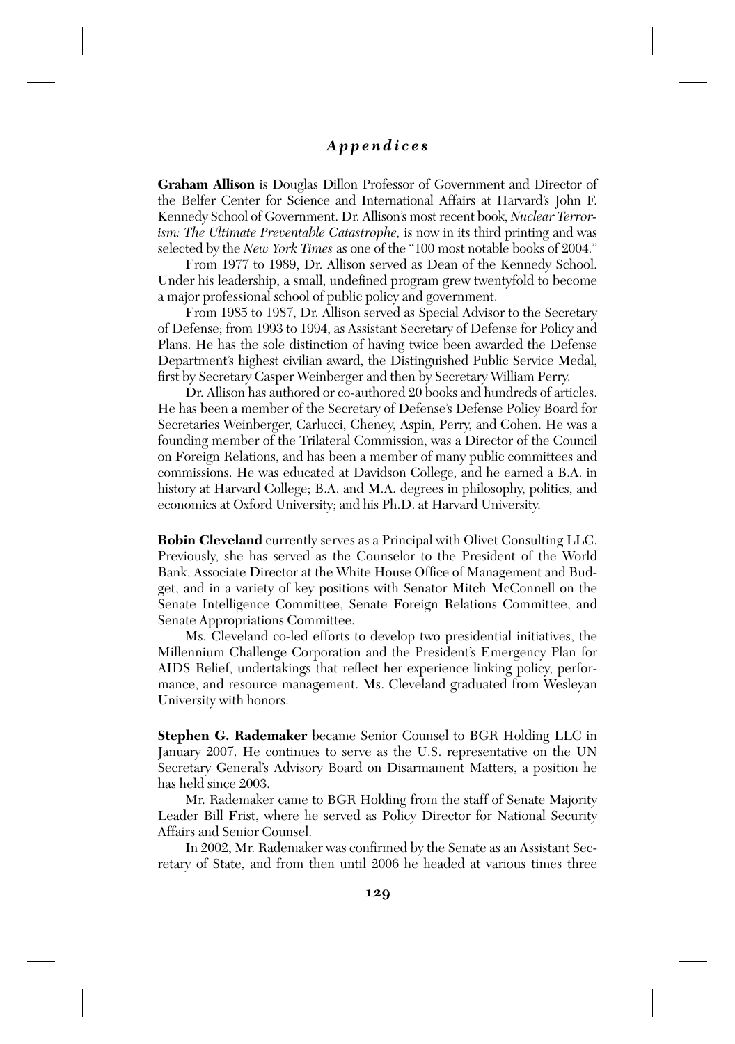**Graham Allison** is Douglas Dillon Professor of Government and Director of the Belfer Center for Science and International Affairs at Harvard's John F. Kennedy School of Government. Dr. Allison's most recent book, *Nuclear Terrorism: The Ultimate Preventable Catastrophe,* is now in its third printing and was selected by the *New York Times* as one of the "100 most notable books of 2004."

From 1977 to 1989, Dr. Allison served as Dean of the Kennedy School. Under his leadership, a small, undefined program grew twentyfold to become a major professional school of public policy and government.

From 1985 to 1987, Dr. Allison served as Special Advisor to the Secretary of Defense; from 1993 to 1994, as Assistant Secretary of Defense for Policy and Plans. He has the sole distinction of having twice been awarded the Defense Department's highest civilian award, the Distinguished Public Service Medal, first by Secretary Casper Weinberger and then by Secretary William Perry.

Dr. Allison has authored or co-authored 20 books and hundreds of articles. He has been a member of the Secretary of Defense's Defense Policy Board for Secretaries Weinberger, Carlucci, Cheney, Aspin, Perry, and Cohen. He was a founding member of the Trilateral Commission, was a Director of the Council on Foreign Relations, and has been a member of many public committees and commissions. He was educated at Davidson College, and he earned a B.A. in history at Harvard College; B.A. and M.A. degrees in philosophy, politics, and economics at Oxford University; and his Ph.D. at Harvard University.

**Robin Cleveland** currently serves as a Principal with Olivet Consulting LLC. Previously, she has served as the Counselor to the President of the World Bank, Associate Director at the White House Office of Management and Budget, and in a variety of key positions with Senator Mitch McConnell on the Senate Intelligence Committee, Senate Foreign Relations Committee, and Senate Appropriations Committee.

Ms. Cleveland co-led efforts to develop two presidential initiatives, the Millennium Challenge Corporation and the President's Emergency Plan for AIDS Relief, undertakings that reflect her experience linking policy, performance, and resource management. Ms. Cleveland graduated from Wesleyan University with honors.

**Stephen G. Rademaker** became Senior Counsel to BGR Holding LLC in January 2007. He continues to serve as the U.S. representative on the UN Secretary General's Advisory Board on Disarmament Matters, a position he has held since 2003.

Mr. Rademaker came to BGR Holding from the staff of Senate Majority Leader Bill Frist, where he served as Policy Director for National Security Affairs and Senior Counsel.

In 2002, Mr. Rademaker was confirmed by the Senate as an Assistant Secretary of State, and from then until 2006 he headed at various times three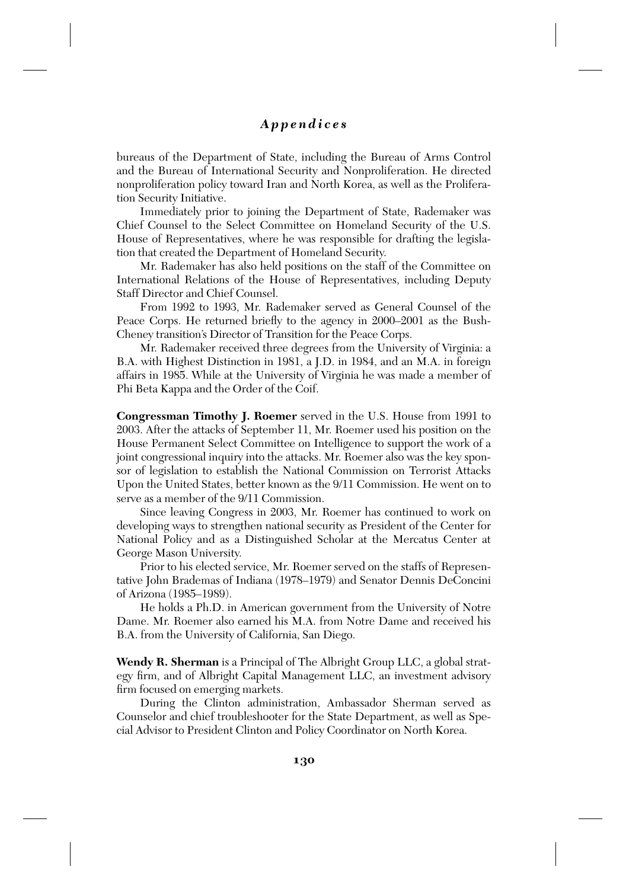bureaus of the Department of State, including the Bureau of Arms Control and the Bureau of International Security and Nonproliferation. He directed nonproliferation policy toward Iran and North Korea, as well as the Proliferation Security Initiative.

Immediately prior to joining the Department of State, Rademaker was Chief Counsel to the Select Committee on Homeland Security of the U.S. House of Representatives, where he was responsible for drafting the legislation that created the Department of Homeland Security.

Mr. Rademaker has also held positions on the staff of the Committee on International Relations of the House of Representatives, including Deputy Staff Director and Chief Counsel.

From 1992 to 1993, Mr. Rademaker served as General Counsel of the Peace Corps. He returned briefly to the agency in 2000–2001 as the Bush-Cheney transition's Director of Transition for the Peace Corps.

Mr. Rademaker received three degrees from the University of Virginia: a B.A. with Highest Distinction in 1981, a J.D. in 1984, and an M.A. in foreign affairs in 1985. While at the University of Virginia he was made a member of Phi Beta Kappa and the Order of the Coif.

**Congressman Timothy J. Roemer** served in the U.S. House from 1991 to 2003. After the attacks of September 11, Mr. Roemer used his position on the House Permanent Select Committee on Intelligence to support the work of a joint congressional inquiry into the attacks. Mr. Roemer also was the key sponsor of legislation to establish the National Commission on Terrorist Attacks Upon the United States, better known as the 9/11 Commission. He went on to serve as a member of the 9/11 Commission.

Since leaving Congress in 2003, Mr. Roemer has continued to work on developing ways to strengthen national security as President of the Center for National Policy and as a Distinguished Scholar at the Mercatus Center at George Mason University.

Prior to his elected service, Mr. Roemer served on the staffs of Representative John Brademas of Indiana (1978–1979) and Senator Dennis DeConcini of Arizona (1985–1989).

He holds a Ph.D. in American government from the University of Notre Dame. Mr. Roemer also earned his M.A. from Notre Dame and received his B.A. from the University of California, San Diego.

**Wendy R. Sherman** is a Principal of The Albright Group LLC, a global strategy firm, and of Albright Capital Management LLC, an investment advisory firm focused on emerging markets.

During the Clinton administration, Ambassador Sherman served as Counselor and chief troubleshooter for the State Department, as well as Special Advisor to President Clinton and Policy Coordinator on North Korea.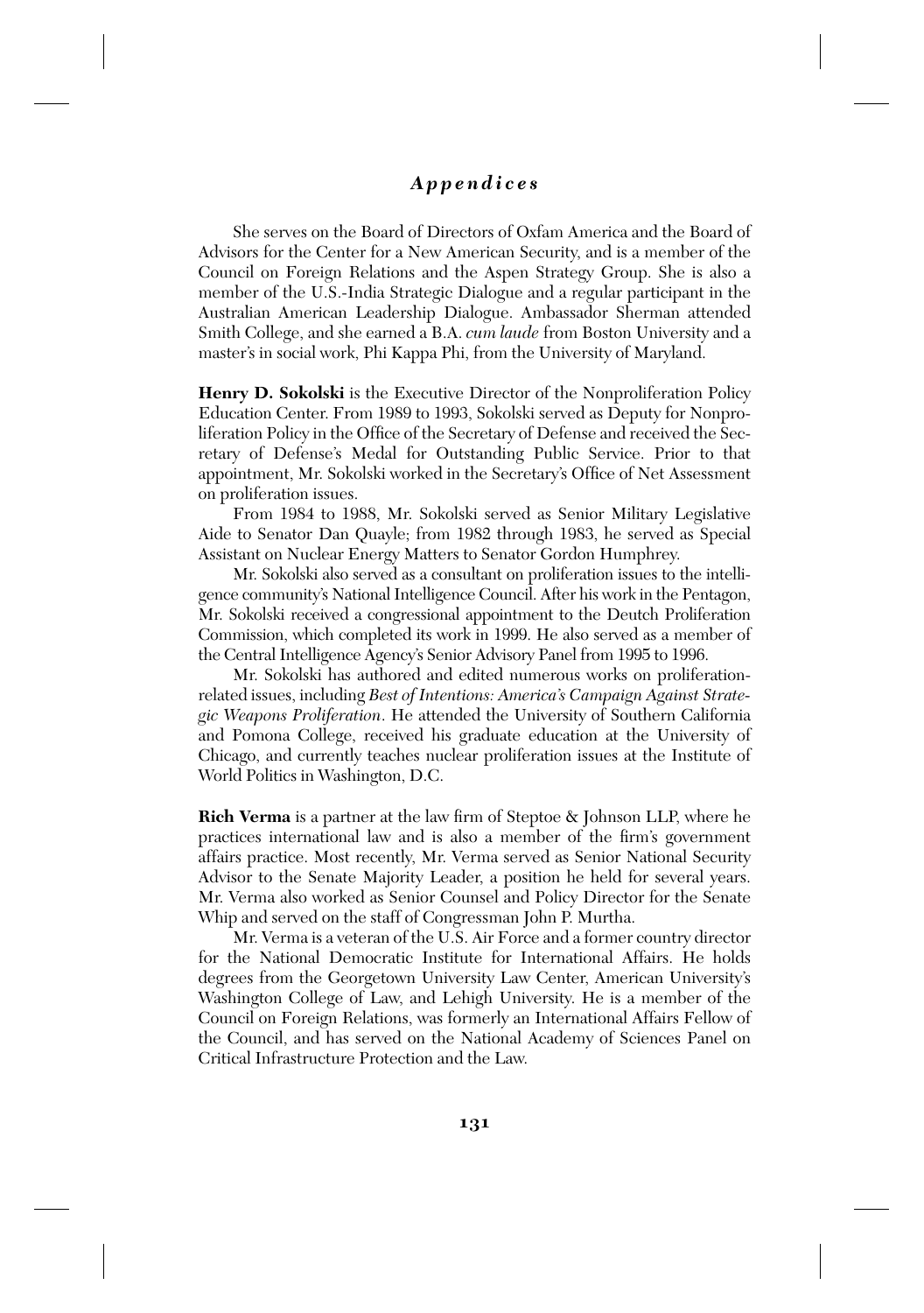She serves on the Board of Directors of Oxfam America and the Board of Advisors for the Center for a New American Security, and is a member of the Council on Foreign Relations and the Aspen Strategy Group. She is also a member of the U.S.-India Strategic Dialogue and a regular participant in the Australian American Leadership Dialogue. Ambassador Sherman attended Smith College, and she earned a B.A. *cum laude* from Boston University and a master's in social work, Phi Kappa Phi, from the University of Maryland.

**Henry D. Sokolski** is the Executive Director of the Nonproliferation Policy Education Center. From 1989 to 1993, Sokolski served as Deputy for Nonproliferation Policy in the Office of the Secretary of Defense and received the Secretary of Defense's Medal for Outstanding Public Service. Prior to that appointment, Mr. Sokolski worked in the Secretary's Office of Net Assessment on proliferation issues.

From 1984 to 1988, Mr. Sokolski served as Senior Military Legislative Aide to Senator Dan Quayle; from 1982 through 1983, he served as Special Assistant on Nuclear Energy Matters to Senator Gordon Humphrey.

Mr. Sokolski also served as a consultant on proliferation issues to the intelligence community's National Intelligence Council. After his work in the Pentagon, Mr. Sokolski received a congressional appointment to the Deutch Proliferation Commission, which completed its work in 1999. He also served as a member of the Central Intelligence Agency's Senior Advisory Panel from 1995 to 1996.

Mr. Sokolski has authored and edited numerous works on proliferation-related issues, including *Best of Intentions: America's Campaign Against Strategic Weapons Proliferation*. He attended the University of Southern California and Pomona College, received his graduate education at the University of Chicago, and currently teaches nuclear proliferation issues at the Institute of World Politics in Washington, D.C.

**Rich Verma** is a partner at the law firm of Steptoe & Johnson LLP, where he practices international law and is also a member of the firm's government affairs practice. Most recently, Mr. Verma served as Senior National Security Advisor to the Senate Majority Leader, a position he held for several years. Mr. Verma also worked as Senior Counsel and Policy Director for the Senate Whip and served on the staff of Congressman John P. Murtha.

Mr. Verma is a veteran of the U.S. Air Force and a former country director for the National Democratic Institute for International Affairs. He holds degrees from the Georgetown University Law Center, American University's Washington College of Law, and Lehigh University. He is a member of the Council on Foreign Relations, was formerly an International Affairs Fellow of the Council, and has served on the National Academy of Sciences Panel on Critical Infrastructure Protection and the Law.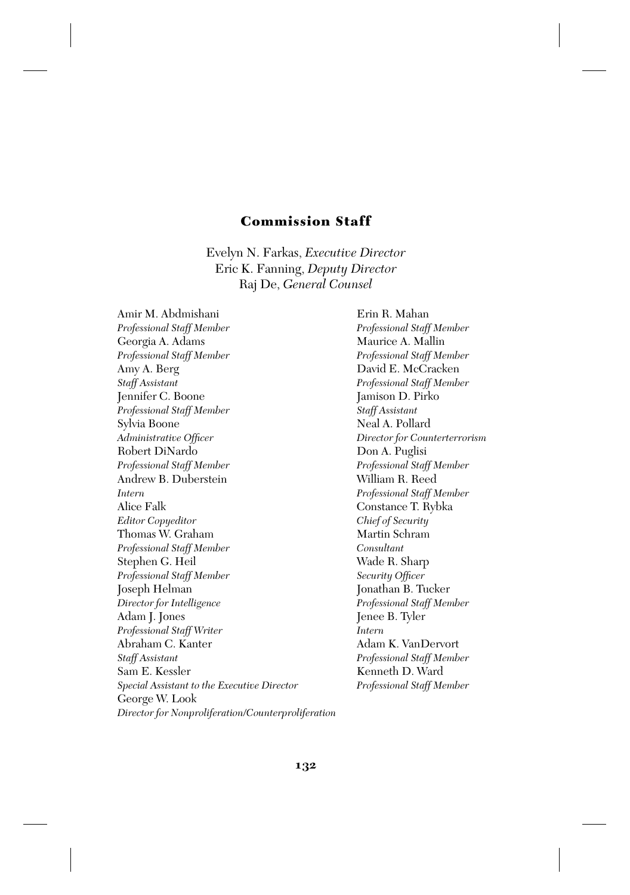## Commission Staff

Evelyn N. Farkas, *Executive Director*
Eric K. Fanning, *Deputy Director*
Raj De, *General Counsel*

Amir M. Abdmishani
*Professional Staff Member*
Georgia A. Adams
*Professional Staff Member*
Amy A. Berg
*Staff Assistant*
Jennifer C. Boone
*Professional Staff Member*
Sylvia Boone
*Administrative Officer*
Robert DiNardo
*Professional Staff Member*
Andrew B. Duberstein
*Intern*
Alice Falk
*Editor Copyeditor*
Thomas W. Graham
*Professional Staff Member*
Stephen G. Heil
*Professional Staff Member*
Joseph Helman
*Director for Intelligence*
Adam J. Jones
*Professional Staff Writer*
Abraham C. Kanter
*Staff Assistant*
Sam E. Kessler
*Special Assistant to the Executive Director*
George W. Look
*Director for Nonproliferation/Counterproliferation*
Erin R. Mahan
*Professional Staff Member*
Maurice A. Mallin
*Professional Staff Member*
David E. McCracken
*Professional Staff Member*
Jamison D. Pirko
*Staff Assistant*
Neal A. Pollard
*Director for Counterterrorism*
Don A. Puglisi
*Professional Staff Member*
William R. Reed
*Professional Staff Member*
Constance T. Rybka
*Chief of Security*
Martin Schram
*Consultant*
Wade R. Sharp
*Security Officer*
Jonathan B. Tucker
*Professional Staff Member*
Jenee B. Tyler
*Intern*
Adam K. VanDervort
*Professional Staff Member*
Kenneth D. Ward
*Professional Staff Member*